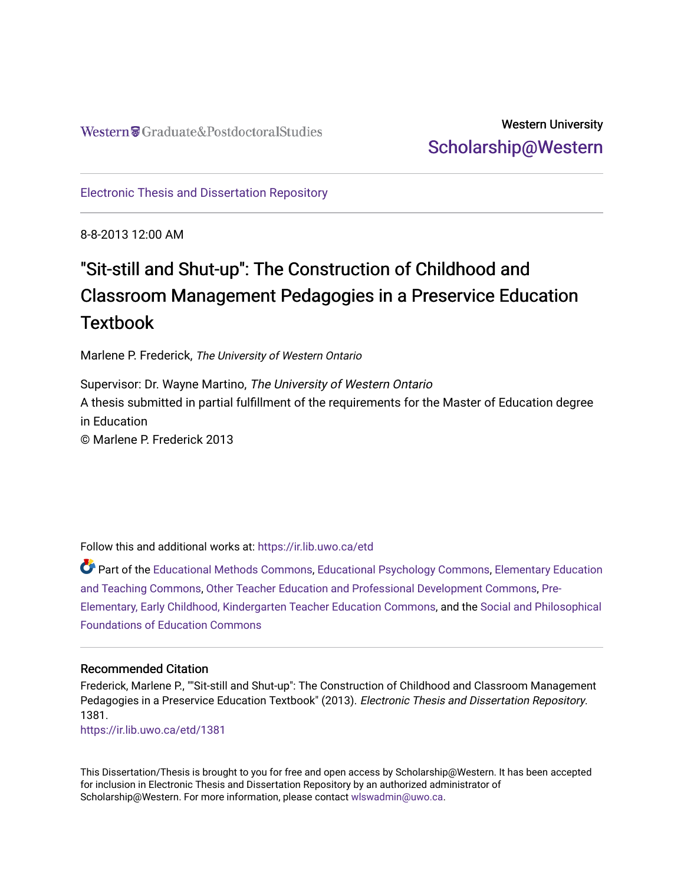Western Graduate&PostdoctoralStudies

Western University
Scholarship@Western

Electronic Thesis and Dissertation Repository

8-8-2013 12:00 AM

# "Sit-still and Shut-up": The Construction of Childhood and Classroom Management Pedagogies in a Preservice Education Textbook

Marlene P. Frederick, *The University of Western Ontario*

Supervisor: Dr. Wayne Martino, *The University of Western Ontario*
A thesis submitted in partial fulfillment of the requirements for the Master of Education degree in Education
© Marlene P. Frederick 2013

Follow this and additional works at: https://ir.lib.uwo.ca/etd

Part of the Educational Methods Commons, Educational Psychology Commons, Elementary Education and Teaching Commons, Other Teacher Education and Professional Development Commons, Pre-Elementary, Early Childhood, Kindergarten Teacher Education Commons, and the Social and Philosophical Foundations of Education Commons

## Recommended Citation

Frederick, Marlene P., ""Sit-still and Shut-up": The Construction of Childhood and Classroom Management Pedagogies in a Preservice Education Textbook" (2013). *Electronic Thesis and Dissertation Repository*. 1381.
https://ir.lib.uwo.ca/etd/1381

This Dissertation/Thesis is brought to you for free and open access by Scholarship@Western. It has been accepted for inclusion in Electronic Thesis and Dissertation Repository by an authorized administrator of Scholarship@Western. For more information, please contact wlswadmin@uwo.ca.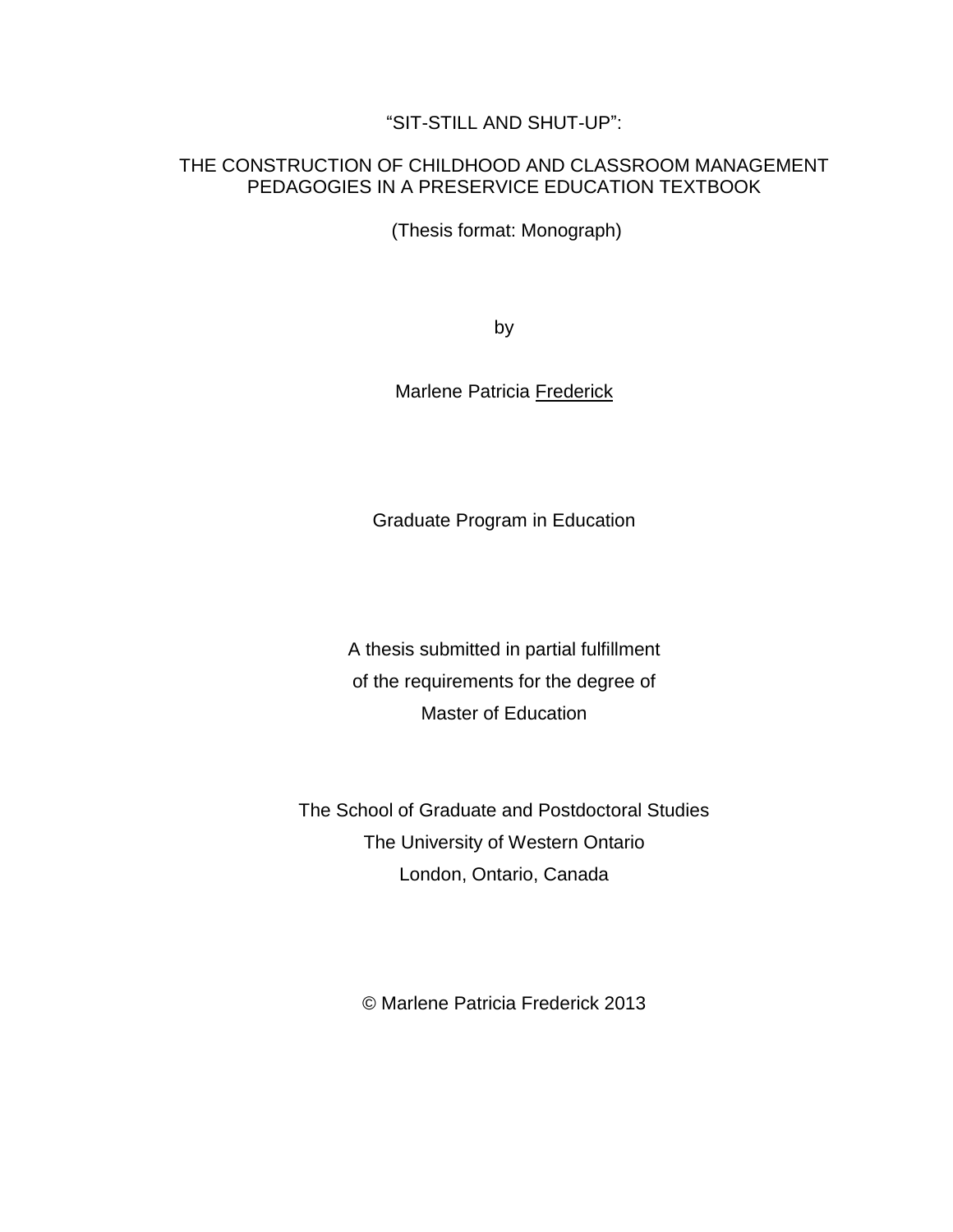“SIT-STILL AND SHUT-UP”:

THE CONSTRUCTION OF CHILDHOOD AND CLASSROOM MANAGEMENT PEDAGOGIES IN A PRESERVICE EDUCATION TEXTBOOK

(Thesis format: Monograph)

by

Marlene Patricia Frederick

Graduate Program in Education

A thesis submitted in partial fulfillment
of the requirements for the degree of
Master of Education

The School of Graduate and Postdoctoral Studies
The University of Western Ontario
London, Ontario, Canada

© Marlene Patricia Frederick 2013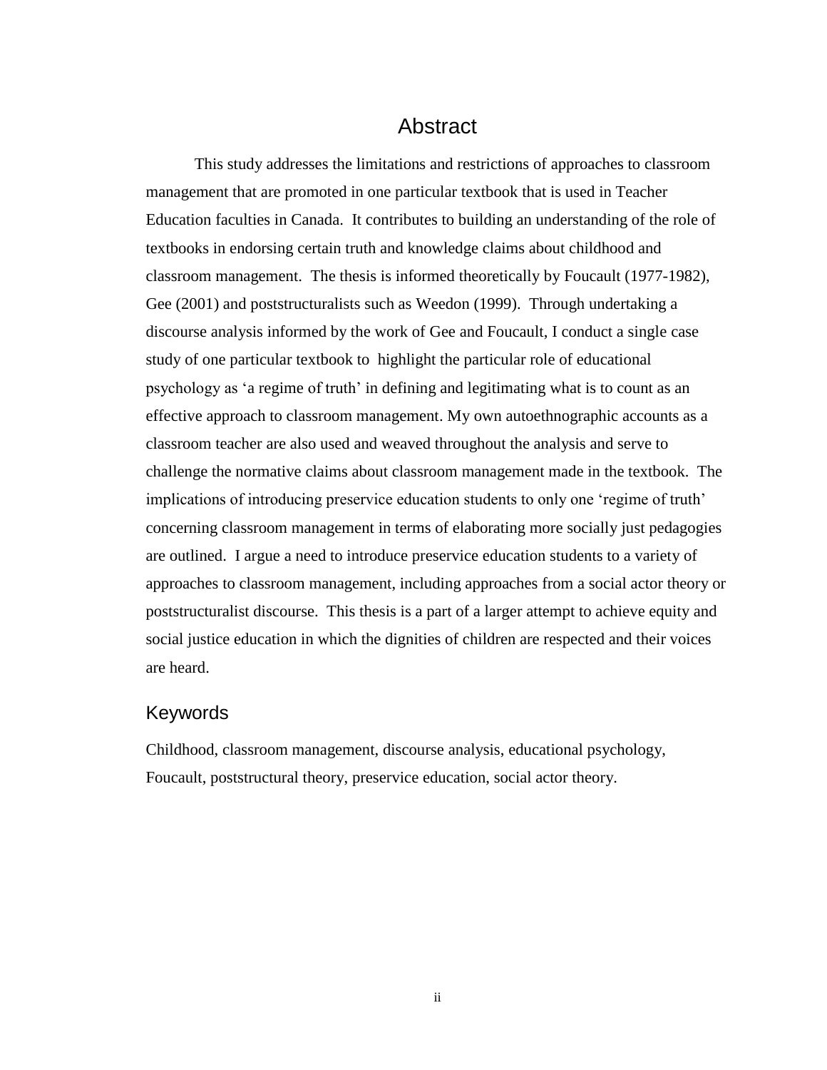# Abstract

This study addresses the limitations and restrictions of approaches to classroom management that are promoted in one particular textbook that is used in Teacher Education faculties in Canada. It contributes to building an understanding of the role of textbooks in endorsing certain truth and knowledge claims about childhood and classroom management. The thesis is informed theoretically by Foucault (1977-1982), Gee (2001) and poststructuralists such as Weedon (1999). Through undertaking a discourse analysis informed by the work of Gee and Foucault, I conduct a single case study of one particular textbook to highlight the particular role of educational psychology as 'a regime of truth' in defining and legitimating what is to count as an effective approach to classroom management. My own autoethnographic accounts as a classroom teacher are also used and weaved throughout the analysis and serve to challenge the normative claims about classroom management made in the textbook. The implications of introducing preservice education students to only one 'regime of truth' concerning classroom management in terms of elaborating more socially just pedagogies are outlined. I argue a need to introduce preservice education students to a variety of approaches to classroom management, including approaches from a social actor theory or poststructuralist discourse. This thesis is a part of a larger attempt to achieve equity and social justice education in which the dignities of children are respected and their voices are heard.

## Keywords

Childhood, classroom management, discourse analysis, educational psychology, Foucault, poststructural theory, preservice education, social actor theory.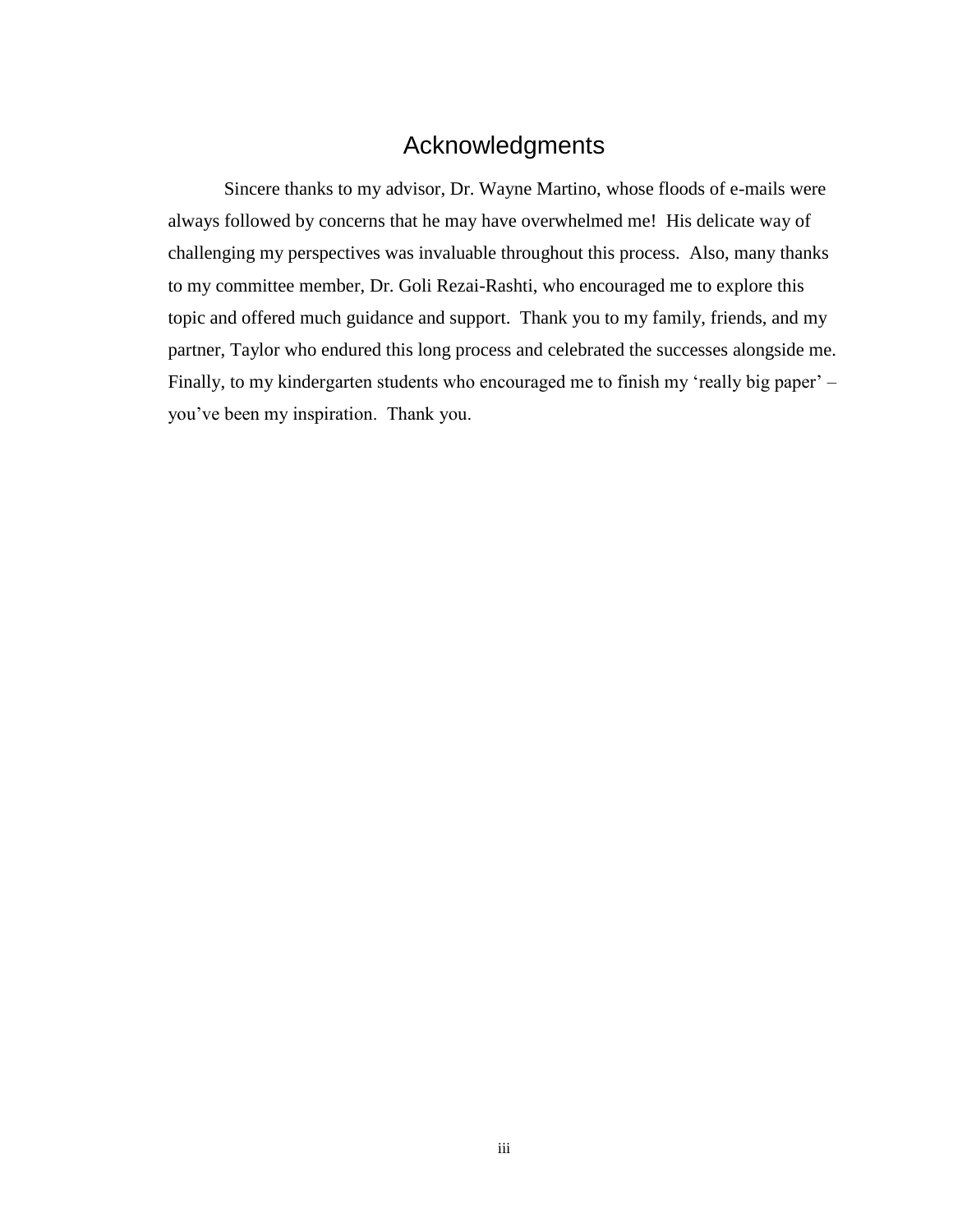# Acknowledgments

Sincere thanks to my advisor, Dr. Wayne Martino, whose floods of e-mails were always followed by concerns that he may have overwhelmed me! His delicate way of challenging my perspectives was invaluable throughout this process. Also, many thanks to my committee member, Dr. Goli Rezai-Rashti, who encouraged me to explore this topic and offered much guidance and support. Thank you to my family, friends, and my partner, Taylor who endured this long process and celebrated the successes alongside me. Finally, to my kindergarten students who encouraged me to finish my 'really big paper' – you've been my inspiration. Thank you.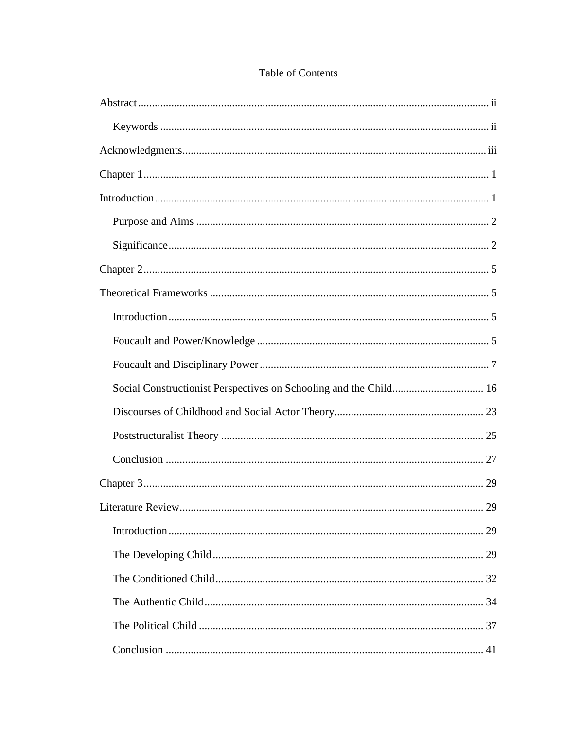# Table of Contents

Abstract ..... ii

- Keywords ..... ii

Acknowledgments ..... iii

Chapter 1 ..... 1

Introduction ..... 1

- Purpose and Aims ..... 2
- Significance ..... 2

Chapter 2 ..... 5

Theoretical Frameworks ..... 5

- Introduction ..... 5
- Foucault and Power/Knowledge ..... 5
- Foucault and Disciplinary Power ..... 7
- Social Constructionist Perspectives on Schooling and the Child ..... 16
- Discourses of Childhood and Social Actor Theory ..... 23
- Poststructuralist Theory ..... 25
- Conclusion ..... 27

Chapter 3 ..... 29

Literature Review ..... 29

- Introduction ..... 29
- The Developing Child ..... 29
- The Conditioned Child ..... 32
- The Authentic Child ..... 34
- The Political Child ..... 37
- Conclusion ..... 41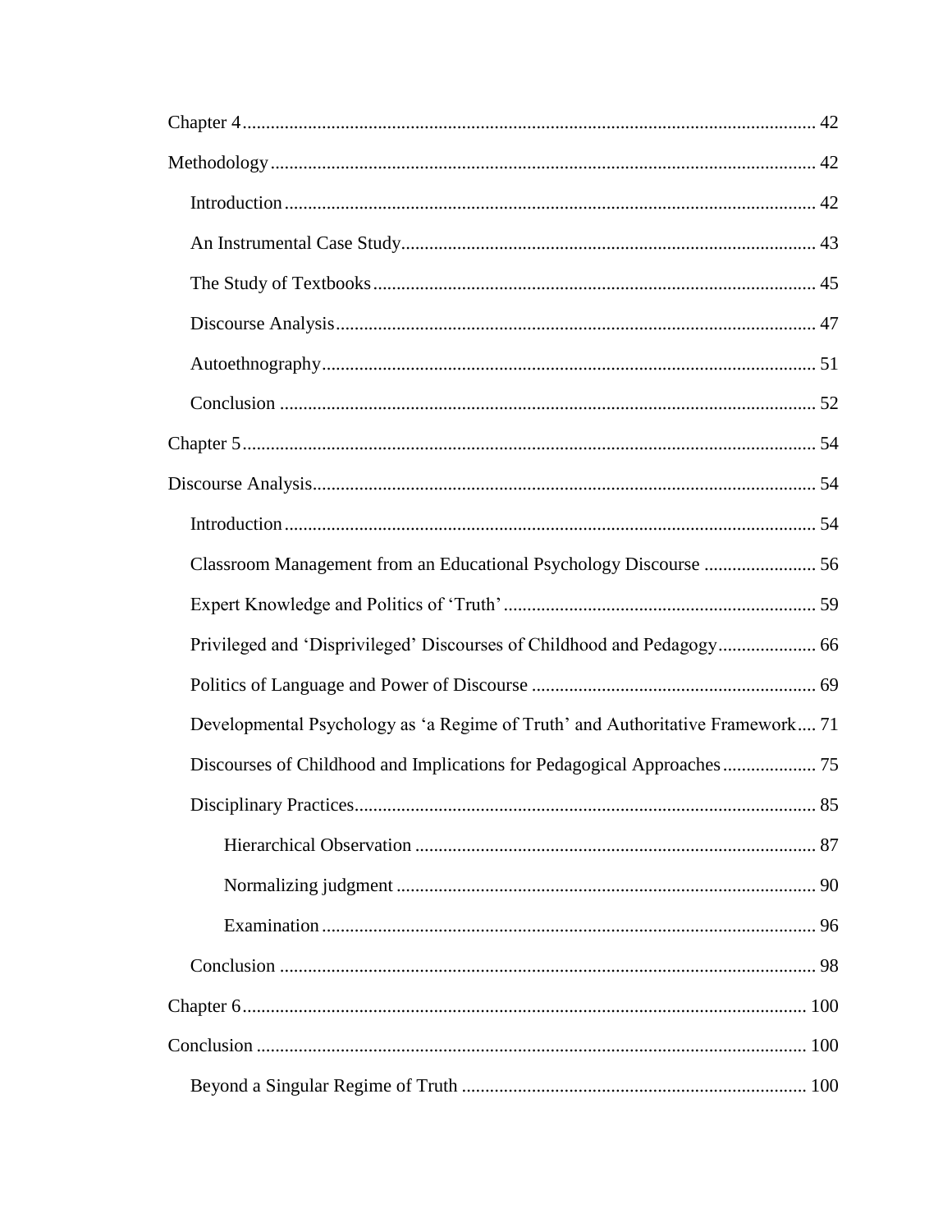Chapter 4 .......... 42

Methodology .......... 42

- Introduction .......... 42
- An Instrumental Case Study .......... 43
- The Study of Textbooks .......... 45
- Discourse Analysis .......... 47
- Autoethnography .......... 51
- Conclusion .......... 52

Chapter 5 .......... 54

Discourse Analysis .......... 54

- Introduction .......... 54
- Classroom Management from an Educational Psychology Discourse .......... 56
- Expert Knowledge and Politics of 'Truth' .......... 59
- Privileged and 'Disprivileged' Discourses of Childhood and Pedagogy .......... 66
- Politics of Language and Power of Discourse .......... 69
- Developmental Psychology as 'a Regime of Truth' and Authoritative Framework .......... 71
- Discourses of Childhood and Implications for Pedagogical Approaches .......... 75
- Disciplinary Practices .......... 85
  - Hierarchical Observation .......... 87
  - Normalizing judgment .......... 90
  - Examination .......... 96
- Conclusion .......... 98

Chapter 6 .......... 100

Conclusion .......... 100

- Beyond a Singular Regime of Truth .......... 100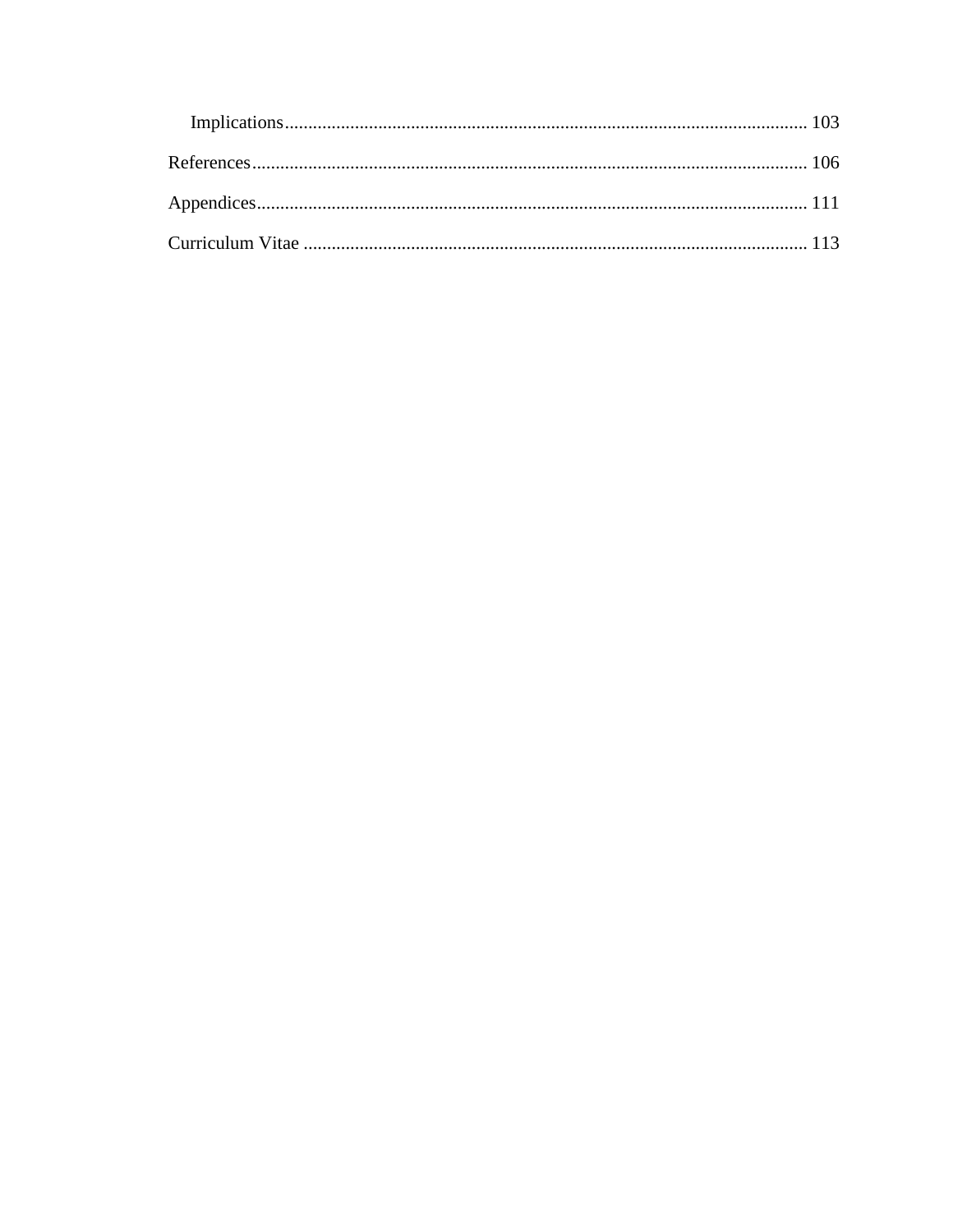Implications ................................................................................................................ 103

References ...................................................................................................................... 106

Appendices ..................................................................................................................... 111

Curriculum Vitae ........................................................................................................... 113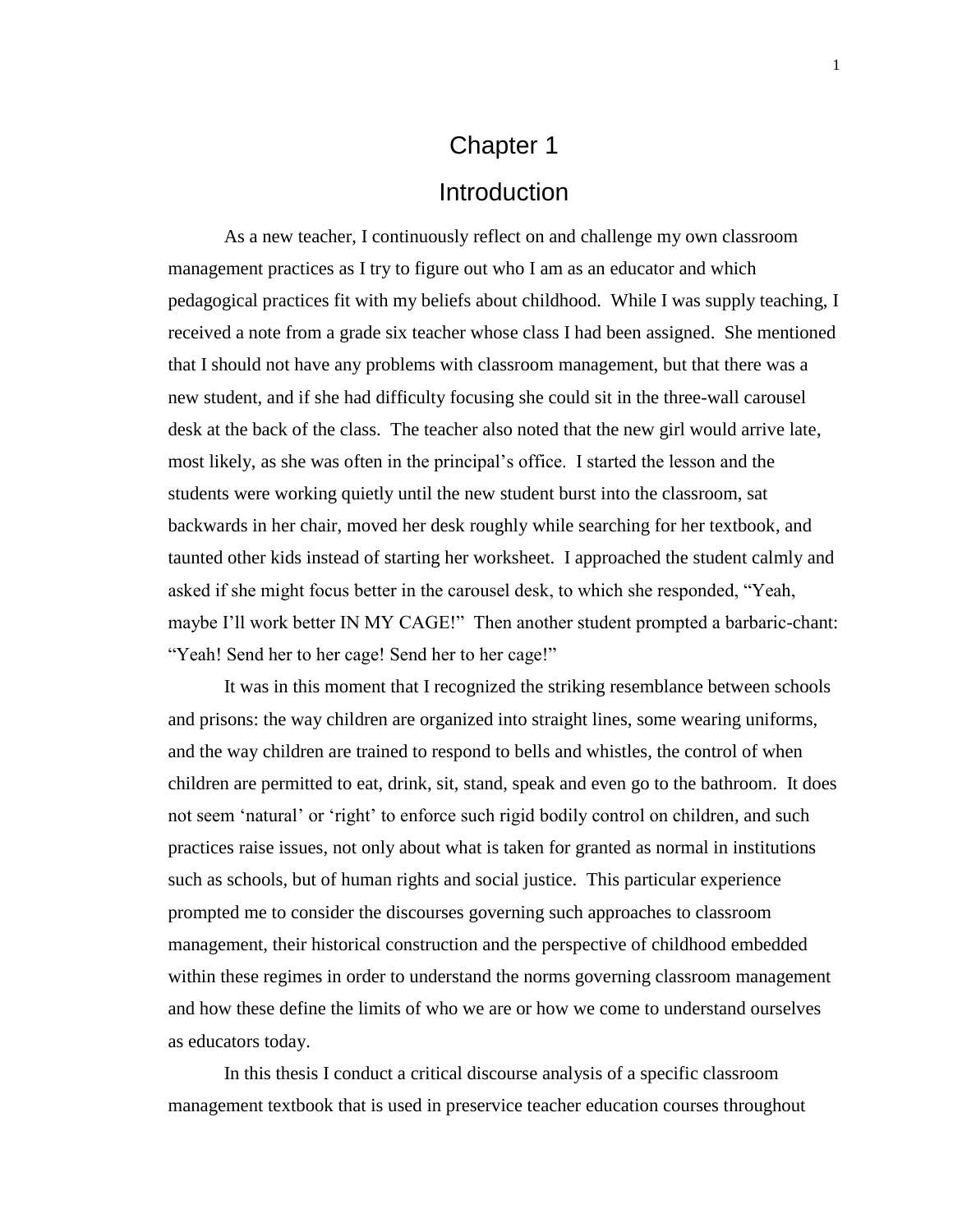# Chapter 1

# Introduction

As a new teacher, I continuously reflect on and challenge my own classroom management practices as I try to figure out who I am as an educator and which pedagogical practices fit with my beliefs about childhood. While I was supply teaching, I received a note from a grade six teacher whose class I had been assigned. She mentioned that I should not have any problems with classroom management, but that there was a new student, and if she had difficulty focusing she could sit in the three-wall carousel desk at the back of the class. The teacher also noted that the new girl would arrive late, most likely, as she was often in the principal's office. I started the lesson and the students were working quietly until the new student burst into the classroom, sat backwards in her chair, moved her desk roughly while searching for her textbook, and taunted other kids instead of starting her worksheet. I approached the student calmly and asked if she might focus better in the carousel desk, to which she responded, "Yeah, maybe I'll work better IN MY CAGE!" Then another student prompted a barbaric-chant: "Yeah! Send her to her cage! Send her to her cage!"

It was in this moment that I recognized the striking resemblance between schools and prisons: the way children are organized into straight lines, some wearing uniforms, and the way children are trained to respond to bells and whistles, the control of when children are permitted to eat, drink, sit, stand, speak and even go to the bathroom. It does not seem 'natural' or 'right' to enforce such rigid bodily control on children, and such practices raise issues, not only about what is taken for granted as normal in institutions such as schools, but of human rights and social justice. This particular experience prompted me to consider the discourses governing such approaches to classroom management, their historical construction and the perspective of childhood embedded within these regimes in order to understand the norms governing classroom management and how these define the limits of who we are or how we come to understand ourselves as educators today.

In this thesis I conduct a critical discourse analysis of a specific classroom management textbook that is used in preservice teacher education courses throughout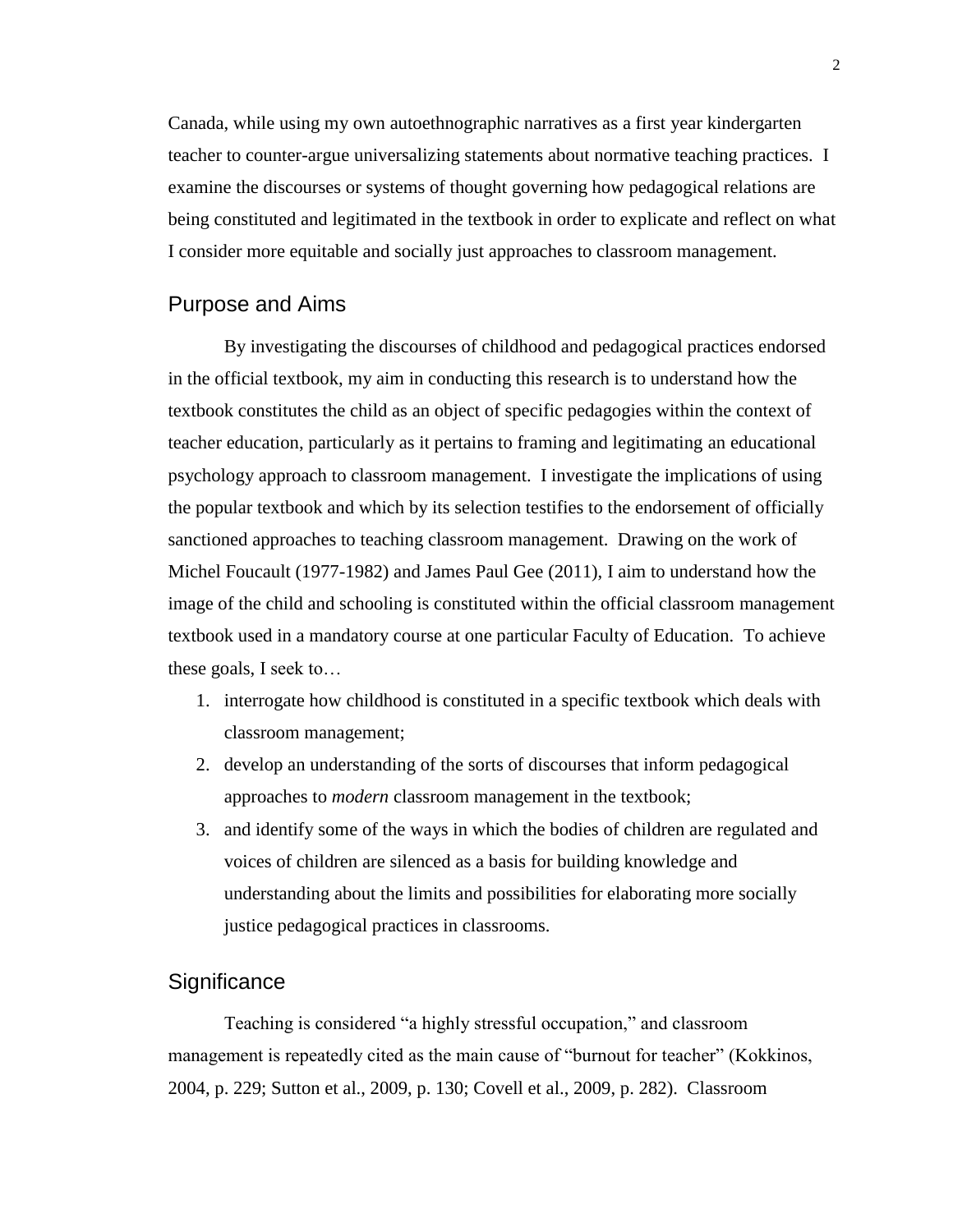Canada, while using my own autoethnographic narratives as a first year kindergarten teacher to counter-argue universalizing statements about normative teaching practices. I examine the discourses or systems of thought governing how pedagogical relations are being constituted and legitimated in the textbook in order to explicate and reflect on what I consider more equitable and socially just approaches to classroom management.

## Purpose and Aims

By investigating the discourses of childhood and pedagogical practices endorsed in the official textbook, my aim in conducting this research is to understand how the textbook constitutes the child as an object of specific pedagogies within the context of teacher education, particularly as it pertains to framing and legitimating an educational psychology approach to classroom management. I investigate the implications of using the popular textbook and which by its selection testifies to the endorsement of officially sanctioned approaches to teaching classroom management. Drawing on the work of Michel Foucault (1977-1982) and James Paul Gee (2011), I aim to understand how the image of the child and schooling is constituted within the official classroom management textbook used in a mandatory course at one particular Faculty of Education. To achieve these goals, I seek to…

1. interrogate how childhood is constituted in a specific textbook which deals with classroom management;
2. develop an understanding of the sorts of discourses that inform pedagogical approaches to *modern* classroom management in the textbook;
3. and identify some of the ways in which the bodies of children are regulated and voices of children are silenced as a basis for building knowledge and understanding about the limits and possibilities for elaborating more socially justice pedagogical practices in classrooms.

## Significance

Teaching is considered "a highly stressful occupation," and classroom management is repeatedly cited as the main cause of "burnout for teacher" (Kokkinos, 2004, p. 229; Sutton et al., 2009, p. 130; Covell et al., 2009, p. 282). Classroom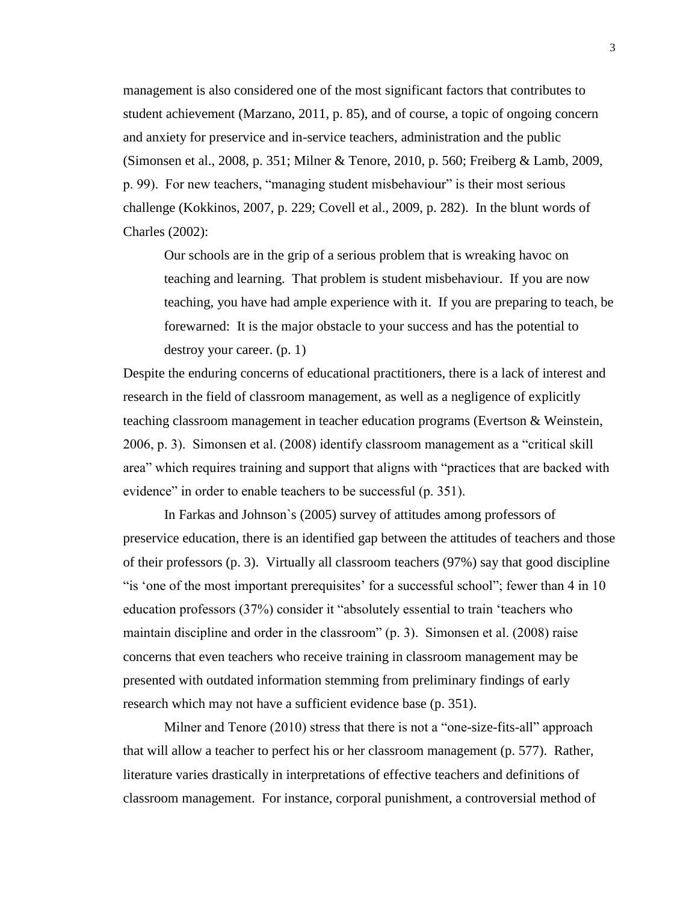management is also considered one of the most significant factors that contributes to student achievement (Marzano, 2011, p. 85), and of course, a topic of ongoing concern and anxiety for preservice and in-service teachers, administration and the public (Simonsen et al., 2008, p. 351; Milner & Tenore, 2010, p. 560; Freiberg & Lamb, 2009, p. 99). For new teachers, "managing student misbehaviour" is their most serious challenge (Kokkinos, 2007, p. 229; Covell et al., 2009, p. 282). In the blunt words of Charles (2002):

> Our schools are in the grip of a serious problem that is wreaking havoc on teaching and learning. That problem is student misbehaviour. If you are now teaching, you have had ample experience with it. If you are preparing to teach, be forewarned: It is the major obstacle to your success and has the potential to destroy your career. (p. 1)

Despite the enduring concerns of educational practitioners, there is a lack of interest and research in the field of classroom management, as well as a negligence of explicitly teaching classroom management in teacher education programs (Evertson & Weinstein, 2006, p. 3). Simonsen et al. (2008) identify classroom management as a "critical skill area" which requires training and support that aligns with "practices that are backed with evidence" in order to enable teachers to be successful (p. 351).

In Farkas and Johnson`s (2005) survey of attitudes among professors of preservice education, there is an identified gap between the attitudes of teachers and those of their professors (p. 3). Virtually all classroom teachers (97%) say that good discipline "is 'one of the most important prerequisites' for a successful school"; fewer than 4 in 10 education professors (37%) consider it "absolutely essential to train 'teachers who maintain discipline and order in the classroom" (p. 3). Simonsen et al. (2008) raise concerns that even teachers who receive training in classroom management may be presented with outdated information stemming from preliminary findings of early research which may not have a sufficient evidence base (p. 351).

Milner and Tenore (2010) stress that there is not a "one-size-fits-all" approach that will allow a teacher to perfect his or her classroom management (p. 577). Rather, literature varies drastically in interpretations of effective teachers and definitions of classroom management. For instance, corporal punishment, a controversial method of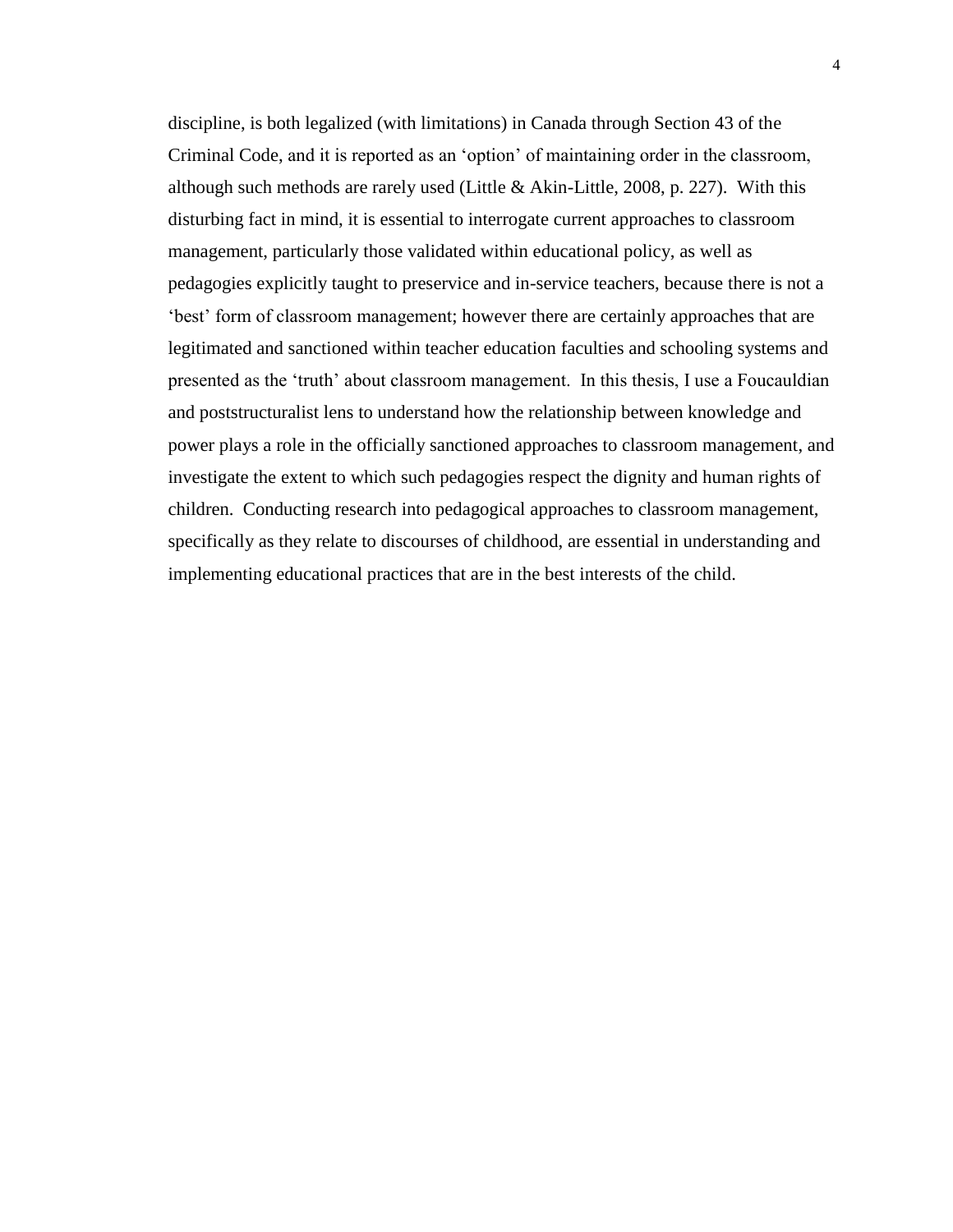discipline, is both legalized (with limitations) in Canada through Section 43 of the Criminal Code, and it is reported as an 'option' of maintaining order in the classroom, although such methods are rarely used (Little & Akin-Little, 2008, p. 227). With this disturbing fact in mind, it is essential to interrogate current approaches to classroom management, particularly those validated within educational policy, as well as pedagogies explicitly taught to preservice and in-service teachers, because there is not a 'best' form of classroom management; however there are certainly approaches that are legitimated and sanctioned within teacher education faculties and schooling systems and presented as the 'truth' about classroom management. In this thesis, I use a Foucauldian and poststructuralist lens to understand how the relationship between knowledge and power plays a role in the officially sanctioned approaches to classroom management, and investigate the extent to which such pedagogies respect the dignity and human rights of children. Conducting research into pedagogical approaches to classroom management, specifically as they relate to discourses of childhood, are essential in understanding and implementing educational practices that are in the best interests of the child.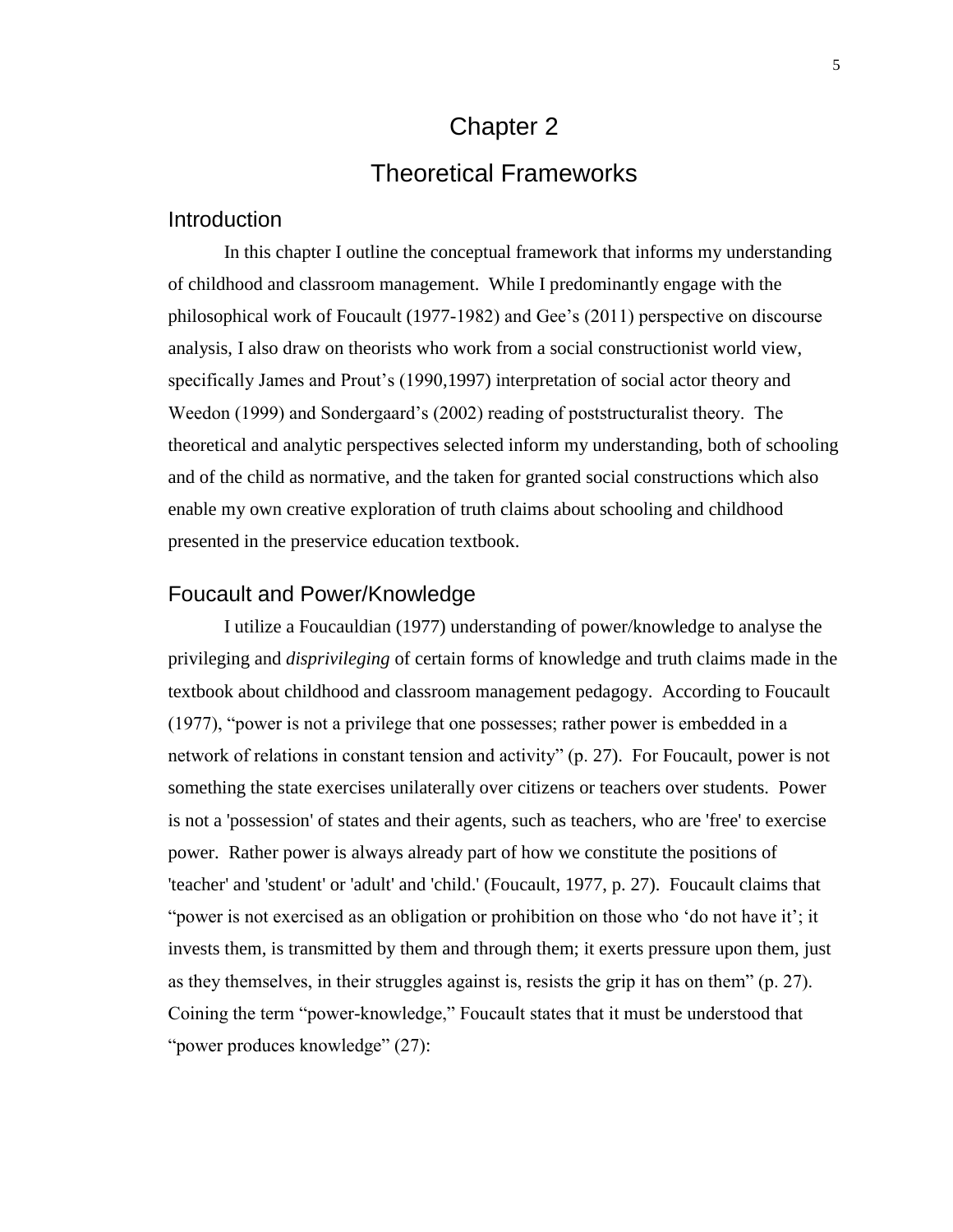# Chapter 2

# Theoretical Frameworks

## Introduction

In this chapter I outline the conceptual framework that informs my understanding of childhood and classroom management. While I predominantly engage with the philosophical work of Foucault (1977-1982) and Gee's (2011) perspective on discourse analysis, I also draw on theorists who work from a social constructionist world view, specifically James and Prout's (1990,1997) interpretation of social actor theory and Weedon (1999) and Sondergaard's (2002) reading of poststructuralist theory. The theoretical and analytic perspectives selected inform my understanding, both of schooling and of the child as normative, and the taken for granted social constructions which also enable my own creative exploration of truth claims about schooling and childhood presented in the preservice education textbook.

## Foucault and Power/Knowledge

I utilize a Foucauldian (1977) understanding of power/knowledge to analyse the privileging and *disprivileging* of certain forms of knowledge and truth claims made in the textbook about childhood and classroom management pedagogy. According to Foucault (1977), "power is not a privilege that one possesses; rather power is embedded in a network of relations in constant tension and activity" (p. 27). For Foucault, power is not something the state exercises unilaterally over citizens or teachers over students. Power is not a 'possession' of states and their agents, such as teachers, who are 'free' to exercise power. Rather power is always already part of how we constitute the positions of 'teacher' and 'student' or 'adult' and 'child.' (Foucault, 1977, p. 27). Foucault claims that "power is not exercised as an obligation or prohibition on those who 'do not have it'; it invests them, is transmitted by them and through them; it exerts pressure upon them, just as they themselves, in their struggles against is, resists the grip it has on them" (p. 27). Coining the term "power-knowledge," Foucault states that it must be understood that "power produces knowledge" (27):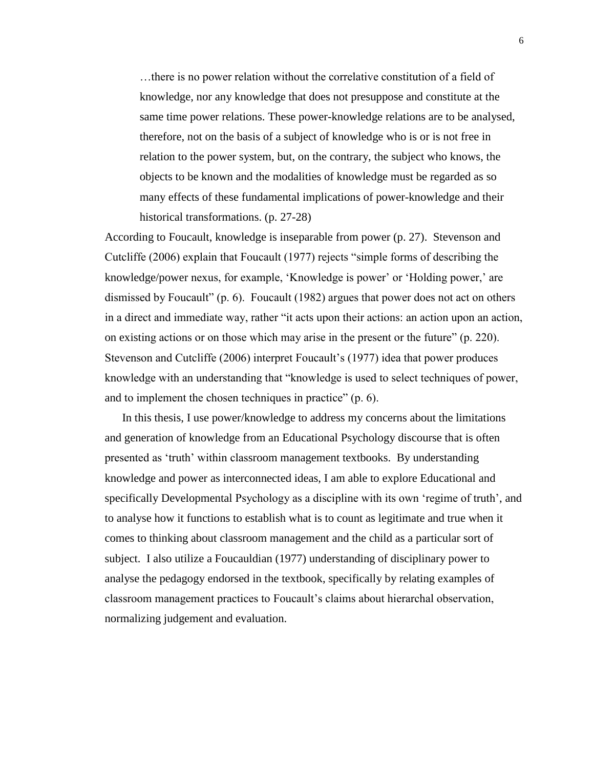> …there is no power relation without the correlative constitution of a field of knowledge, nor any knowledge that does not presuppose and constitute at the same time power relations. These power-knowledge relations are to be analysed, therefore, not on the basis of a subject of knowledge who is or is not free in relation to the power system, but, on the contrary, the subject who knows, the objects to be known and the modalities of knowledge must be regarded as so many effects of these fundamental implications of power-knowledge and their historical transformations. (p. 27-28)

According to Foucault, knowledge is inseparable from power (p. 27). Stevenson and Cutcliffe (2006) explain that Foucault (1977) rejects "simple forms of describing the knowledge/power nexus, for example, 'Knowledge is power' or 'Holding power,' are dismissed by Foucault" (p. 6). Foucault (1982) argues that power does not act on others in a direct and immediate way, rather "it acts upon their actions: an action upon an action, on existing actions or on those which may arise in the present or the future" (p. 220). Stevenson and Cutcliffe (2006) interpret Foucault's (1977) idea that power produces knowledge with an understanding that "knowledge is used to select techniques of power, and to implement the chosen techniques in practice" (p. 6).

In this thesis, I use power/knowledge to address my concerns about the limitations and generation of knowledge from an Educational Psychology discourse that is often presented as 'truth' within classroom management textbooks. By understanding knowledge and power as interconnected ideas, I am able to explore Educational and specifically Developmental Psychology as a discipline with its own 'regime of truth', and to analyse how it functions to establish what is to count as legitimate and true when it comes to thinking about classroom management and the child as a particular sort of subject. I also utilize a Foucauldian (1977) understanding of disciplinary power to analyse the pedagogy endorsed in the textbook, specifically by relating examples of classroom management practices to Foucault's claims about hierarchal observation, normalizing judgement and evaluation.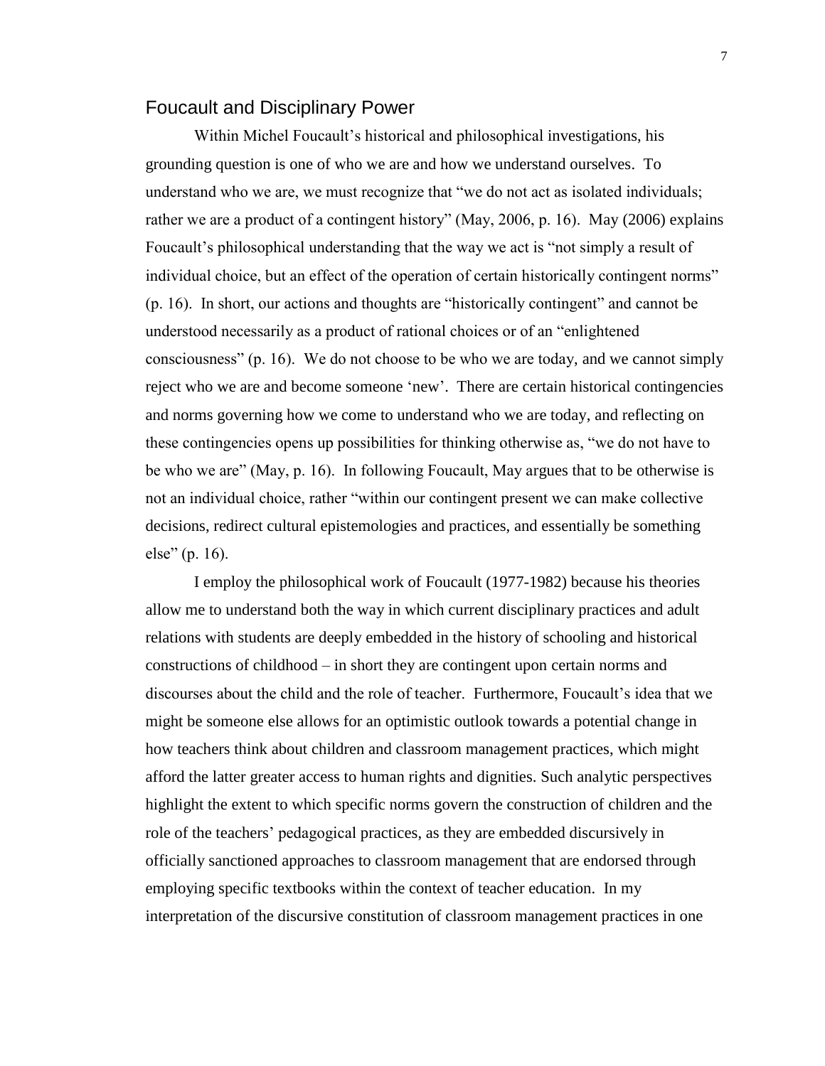## Foucault and Disciplinary Power

Within Michel Foucault's historical and philosophical investigations, his grounding question is one of who we are and how we understand ourselves. To understand who we are, we must recognize that "we do not act as isolated individuals; rather we are a product of a contingent history" (May, 2006, p. 16). May (2006) explains Foucault's philosophical understanding that the way we act is "not simply a result of individual choice, but an effect of the operation of certain historically contingent norms" (p. 16). In short, our actions and thoughts are "historically contingent" and cannot be understood necessarily as a product of rational choices or of an "enlightened consciousness" (p. 16). We do not choose to be who we are today, and we cannot simply reject who we are and become someone 'new'. There are certain historical contingencies and norms governing how we come to understand who we are today, and reflecting on these contingencies opens up possibilities for thinking otherwise as, "we do not have to be who we are" (May, p. 16). In following Foucault, May argues that to be otherwise is not an individual choice, rather "within our contingent present we can make collective decisions, redirect cultural epistemologies and practices, and essentially be something else" (p. 16).

I employ the philosophical work of Foucault (1977-1982) because his theories allow me to understand both the way in which current disciplinary practices and adult relations with students are deeply embedded in the history of schooling and historical constructions of childhood – in short they are contingent upon certain norms and discourses about the child and the role of teacher. Furthermore, Foucault's idea that we might be someone else allows for an optimistic outlook towards a potential change in how teachers think about children and classroom management practices, which might afford the latter greater access to human rights and dignities. Such analytic perspectives highlight the extent to which specific norms govern the construction of children and the role of the teachers' pedagogical practices, as they are embedded discursively in officially sanctioned approaches to classroom management that are endorsed through employing specific textbooks within the context of teacher education. In my interpretation of the discursive constitution of classroom management practices in one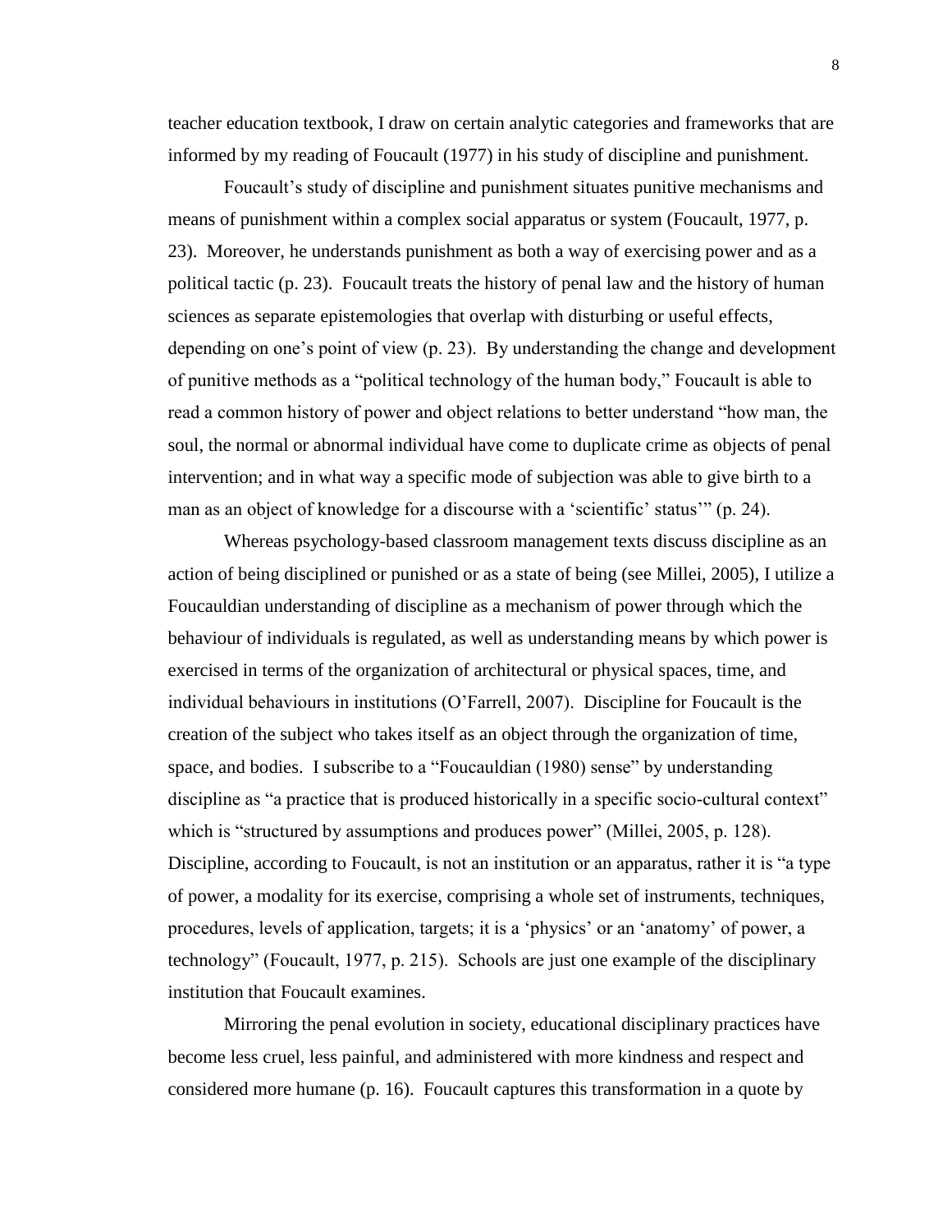teacher education textbook, I draw on certain analytic categories and frameworks that are informed by my reading of Foucault (1977) in his study of discipline and punishment.

Foucault's study of discipline and punishment situates punitive mechanisms and means of punishment within a complex social apparatus or system (Foucault, 1977, p. 23). Moreover, he understands punishment as both a way of exercising power and as a political tactic (p. 23). Foucault treats the history of penal law and the history of human sciences as separate epistemologies that overlap with disturbing or useful effects, depending on one's point of view (p. 23). By understanding the change and development of punitive methods as a "political technology of the human body," Foucault is able to read a common history of power and object relations to better understand "how man, the soul, the normal or abnormal individual have come to duplicate crime as objects of penal intervention; and in what way a specific mode of subjection was able to give birth to a man as an object of knowledge for a discourse with a 'scientific' status'" (p. 24).

Whereas psychology-based classroom management texts discuss discipline as an action of being disciplined or punished or as a state of being (see Millei, 2005), I utilize a Foucauldian understanding of discipline as a mechanism of power through which the behaviour of individuals is regulated, as well as understanding means by which power is exercised in terms of the organization of architectural or physical spaces, time, and individual behaviours in institutions (O'Farrell, 2007). Discipline for Foucault is the creation of the subject who takes itself as an object through the organization of time, space, and bodies. I subscribe to a "Foucauldian (1980) sense" by understanding discipline as "a practice that is produced historically in a specific socio-cultural context" which is "structured by assumptions and produces power" (Millei, 2005, p. 128). Discipline, according to Foucault, is not an institution or an apparatus, rather it is "a type of power, a modality for its exercise, comprising a whole set of instruments, techniques, procedures, levels of application, targets; it is a 'physics' or an 'anatomy' of power, a technology" (Foucault, 1977, p. 215). Schools are just one example of the disciplinary institution that Foucault examines.

Mirroring the penal evolution in society, educational disciplinary practices have become less cruel, less painful, and administered with more kindness and respect and considered more humane (p. 16). Foucault captures this transformation in a quote by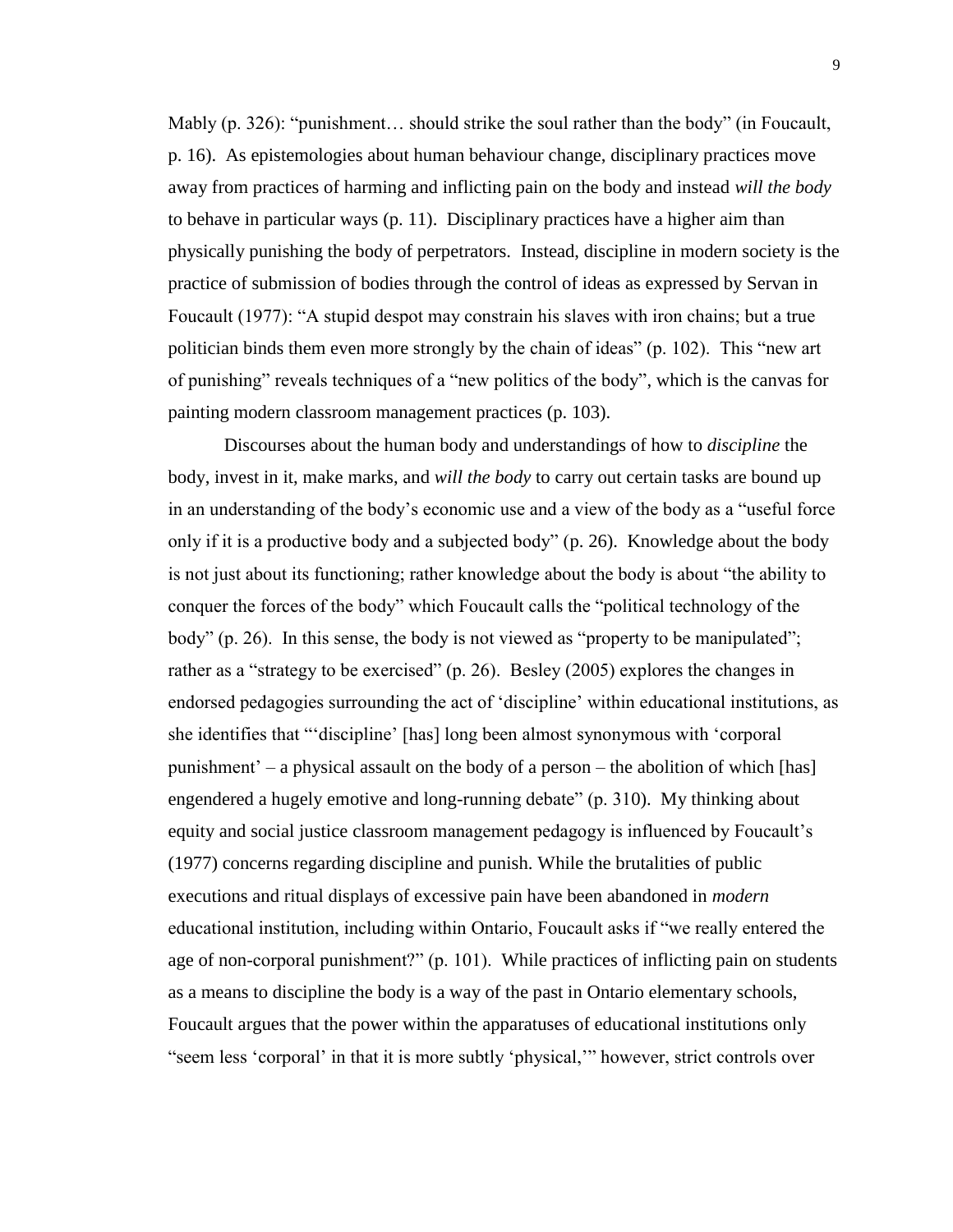Mably (p. 326): "punishment… should strike the soul rather than the body" (in Foucault, p. 16). As epistemologies about human behaviour change, disciplinary practices move away from practices of harming and inflicting pain on the body and instead *will the body* to behave in particular ways (p. 11). Disciplinary practices have a higher aim than physically punishing the body of perpetrators. Instead, discipline in modern society is the practice of submission of bodies through the control of ideas as expressed by Servan in Foucault (1977): "A stupid despot may constrain his slaves with iron chains; but a true politician binds them even more strongly by the chain of ideas" (p. 102). This "new art of punishing" reveals techniques of a "new politics of the body", which is the canvas for painting modern classroom management practices (p. 103).

Discourses about the human body and understandings of how to *discipline* the body, invest in it, make marks, and *will the body* to carry out certain tasks are bound up in an understanding of the body's economic use and a view of the body as a "useful force only if it is a productive body and a subjected body" (p. 26). Knowledge about the body is not just about its functioning; rather knowledge about the body is about "the ability to conquer the forces of the body" which Foucault calls the "political technology of the body" (p. 26). In this sense, the body is not viewed as "property to be manipulated"; rather as a "strategy to be exercised" (p. 26). Besley (2005) explores the changes in endorsed pedagogies surrounding the act of 'discipline' within educational institutions, as she identifies that "'discipline' [has] long been almost synonymous with 'corporal punishment' – a physical assault on the body of a person – the abolition of which [has] engendered a hugely emotive and long-running debate" (p. 310). My thinking about equity and social justice classroom management pedagogy is influenced by Foucault's (1977) concerns regarding discipline and punish. While the brutalities of public executions and ritual displays of excessive pain have been abandoned in *modern* educational institution, including within Ontario, Foucault asks if "we really entered the age of non-corporal punishment?" (p. 101). While practices of inflicting pain on students as a means to discipline the body is a way of the past in Ontario elementary schools, Foucault argues that the power within the apparatuses of educational institutions only "seem less 'corporal' in that it is more subtly 'physical,'" however, strict controls over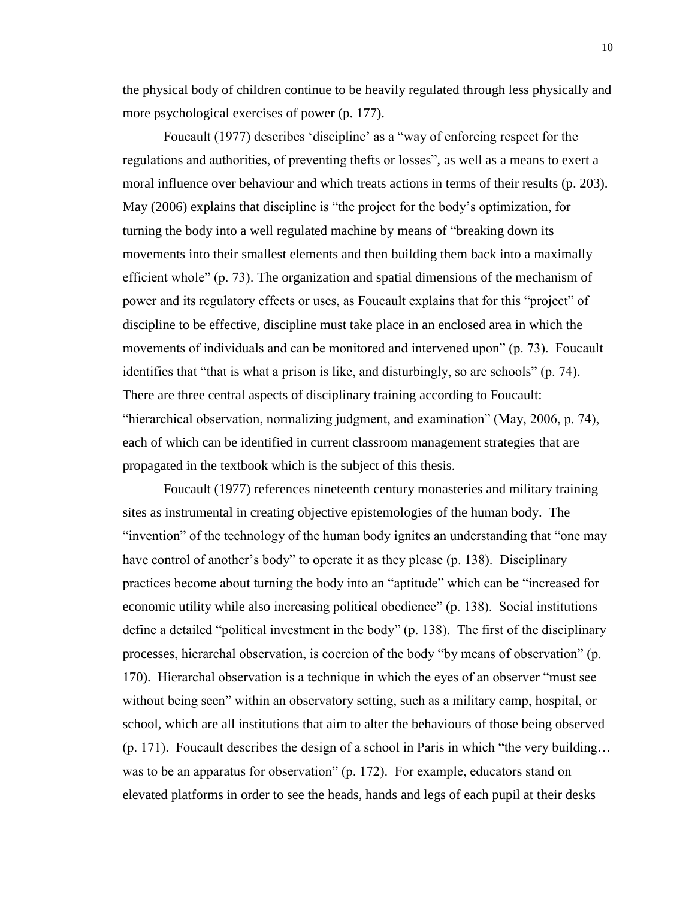the physical body of children continue to be heavily regulated through less physically and more psychological exercises of power (p. 177).

Foucault (1977) describes 'discipline' as a "way of enforcing respect for the regulations and authorities, of preventing thefts or losses", as well as a means to exert a moral influence over behaviour and which treats actions in terms of their results (p. 203). May (2006) explains that discipline is "the project for the body's optimization, for turning the body into a well regulated machine by means of "breaking down its movements into their smallest elements and then building them back into a maximally efficient whole" (p. 73). The organization and spatial dimensions of the mechanism of power and its regulatory effects or uses, as Foucault explains that for this "project" of discipline to be effective, discipline must take place in an enclosed area in which the movements of individuals and can be monitored and intervened upon" (p. 73). Foucault identifies that "that is what a prison is like, and disturbingly, so are schools" (p. 74). There are three central aspects of disciplinary training according to Foucault: "hierarchical observation, normalizing judgment, and examination" (May, 2006, p. 74), each of which can be identified in current classroom management strategies that are propagated in the textbook which is the subject of this thesis.

Foucault (1977) references nineteenth century monasteries and military training sites as instrumental in creating objective epistemologies of the human body. The "invention" of the technology of the human body ignites an understanding that "one may have control of another's body" to operate it as they please (p. 138). Disciplinary practices become about turning the body into an "aptitude" which can be "increased for economic utility while also increasing political obedience" (p. 138). Social institutions define a detailed "political investment in the body" (p. 138). The first of the disciplinary processes, hierarchal observation, is coercion of the body "by means of observation" (p. 170). Hierarchal observation is a technique in which the eyes of an observer "must see without being seen" within an observatory setting, such as a military camp, hospital, or school, which are all institutions that aim to alter the behaviours of those being observed (p. 171). Foucault describes the design of a school in Paris in which "the very building… was to be an apparatus for observation" (p. 172). For example, educators stand on elevated platforms in order to see the heads, hands and legs of each pupil at their desks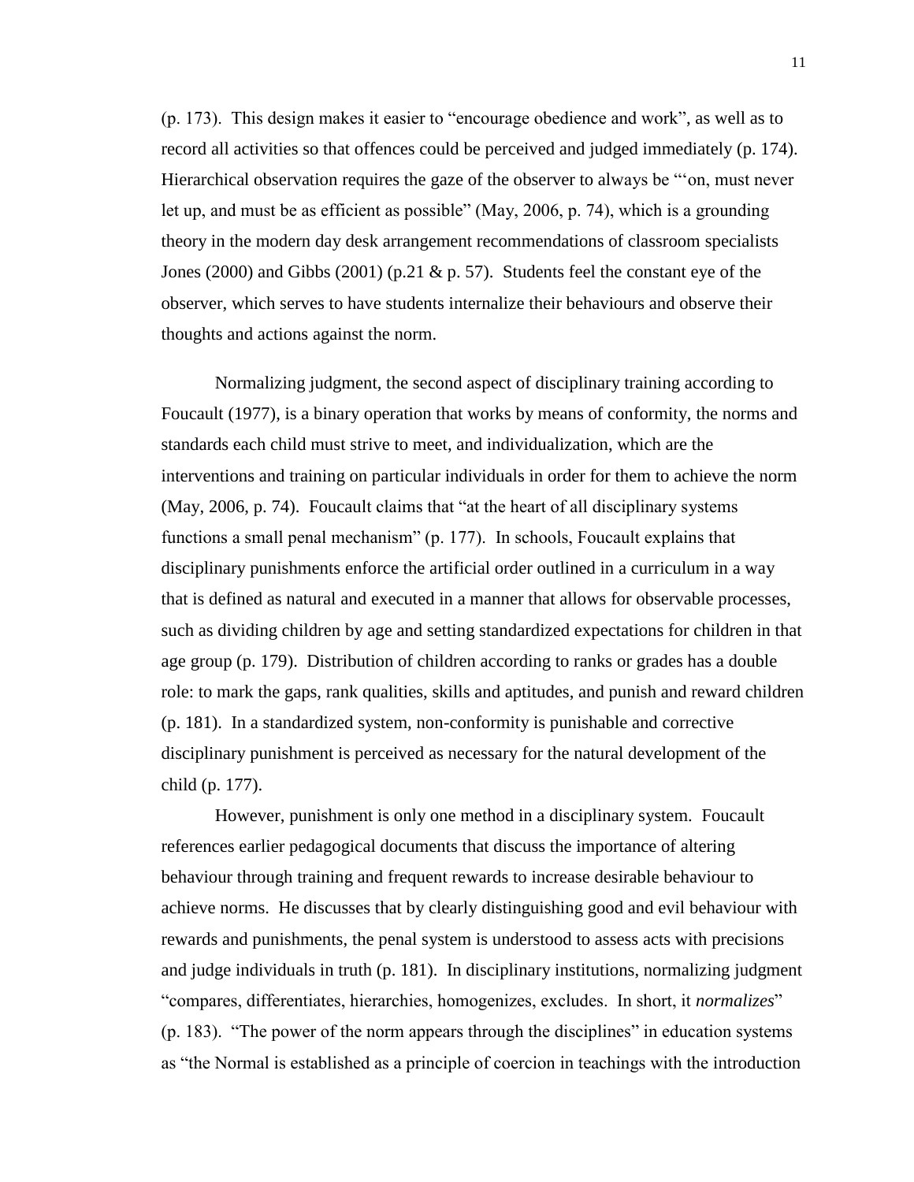(p. 173). This design makes it easier to "encourage obedience and work", as well as to record all activities so that offences could be perceived and judged immediately (p. 174). Hierarchical observation requires the gaze of the observer to always be "'on, must never let up, and must be as efficient as possible" (May, 2006, p. 74), which is a grounding theory in the modern day desk arrangement recommendations of classroom specialists Jones (2000) and Gibbs (2001) (p.21 & p. 57). Students feel the constant eye of the observer, which serves to have students internalize their behaviours and observe their thoughts and actions against the norm.

Normalizing judgment, the second aspect of disciplinary training according to Foucault (1977), is a binary operation that works by means of conformity, the norms and standards each child must strive to meet, and individualization, which are the interventions and training on particular individuals in order for them to achieve the norm (May, 2006, p. 74). Foucault claims that "at the heart of all disciplinary systems functions a small penal mechanism" (p. 177). In schools, Foucault explains that disciplinary punishments enforce the artificial order outlined in a curriculum in a way that is defined as natural and executed in a manner that allows for observable processes, such as dividing children by age and setting standardized expectations for children in that age group (p. 179). Distribution of children according to ranks or grades has a double role: to mark the gaps, rank qualities, skills and aptitudes, and punish and reward children (p. 181). In a standardized system, non-conformity is punishable and corrective disciplinary punishment is perceived as necessary for the natural development of the child (p. 177).

However, punishment is only one method in a disciplinary system. Foucault references earlier pedagogical documents that discuss the importance of altering behaviour through training and frequent rewards to increase desirable behaviour to achieve norms. He discusses that by clearly distinguishing good and evil behaviour with rewards and punishments, the penal system is understood to assess acts with precisions and judge individuals in truth (p. 181). In disciplinary institutions, normalizing judgment "compares, differentiates, hierarchies, homogenizes, excludes. In short, it *normalizes*" (p. 183). "The power of the norm appears through the disciplines" in education systems as "the Normal is established as a principle of coercion in teachings with the introduction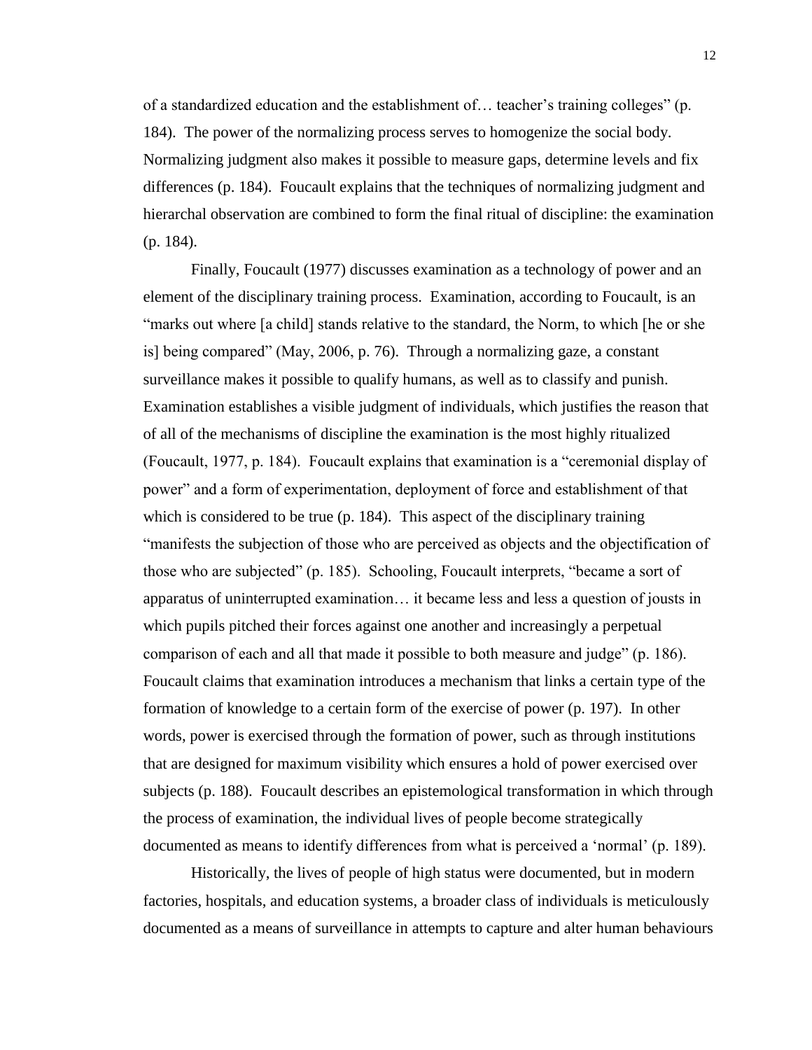of a standardized education and the establishment of… teacher's training colleges" (p. 184). The power of the normalizing process serves to homogenize the social body. Normalizing judgment also makes it possible to measure gaps, determine levels and fix differences (p. 184). Foucault explains that the techniques of normalizing judgment and hierarchal observation are combined to form the final ritual of discipline: the examination (p. 184).

Finally, Foucault (1977) discusses examination as a technology of power and an element of the disciplinary training process. Examination, according to Foucault, is an "marks out where [a child] stands relative to the standard, the Norm, to which [he or she is] being compared" (May, 2006, p. 76). Through a normalizing gaze, a constant surveillance makes it possible to qualify humans, as well as to classify and punish. Examination establishes a visible judgment of individuals, which justifies the reason that of all of the mechanisms of discipline the examination is the most highly ritualized (Foucault, 1977, p. 184). Foucault explains that examination is a "ceremonial display of power" and a form of experimentation, deployment of force and establishment of that which is considered to be true (p. 184). This aspect of the disciplinary training "manifests the subjection of those who are perceived as objects and the objectification of those who are subjected" (p. 185). Schooling, Foucault interprets, "became a sort of apparatus of uninterrupted examination… it became less and less a question of jousts in which pupils pitched their forces against one another and increasingly a perpetual comparison of each and all that made it possible to both measure and judge" (p. 186). Foucault claims that examination introduces a mechanism that links a certain type of the formation of knowledge to a certain form of the exercise of power (p. 197). In other words, power is exercised through the formation of power, such as through institutions that are designed for maximum visibility which ensures a hold of power exercised over subjects (p. 188). Foucault describes an epistemological transformation in which through the process of examination, the individual lives of people become strategically documented as means to identify differences from what is perceived a 'normal' (p. 189).

Historically, the lives of people of high status were documented, but in modern factories, hospitals, and education systems, a broader class of individuals is meticulously documented as a means of surveillance in attempts to capture and alter human behaviours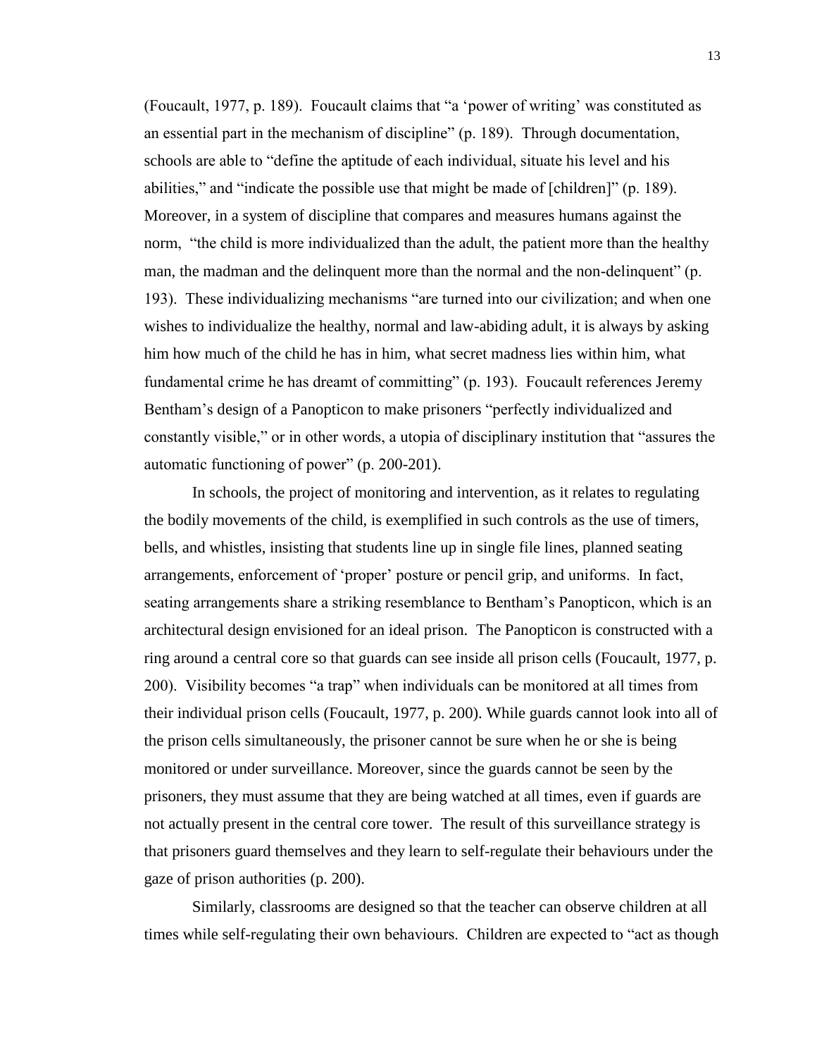(Foucault, 1977, p. 189). Foucault claims that "a 'power of writing' was constituted as an essential part in the mechanism of discipline" (p. 189). Through documentation, schools are able to "define the aptitude of each individual, situate his level and his abilities," and "indicate the possible use that might be made of [children]" (p. 189). Moreover, in a system of discipline that compares and measures humans against the norm, "the child is more individualized than the adult, the patient more than the healthy man, the madman and the delinquent more than the normal and the non-delinquent" (p. 193). These individualizing mechanisms "are turned into our civilization; and when one wishes to individualize the healthy, normal and law-abiding adult, it is always by asking him how much of the child he has in him, what secret madness lies within him, what fundamental crime he has dreamt of committing" (p. 193). Foucault references Jeremy Bentham's design of a Panopticon to make prisoners "perfectly individualized and constantly visible," or in other words, a utopia of disciplinary institution that "assures the automatic functioning of power" (p. 200-201).

In schools, the project of monitoring and intervention, as it relates to regulating the bodily movements of the child, is exemplified in such controls as the use of timers, bells, and whistles, insisting that students line up in single file lines, planned seating arrangements, enforcement of 'proper' posture or pencil grip, and uniforms. In fact, seating arrangements share a striking resemblance to Bentham's Panopticon, which is an architectural design envisioned for an ideal prison. The Panopticon is constructed with a ring around a central core so that guards can see inside all prison cells (Foucault, 1977, p. 200). Visibility becomes "a trap" when individuals can be monitored at all times from their individual prison cells (Foucault, 1977, p. 200). While guards cannot look into all of the prison cells simultaneously, the prisoner cannot be sure when he or she is being monitored or under surveillance. Moreover, since the guards cannot be seen by the prisoners, they must assume that they are being watched at all times, even if guards are not actually present in the central core tower. The result of this surveillance strategy is that prisoners guard themselves and they learn to self-regulate their behaviours under the gaze of prison authorities (p. 200).

Similarly, classrooms are designed so that the teacher can observe children at all times while self-regulating their own behaviours. Children are expected to "act as though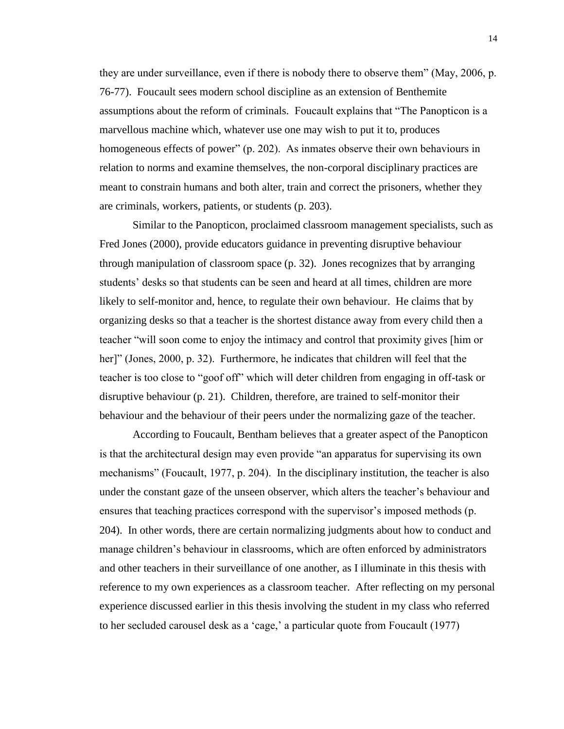they are under surveillance, even if there is nobody there to observe them" (May, 2006, p. 76-77). Foucault sees modern school discipline as an extension of Benthemite assumptions about the reform of criminals. Foucault explains that "The Panopticon is a marvellous machine which, whatever use one may wish to put it to, produces homogeneous effects of power" (p. 202). As inmates observe their own behaviours in relation to norms and examine themselves, the non-corporal disciplinary practices are meant to constrain humans and both alter, train and correct the prisoners, whether they are criminals, workers, patients, or students (p. 203).

Similar to the Panopticon, proclaimed classroom management specialists, such as Fred Jones (2000), provide educators guidance in preventing disruptive behaviour through manipulation of classroom space (p. 32). Jones recognizes that by arranging students' desks so that students can be seen and heard at all times, children are more likely to self-monitor and, hence, to regulate their own behaviour. He claims that by organizing desks so that a teacher is the shortest distance away from every child then a teacher "will soon come to enjoy the intimacy and control that proximity gives [him or her]" (Jones, 2000, p. 32). Furthermore, he indicates that children will feel that the teacher is too close to "goof off" which will deter children from engaging in off-task or disruptive behaviour (p. 21). Children, therefore, are trained to self-monitor their behaviour and the behaviour of their peers under the normalizing gaze of the teacher.

According to Foucault, Bentham believes that a greater aspect of the Panopticon is that the architectural design may even provide "an apparatus for supervising its own mechanisms" (Foucault, 1977, p. 204). In the disciplinary institution, the teacher is also under the constant gaze of the unseen observer, which alters the teacher's behaviour and ensures that teaching practices correspond with the supervisor's imposed methods (p. 204). In other words, there are certain normalizing judgments about how to conduct and manage children's behaviour in classrooms, which are often enforced by administrators and other teachers in their surveillance of one another, as I illuminate in this thesis with reference to my own experiences as a classroom teacher. After reflecting on my personal experience discussed earlier in this thesis involving the student in my class who referred to her secluded carousel desk as a 'cage,' a particular quote from Foucault (1977)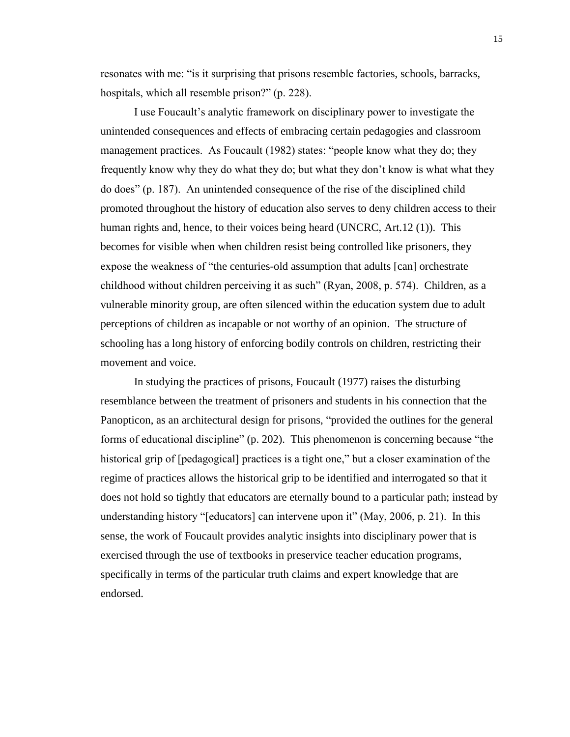resonates with me: "is it surprising that prisons resemble factories, schools, barracks, hospitals, which all resemble prison?" (p. 228).

I use Foucault's analytic framework on disciplinary power to investigate the unintended consequences and effects of embracing certain pedagogies and classroom management practices. As Foucault (1982) states: "people know what they do; they frequently know why they do what they do; but what they don't know is what what they do does" (p. 187). An unintended consequence of the rise of the disciplined child promoted throughout the history of education also serves to deny children access to their human rights and, hence, to their voices being heard (UNCRC, Art.12 (1)). This becomes for visible when when children resist being controlled like prisoners, they expose the weakness of "the centuries-old assumption that adults [can] orchestrate childhood without children perceiving it as such" (Ryan, 2008, p. 574). Children, as a vulnerable minority group, are often silenced within the education system due to adult perceptions of children as incapable or not worthy of an opinion. The structure of schooling has a long history of enforcing bodily controls on children, restricting their movement and voice.

In studying the practices of prisons, Foucault (1977) raises the disturbing resemblance between the treatment of prisoners and students in his connection that the Panopticon, as an architectural design for prisons, "provided the outlines for the general forms of educational discipline" (p. 202). This phenomenon is concerning because "the historical grip of [pedagogical] practices is a tight one," but a closer examination of the regime of practices allows the historical grip to be identified and interrogated so that it does not hold so tightly that educators are eternally bound to a particular path; instead by understanding history "[educators] can intervene upon it" (May, 2006, p. 21). In this sense, the work of Foucault provides analytic insights into disciplinary power that is exercised through the use of textbooks in preservice teacher education programs, specifically in terms of the particular truth claims and expert knowledge that are endorsed.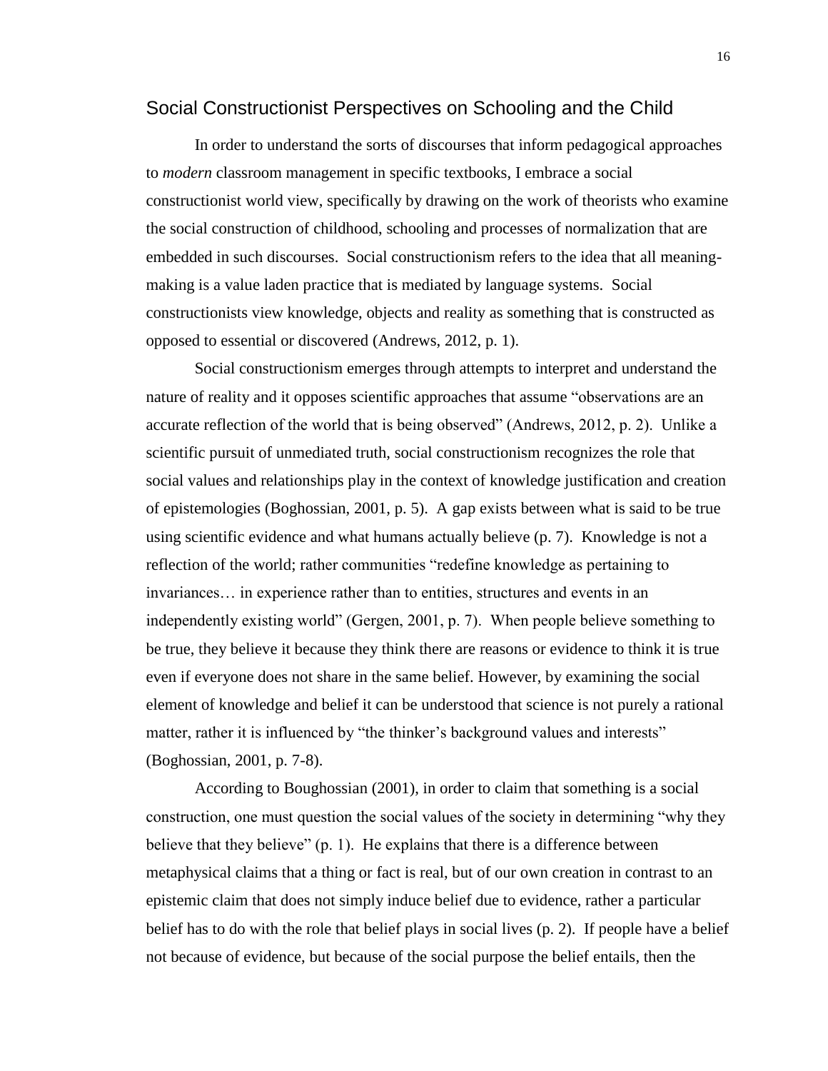## Social Constructionist Perspectives on Schooling and the Child

In order to understand the sorts of discourses that inform pedagogical approaches to *modern* classroom management in specific textbooks, I embrace a social constructionist world view, specifically by drawing on the work of theorists who examine the social construction of childhood, schooling and processes of normalization that are embedded in such discourses. Social constructionism refers to the idea that all meaning-making is a value laden practice that is mediated by language systems. Social constructionists view knowledge, objects and reality as something that is constructed as opposed to essential or discovered (Andrews, 2012, p. 1).

Social constructionism emerges through attempts to interpret and understand the nature of reality and it opposes scientific approaches that assume "observations are an accurate reflection of the world that is being observed" (Andrews, 2012, p. 2). Unlike a scientific pursuit of unmediated truth, social constructionism recognizes the role that social values and relationships play in the context of knowledge justification and creation of epistemologies (Boghossian, 2001, p. 5). A gap exists between what is said to be true using scientific evidence and what humans actually believe (p. 7). Knowledge is not a reflection of the world; rather communities "redefine knowledge as pertaining to invariances… in experience rather than to entities, structures and events in an independently existing world" (Gergen, 2001, p. 7). When people believe something to be true, they believe it because they think there are reasons or evidence to think it is true even if everyone does not share in the same belief. However, by examining the social element of knowledge and belief it can be understood that science is not purely a rational matter, rather it is influenced by "the thinker's background values and interests" (Boghossian, 2001, p. 7-8).

According to Boughossian (2001), in order to claim that something is a social construction, one must question the social values of the society in determining "why they believe that they believe" (p. 1). He explains that there is a difference between metaphysical claims that a thing or fact is real, but of our own creation in contrast to an epistemic claim that does not simply induce belief due to evidence, rather a particular belief has to do with the role that belief plays in social lives (p. 2). If people have a belief not because of evidence, but because of the social purpose the belief entails, then the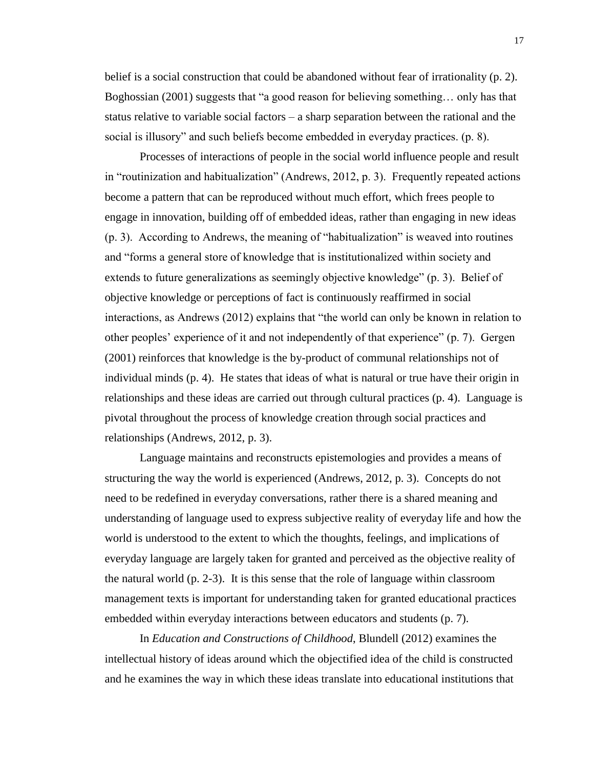belief is a social construction that could be abandoned without fear of irrationality (p. 2). Boghossian (2001) suggests that "a good reason for believing something… only has that status relative to variable social factors – a sharp separation between the rational and the social is illusory" and such beliefs become embedded in everyday practices. (p. 8).

Processes of interactions of people in the social world influence people and result in "routinization and habitualization" (Andrews, 2012, p. 3). Frequently repeated actions become a pattern that can be reproduced without much effort, which frees people to engage in innovation, building off of embedded ideas, rather than engaging in new ideas (p. 3). According to Andrews, the meaning of "habitualization" is weaved into routines and "forms a general store of knowledge that is institutionalized within society and extends to future generalizations as seemingly objective knowledge" (p. 3). Belief of objective knowledge or perceptions of fact is continuously reaffirmed in social interactions, as Andrews (2012) explains that "the world can only be known in relation to other peoples' experience of it and not independently of that experience" (p. 7). Gergen (2001) reinforces that knowledge is the by-product of communal relationships not of individual minds (p. 4). He states that ideas of what is natural or true have their origin in relationships and these ideas are carried out through cultural practices (p. 4). Language is pivotal throughout the process of knowledge creation through social practices and relationships (Andrews, 2012, p. 3).

Language maintains and reconstructs epistemologies and provides a means of structuring the way the world is experienced (Andrews, 2012, p. 3). Concepts do not need to be redefined in everyday conversations, rather there is a shared meaning and understanding of language used to express subjective reality of everyday life and how the world is understood to the extent to which the thoughts, feelings, and implications of everyday language are largely taken for granted and perceived as the objective reality of the natural world (p. 2-3). It is this sense that the role of language within classroom management texts is important for understanding taken for granted educational practices embedded within everyday interactions between educators and students (p. 7).

In *Education and Constructions of Childhood*, Blundell (2012) examines the intellectual history of ideas around which the objectified idea of the child is constructed and he examines the way in which these ideas translate into educational institutions that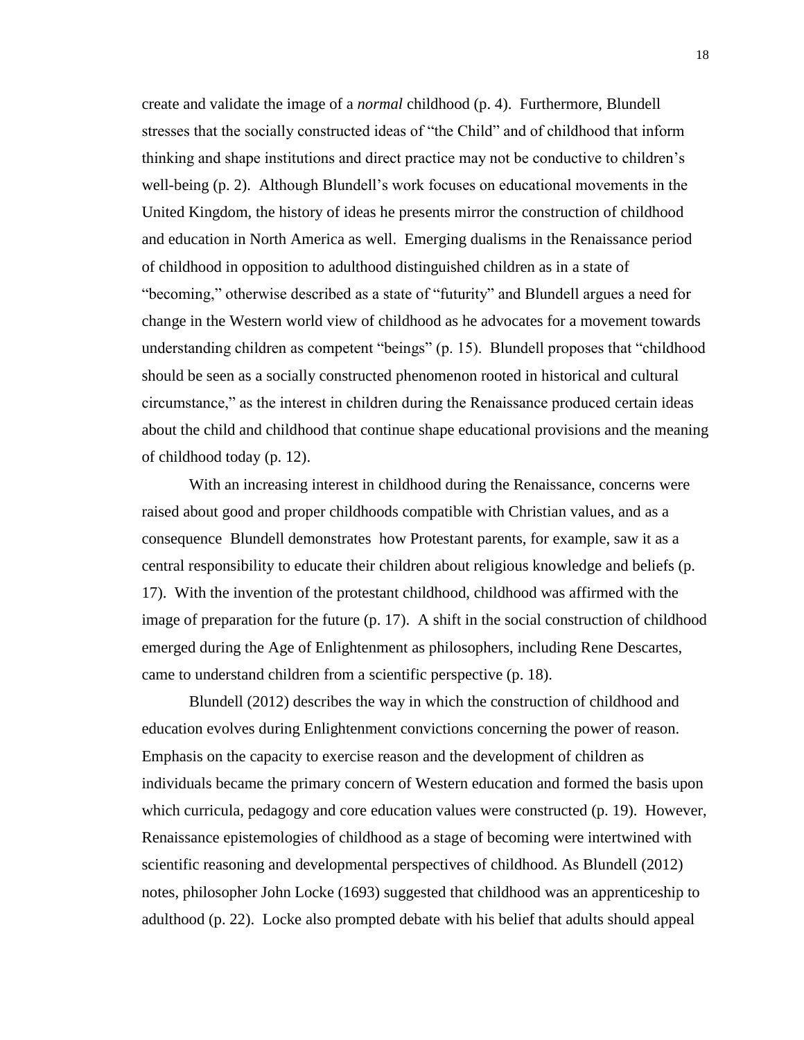create and validate the image of a *normal* childhood (p. 4). Furthermore, Blundell stresses that the socially constructed ideas of "the Child" and of childhood that inform thinking and shape institutions and direct practice may not be conductive to children's well-being (p. 2). Although Blundell's work focuses on educational movements in the United Kingdom, the history of ideas he presents mirror the construction of childhood and education in North America as well. Emerging dualisms in the Renaissance period of childhood in opposition to adulthood distinguished children as in a state of "becoming," otherwise described as a state of "futurity" and Blundell argues a need for change in the Western world view of childhood as he advocates for a movement towards understanding children as competent "beings" (p. 15). Blundell proposes that "childhood should be seen as a socially constructed phenomenon rooted in historical and cultural circumstance," as the interest in children during the Renaissance produced certain ideas about the child and childhood that continue shape educational provisions and the meaning of childhood today (p. 12).

With an increasing interest in childhood during the Renaissance, concerns were raised about good and proper childhoods compatible with Christian values, and as a consequence Blundell demonstrates how Protestant parents, for example, saw it as a central responsibility to educate their children about religious knowledge and beliefs (p. 17). With the invention of the protestant childhood, childhood was affirmed with the image of preparation for the future (p. 17). A shift in the social construction of childhood emerged during the Age of Enlightenment as philosophers, including Rene Descartes, came to understand children from a scientific perspective (p. 18).

Blundell (2012) describes the way in which the construction of childhood and education evolves during Enlightenment convictions concerning the power of reason. Emphasis on the capacity to exercise reason and the development of children as individuals became the primary concern of Western education and formed the basis upon which curricula, pedagogy and core education values were constructed (p. 19). However, Renaissance epistemologies of childhood as a stage of becoming were intertwined with scientific reasoning and developmental perspectives of childhood. As Blundell (2012) notes, philosopher John Locke (1693) suggested that childhood was an apprenticeship to adulthood (p. 22). Locke also prompted debate with his belief that adults should appeal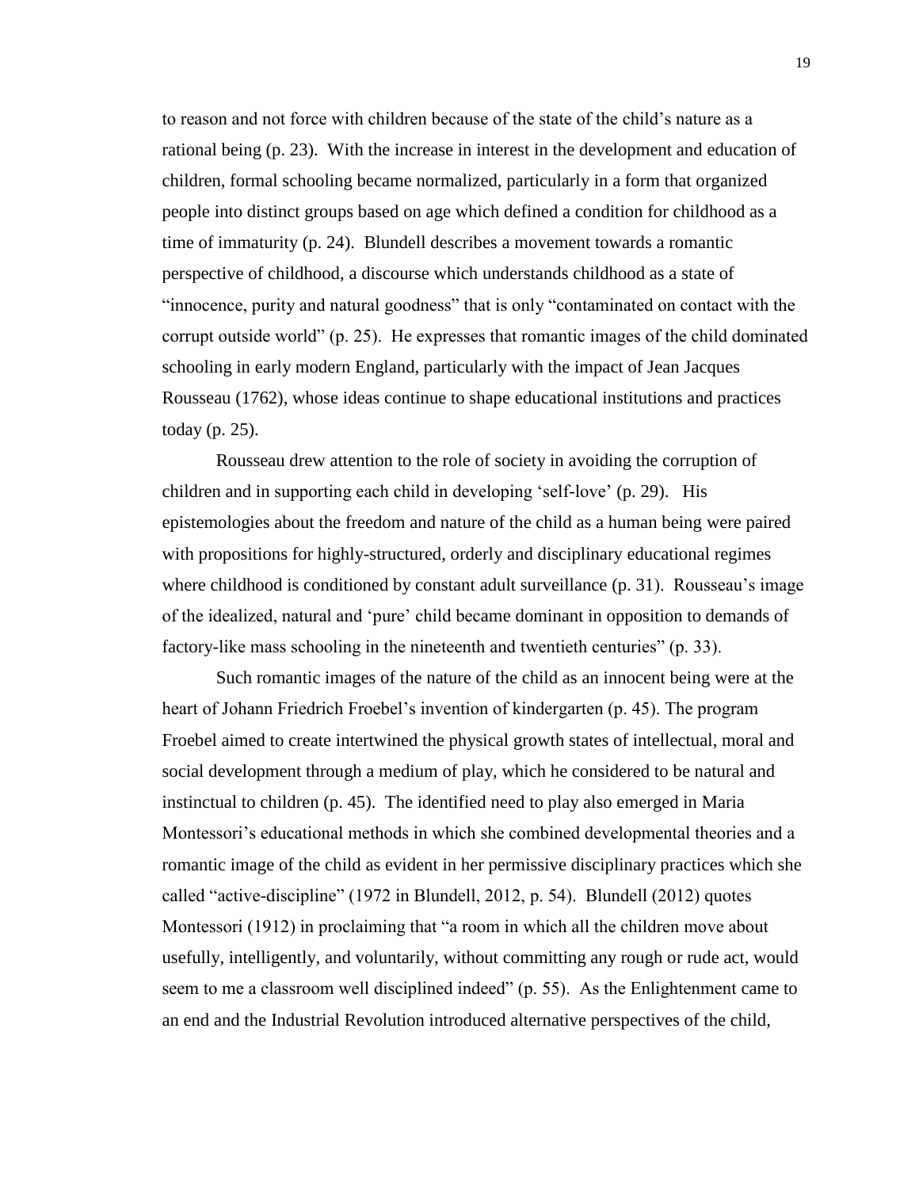to reason and not force with children because of the state of the child's nature as a rational being (p. 23). With the increase in interest in the development and education of children, formal schooling became normalized, particularly in a form that organized people into distinct groups based on age which defined a condition for childhood as a time of immaturity (p. 24). Blundell describes a movement towards a romantic perspective of childhood, a discourse which understands childhood as a state of "innocence, purity and natural goodness" that is only "contaminated on contact with the corrupt outside world" (p. 25). He expresses that romantic images of the child dominated schooling in early modern England, particularly with the impact of Jean Jacques Rousseau (1762), whose ideas continue to shape educational institutions and practices today (p. 25).

Rousseau drew attention to the role of society in avoiding the corruption of children and in supporting each child in developing 'self-love' (p. 29). His epistemologies about the freedom and nature of the child as a human being were paired with propositions for highly-structured, orderly and disciplinary educational regimes where childhood is conditioned by constant adult surveillance (p. 31). Rousseau's image of the idealized, natural and 'pure' child became dominant in opposition to demands of factory-like mass schooling in the nineteenth and twentieth centuries" (p. 33).

Such romantic images of the nature of the child as an innocent being were at the heart of Johann Friedrich Froebel's invention of kindergarten (p. 45). The program Froebel aimed to create intertwined the physical growth states of intellectual, moral and social development through a medium of play, which he considered to be natural and instinctual to children (p. 45). The identified need to play also emerged in Maria Montessori's educational methods in which she combined developmental theories and a romantic image of the child as evident in her permissive disciplinary practices which she called "active-discipline" (1972 in Blundell, 2012, p. 54). Blundell (2012) quotes Montessori (1912) in proclaiming that "a room in which all the children move about usefully, intelligently, and voluntarily, without committing any rough or rude act, would seem to me a classroom well disciplined indeed" (p. 55). As the Enlightenment came to an end and the Industrial Revolution introduced alternative perspectives of the child,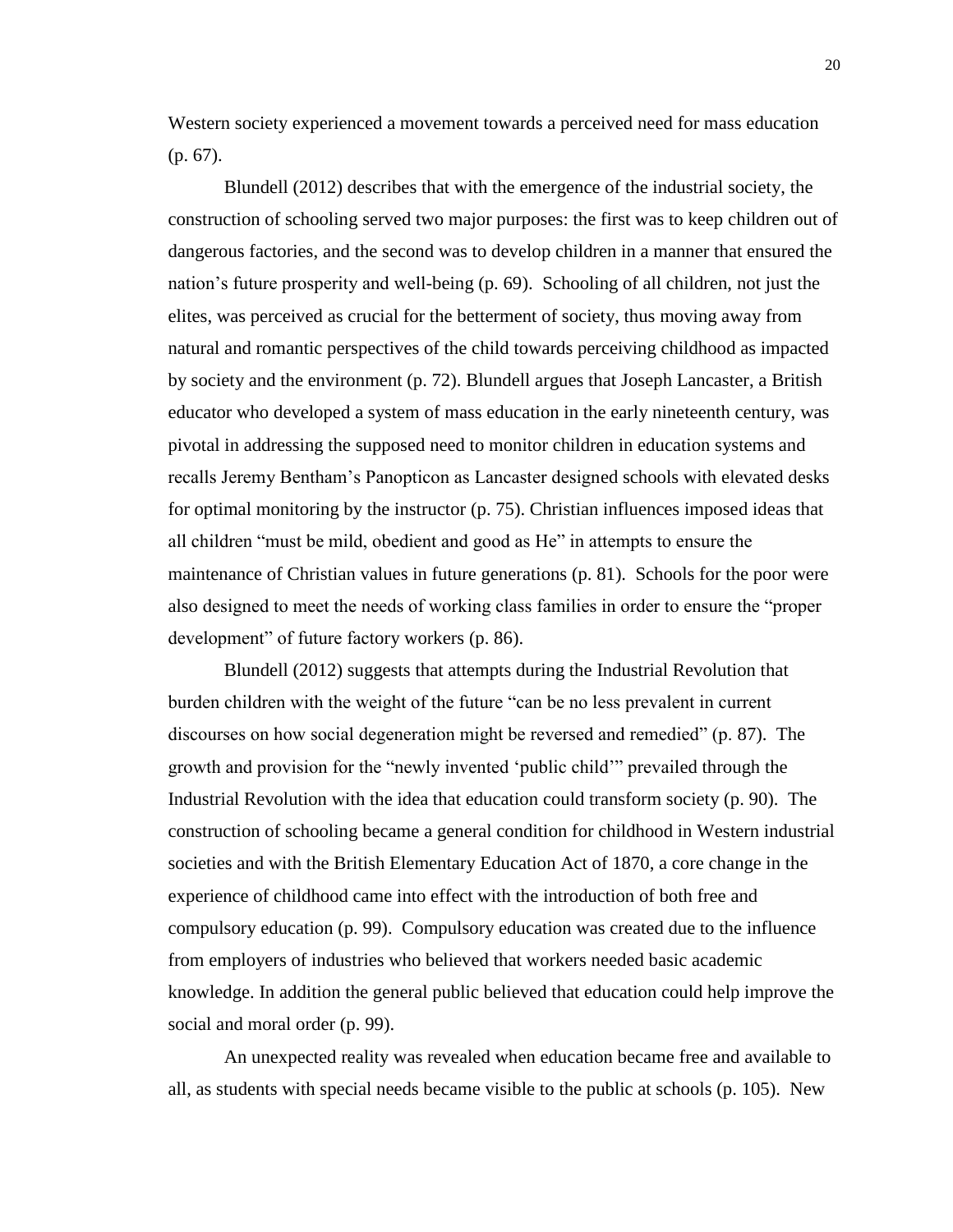Western society experienced a movement towards a perceived need for mass education (p. 67).

Blundell (2012) describes that with the emergence of the industrial society, the construction of schooling served two major purposes: the first was to keep children out of dangerous factories, and the second was to develop children in a manner that ensured the nation's future prosperity and well-being (p. 69). Schooling of all children, not just the elites, was perceived as crucial for the betterment of society, thus moving away from natural and romantic perspectives of the child towards perceiving childhood as impacted by society and the environment (p. 72). Blundell argues that Joseph Lancaster, a British educator who developed a system of mass education in the early nineteenth century, was pivotal in addressing the supposed need to monitor children in education systems and recalls Jeremy Bentham's Panopticon as Lancaster designed schools with elevated desks for optimal monitoring by the instructor (p. 75). Christian influences imposed ideas that all children "must be mild, obedient and good as He" in attempts to ensure the maintenance of Christian values in future generations (p. 81). Schools for the poor were also designed to meet the needs of working class families in order to ensure the "proper development" of future factory workers (p. 86).

Blundell (2012) suggests that attempts during the Industrial Revolution that burden children with the weight of the future "can be no less prevalent in current discourses on how social degeneration might be reversed and remedied" (p. 87). The growth and provision for the "newly invented 'public child'" prevailed through the Industrial Revolution with the idea that education could transform society (p. 90). The construction of schooling became a general condition for childhood in Western industrial societies and with the British Elementary Education Act of 1870, a core change in the experience of childhood came into effect with the introduction of both free and compulsory education (p. 99). Compulsory education was created due to the influence from employers of industries who believed that workers needed basic academic knowledge. In addition the general public believed that education could help improve the social and moral order (p. 99).

An unexpected reality was revealed when education became free and available to all, as students with special needs became visible to the public at schools (p. 105). New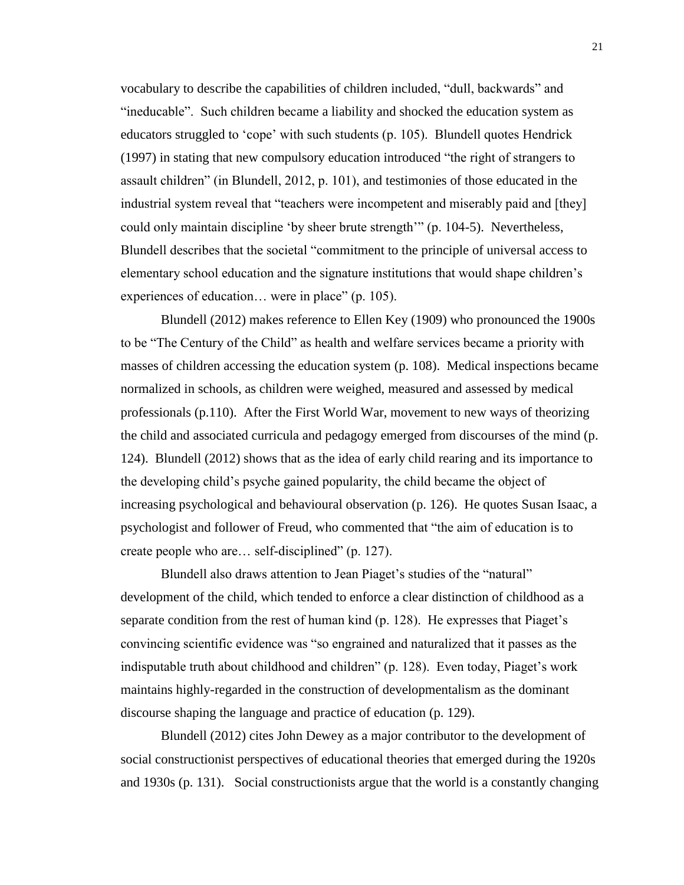vocabulary to describe the capabilities of children included, "dull, backwards" and "ineducable". Such children became a liability and shocked the education system as educators struggled to 'cope' with such students (p. 105). Blundell quotes Hendrick (1997) in stating that new compulsory education introduced "the right of strangers to assault children" (in Blundell, 2012, p. 101), and testimonies of those educated in the industrial system reveal that "teachers were incompetent and miserably paid and [they] could only maintain discipline 'by sheer brute strength'" (p. 104-5). Nevertheless, Blundell describes that the societal "commitment to the principle of universal access to elementary school education and the signature institutions that would shape children's experiences of education… were in place" (p. 105).

Blundell (2012) makes reference to Ellen Key (1909) who pronounced the 1900s to be "The Century of the Child" as health and welfare services became a priority with masses of children accessing the education system (p. 108). Medical inspections became normalized in schools, as children were weighed, measured and assessed by medical professionals (p.110). After the First World War, movement to new ways of theorizing the child and associated curricula and pedagogy emerged from discourses of the mind (p. 124). Blundell (2012) shows that as the idea of early child rearing and its importance to the developing child's psyche gained popularity, the child became the object of increasing psychological and behavioural observation (p. 126). He quotes Susan Isaac, a psychologist and follower of Freud, who commented that "the aim of education is to create people who are… self-disciplined" (p. 127).

Blundell also draws attention to Jean Piaget's studies of the "natural" development of the child, which tended to enforce a clear distinction of childhood as a separate condition from the rest of human kind (p. 128). He expresses that Piaget's convincing scientific evidence was "so engrained and naturalized that it passes as the indisputable truth about childhood and children" (p. 128). Even today, Piaget's work maintains highly-regarded in the construction of developmentalism as the dominant discourse shaping the language and practice of education (p. 129).

Blundell (2012) cites John Dewey as a major contributor to the development of social constructionist perspectives of educational theories that emerged during the 1920s and 1930s (p. 131). Social constructionists argue that the world is a constantly changing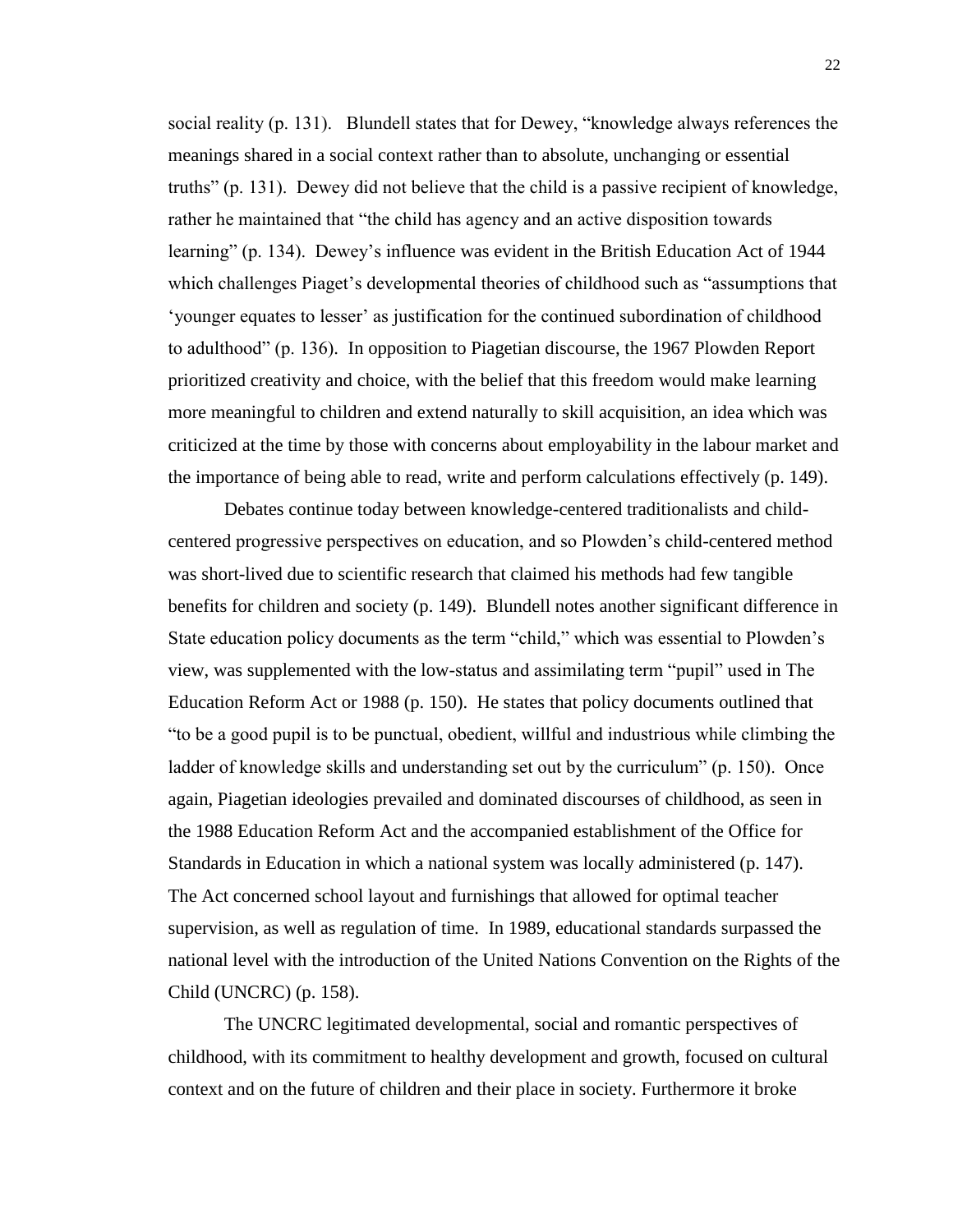social reality (p. 131). Blundell states that for Dewey, "knowledge always references the meanings shared in a social context rather than to absolute, unchanging or essential truths" (p. 131). Dewey did not believe that the child is a passive recipient of knowledge, rather he maintained that "the child has agency and an active disposition towards learning" (p. 134). Dewey's influence was evident in the British Education Act of 1944 which challenges Piaget's developmental theories of childhood such as "assumptions that 'younger equates to lesser' as justification for the continued subordination of childhood to adulthood" (p. 136). In opposition to Piagetian discourse, the 1967 Plowden Report prioritized creativity and choice, with the belief that this freedom would make learning more meaningful to children and extend naturally to skill acquisition, an idea which was criticized at the time by those with concerns about employability in the labour market and the importance of being able to read, write and perform calculations effectively (p. 149).

Debates continue today between knowledge-centered traditionalists and child-centered progressive perspectives on education, and so Plowden's child-centered method was short-lived due to scientific research that claimed his methods had few tangible benefits for children and society (p. 149). Blundell notes another significant difference in State education policy documents as the term "child," which was essential to Plowden's view, was supplemented with the low-status and assimilating term "pupil" used in The Education Reform Act or 1988 (p. 150). He states that policy documents outlined that "to be a good pupil is to be punctual, obedient, willful and industrious while climbing the ladder of knowledge skills and understanding set out by the curriculum" (p. 150). Once again, Piagetian ideologies prevailed and dominated discourses of childhood, as seen in the 1988 Education Reform Act and the accompanied establishment of the Office for Standards in Education in which a national system was locally administered (p. 147). The Act concerned school layout and furnishings that allowed for optimal teacher supervision, as well as regulation of time. In 1989, educational standards surpassed the national level with the introduction of the United Nations Convention on the Rights of the Child (UNCRC) (p. 158).

The UNCRC legitimated developmental, social and romantic perspectives of childhood, with its commitment to healthy development and growth, focused on cultural context and on the future of children and their place in society. Furthermore it broke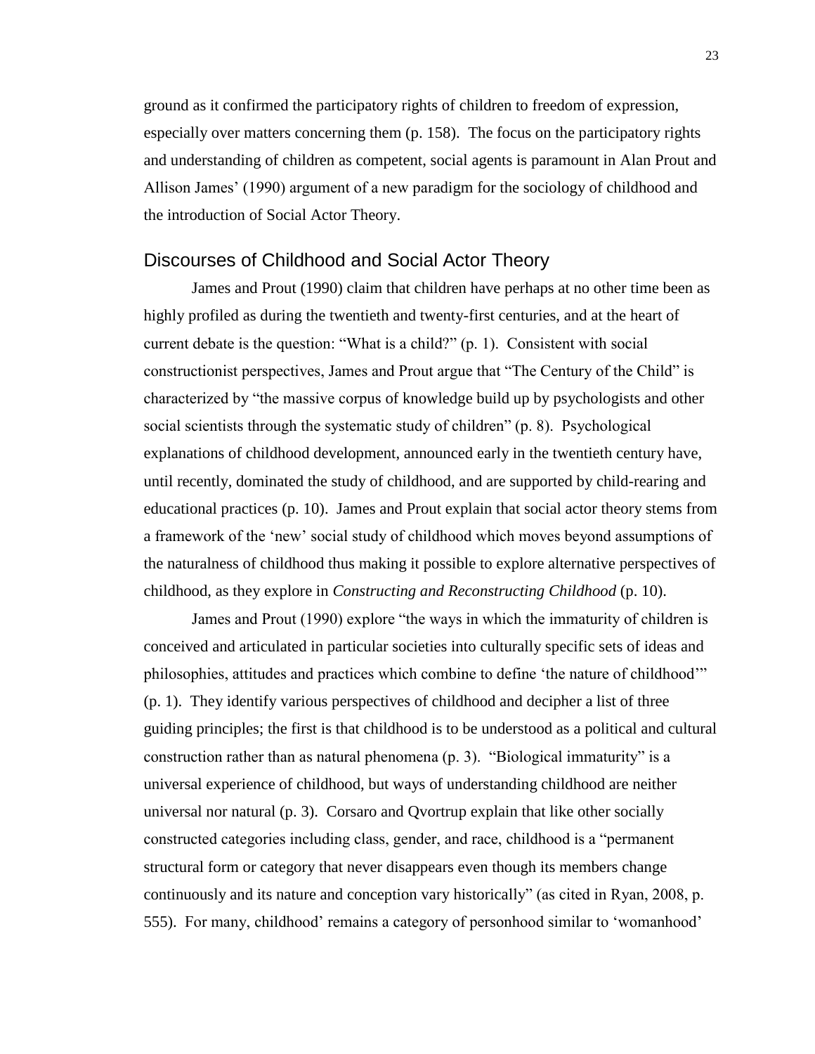ground as it confirmed the participatory rights of children to freedom of expression, especially over matters concerning them (p. 158). The focus on the participatory rights and understanding of children as competent, social agents is paramount in Alan Prout and Allison James' (1990) argument of a new paradigm for the sociology of childhood and the introduction of Social Actor Theory.

## Discourses of Childhood and Social Actor Theory

James and Prout (1990) claim that children have perhaps at no other time been as highly profiled as during the twentieth and twenty-first centuries, and at the heart of current debate is the question: "What is a child?" (p. 1). Consistent with social constructionist perspectives, James and Prout argue that "The Century of the Child" is characterized by "the massive corpus of knowledge build up by psychologists and other social scientists through the systematic study of children" (p. 8). Psychological explanations of childhood development, announced early in the twentieth century have, until recently, dominated the study of childhood, and are supported by child-rearing and educational practices (p. 10). James and Prout explain that social actor theory stems from a framework of the 'new' social study of childhood which moves beyond assumptions of the naturalness of childhood thus making it possible to explore alternative perspectives of childhood, as they explore in *Constructing and Reconstructing Childhood* (p. 10).

James and Prout (1990) explore "the ways in which the immaturity of children is conceived and articulated in particular societies into culturally specific sets of ideas and philosophies, attitudes and practices which combine to define 'the nature of childhood'" (p. 1). They identify various perspectives of childhood and decipher a list of three guiding principles; the first is that childhood is to be understood as a political and cultural construction rather than as natural phenomena (p. 3). "Biological immaturity" is a universal experience of childhood, but ways of understanding childhood are neither universal nor natural (p. 3). Corsaro and Qvortrup explain that like other socially constructed categories including class, gender, and race, childhood is a "permanent structural form or category that never disappears even though its members change continuously and its nature and conception vary historically" (as cited in Ryan, 2008, p. 555). For many, childhood' remains a category of personhood similar to 'womanhood'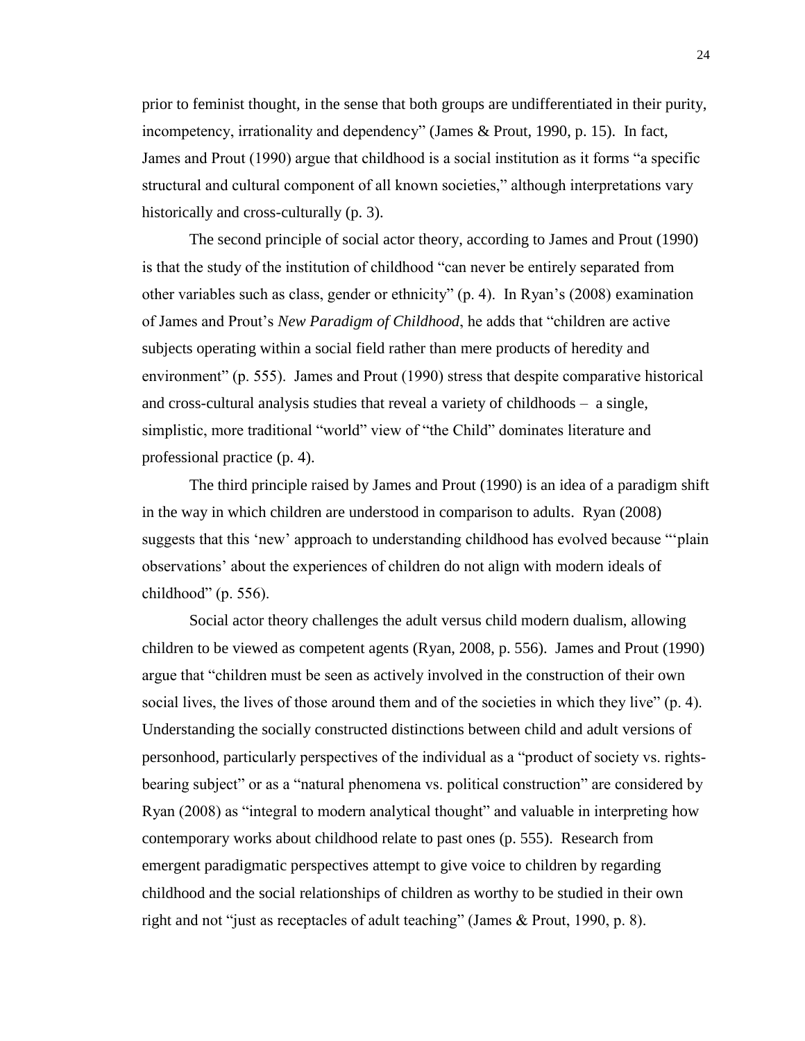prior to feminist thought, in the sense that both groups are undifferentiated in their purity, incompetency, irrationality and dependency" (James & Prout, 1990, p. 15). In fact, James and Prout (1990) argue that childhood is a social institution as it forms "a specific structural and cultural component of all known societies," although interpretations vary historically and cross-culturally (p. 3).

The second principle of social actor theory, according to James and Prout (1990) is that the study of the institution of childhood "can never be entirely separated from other variables such as class, gender or ethnicity" (p. 4). In Ryan's (2008) examination of James and Prout's *New Paradigm of Childhood*, he adds that "children are active subjects operating within a social field rather than mere products of heredity and environment" (p. 555). James and Prout (1990) stress that despite comparative historical and cross-cultural analysis studies that reveal a variety of childhoods – a single, simplistic, more traditional "world" view of "the Child" dominates literature and professional practice (p. 4).

The third principle raised by James and Prout (1990) is an idea of a paradigm shift in the way in which children are understood in comparison to adults. Ryan (2008) suggests that this 'new' approach to understanding childhood has evolved because "'plain observations' about the experiences of children do not align with modern ideals of childhood" (p. 556).

Social actor theory challenges the adult versus child modern dualism, allowing children to be viewed as competent agents (Ryan, 2008, p. 556). James and Prout (1990) argue that "children must be seen as actively involved in the construction of their own social lives, the lives of those around them and of the societies in which they live" (p. 4). Understanding the socially constructed distinctions between child and adult versions of personhood, particularly perspectives of the individual as a "product of society vs. rights-bearing subject" or as a "natural phenomena vs. political construction" are considered by Ryan (2008) as "integral to modern analytical thought" and valuable in interpreting how contemporary works about childhood relate to past ones (p. 555). Research from emergent paradigmatic perspectives attempt to give voice to children by regarding childhood and the social relationships of children as worthy to be studied in their own right and not "just as receptacles of adult teaching" (James & Prout, 1990, p. 8).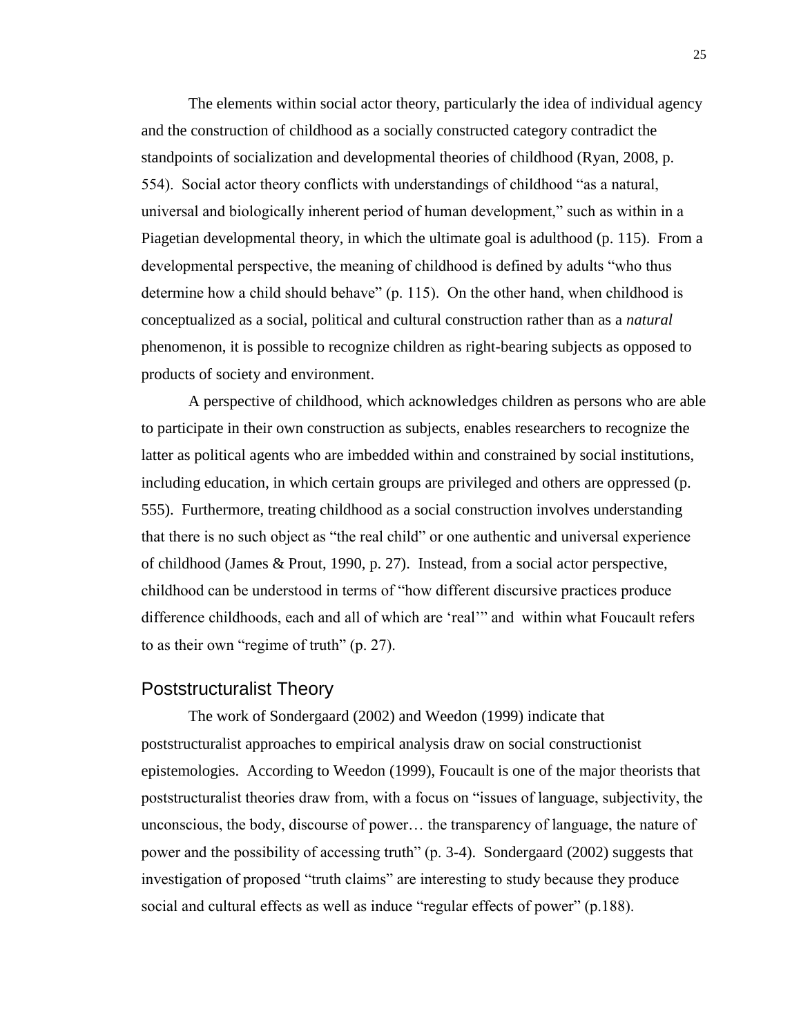The elements within social actor theory, particularly the idea of individual agency and the construction of childhood as a socially constructed category contradict the standpoints of socialization and developmental theories of childhood (Ryan, 2008, p. 554). Social actor theory conflicts with understandings of childhood "as a natural, universal and biologically inherent period of human development," such as within in a Piagetian developmental theory, in which the ultimate goal is adulthood (p. 115). From a developmental perspective, the meaning of childhood is defined by adults "who thus determine how a child should behave" (p. 115). On the other hand, when childhood is conceptualized as a social, political and cultural construction rather than as a *natural* phenomenon, it is possible to recognize children as right-bearing subjects as opposed to products of society and environment.

A perspective of childhood, which acknowledges children as persons who are able to participate in their own construction as subjects, enables researchers to recognize the latter as political agents who are imbedded within and constrained by social institutions, including education, in which certain groups are privileged and others are oppressed (p. 555). Furthermore, treating childhood as a social construction involves understanding that there is no such object as "the real child" or one authentic and universal experience of childhood (James & Prout, 1990, p. 27). Instead, from a social actor perspective, childhood can be understood in terms of "how different discursive practices produce difference childhoods, each and all of which are 'real'" and within what Foucault refers to as their own "regime of truth" (p. 27).

## Poststructuralist Theory

The work of Sondergaard (2002) and Weedon (1999) indicate that poststructuralist approaches to empirical analysis draw on social constructionist epistemologies. According to Weedon (1999), Foucault is one of the major theorists that poststructuralist theories draw from, with a focus on "issues of language, subjectivity, the unconscious, the body, discourse of power… the transparency of language, the nature of power and the possibility of accessing truth" (p. 3-4). Sondergaard (2002) suggests that investigation of proposed "truth claims" are interesting to study because they produce social and cultural effects as well as induce "regular effects of power" (p.188).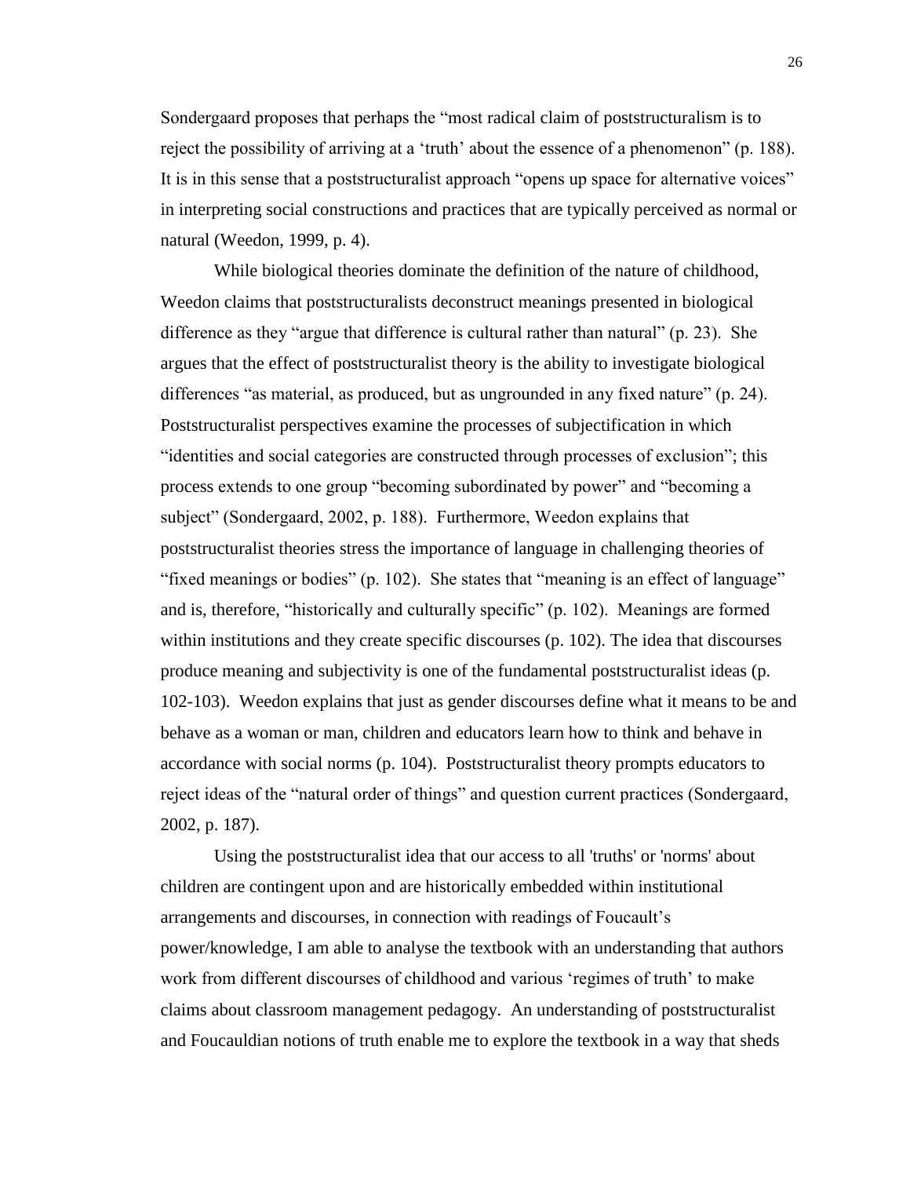Sondergaard proposes that perhaps the "most radical claim of poststructuralism is to reject the possibility of arriving at a 'truth' about the essence of a phenomenon" (p. 188). It is in this sense that a poststructuralist approach "opens up space for alternative voices" in interpreting social constructions and practices that are typically perceived as normal or natural (Weedon, 1999, p. 4).

While biological theories dominate the definition of the nature of childhood, Weedon claims that poststructuralists deconstruct meanings presented in biological difference as they "argue that difference is cultural rather than natural" (p. 23). She argues that the effect of poststructuralist theory is the ability to investigate biological differences "as material, as produced, but as ungrounded in any fixed nature" (p. 24). Poststructuralist perspectives examine the processes of subjectification in which "identities and social categories are constructed through processes of exclusion"; this process extends to one group "becoming subordinated by power" and "becoming a subject" (Sondergaard, 2002, p. 188). Furthermore, Weedon explains that poststructuralist theories stress the importance of language in challenging theories of "fixed meanings or bodies" (p. 102). She states that "meaning is an effect of language" and is, therefore, "historically and culturally specific" (p. 102). Meanings are formed within institutions and they create specific discourses (p. 102). The idea that discourses produce meaning and subjectivity is one of the fundamental poststructuralist ideas (p. 102-103). Weedon explains that just as gender discourses define what it means to be and behave as a woman or man, children and educators learn how to think and behave in accordance with social norms (p. 104). Poststructuralist theory prompts educators to reject ideas of the "natural order of things" and question current practices (Sondergaard, 2002, p. 187).

Using the poststructuralist idea that our access to all 'truths' or 'norms' about children are contingent upon and are historically embedded within institutional arrangements and discourses, in connection with readings of Foucault's power/knowledge, I am able to analyse the textbook with an understanding that authors work from different discourses of childhood and various 'regimes of truth' to make claims about classroom management pedagogy. An understanding of poststructuralist and Foucauldian notions of truth enable me to explore the textbook in a way that sheds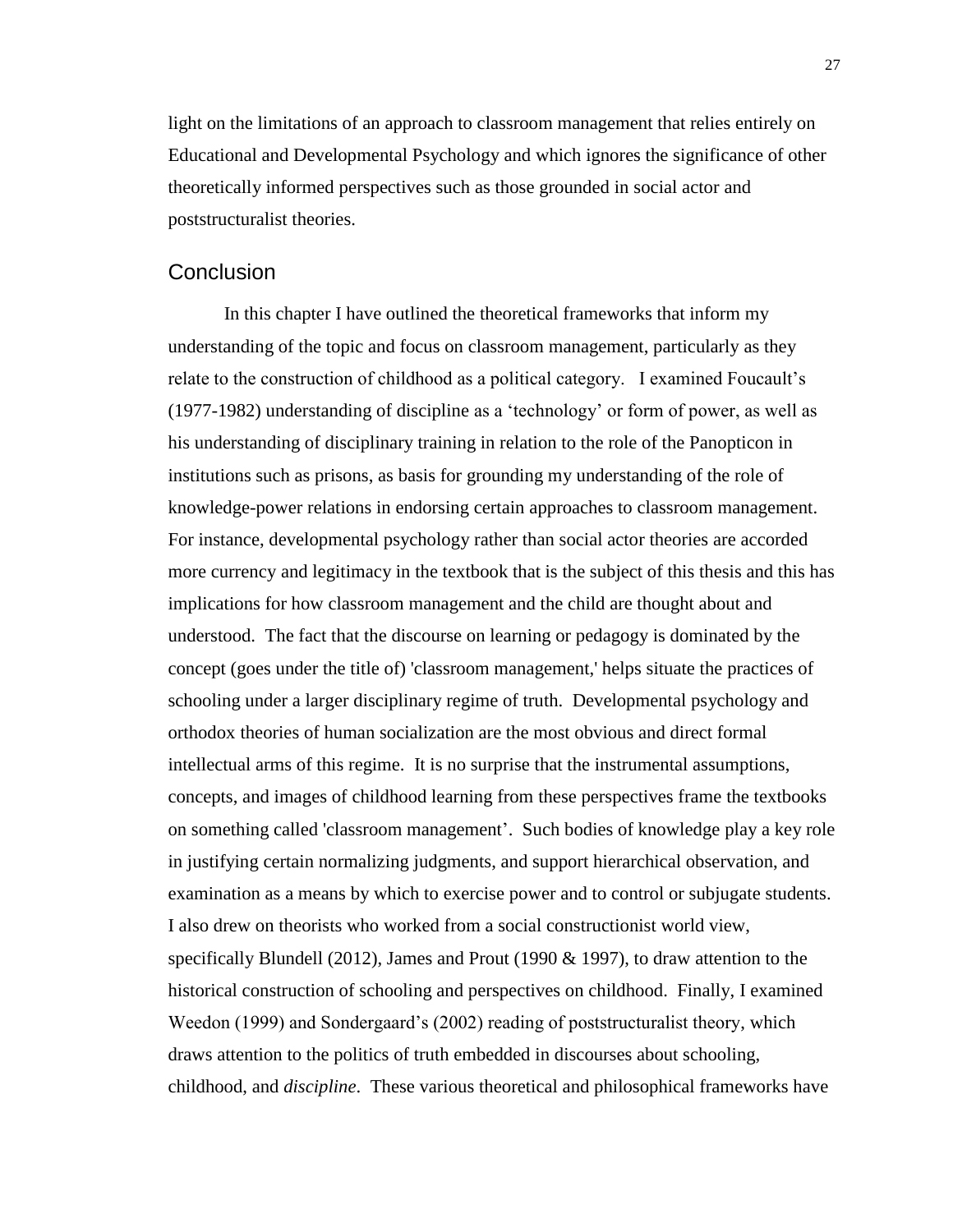light on the limitations of an approach to classroom management that relies entirely on Educational and Developmental Psychology and which ignores the significance of other theoretically informed perspectives such as those grounded in social actor and poststructuralist theories.

## Conclusion

In this chapter I have outlined the theoretical frameworks that inform my understanding of the topic and focus on classroom management, particularly as they relate to the construction of childhood as a political category. I examined Foucault's (1977-1982) understanding of discipline as a 'technology' or form of power, as well as his understanding of disciplinary training in relation to the role of the Panopticon in institutions such as prisons, as basis for grounding my understanding of the role of knowledge-power relations in endorsing certain approaches to classroom management. For instance, developmental psychology rather than social actor theories are accorded more currency and legitimacy in the textbook that is the subject of this thesis and this has implications for how classroom management and the child are thought about and understood. The fact that the discourse on learning or pedagogy is dominated by the concept (goes under the title of) 'classroom management,' helps situate the practices of schooling under a larger disciplinary regime of truth. Developmental psychology and orthodox theories of human socialization are the most obvious and direct formal intellectual arms of this regime. It is no surprise that the instrumental assumptions, concepts, and images of childhood learning from these perspectives frame the textbooks on something called 'classroom management'. Such bodies of knowledge play a key role in justifying certain normalizing judgments, and support hierarchical observation, and examination as a means by which to exercise power and to control or subjugate students. I also drew on theorists who worked from a social constructionist world view, specifically Blundell (2012), James and Prout (1990 & 1997), to draw attention to the historical construction of schooling and perspectives on childhood. Finally, I examined Weedon (1999) and Sondergaard's (2002) reading of poststructuralist theory, which draws attention to the politics of truth embedded in discourses about schooling, childhood, and *discipline*. These various theoretical and philosophical frameworks have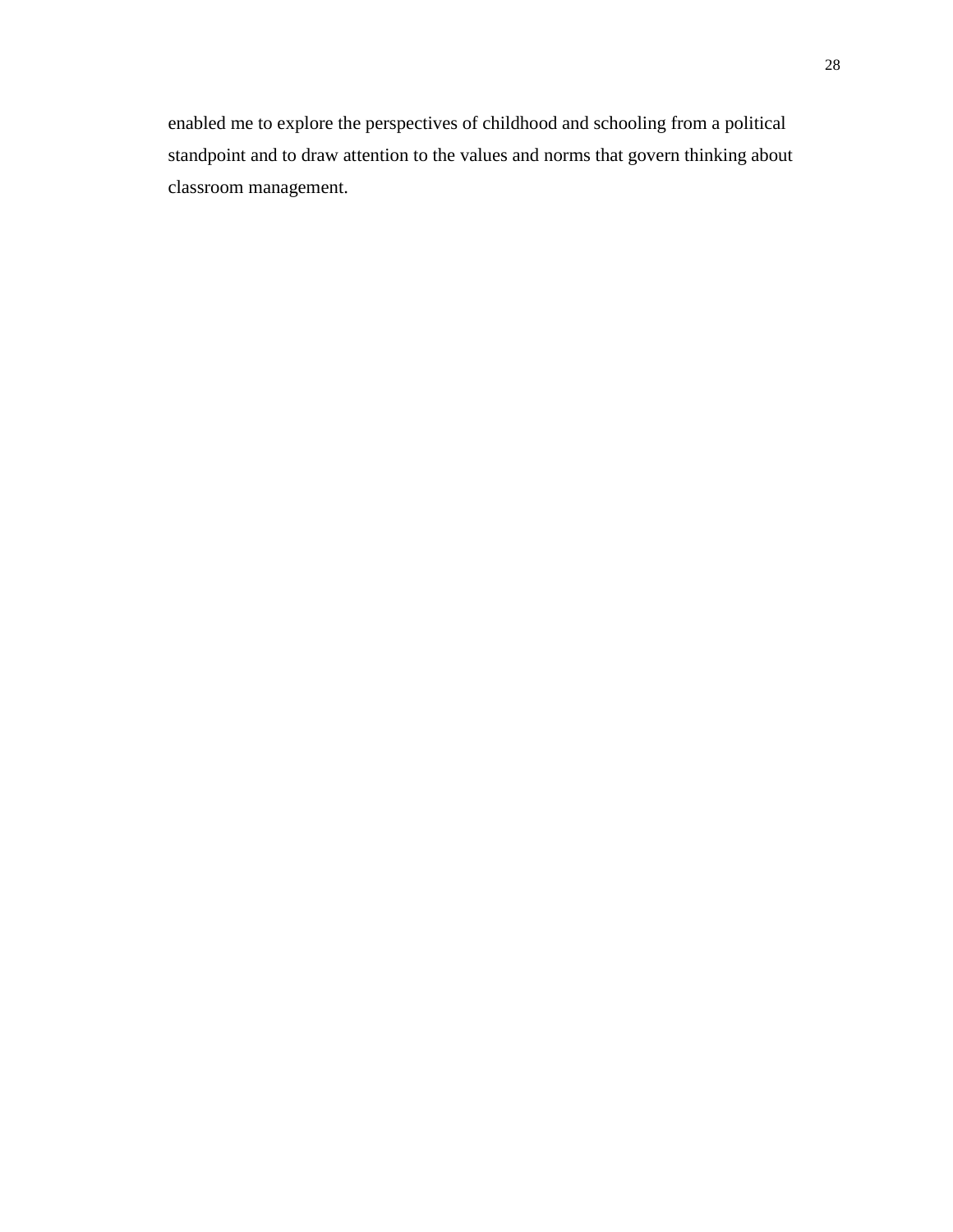enabled me to explore the perspectives of childhood and schooling from a political standpoint and to draw attention to the values and norms that govern thinking about classroom management.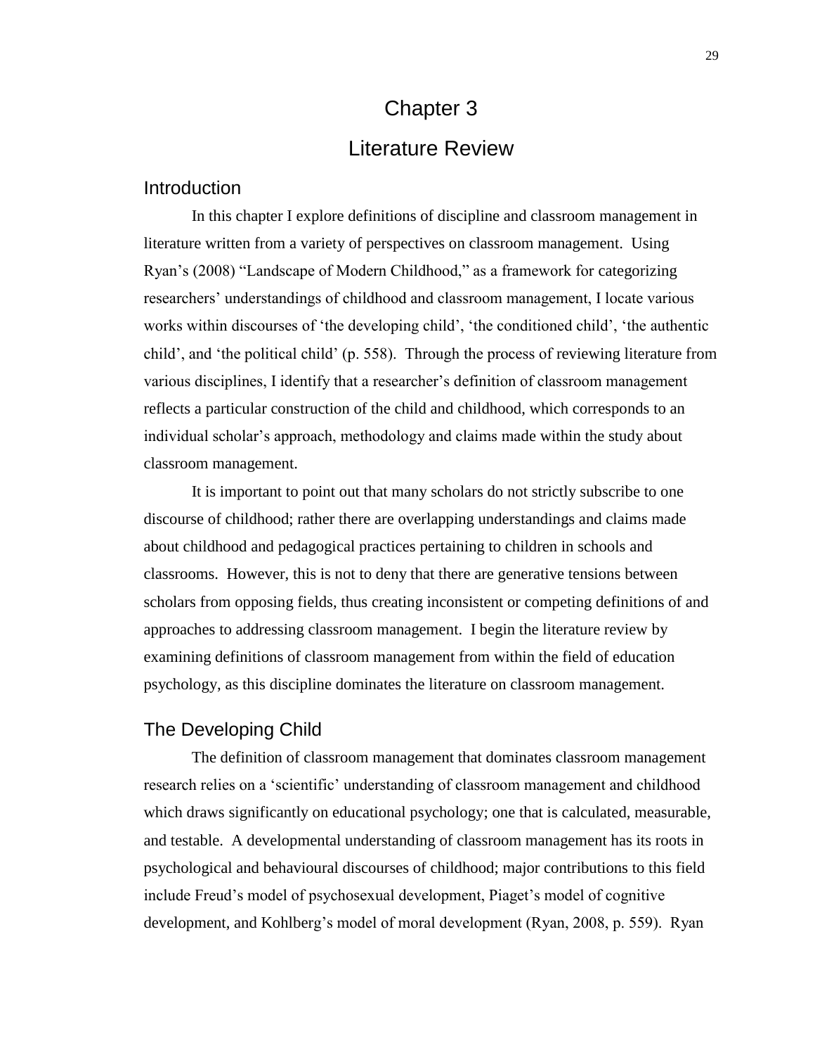# Chapter 3

# Literature Review

## Introduction

In this chapter I explore definitions of discipline and classroom management in literature written from a variety of perspectives on classroom management. Using Ryan's (2008) "Landscape of Modern Childhood," as a framework for categorizing researchers' understandings of childhood and classroom management, I locate various works within discourses of 'the developing child', 'the conditioned child', 'the authentic child', and 'the political child' (p. 558). Through the process of reviewing literature from various disciplines, I identify that a researcher's definition of classroom management reflects a particular construction of the child and childhood, which corresponds to an individual scholar's approach, methodology and claims made within the study about classroom management.

It is important to point out that many scholars do not strictly subscribe to one discourse of childhood; rather there are overlapping understandings and claims made about childhood and pedagogical practices pertaining to children in schools and classrooms. However, this is not to deny that there are generative tensions between scholars from opposing fields, thus creating inconsistent or competing definitions of and approaches to addressing classroom management. I begin the literature review by examining definitions of classroom management from within the field of education psychology, as this discipline dominates the literature on classroom management.

## The Developing Child

The definition of classroom management that dominates classroom management research relies on a 'scientific' understanding of classroom management and childhood which draws significantly on educational psychology; one that is calculated, measurable, and testable. A developmental understanding of classroom management has its roots in psychological and behavioural discourses of childhood; major contributions to this field include Freud's model of psychosexual development, Piaget's model of cognitive development, and Kohlberg's model of moral development (Ryan, 2008, p. 559). Ryan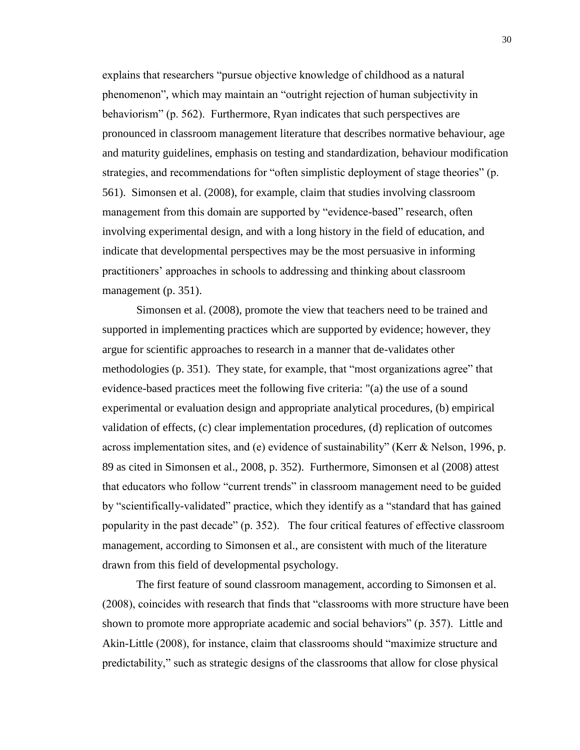explains that researchers "pursue objective knowledge of childhood as a natural phenomenon", which may maintain an "outright rejection of human subjectivity in behaviorism" (p. 562). Furthermore, Ryan indicates that such perspectives are pronounced in classroom management literature that describes normative behaviour, age and maturity guidelines, emphasis on testing and standardization, behaviour modification strategies, and recommendations for "often simplistic deployment of stage theories" (p. 561). Simonsen et al. (2008), for example, claim that studies involving classroom management from this domain are supported by "evidence-based" research, often involving experimental design, and with a long history in the field of education, and indicate that developmental perspectives may be the most persuasive in informing practitioners' approaches in schools to addressing and thinking about classroom management (p. 351).

Simonsen et al. (2008), promote the view that teachers need to be trained and supported in implementing practices which are supported by evidence; however, they argue for scientific approaches to research in a manner that de-validates other methodologies (p. 351). They state, for example, that "most organizations agree" that evidence-based practices meet the following five criteria: "(a) the use of a sound experimental or evaluation design and appropriate analytical procedures, (b) empirical validation of effects, (c) clear implementation procedures, (d) replication of outcomes across implementation sites, and (e) evidence of sustainability" (Kerr & Nelson, 1996, p. 89 as cited in Simonsen et al., 2008, p. 352). Furthermore, Simonsen et al (2008) attest that educators who follow "current trends" in classroom management need to be guided by "scientifically-validated" practice, which they identify as a "standard that has gained popularity in the past decade" (p. 352). The four critical features of effective classroom management, according to Simonsen et al., are consistent with much of the literature drawn from this field of developmental psychology.

The first feature of sound classroom management, according to Simonsen et al. (2008), coincides with research that finds that "classrooms with more structure have been shown to promote more appropriate academic and social behaviors" (p. 357). Little and Akin-Little (2008), for instance, claim that classrooms should "maximize structure and predictability," such as strategic designs of the classrooms that allow for close physical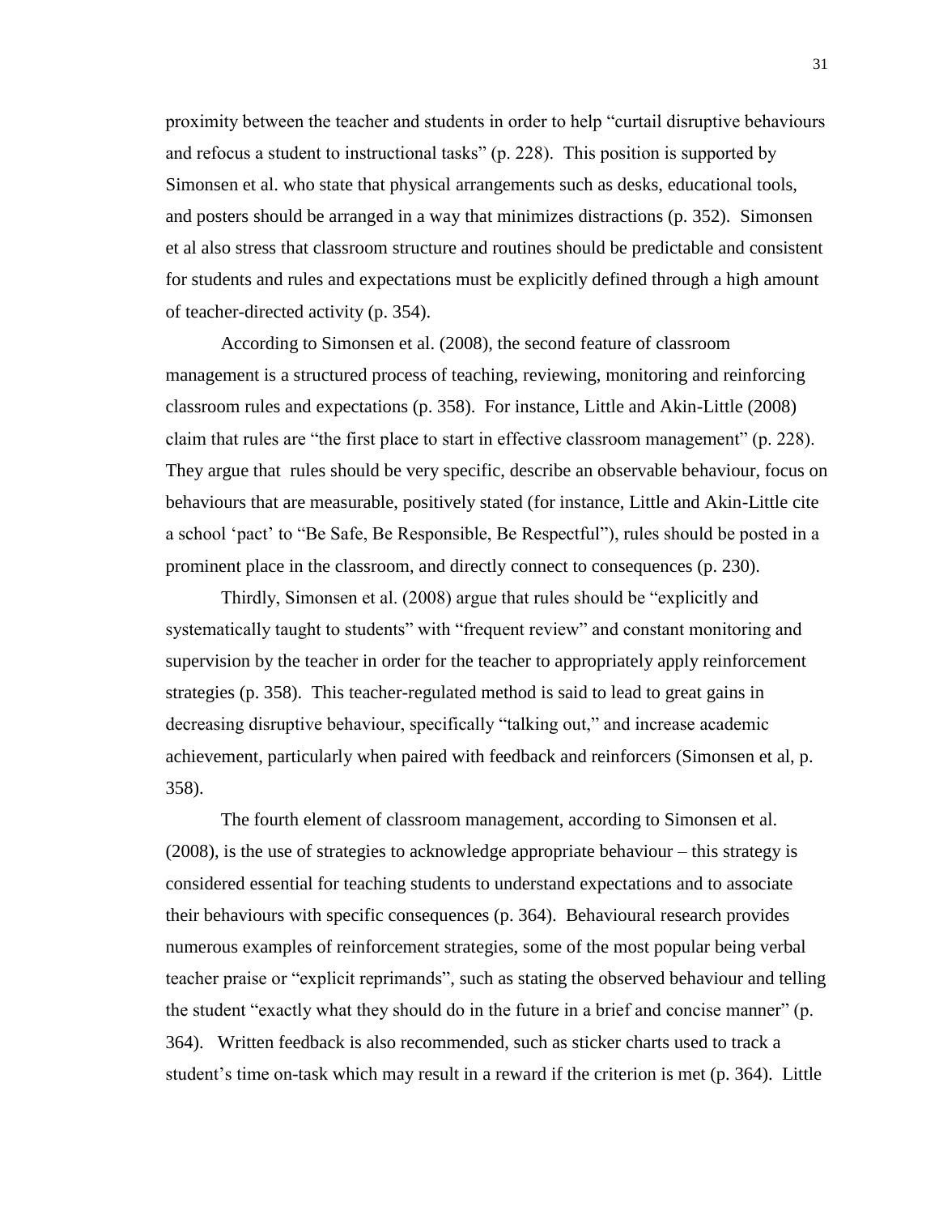proximity between the teacher and students in order to help "curtail disruptive behaviours and refocus a student to instructional tasks" (p. 228). This position is supported by Simonsen et al. who state that physical arrangements such as desks, educational tools, and posters should be arranged in a way that minimizes distractions (p. 352). Simonsen et al also stress that classroom structure and routines should be predictable and consistent for students and rules and expectations must be explicitly defined through a high amount of teacher-directed activity (p. 354).

According to Simonsen et al. (2008), the second feature of classroom management is a structured process of teaching, reviewing, monitoring and reinforcing classroom rules and expectations (p. 358). For instance, Little and Akin-Little (2008) claim that rules are "the first place to start in effective classroom management" (p. 228). They argue that rules should be very specific, describe an observable behaviour, focus on behaviours that are measurable, positively stated (for instance, Little and Akin-Little cite a school 'pact' to "Be Safe, Be Responsible, Be Respectful"), rules should be posted in a prominent place in the classroom, and directly connect to consequences (p. 230).

Thirdly, Simonsen et al. (2008) argue that rules should be "explicitly and systematically taught to students" with "frequent review" and constant monitoring and supervision by the teacher in order for the teacher to appropriately apply reinforcement strategies (p. 358). This teacher-regulated method is said to lead to great gains in decreasing disruptive behaviour, specifically "talking out," and increase academic achievement, particularly when paired with feedback and reinforcers (Simonsen et al, p. 358).

The fourth element of classroom management, according to Simonsen et al. (2008), is the use of strategies to acknowledge appropriate behaviour – this strategy is considered essential for teaching students to understand expectations and to associate their behaviours with specific consequences (p. 364). Behavioural research provides numerous examples of reinforcement strategies, some of the most popular being verbal teacher praise or "explicit reprimands", such as stating the observed behaviour and telling the student "exactly what they should do in the future in a brief and concise manner" (p. 364). Written feedback is also recommended, such as sticker charts used to track a student's time on-task which may result in a reward if the criterion is met (p. 364). Little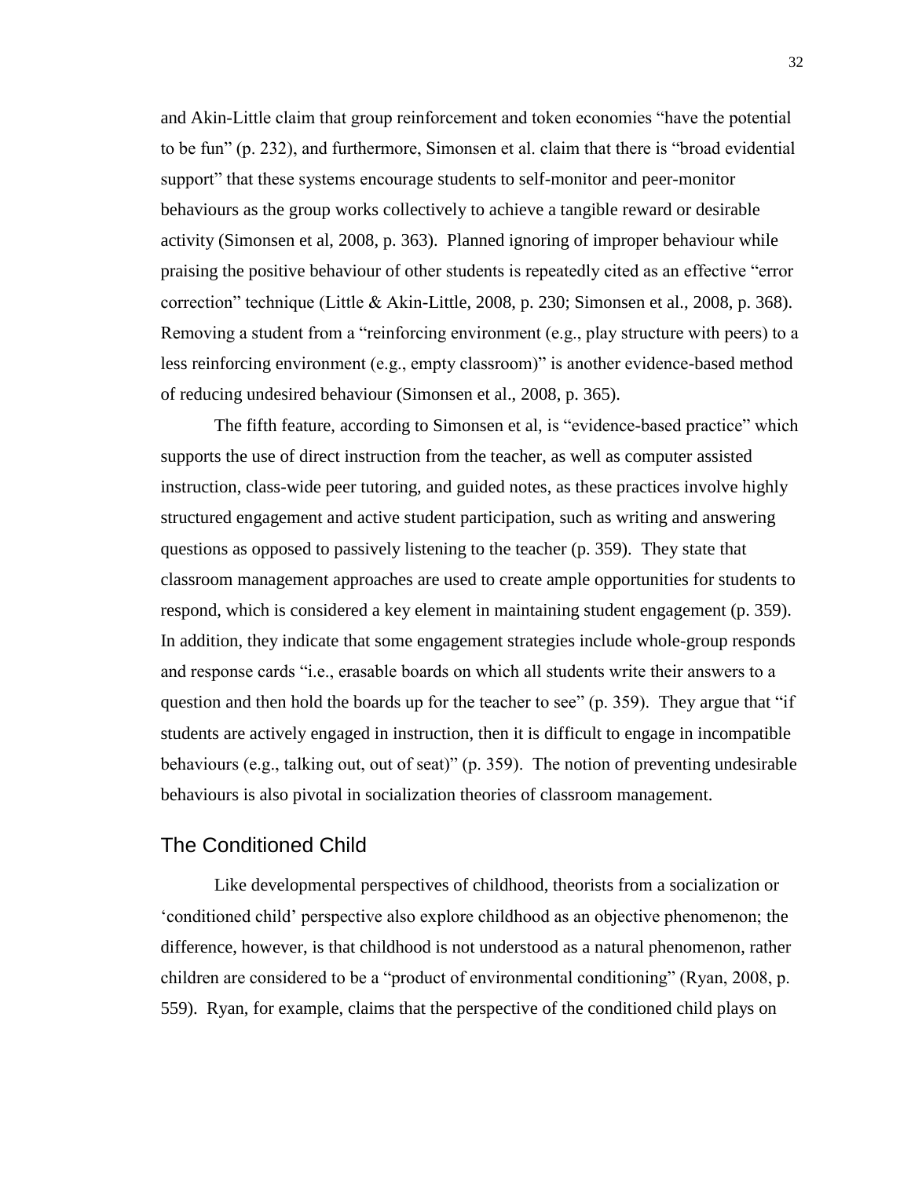and Akin-Little claim that group reinforcement and token economies "have the potential to be fun" (p. 232), and furthermore, Simonsen et al. claim that there is "broad evidential support" that these systems encourage students to self-monitor and peer-monitor behaviours as the group works collectively to achieve a tangible reward or desirable activity (Simonsen et al, 2008, p. 363). Planned ignoring of improper behaviour while praising the positive behaviour of other students is repeatedly cited as an effective "error correction" technique (Little & Akin-Little, 2008, p. 230; Simonsen et al., 2008, p. 368). Removing a student from a "reinforcing environment (e.g., play structure with peers) to a less reinforcing environment (e.g., empty classroom)" is another evidence-based method of reducing undesired behaviour (Simonsen et al., 2008, p. 365).

The fifth feature, according to Simonsen et al, is "evidence-based practice" which supports the use of direct instruction from the teacher, as well as computer assisted instruction, class-wide peer tutoring, and guided notes, as these practices involve highly structured engagement and active student participation, such as writing and answering questions as opposed to passively listening to the teacher (p. 359). They state that classroom management approaches are used to create ample opportunities for students to respond, which is considered a key element in maintaining student engagement (p. 359). In addition, they indicate that some engagement strategies include whole-group responds and response cards "i.e., erasable boards on which all students write their answers to a question and then hold the boards up for the teacher to see" (p. 359). They argue that "if students are actively engaged in instruction, then it is difficult to engage in incompatible behaviours (e.g., talking out, out of seat)" (p. 359). The notion of preventing undesirable behaviours is also pivotal in socialization theories of classroom management.

## The Conditioned Child

Like developmental perspectives of childhood, theorists from a socialization or 'conditioned child' perspective also explore childhood as an objective phenomenon; the difference, however, is that childhood is not understood as a natural phenomenon, rather children are considered to be a "product of environmental conditioning" (Ryan, 2008, p. 559). Ryan, for example, claims that the perspective of the conditioned child plays on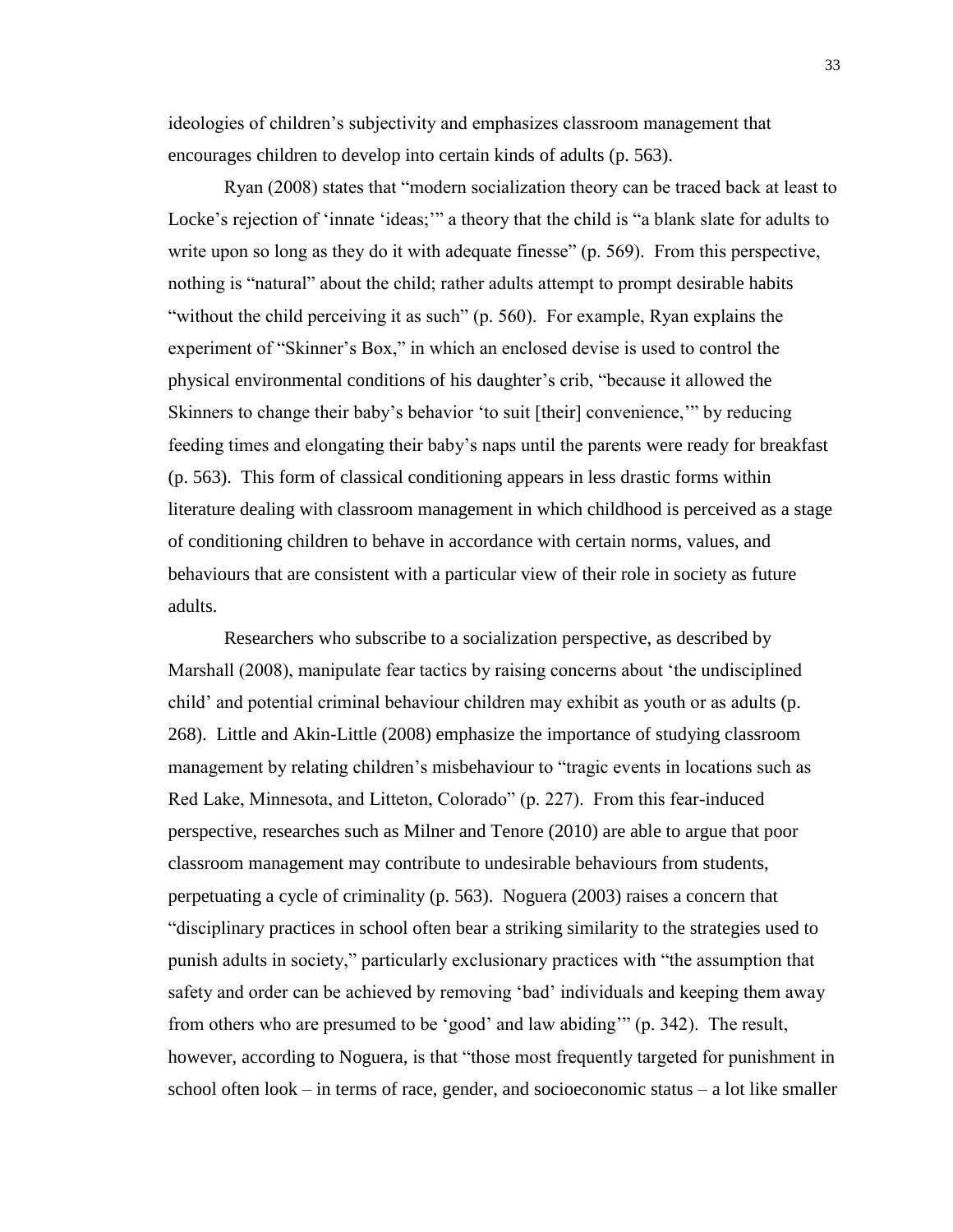ideologies of children's subjectivity and emphasizes classroom management that encourages children to develop into certain kinds of adults (p. 563).

Ryan (2008) states that "modern socialization theory can be traced back at least to Locke's rejection of 'innate 'ideas;'" a theory that the child is "a blank slate for adults to write upon so long as they do it with adequate finesse" (p. 569). From this perspective, nothing is "natural" about the child; rather adults attempt to prompt desirable habits "without the child perceiving it as such" (p. 560). For example, Ryan explains the experiment of "Skinner's Box," in which an enclosed devise is used to control the physical environmental conditions of his daughter's crib, "because it allowed the Skinners to change their baby's behavior 'to suit [their] convenience,'" by reducing feeding times and elongating their baby's naps until the parents were ready for breakfast (p. 563). This form of classical conditioning appears in less drastic forms within literature dealing with classroom management in which childhood is perceived as a stage of conditioning children to behave in accordance with certain norms, values, and behaviours that are consistent with a particular view of their role in society as future adults.

Researchers who subscribe to a socialization perspective, as described by Marshall (2008), manipulate fear tactics by raising concerns about 'the undisciplined child' and potential criminal behaviour children may exhibit as youth or as adults (p. 268). Little and Akin-Little (2008) emphasize the importance of studying classroom management by relating children's misbehaviour to "tragic events in locations such as Red Lake, Minnesota, and Litteton, Colorado" (p. 227). From this fear-induced perspective, researches such as Milner and Tenore (2010) are able to argue that poor classroom management may contribute to undesirable behaviours from students, perpetuating a cycle of criminality (p. 563). Noguera (2003) raises a concern that "disciplinary practices in school often bear a striking similarity to the strategies used to punish adults in society," particularly exclusionary practices with "the assumption that safety and order can be achieved by removing 'bad' individuals and keeping them away from others who are presumed to be 'good' and law abiding'" (p. 342). The result, however, according to Noguera, is that "those most frequently targeted for punishment in school often look – in terms of race, gender, and socioeconomic status – a lot like smaller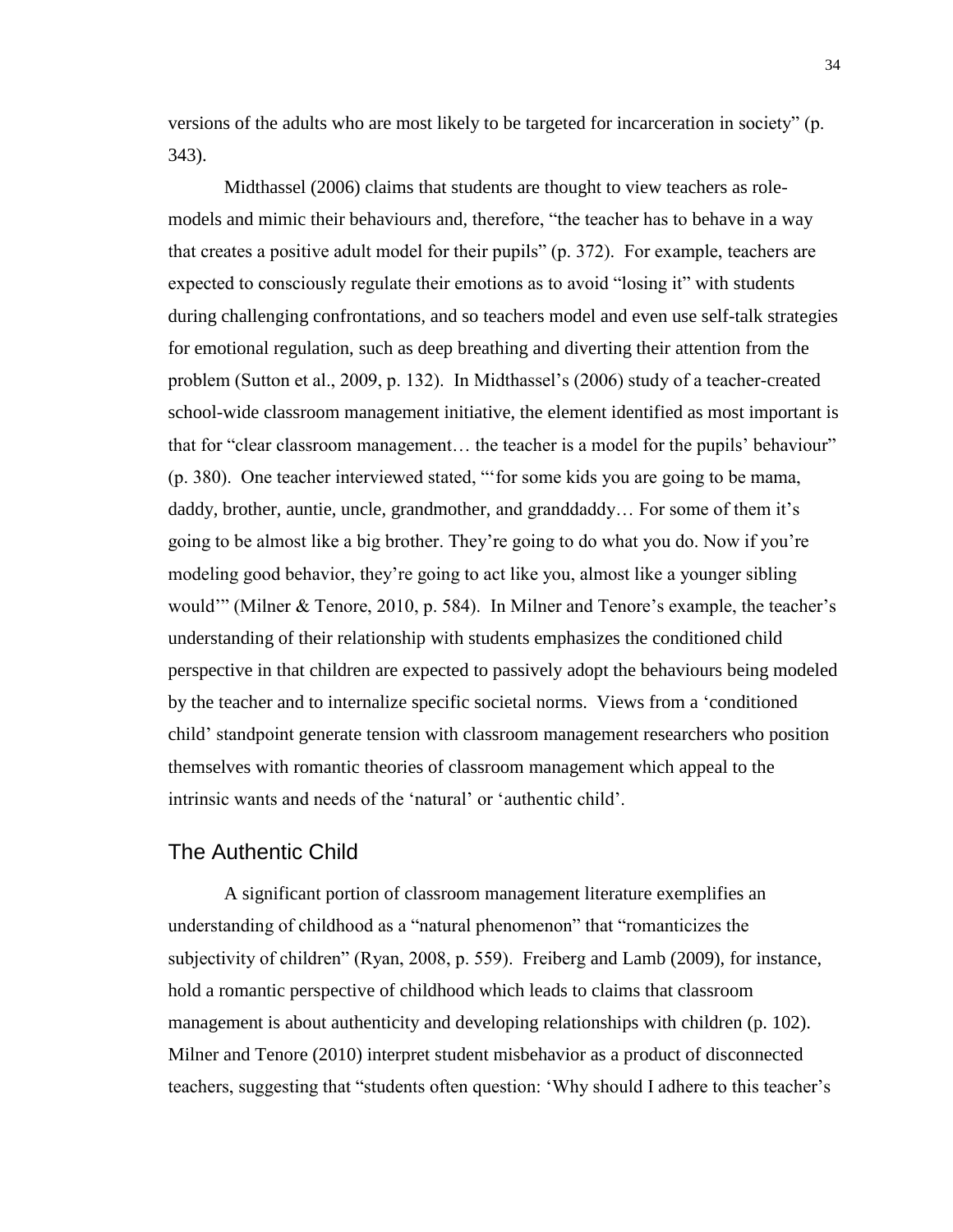versions of the adults who are most likely to be targeted for incarceration in society" (p. 343).

Midthassel (2006) claims that students are thought to view teachers as role-models and mimic their behaviours and, therefore, "the teacher has to behave in a way that creates a positive adult model for their pupils" (p. 372). For example, teachers are expected to consciously regulate their emotions as to avoid "losing it" with students during challenging confrontations, and so teachers model and even use self-talk strategies for emotional regulation, such as deep breathing and diverting their attention from the problem (Sutton et al., 2009, p. 132). In Midthassel's (2006) study of a teacher-created school-wide classroom management initiative, the element identified as most important is that for "clear classroom management… the teacher is a model for the pupils' behaviour" (p. 380). One teacher interviewed stated, "'for some kids you are going to be mama, daddy, brother, auntie, uncle, grandmother, and granddaddy… For some of them it's going to be almost like a big brother. They're going to do what you do. Now if you're modeling good behavior, they're going to act like you, almost like a younger sibling would'" (Milner & Tenore, 2010, p. 584). In Milner and Tenore's example, the teacher's understanding of their relationship with students emphasizes the conditioned child perspective in that children are expected to passively adopt the behaviours being modeled by the teacher and to internalize specific societal norms. Views from a 'conditioned child' standpoint generate tension with classroom management researchers who position themselves with romantic theories of classroom management which appeal to the intrinsic wants and needs of the 'natural' or 'authentic child'.

## The Authentic Child

A significant portion of classroom management literature exemplifies an understanding of childhood as a "natural phenomenon" that "romanticizes the subjectivity of children" (Ryan, 2008, p. 559). Freiberg and Lamb (2009), for instance, hold a romantic perspective of childhood which leads to claims that classroom management is about authenticity and developing relationships with children (p. 102). Milner and Tenore (2010) interpret student misbehavior as a product of disconnected teachers, suggesting that "students often question: 'Why should I adhere to this teacher's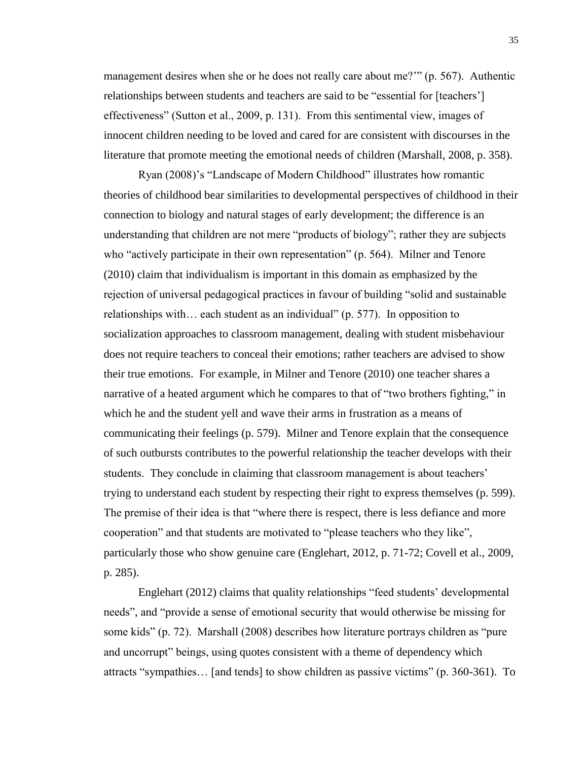management desires when she or he does not really care about me?'" (p. 567). Authentic relationships between students and teachers are said to be "essential for [teachers'] effectiveness" (Sutton et al., 2009, p. 131). From this sentimental view, images of innocent children needing to be loved and cared for are consistent with discourses in the literature that promote meeting the emotional needs of children (Marshall, 2008, p. 358).

Ryan (2008)'s "Landscape of Modern Childhood" illustrates how romantic theories of childhood bear similarities to developmental perspectives of childhood in their connection to biology and natural stages of early development; the difference is an understanding that children are not mere "products of biology"; rather they are subjects who "actively participate in their own representation" (p. 564). Milner and Tenore (2010) claim that individualism is important in this domain as emphasized by the rejection of universal pedagogical practices in favour of building "solid and sustainable relationships with… each student as an individual" (p. 577). In opposition to socialization approaches to classroom management, dealing with student misbehaviour does not require teachers to conceal their emotions; rather teachers are advised to show their true emotions. For example, in Milner and Tenore (2010) one teacher shares a narrative of a heated argument which he compares to that of "two brothers fighting," in which he and the student yell and wave their arms in frustration as a means of communicating their feelings (p. 579). Milner and Tenore explain that the consequence of such outbursts contributes to the powerful relationship the teacher develops with their students. They conclude in claiming that classroom management is about teachers' trying to understand each student by respecting their right to express themselves (p. 599). The premise of their idea is that "where there is respect, there is less defiance and more cooperation" and that students are motivated to "please teachers who they like", particularly those who show genuine care (Englehart, 2012, p. 71-72; Covell et al., 2009, p. 285).

Englehart (2012) claims that quality relationships "feed students' developmental needs", and "provide a sense of emotional security that would otherwise be missing for some kids" (p. 72). Marshall (2008) describes how literature portrays children as "pure and uncorrupt" beings, using quotes consistent with a theme of dependency which attracts "sympathies… [and tends] to show children as passive victims" (p. 360-361). To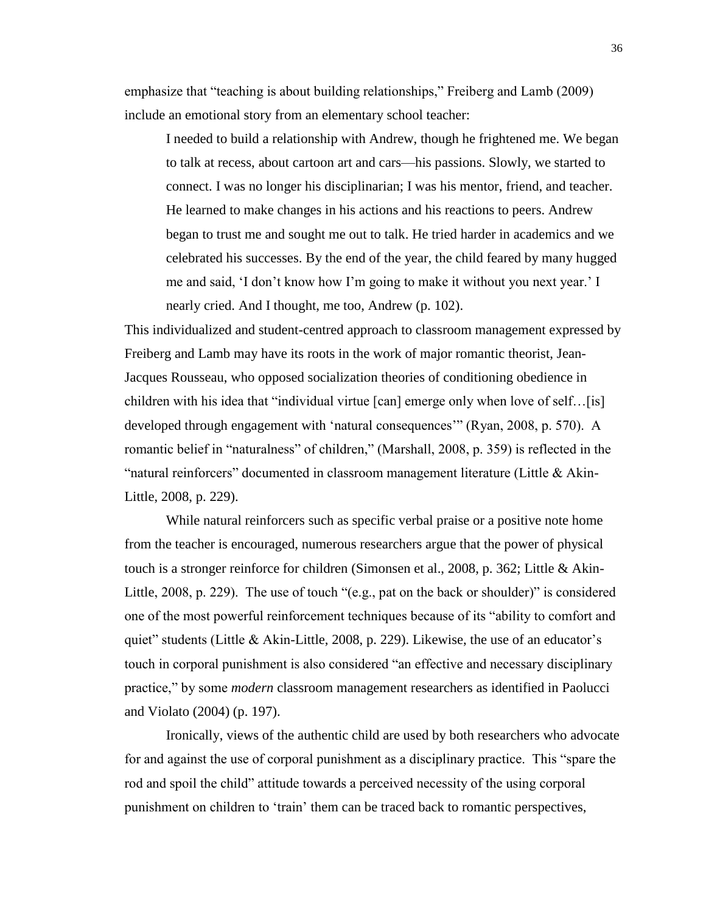emphasize that "teaching is about building relationships," Freiberg and Lamb (2009) include an emotional story from an elementary school teacher:

> I needed to build a relationship with Andrew, though he frightened me. We began to talk at recess, about cartoon art and cars—his passions. Slowly, we started to connect. I was no longer his disciplinarian; I was his mentor, friend, and teacher. He learned to make changes in his actions and his reactions to peers. Andrew began to trust me and sought me out to talk. He tried harder in academics and we celebrated his successes. By the end of the year, the child feared by many hugged me and said, 'I don't know how I'm going to make it without you next year.' I nearly cried. And I thought, me too, Andrew (p. 102).

This individualized and student-centred approach to classroom management expressed by Freiberg and Lamb may have its roots in the work of major romantic theorist, Jean-Jacques Rousseau, who opposed socialization theories of conditioning obedience in children with his idea that "individual virtue [can] emerge only when love of self…[is] developed through engagement with 'natural consequences'" (Ryan, 2008, p. 570). A romantic belief in "naturalness" of children," (Marshall, 2008, p. 359) is reflected in the "natural reinforcers" documented in classroom management literature (Little & Akin-Little, 2008, p. 229).

While natural reinforcers such as specific verbal praise or a positive note home from the teacher is encouraged, numerous researchers argue that the power of physical touch is a stronger reinforce for children (Simonsen et al., 2008, p. 362; Little & Akin-Little, 2008, p. 229). The use of touch "(e.g., pat on the back or shoulder)" is considered one of the most powerful reinforcement techniques because of its "ability to comfort and quiet" students (Little & Akin-Little, 2008, p. 229). Likewise, the use of an educator's touch in corporal punishment is also considered "an effective and necessary disciplinary practice," by some *modern* classroom management researchers as identified in Paolucci and Violato (2004) (p. 197).

Ironically, views of the authentic child are used by both researchers who advocate for and against the use of corporal punishment as a disciplinary practice. This "spare the rod and spoil the child" attitude towards a perceived necessity of the using corporal punishment on children to 'train' them can be traced back to romantic perspectives,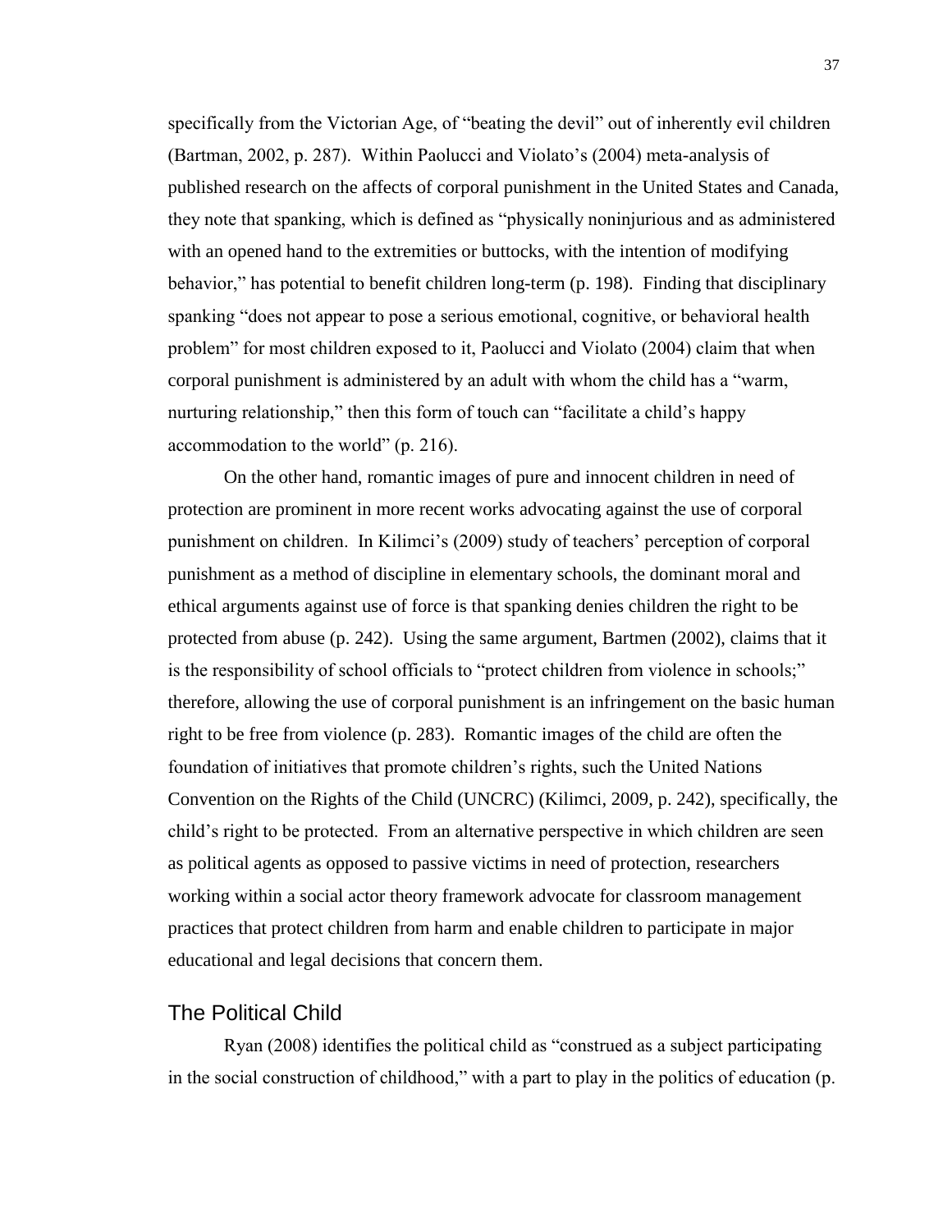specifically from the Victorian Age, of "beating the devil" out of inherently evil children (Bartman, 2002, p. 287). Within Paolucci and Violato's (2004) meta-analysis of published research on the affects of corporal punishment in the United States and Canada, they note that spanking, which is defined as "physically noninjurious and as administered with an opened hand to the extremities or buttocks, with the intention of modifying behavior," has potential to benefit children long-term (p. 198). Finding that disciplinary spanking "does not appear to pose a serious emotional, cognitive, or behavioral health problem" for most children exposed to it, Paolucci and Violato (2004) claim that when corporal punishment is administered by an adult with whom the child has a "warm, nurturing relationship," then this form of touch can "facilitate a child's happy accommodation to the world" (p. 216).

On the other hand, romantic images of pure and innocent children in need of protection are prominent in more recent works advocating against the use of corporal punishment on children. In Kilimci's (2009) study of teachers' perception of corporal punishment as a method of discipline in elementary schools, the dominant moral and ethical arguments against use of force is that spanking denies children the right to be protected from abuse (p. 242). Using the same argument, Bartmen (2002), claims that it is the responsibility of school officials to "protect children from violence in schools;" therefore, allowing the use of corporal punishment is an infringement on the basic human right to be free from violence (p. 283). Romantic images of the child are often the foundation of initiatives that promote children's rights, such the United Nations Convention on the Rights of the Child (UNCRC) (Kilimci, 2009, p. 242), specifically, the child's right to be protected. From an alternative perspective in which children are seen as political agents as opposed to passive victims in need of protection, researchers working within a social actor theory framework advocate for classroom management practices that protect children from harm and enable children to participate in major educational and legal decisions that concern them.

## The Political Child

Ryan (2008) identifies the political child as "construed as a subject participating in the social construction of childhood," with a part to play in the politics of education (p.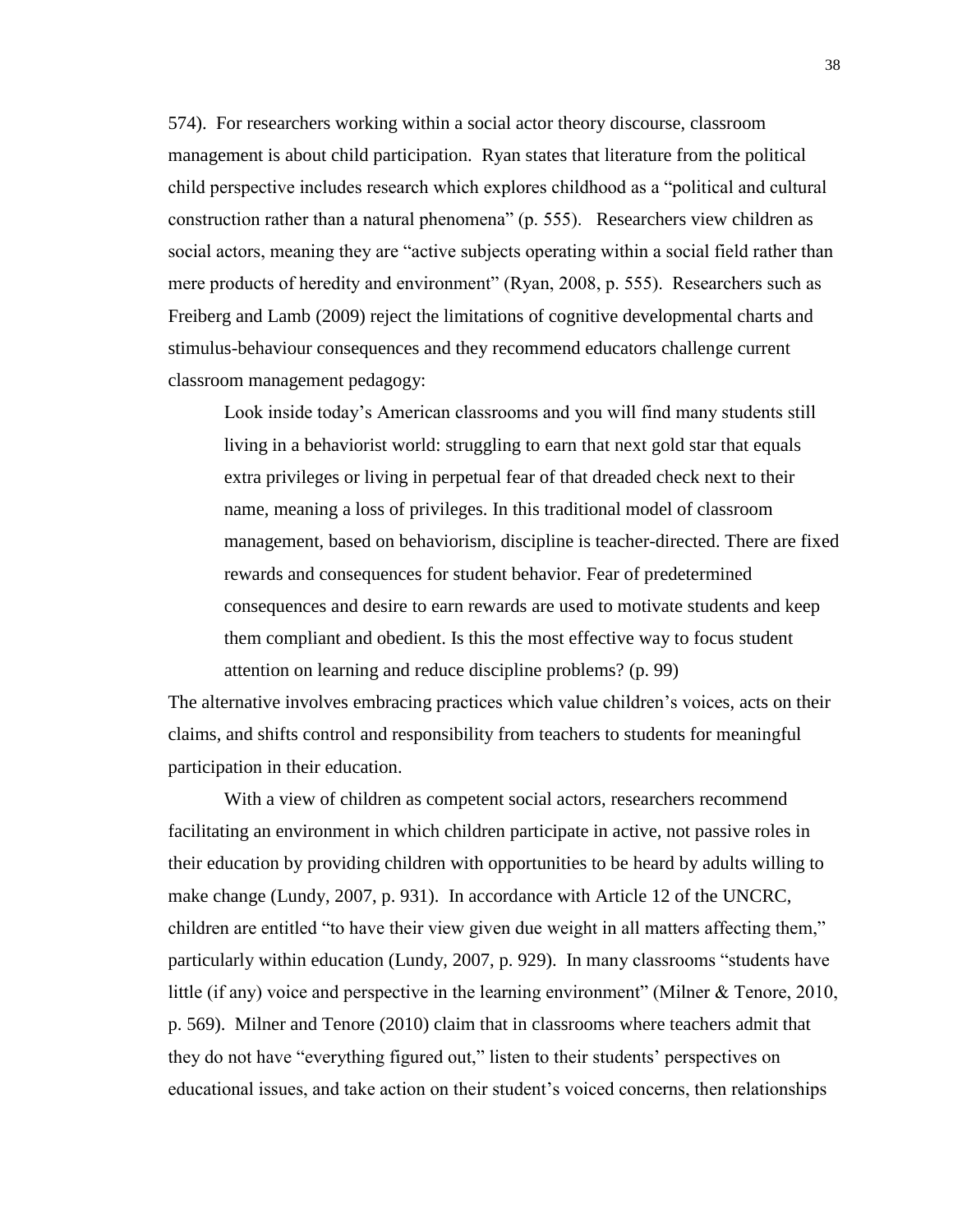574). For researchers working within a social actor theory discourse, classroom management is about child participation. Ryan states that literature from the political child perspective includes research which explores childhood as a "political and cultural construction rather than a natural phenomena" (p. 555). Researchers view children as social actors, meaning they are "active subjects operating within a social field rather than mere products of heredity and environment" (Ryan, 2008, p. 555). Researchers such as Freiberg and Lamb (2009) reject the limitations of cognitive developmental charts and stimulus-behaviour consequences and they recommend educators challenge current classroom management pedagogy:

> Look inside today's American classrooms and you will find many students still living in a behaviorist world: struggling to earn that next gold star that equals extra privileges or living in perpetual fear of that dreaded check next to their name, meaning a loss of privileges. In this traditional model of classroom management, based on behaviorism, discipline is teacher-directed. There are fixed rewards and consequences for student behavior. Fear of predetermined consequences and desire to earn rewards are used to motivate students and keep them compliant and obedient. Is this the most effective way to focus student attention on learning and reduce discipline problems? (p. 99)

The alternative involves embracing practices which value children's voices, acts on their claims, and shifts control and responsibility from teachers to students for meaningful participation in their education.

With a view of children as competent social actors, researchers recommend facilitating an environment in which children participate in active, not passive roles in their education by providing children with opportunities to be heard by adults willing to make change (Lundy, 2007, p. 931). In accordance with Article 12 of the UNCRC, children are entitled "to have their view given due weight in all matters affecting them," particularly within education (Lundy, 2007, p. 929). In many classrooms "students have little (if any) voice and perspective in the learning environment" (Milner & Tenore, 2010, p. 569). Milner and Tenore (2010) claim that in classrooms where teachers admit that they do not have "everything figured out," listen to their students' perspectives on educational issues, and take action on their student's voiced concerns, then relationships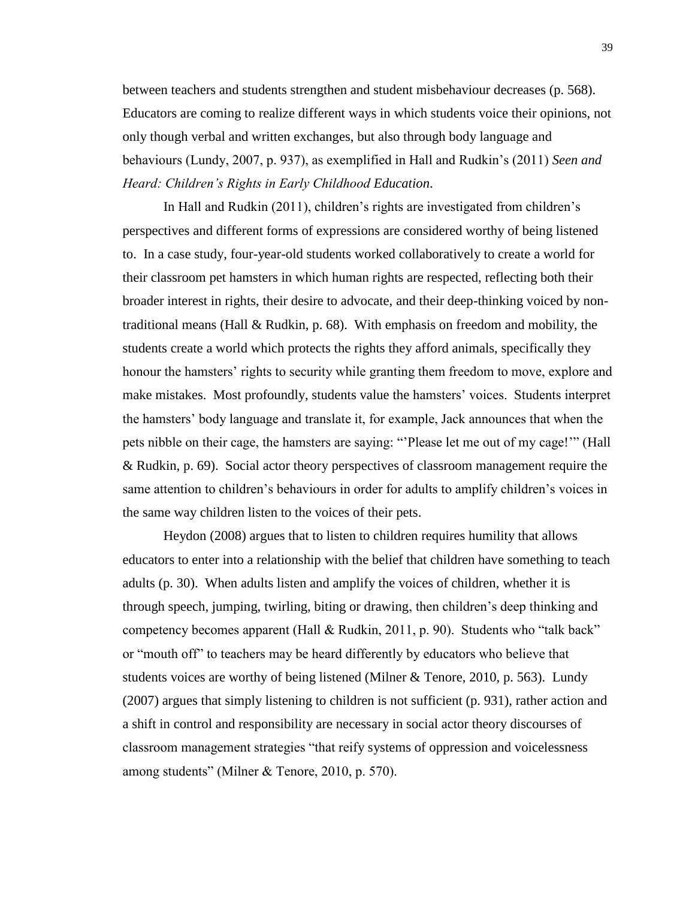between teachers and students strengthen and student misbehaviour decreases (p. 568). Educators are coming to realize different ways in which students voice their opinions, not only though verbal and written exchanges, but also through body language and behaviours (Lundy, 2007, p. 937), as exemplified in Hall and Rudkin's (2011) *Seen and Heard: Children's Rights in Early Childhood Education*.

In Hall and Rudkin (2011), children's rights are investigated from children's perspectives and different forms of expressions are considered worthy of being listened to. In a case study, four-year-old students worked collaboratively to create a world for their classroom pet hamsters in which human rights are respected, reflecting both their broader interest in rights, their desire to advocate, and their deep-thinking voiced by non-traditional means (Hall & Rudkin, p. 68). With emphasis on freedom and mobility, the students create a world which protects the rights they afford animals, specifically they honour the hamsters' rights to security while granting them freedom to move, explore and make mistakes. Most profoundly, students value the hamsters' voices. Students interpret the hamsters' body language and translate it, for example, Jack announces that when the pets nibble on their cage, the hamsters are saying: "'Please let me out of my cage!'" (Hall & Rudkin, p. 69). Social actor theory perspectives of classroom management require the same attention to children's behaviours in order for adults to amplify children's voices in the same way children listen to the voices of their pets.

Heydon (2008) argues that to listen to children requires humility that allows educators to enter into a relationship with the belief that children have something to teach adults (p. 30). When adults listen and amplify the voices of children, whether it is through speech, jumping, twirling, biting or drawing, then children's deep thinking and competency becomes apparent (Hall & Rudkin, 2011, p. 90). Students who "talk back" or "mouth off" to teachers may be heard differently by educators who believe that students voices are worthy of being listened (Milner & Tenore, 2010, p. 563). Lundy (2007) argues that simply listening to children is not sufficient (p. 931), rather action and a shift in control and responsibility are necessary in social actor theory discourses of classroom management strategies "that reify systems of oppression and voicelessness among students" (Milner & Tenore, 2010, p. 570).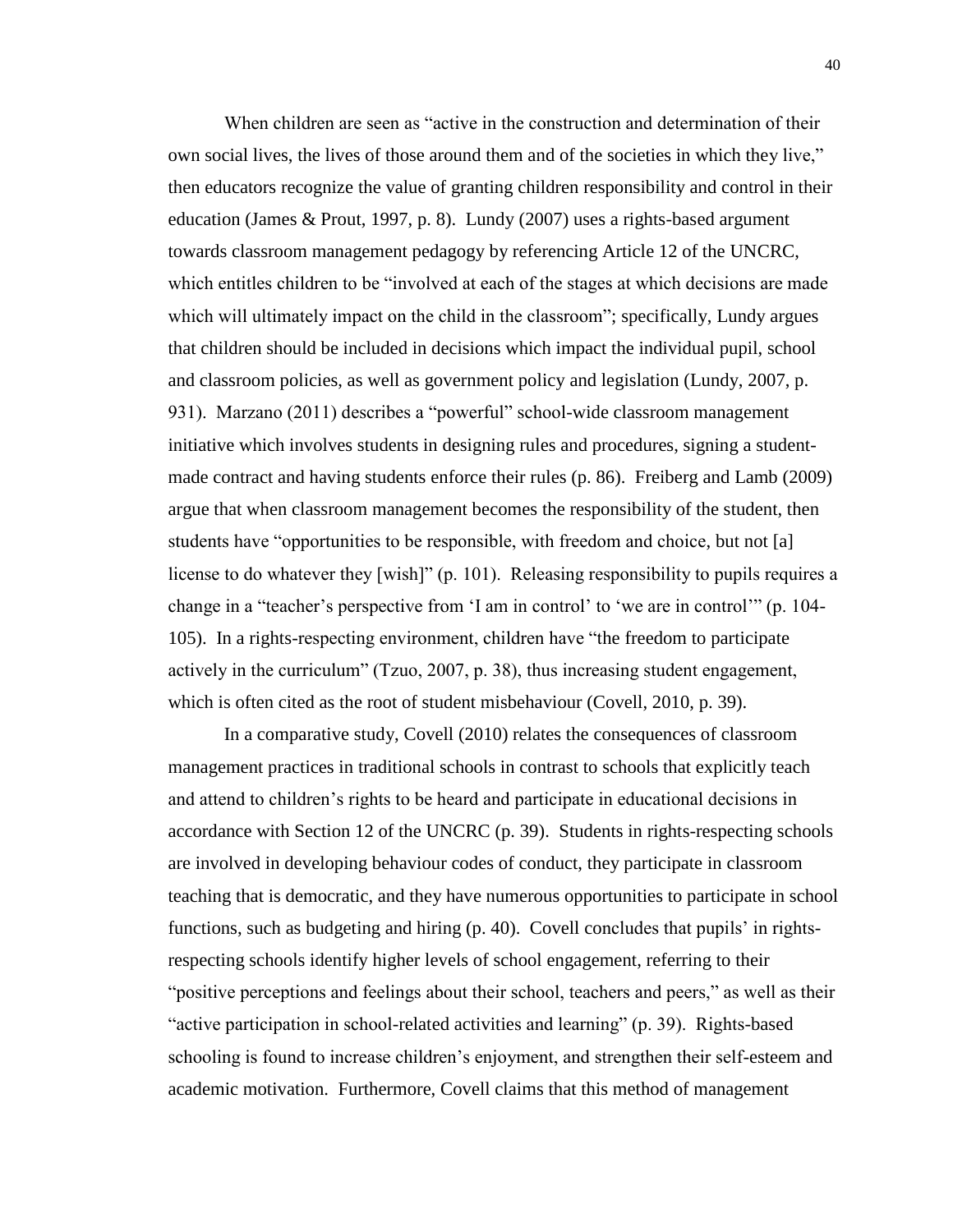When children are seen as "active in the construction and determination of their own social lives, the lives of those around them and of the societies in which they live," then educators recognize the value of granting children responsibility and control in their education (James & Prout, 1997, p. 8). Lundy (2007) uses a rights-based argument towards classroom management pedagogy by referencing Article 12 of the UNCRC, which entitles children to be "involved at each of the stages at which decisions are made which will ultimately impact on the child in the classroom"; specifically, Lundy argues that children should be included in decisions which impact the individual pupil, school and classroom policies, as well as government policy and legislation (Lundy, 2007, p. 931). Marzano (2011) describes a "powerful" school-wide classroom management initiative which involves students in designing rules and procedures, signing a student-made contract and having students enforce their rules (p. 86). Freiberg and Lamb (2009) argue that when classroom management becomes the responsibility of the student, then students have "opportunities to be responsible, with freedom and choice, but not [a] license to do whatever they [wish]" (p. 101). Releasing responsibility to pupils requires a change in a "teacher's perspective from 'I am in control' to 'we are in control'" (p. 104-105). In a rights-respecting environment, children have "the freedom to participate actively in the curriculum" (Tzuo, 2007, p. 38), thus increasing student engagement, which is often cited as the root of student misbehaviour (Covell, 2010, p. 39).

In a comparative study, Covell (2010) relates the consequences of classroom management practices in traditional schools in contrast to schools that explicitly teach and attend to children's rights to be heard and participate in educational decisions in accordance with Section 12 of the UNCRC (p. 39). Students in rights-respecting schools are involved in developing behaviour codes of conduct, they participate in classroom teaching that is democratic, and they have numerous opportunities to participate in school functions, such as budgeting and hiring (p. 40). Covell concludes that pupils' in rights-respecting schools identify higher levels of school engagement, referring to their "positive perceptions and feelings about their school, teachers and peers," as well as their "active participation in school-related activities and learning" (p. 39). Rights-based schooling is found to increase children's enjoyment, and strengthen their self-esteem and academic motivation. Furthermore, Covell claims that this method of management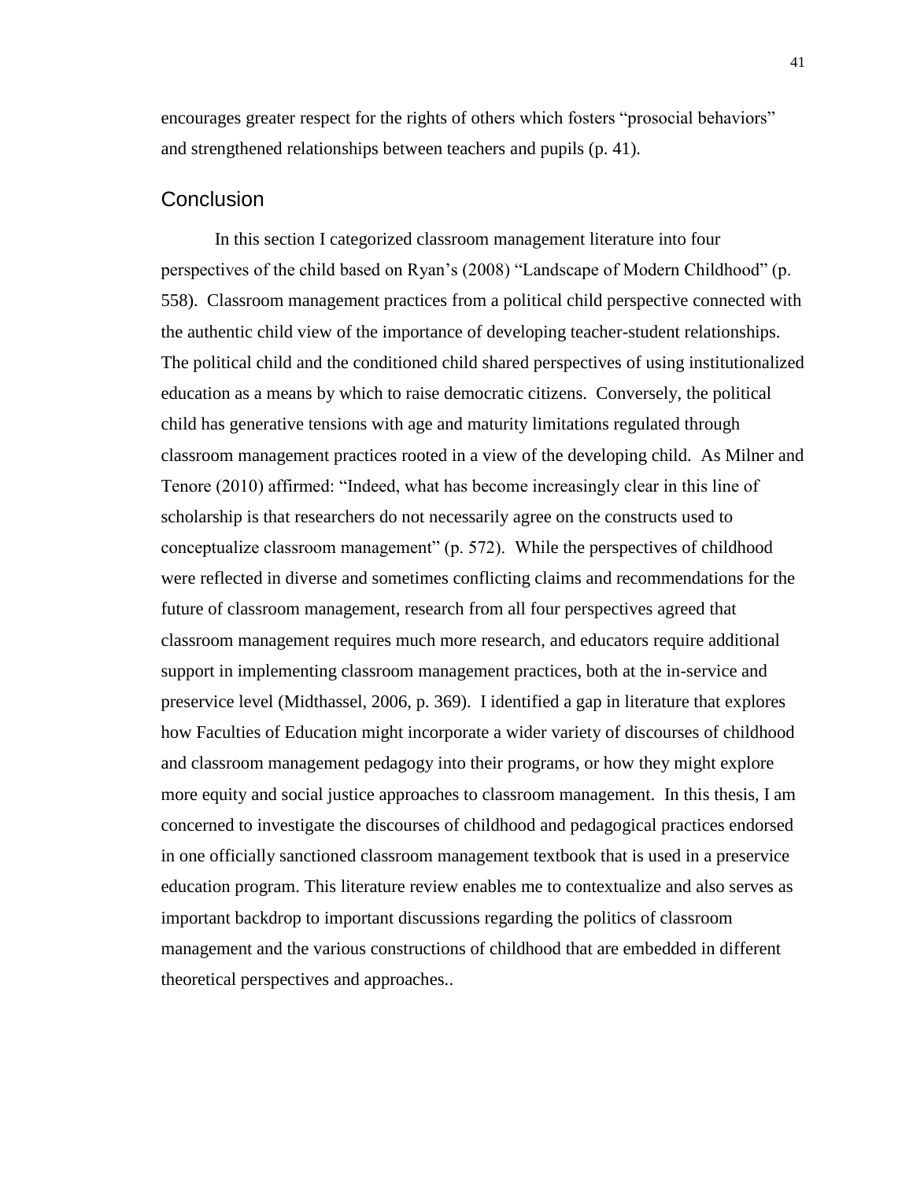encourages greater respect for the rights of others which fosters "prosocial behaviors" and strengthened relationships between teachers and pupils (p. 41).

## Conclusion

In this section I categorized classroom management literature into four perspectives of the child based on Ryan's (2008) "Landscape of Modern Childhood" (p. 558). Classroom management practices from a political child perspective connected with the authentic child view of the importance of developing teacher-student relationships. The political child and the conditioned child shared perspectives of using institutionalized education as a means by which to raise democratic citizens. Conversely, the political child has generative tensions with age and maturity limitations regulated through classroom management practices rooted in a view of the developing child. As Milner and Tenore (2010) affirmed: "Indeed, what has become increasingly clear in this line of scholarship is that researchers do not necessarily agree on the constructs used to conceptualize classroom management" (p. 572). While the perspectives of childhood were reflected in diverse and sometimes conflicting claims and recommendations for the future of classroom management, research from all four perspectives agreed that classroom management requires much more research, and educators require additional support in implementing classroom management practices, both at the in-service and preservice level (Midthassel, 2006, p. 369). I identified a gap in literature that explores how Faculties of Education might incorporate a wider variety of discourses of childhood and classroom management pedagogy into their programs, or how they might explore more equity and social justice approaches to classroom management. In this thesis, I am concerned to investigate the discourses of childhood and pedagogical practices endorsed in one officially sanctioned classroom management textbook that is used in a preservice education program. This literature review enables me to contextualize and also serves as important backdrop to important discussions regarding the politics of classroom management and the various constructions of childhood that are embedded in different theoretical perspectives and approaches..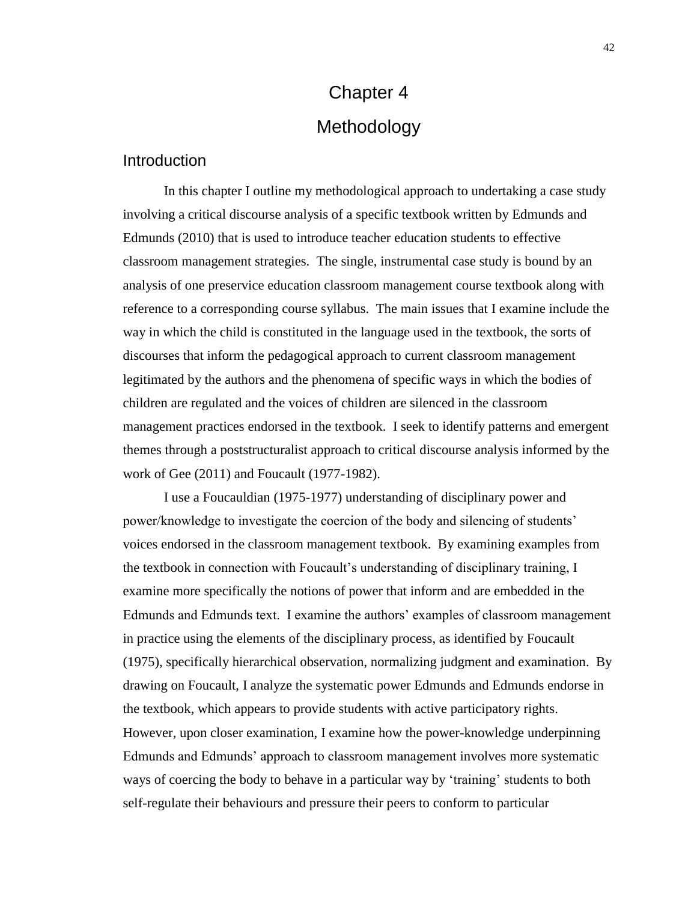# Chapter 4

# Methodology

## Introduction

In this chapter I outline my methodological approach to undertaking a case study involving a critical discourse analysis of a specific textbook written by Edmunds and Edmunds (2010) that is used to introduce teacher education students to effective classroom management strategies. The single, instrumental case study is bound by an analysis of one preservice education classroom management course textbook along with reference to a corresponding course syllabus. The main issues that I examine include the way in which the child is constituted in the language used in the textbook, the sorts of discourses that inform the pedagogical approach to current classroom management legitimated by the authors and the phenomena of specific ways in which the bodies of children are regulated and the voices of children are silenced in the classroom management practices endorsed in the textbook. I seek to identify patterns and emergent themes through a poststructuralist approach to critical discourse analysis informed by the work of Gee (2011) and Foucault (1977-1982).

I use a Foucauldian (1975-1977) understanding of disciplinary power and power/knowledge to investigate the coercion of the body and silencing of students' voices endorsed in the classroom management textbook. By examining examples from the textbook in connection with Foucault's understanding of disciplinary training, I examine more specifically the notions of power that inform and are embedded in the Edmunds and Edmunds text. I examine the authors' examples of classroom management in practice using the elements of the disciplinary process, as identified by Foucault (1975), specifically hierarchical observation, normalizing judgment and examination. By drawing on Foucault, I analyze the systematic power Edmunds and Edmunds endorse in the textbook, which appears to provide students with active participatory rights. However, upon closer examination, I examine how the power-knowledge underpinning Edmunds and Edmunds' approach to classroom management involves more systematic ways of coercing the body to behave in a particular way by 'training' students to both self-regulate their behaviours and pressure their peers to conform to particular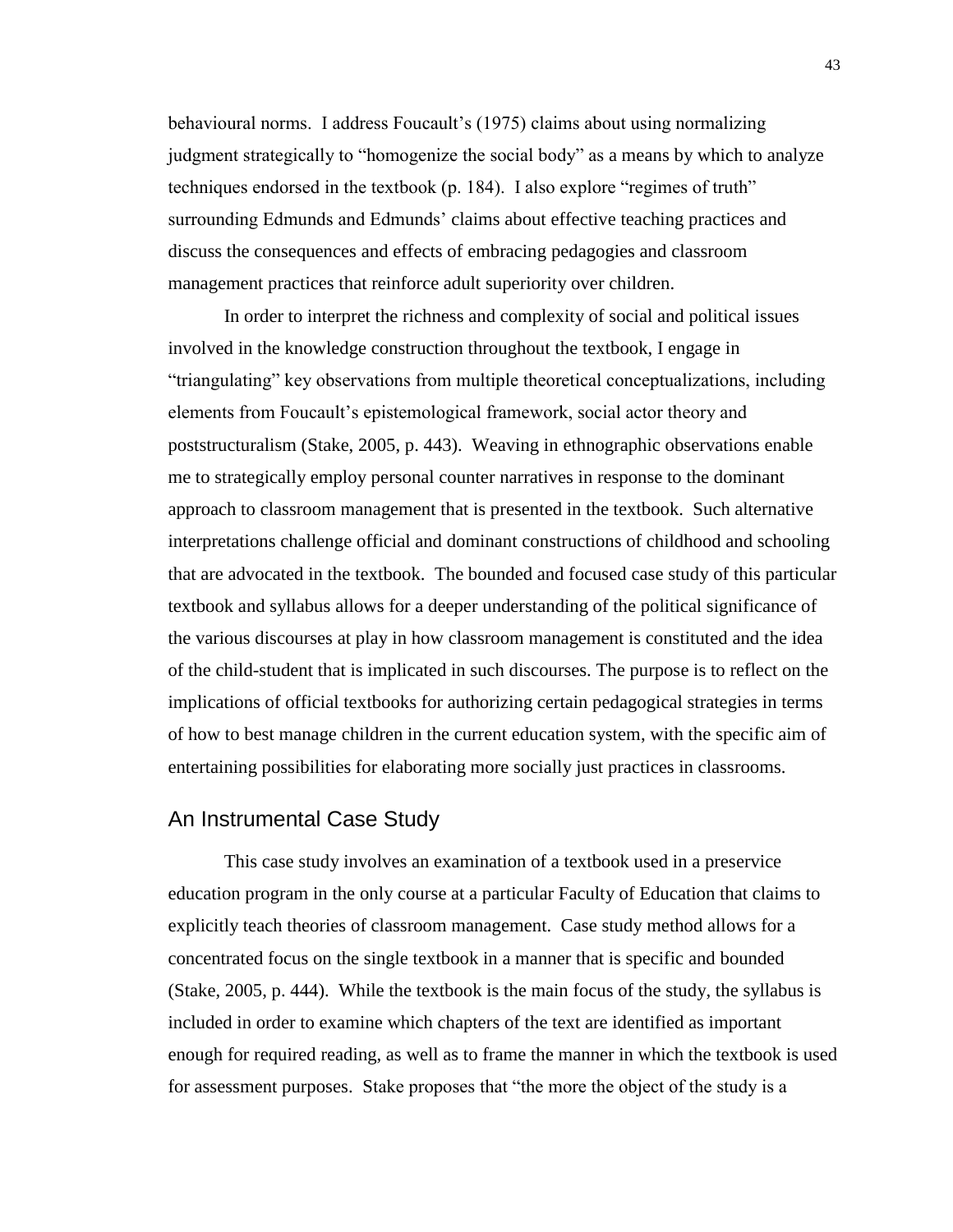behavioural norms. I address Foucault's (1975) claims about using normalizing judgment strategically to "homogenize the social body" as a means by which to analyze techniques endorsed in the textbook (p. 184). I also explore "regimes of truth" surrounding Edmunds and Edmunds' claims about effective teaching practices and discuss the consequences and effects of embracing pedagogies and classroom management practices that reinforce adult superiority over children.

In order to interpret the richness and complexity of social and political issues involved in the knowledge construction throughout the textbook, I engage in "triangulating" key observations from multiple theoretical conceptualizations, including elements from Foucault's epistemological framework, social actor theory and poststructuralism (Stake, 2005, p. 443). Weaving in ethnographic observations enable me to strategically employ personal counter narratives in response to the dominant approach to classroom management that is presented in the textbook. Such alternative interpretations challenge official and dominant constructions of childhood and schooling that are advocated in the textbook. The bounded and focused case study of this particular textbook and syllabus allows for a deeper understanding of the political significance of the various discourses at play in how classroom management is constituted and the idea of the child-student that is implicated in such discourses. The purpose is to reflect on the implications of official textbooks for authorizing certain pedagogical strategies in terms of how to best manage children in the current education system, with the specific aim of entertaining possibilities for elaborating more socially just practices in classrooms.

## An Instrumental Case Study

This case study involves an examination of a textbook used in a preservice education program in the only course at a particular Faculty of Education that claims to explicitly teach theories of classroom management. Case study method allows for a concentrated focus on the single textbook in a manner that is specific and bounded (Stake, 2005, p. 444). While the textbook is the main focus of the study, the syllabus is included in order to examine which chapters of the text are identified as important enough for required reading, as well as to frame the manner in which the textbook is used for assessment purposes. Stake proposes that "the more the object of the study is a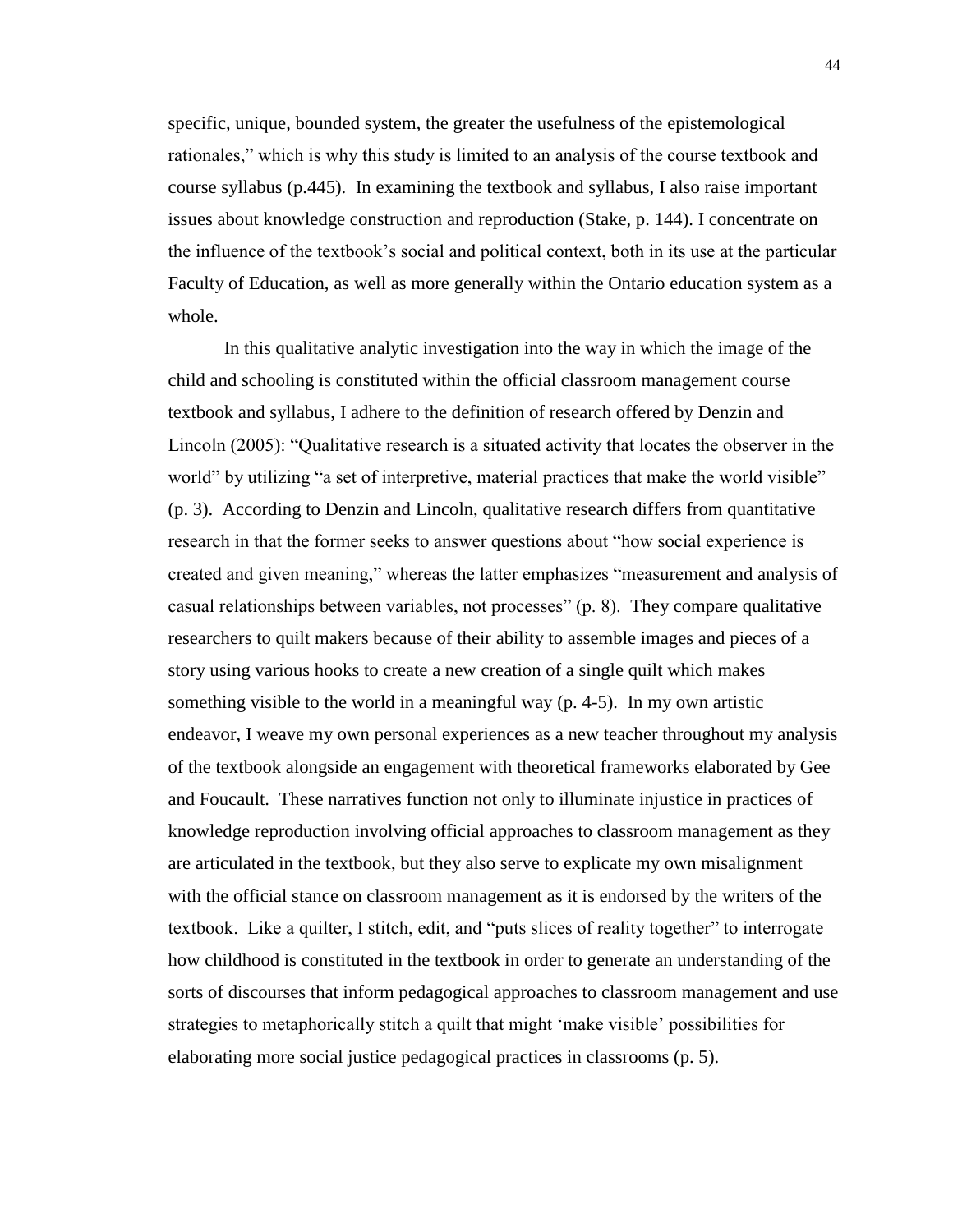specific, unique, bounded system, the greater the usefulness of the epistemological rationales," which is why this study is limited to an analysis of the course textbook and course syllabus (p.445). In examining the textbook and syllabus, I also raise important issues about knowledge construction and reproduction (Stake, p. 144). I concentrate on the influence of the textbook's social and political context, both in its use at the particular Faculty of Education, as well as more generally within the Ontario education system as a whole.

In this qualitative analytic investigation into the way in which the image of the child and schooling is constituted within the official classroom management course textbook and syllabus, I adhere to the definition of research offered by Denzin and Lincoln (2005): "Qualitative research is a situated activity that locates the observer in the world" by utilizing "a set of interpretive, material practices that make the world visible" (p. 3). According to Denzin and Lincoln, qualitative research differs from quantitative research in that the former seeks to answer questions about "how social experience is created and given meaning," whereas the latter emphasizes "measurement and analysis of casual relationships between variables, not processes" (p. 8). They compare qualitative researchers to quilt makers because of their ability to assemble images and pieces of a story using various hooks to create a new creation of a single quilt which makes something visible to the world in a meaningful way (p. 4-5). In my own artistic endeavor, I weave my own personal experiences as a new teacher throughout my analysis of the textbook alongside an engagement with theoretical frameworks elaborated by Gee and Foucault. These narratives function not only to illuminate injustice in practices of knowledge reproduction involving official approaches to classroom management as they are articulated in the textbook, but they also serve to explicate my own misalignment with the official stance on classroom management as it is endorsed by the writers of the textbook. Like a quilter, I stitch, edit, and "puts slices of reality together" to interrogate how childhood is constituted in the textbook in order to generate an understanding of the sorts of discourses that inform pedagogical approaches to classroom management and use strategies to metaphorically stitch a quilt that might 'make visible' possibilities for elaborating more social justice pedagogical practices in classrooms (p. 5).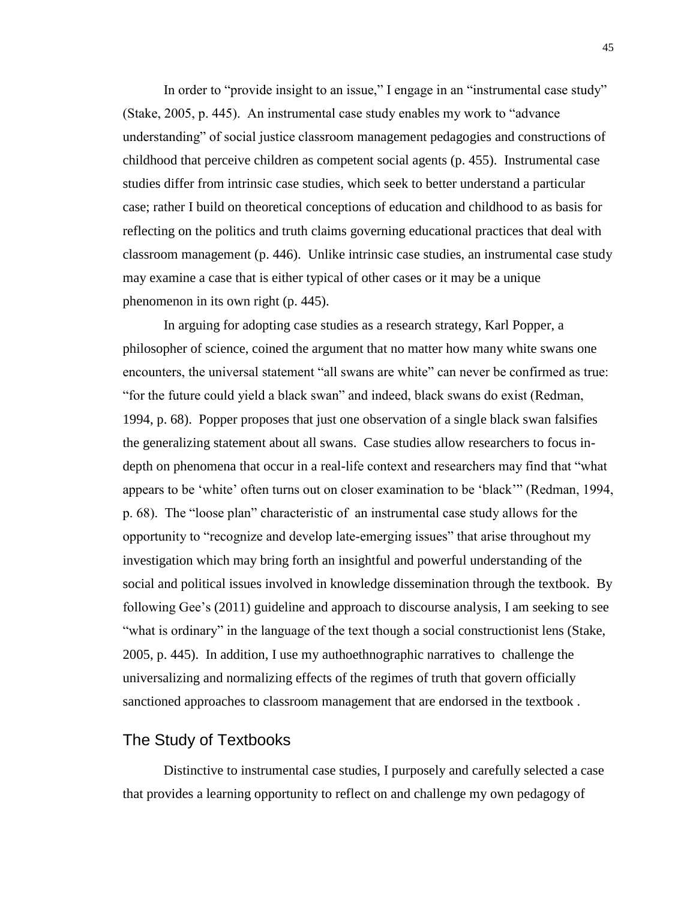In order to "provide insight to an issue," I engage in an "instrumental case study" (Stake, 2005, p. 445). An instrumental case study enables my work to "advance understanding" of social justice classroom management pedagogies and constructions of childhood that perceive children as competent social agents (p. 455). Instrumental case studies differ from intrinsic case studies, which seek to better understand a particular case; rather I build on theoretical conceptions of education and childhood to as basis for reflecting on the politics and truth claims governing educational practices that deal with classroom management (p. 446). Unlike intrinsic case studies, an instrumental case study may examine a case that is either typical of other cases or it may be a unique phenomenon in its own right (p. 445).

In arguing for adopting case studies as a research strategy, Karl Popper, a philosopher of science, coined the argument that no matter how many white swans one encounters, the universal statement "all swans are white" can never be confirmed as true: "for the future could yield a black swan" and indeed, black swans do exist (Redman, 1994, p. 68). Popper proposes that just one observation of a single black swan falsifies the generalizing statement about all swans. Case studies allow researchers to focus in-depth on phenomena that occur in a real-life context and researchers may find that "what appears to be 'white' often turns out on closer examination to be 'black'" (Redman, 1994, p. 68). The "loose plan" characteristic of an instrumental case study allows for the opportunity to "recognize and develop late-emerging issues" that arise throughout my investigation which may bring forth an insightful and powerful understanding of the social and political issues involved in knowledge dissemination through the textbook. By following Gee's (2011) guideline and approach to discourse analysis, I am seeking to see "what is ordinary" in the language of the text though a social constructionist lens (Stake, 2005, p. 445). In addition, I use my authoethnographic narratives to challenge the universalizing and normalizing effects of the regimes of truth that govern officially sanctioned approaches to classroom management that are endorsed in the textbook .

## The Study of Textbooks

Distinctive to instrumental case studies, I purposely and carefully selected a case that provides a learning opportunity to reflect on and challenge my own pedagogy of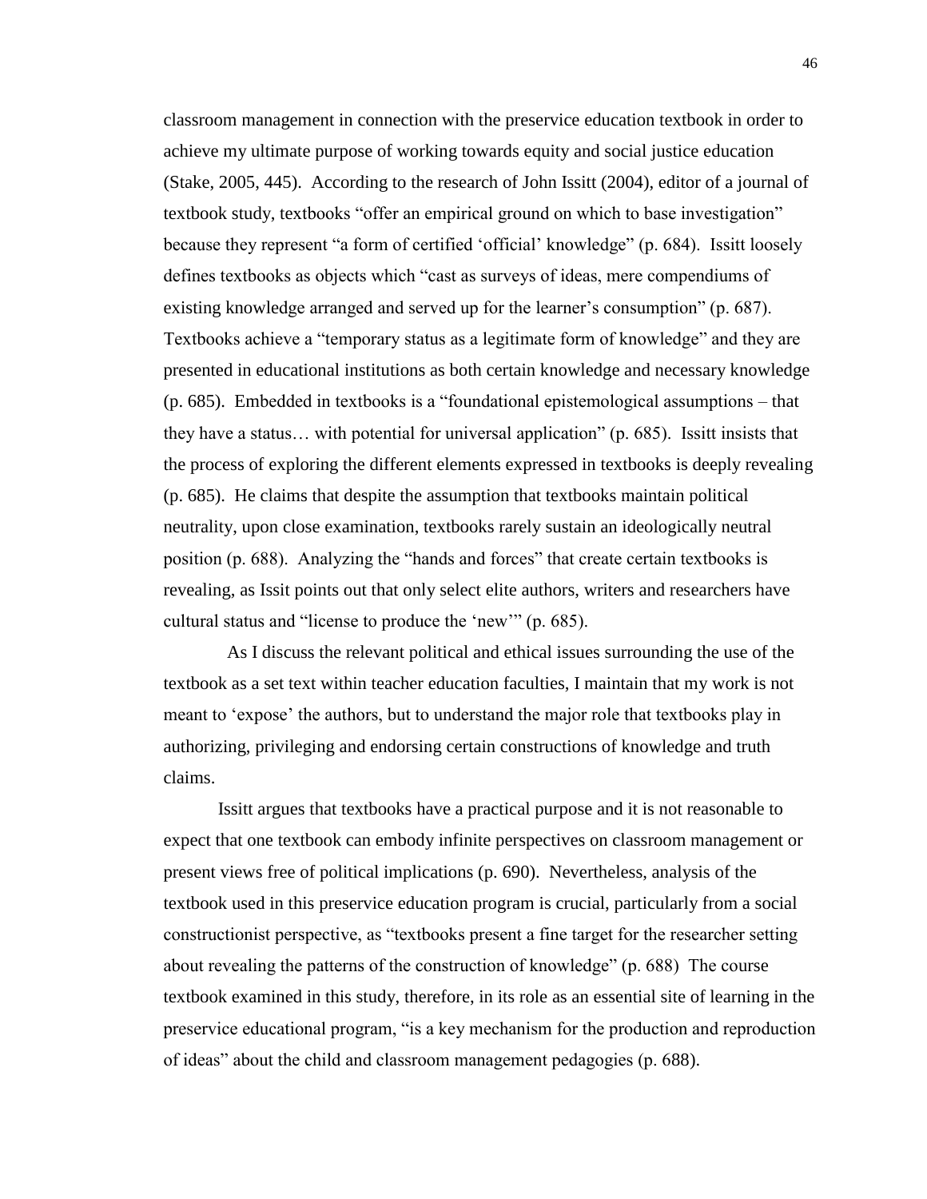classroom management in connection with the preservice education textbook in order to achieve my ultimate purpose of working towards equity and social justice education (Stake, 2005, 445). According to the research of John Issitt (2004), editor of a journal of textbook study, textbooks "offer an empirical ground on which to base investigation" because they represent "a form of certified 'official' knowledge" (p. 684). Issitt loosely defines textbooks as objects which "cast as surveys of ideas, mere compendiums of existing knowledge arranged and served up for the learner's consumption" (p. 687). Textbooks achieve a "temporary status as a legitimate form of knowledge" and they are presented in educational institutions as both certain knowledge and necessary knowledge (p. 685). Embedded in textbooks is a "foundational epistemological assumptions – that they have a status… with potential for universal application" (p. 685). Issitt insists that the process of exploring the different elements expressed in textbooks is deeply revealing (p. 685). He claims that despite the assumption that textbooks maintain political neutrality, upon close examination, textbooks rarely sustain an ideologically neutral position (p. 688). Analyzing the "hands and forces" that create certain textbooks is revealing, as Issit points out that only select elite authors, writers and researchers have cultural status and "license to produce the 'new'" (p. 685).

As I discuss the relevant political and ethical issues surrounding the use of the textbook as a set text within teacher education faculties, I maintain that my work is not meant to 'expose' the authors, but to understand the major role that textbooks play in authorizing, privileging and endorsing certain constructions of knowledge and truth claims.

Issitt argues that textbooks have a practical purpose and it is not reasonable to expect that one textbook can embody infinite perspectives on classroom management or present views free of political implications (p. 690). Nevertheless, analysis of the textbook used in this preservice education program is crucial, particularly from a social constructionist perspective, as "textbooks present a fine target for the researcher setting about revealing the patterns of the construction of knowledge" (p. 688) The course textbook examined in this study, therefore, in its role as an essential site of learning in the preservice educational program, "is a key mechanism for the production and reproduction of ideas" about the child and classroom management pedagogies (p. 688).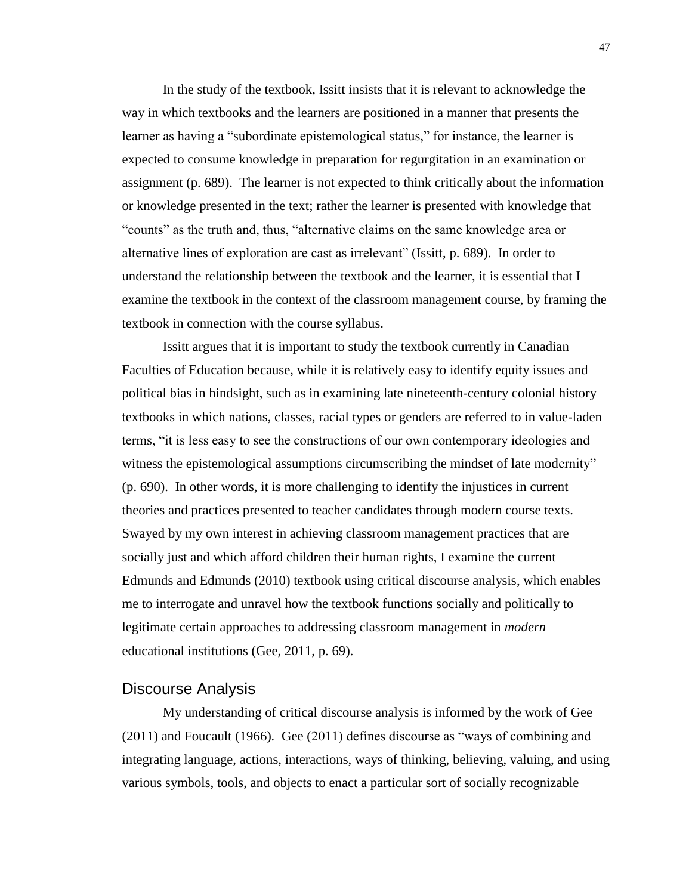In the study of the textbook, Issitt insists that it is relevant to acknowledge the way in which textbooks and the learners are positioned in a manner that presents the learner as having a "subordinate epistemological status," for instance, the learner is expected to consume knowledge in preparation for regurgitation in an examination or assignment (p. 689). The learner is not expected to think critically about the information or knowledge presented in the text; rather the learner is presented with knowledge that "counts" as the truth and, thus, "alternative claims on the same knowledge area or alternative lines of exploration are cast as irrelevant" (Issitt, p. 689). In order to understand the relationship between the textbook and the learner, it is essential that I examine the textbook in the context of the classroom management course, by framing the textbook in connection with the course syllabus.

Issitt argues that it is important to study the textbook currently in Canadian Faculties of Education because, while it is relatively easy to identify equity issues and political bias in hindsight, such as in examining late nineteenth-century colonial history textbooks in which nations, classes, racial types or genders are referred to in value-laden terms, "it is less easy to see the constructions of our own contemporary ideologies and witness the epistemological assumptions circumscribing the mindset of late modernity" (p. 690). In other words, it is more challenging to identify the injustices in current theories and practices presented to teacher candidates through modern course texts. Swayed by my own interest in achieving classroom management practices that are socially just and which afford children their human rights, I examine the current Edmunds and Edmunds (2010) textbook using critical discourse analysis, which enables me to interrogate and unravel how the textbook functions socially and politically to legitimate certain approaches to addressing classroom management in *modern* educational institutions (Gee, 2011, p. 69).

## Discourse Analysis

My understanding of critical discourse analysis is informed by the work of Gee (2011) and Foucault (1966). Gee (2011) defines discourse as "ways of combining and integrating language, actions, interactions, ways of thinking, believing, valuing, and using various symbols, tools, and objects to enact a particular sort of socially recognizable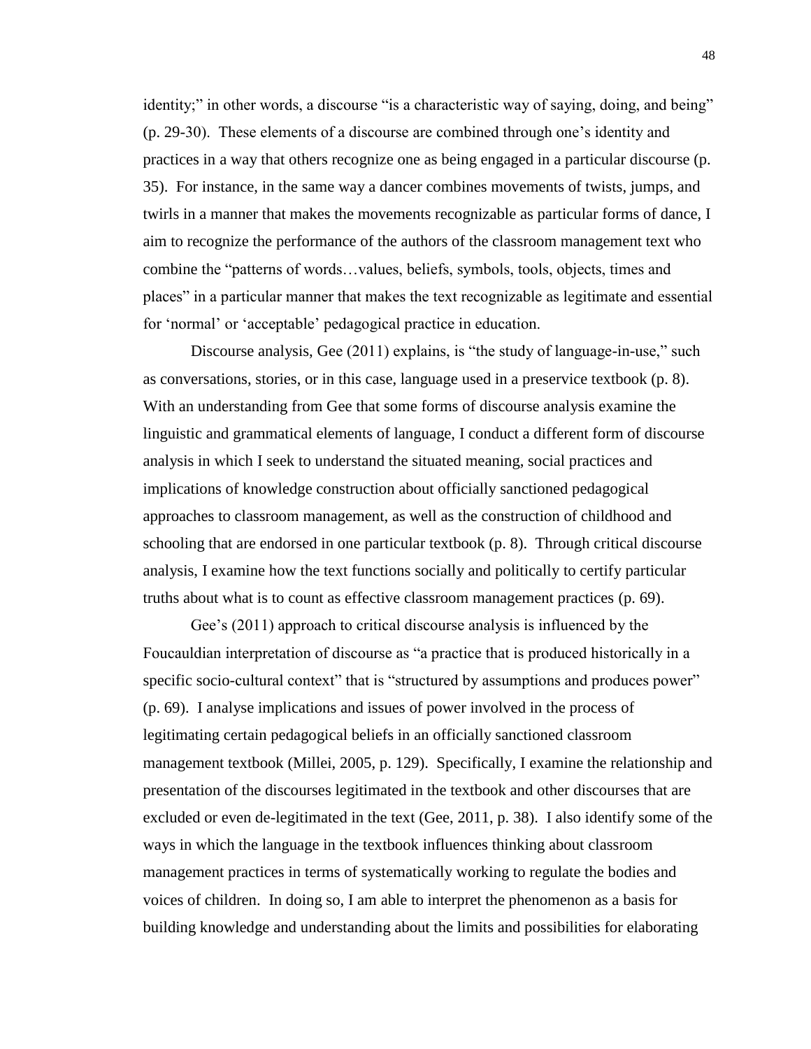identity;" in other words, a discourse "is a characteristic way of saying, doing, and being" (p. 29-30). These elements of a discourse are combined through one's identity and practices in a way that others recognize one as being engaged in a particular discourse (p. 35). For instance, in the same way a dancer combines movements of twists, jumps, and twirls in a manner that makes the movements recognizable as particular forms of dance, I aim to recognize the performance of the authors of the classroom management text who combine the "patterns of words…values, beliefs, symbols, tools, objects, times and places" in a particular manner that makes the text recognizable as legitimate and essential for 'normal' or 'acceptable' pedagogical practice in education.

Discourse analysis, Gee (2011) explains, is "the study of language-in-use," such as conversations, stories, or in this case, language used in a preservice textbook (p. 8). With an understanding from Gee that some forms of discourse analysis examine the linguistic and grammatical elements of language, I conduct a different form of discourse analysis in which I seek to understand the situated meaning, social practices and implications of knowledge construction about officially sanctioned pedagogical approaches to classroom management, as well as the construction of childhood and schooling that are endorsed in one particular textbook (p. 8). Through critical discourse analysis, I examine how the text functions socially and politically to certify particular truths about what is to count as effective classroom management practices (p. 69).

Gee's (2011) approach to critical discourse analysis is influenced by the Foucauldian interpretation of discourse as "a practice that is produced historically in a specific socio-cultural context" that is "structured by assumptions and produces power" (p. 69). I analyse implications and issues of power involved in the process of legitimating certain pedagogical beliefs in an officially sanctioned classroom management textbook (Millei, 2005, p. 129). Specifically, I examine the relationship and presentation of the discourses legitimated in the textbook and other discourses that are excluded or even de-legitimated in the text (Gee, 2011, p. 38). I also identify some of the ways in which the language in the textbook influences thinking about classroom management practices in terms of systematically working to regulate the bodies and voices of children. In doing so, I am able to interpret the phenomenon as a basis for building knowledge and understanding about the limits and possibilities for elaborating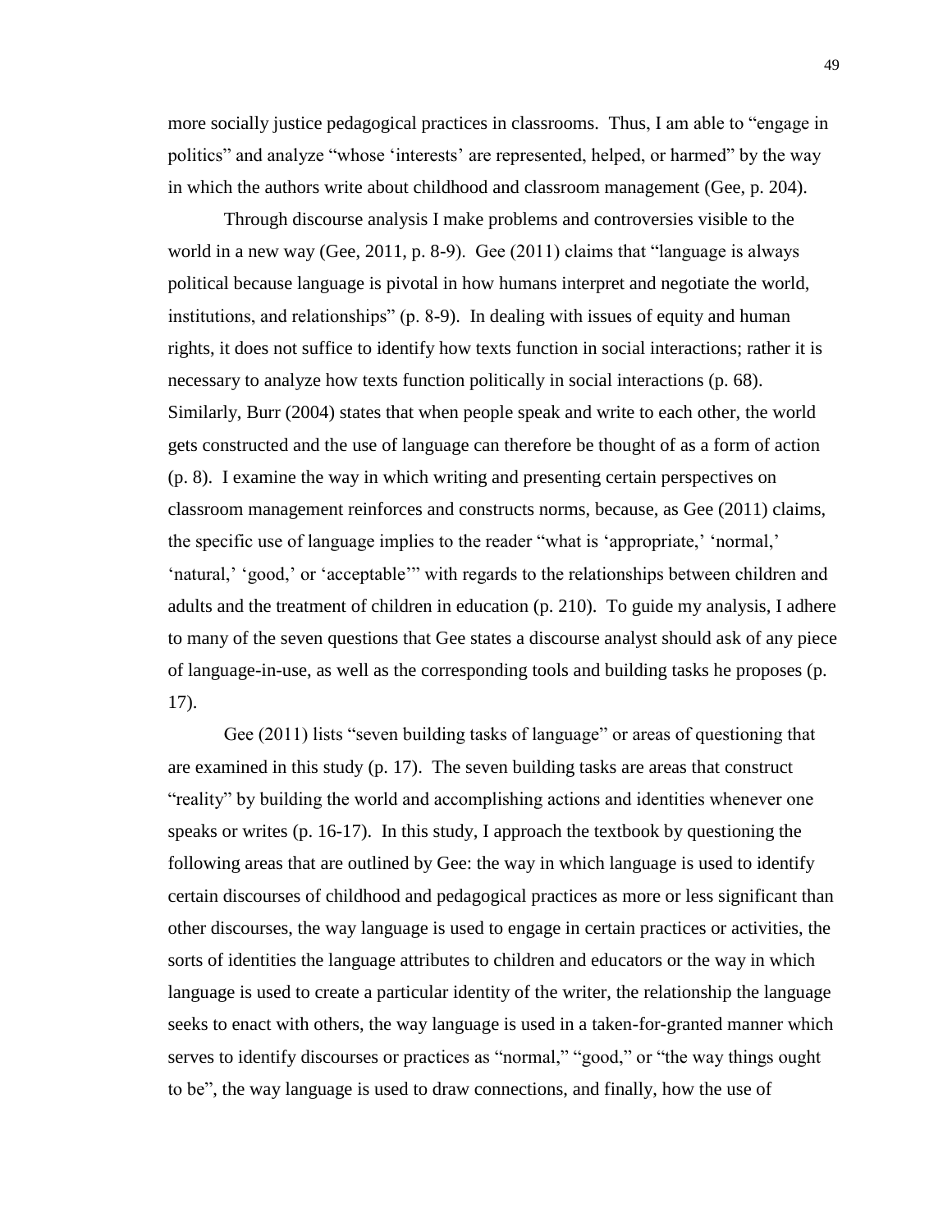more socially justice pedagogical practices in classrooms. Thus, I am able to "engage in politics" and analyze "whose 'interests' are represented, helped, or harmed" by the way in which the authors write about childhood and classroom management (Gee, p. 204).

Through discourse analysis I make problems and controversies visible to the world in a new way (Gee, 2011, p. 8-9). Gee (2011) claims that "language is always political because language is pivotal in how humans interpret and negotiate the world, institutions, and relationships" (p. 8-9). In dealing with issues of equity and human rights, it does not suffice to identify how texts function in social interactions; rather it is necessary to analyze how texts function politically in social interactions (p. 68). Similarly, Burr (2004) states that when people speak and write to each other, the world gets constructed and the use of language can therefore be thought of as a form of action (p. 8). I examine the way in which writing and presenting certain perspectives on classroom management reinforces and constructs norms, because, as Gee (2011) claims, the specific use of language implies to the reader "what is 'appropriate,' 'normal,' 'natural,' 'good,' or 'acceptable'" with regards to the relationships between children and adults and the treatment of children in education (p. 210). To guide my analysis, I adhere to many of the seven questions that Gee states a discourse analyst should ask of any piece of language-in-use, as well as the corresponding tools and building tasks he proposes (p. 17).

Gee (2011) lists "seven building tasks of language" or areas of questioning that are examined in this study (p. 17). The seven building tasks are areas that construct "reality" by building the world and accomplishing actions and identities whenever one speaks or writes (p. 16-17). In this study, I approach the textbook by questioning the following areas that are outlined by Gee: the way in which language is used to identify certain discourses of childhood and pedagogical practices as more or less significant than other discourses, the way language is used to engage in certain practices or activities, the sorts of identities the language attributes to children and educators or the way in which language is used to create a particular identity of the writer, the relationship the language seeks to enact with others, the way language is used in a taken-for-granted manner which serves to identify discourses or practices as "normal," "good," or "the way things ought to be", the way language is used to draw connections, and finally, how the use of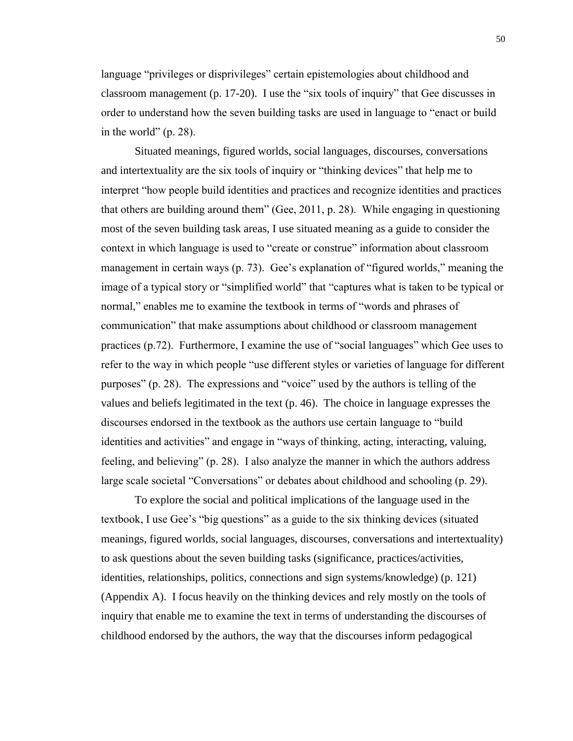language "privileges or disprivileges" certain epistemologies about childhood and classroom management (p. 17-20). I use the "six tools of inquiry" that Gee discusses in order to understand how the seven building tasks are used in language to "enact or build in the world" (p. 28).

Situated meanings, figured worlds, social languages, discourses, conversations and intertextuality are the six tools of inquiry or "thinking devices" that help me to interpret "how people build identities and practices and recognize identities and practices that others are building around them" (Gee, 2011, p. 28). While engaging in questioning most of the seven building task areas, I use situated meaning as a guide to consider the context in which language is used to "create or construe" information about classroom management in certain ways (p. 73). Gee's explanation of "figured worlds," meaning the image of a typical story or "simplified world" that "captures what is taken to be typical or normal," enables me to examine the textbook in terms of "words and phrases of communication" that make assumptions about childhood or classroom management practices (p.72). Furthermore, I examine the use of "social languages" which Gee uses to refer to the way in which people "use different styles or varieties of language for different purposes" (p. 28). The expressions and "voice" used by the authors is telling of the values and beliefs legitimated in the text (p. 46). The choice in language expresses the discourses endorsed in the textbook as the authors use certain language to "build identities and activities" and engage in "ways of thinking, acting, interacting, valuing, feeling, and believing" (p. 28). I also analyze the manner in which the authors address large scale societal "Conversations" or debates about childhood and schooling (p. 29).

To explore the social and political implications of the language used in the textbook, I use Gee's "big questions" as a guide to the six thinking devices (situated meanings, figured worlds, social languages, discourses, conversations and intertextuality) to ask questions about the seven building tasks (significance, practices/activities, identities, relationships, politics, connections and sign systems/knowledge) (p. 121) (Appendix A). I focus heavily on the thinking devices and rely mostly on the tools of inquiry that enable me to examine the text in terms of understanding the discourses of childhood endorsed by the authors, the way that the discourses inform pedagogical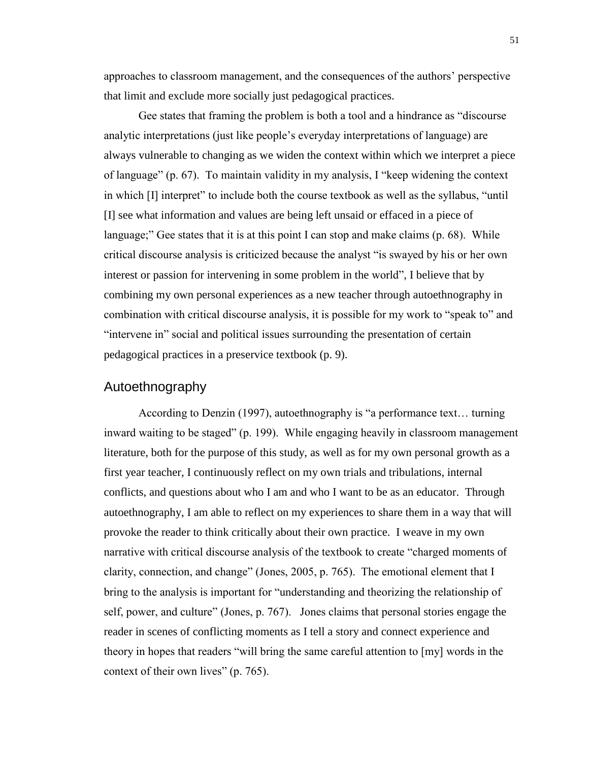approaches to classroom management, and the consequences of the authors' perspective that limit and exclude more socially just pedagogical practices.

Gee states that framing the problem is both a tool and a hindrance as "discourse analytic interpretations (just like people's everyday interpretations of language) are always vulnerable to changing as we widen the context within which we interpret a piece of language" (p. 67). To maintain validity in my analysis, I "keep widening the context in which [I] interpret" to include both the course textbook as well as the syllabus, "until [I] see what information and values are being left unsaid or effaced in a piece of language;" Gee states that it is at this point I can stop and make claims (p. 68). While critical discourse analysis is criticized because the analyst "is swayed by his or her own interest or passion for intervening in some problem in the world", I believe that by combining my own personal experiences as a new teacher through autoethnography in combination with critical discourse analysis, it is possible for my work to "speak to" and "intervene in" social and political issues surrounding the presentation of certain pedagogical practices in a preservice textbook (p. 9).

## Autoethnography

According to Denzin (1997), autoethnography is "a performance text… turning inward waiting to be staged" (p. 199). While engaging heavily in classroom management literature, both for the purpose of this study, as well as for my own personal growth as a first year teacher, I continuously reflect on my own trials and tribulations, internal conflicts, and questions about who I am and who I want to be as an educator. Through autoethnography, I am able to reflect on my experiences to share them in a way that will provoke the reader to think critically about their own practice. I weave in my own narrative with critical discourse analysis of the textbook to create "charged moments of clarity, connection, and change" (Jones, 2005, p. 765). The emotional element that I bring to the analysis is important for "understanding and theorizing the relationship of self, power, and culture" (Jones, p. 767). Jones claims that personal stories engage the reader in scenes of conflicting moments as I tell a story and connect experience and theory in hopes that readers "will bring the same careful attention to [my] words in the context of their own lives" (p. 765).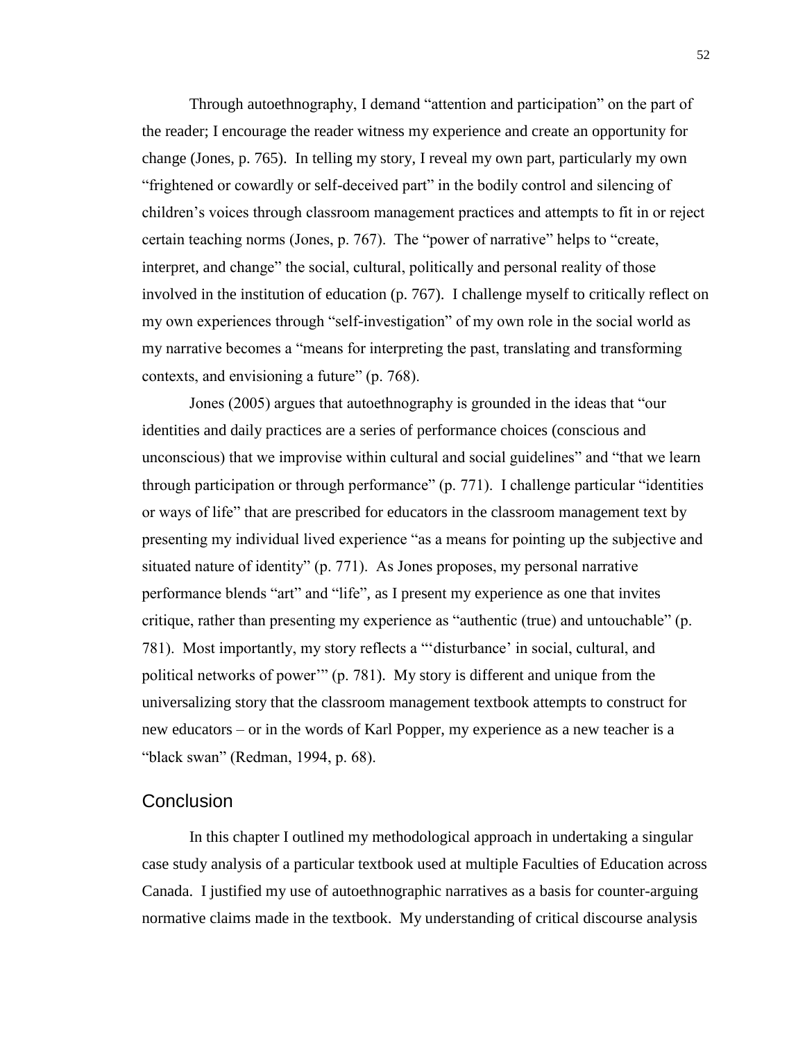Through autoethnography, I demand "attention and participation" on the part of the reader; I encourage the reader witness my experience and create an opportunity for change (Jones, p. 765). In telling my story, I reveal my own part, particularly my own "frightened or cowardly or self-deceived part" in the bodily control and silencing of children's voices through classroom management practices and attempts to fit in or reject certain teaching norms (Jones, p. 767). The "power of narrative" helps to "create, interpret, and change" the social, cultural, politically and personal reality of those involved in the institution of education (p. 767). I challenge myself to critically reflect on my own experiences through "self-investigation" of my own role in the social world as my narrative becomes a "means for interpreting the past, translating and transforming contexts, and envisioning a future" (p. 768).

Jones (2005) argues that autoethnography is grounded in the ideas that "our identities and daily practices are a series of performance choices (conscious and unconscious) that we improvise within cultural and social guidelines" and "that we learn through participation or through performance" (p. 771). I challenge particular "identities or ways of life" that are prescribed for educators in the classroom management text by presenting my individual lived experience "as a means for pointing up the subjective and situated nature of identity" (p. 771). As Jones proposes, my personal narrative performance blends "art" and "life", as I present my experience as one that invites critique, rather than presenting my experience as "authentic (true) and untouchable" (p. 781). Most importantly, my story reflects a "'disturbance' in social, cultural, and political networks of power'" (p. 781). My story is different and unique from the universalizing story that the classroom management textbook attempts to construct for new educators – or in the words of Karl Popper, my experience as a new teacher is a "black swan" (Redman, 1994, p. 68).

## Conclusion

In this chapter I outlined my methodological approach in undertaking a singular case study analysis of a particular textbook used at multiple Faculties of Education across Canada. I justified my use of autoethnographic narratives as a basis for counter-arguing normative claims made in the textbook. My understanding of critical discourse analysis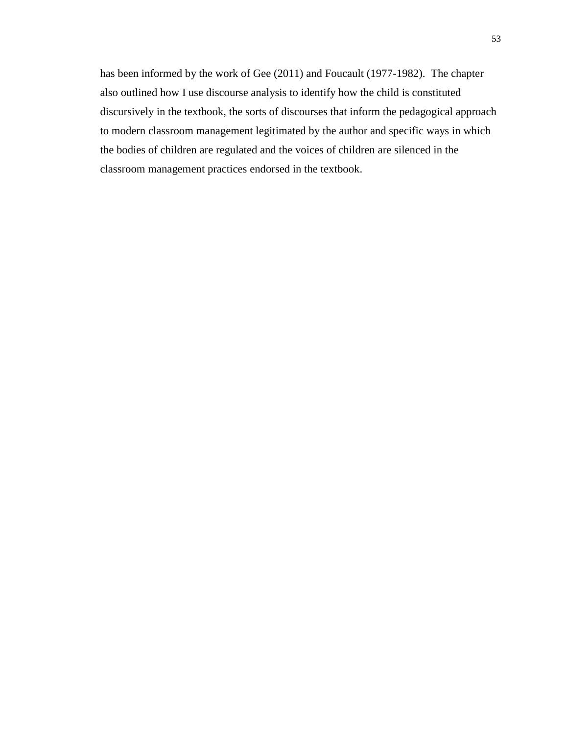has been informed by the work of Gee (2011) and Foucault (1977-1982). The chapter also outlined how I use discourse analysis to identify how the child is constituted discursively in the textbook, the sorts of discourses that inform the pedagogical approach to modern classroom management legitimated by the author and specific ways in which the bodies of children are regulated and the voices of children are silenced in the classroom management practices endorsed in the textbook.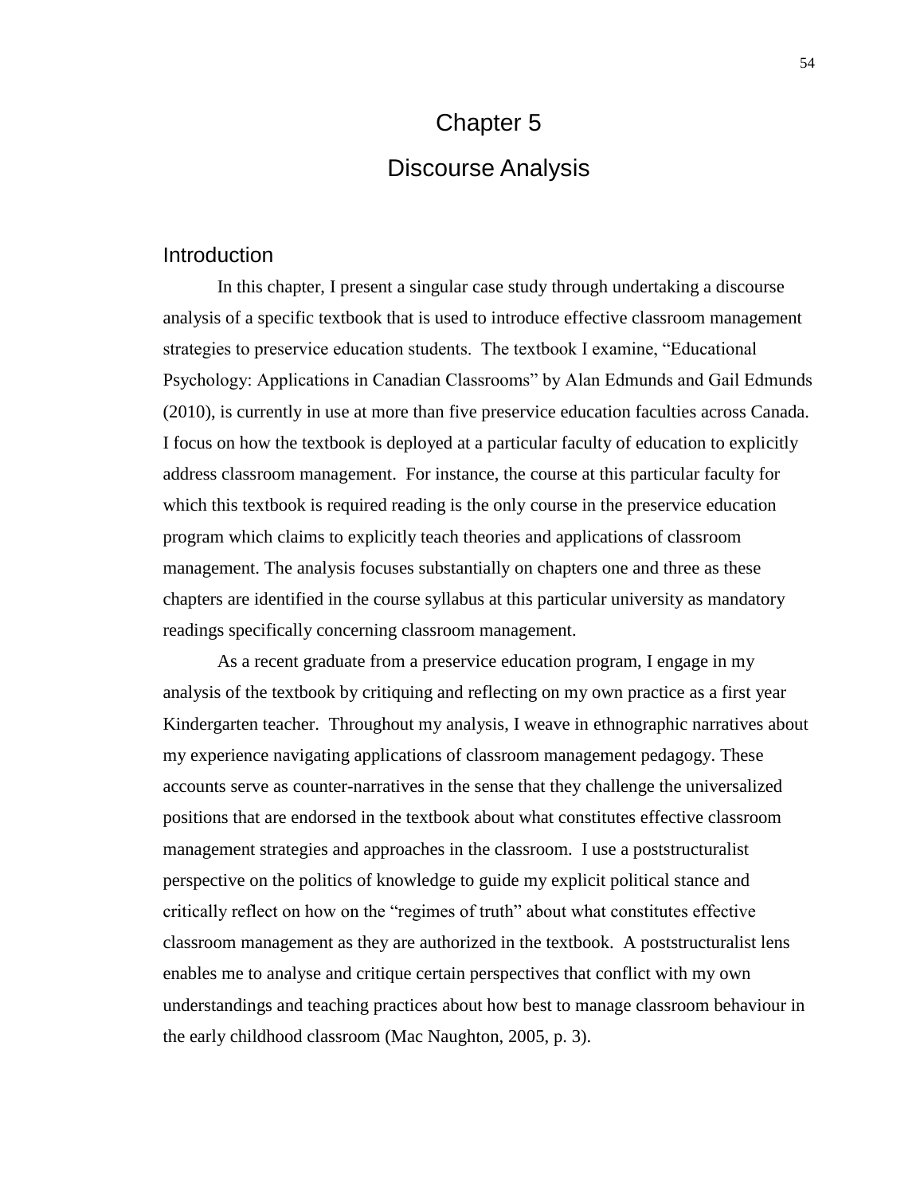# Chapter 5

# Discourse Analysis

## Introduction

In this chapter, I present a singular case study through undertaking a discourse analysis of a specific textbook that is used to introduce effective classroom management strategies to preservice education students. The textbook I examine, "Educational Psychology: Applications in Canadian Classrooms" by Alan Edmunds and Gail Edmunds (2010), is currently in use at more than five preservice education faculties across Canada. I focus on how the textbook is deployed at a particular faculty of education to explicitly address classroom management. For instance, the course at this particular faculty for which this textbook is required reading is the only course in the preservice education program which claims to explicitly teach theories and applications of classroom management. The analysis focuses substantially on chapters one and three as these chapters are identified in the course syllabus at this particular university as mandatory readings specifically concerning classroom management.

As a recent graduate from a preservice education program, I engage in my analysis of the textbook by critiquing and reflecting on my own practice as a first year Kindergarten teacher. Throughout my analysis, I weave in ethnographic narratives about my experience navigating applications of classroom management pedagogy. These accounts serve as counter-narratives in the sense that they challenge the universalized positions that are endorsed in the textbook about what constitutes effective classroom management strategies and approaches in the classroom. I use a poststructuralist perspective on the politics of knowledge to guide my explicit political stance and critically reflect on how on the "regimes of truth" about what constitutes effective classroom management as they are authorized in the textbook. A poststructuralist lens enables me to analyse and critique certain perspectives that conflict with my own understandings and teaching practices about how best to manage classroom behaviour in the early childhood classroom (Mac Naughton, 2005, p. 3).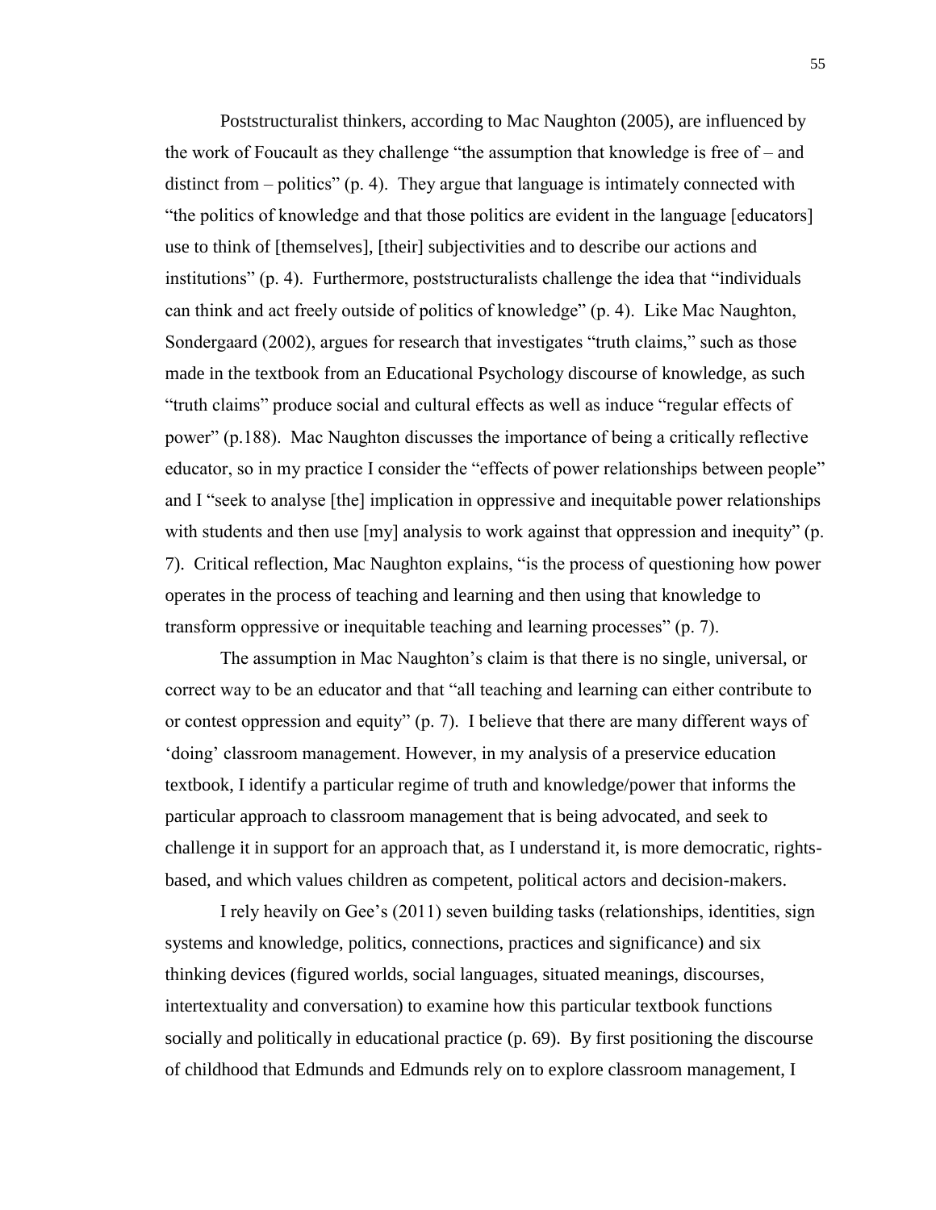Poststructuralist thinkers, according to Mac Naughton (2005), are influenced by the work of Foucault as they challenge "the assumption that knowledge is free of – and distinct from – politics" (p. 4). They argue that language is intimately connected with "the politics of knowledge and that those politics are evident in the language [educators] use to think of [themselves], [their] subjectivities and to describe our actions and institutions" (p. 4). Furthermore, poststructuralists challenge the idea that "individuals can think and act freely outside of politics of knowledge" (p. 4). Like Mac Naughton, Sondergaard (2002), argues for research that investigates "truth claims," such as those made in the textbook from an Educational Psychology discourse of knowledge, as such "truth claims" produce social and cultural effects as well as induce "regular effects of power" (p.188). Mac Naughton discusses the importance of being a critically reflective educator, so in my practice I consider the "effects of power relationships between people" and I "seek to analyse [the] implication in oppressive and inequitable power relationships with students and then use [my] analysis to work against that oppression and inequity" (p. 7). Critical reflection, Mac Naughton explains, "is the process of questioning how power operates in the process of teaching and learning and then using that knowledge to transform oppressive or inequitable teaching and learning processes" (p. 7).

The assumption in Mac Naughton's claim is that there is no single, universal, or correct way to be an educator and that "all teaching and learning can either contribute to or contest oppression and equity" (p. 7). I believe that there are many different ways of 'doing' classroom management. However, in my analysis of a preservice education textbook, I identify a particular regime of truth and knowledge/power that informs the particular approach to classroom management that is being advocated, and seek to challenge it in support for an approach that, as I understand it, is more democratic, rights-based, and which values children as competent, political actors and decision-makers.

I rely heavily on Gee's (2011) seven building tasks (relationships, identities, sign systems and knowledge, politics, connections, practices and significance) and six thinking devices (figured worlds, social languages, situated meanings, discourses, intertextuality and conversation) to examine how this particular textbook functions socially and politically in educational practice (p. 69). By first positioning the discourse of childhood that Edmunds and Edmunds rely on to explore classroom management, I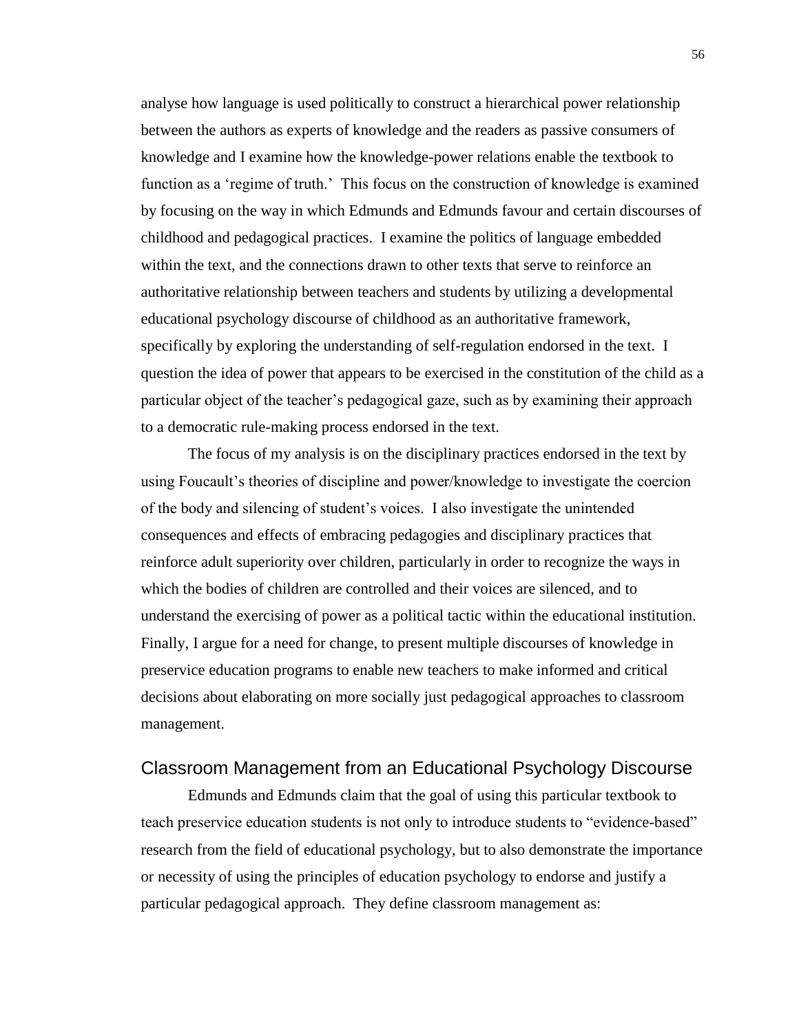analyse how language is used politically to construct a hierarchical power relationship between the authors as experts of knowledge and the readers as passive consumers of knowledge and I examine how the knowledge-power relations enable the textbook to function as a 'regime of truth.' This focus on the construction of knowledge is examined by focusing on the way in which Edmunds and Edmunds favour and certain discourses of childhood and pedagogical practices. I examine the politics of language embedded within the text, and the connections drawn to other texts that serve to reinforce an authoritative relationship between teachers and students by utilizing a developmental educational psychology discourse of childhood as an authoritative framework, specifically by exploring the understanding of self-regulation endorsed in the text. I question the idea of power that appears to be exercised in the constitution of the child as a particular object of the teacher's pedagogical gaze, such as by examining their approach to a democratic rule-making process endorsed in the text.

The focus of my analysis is on the disciplinary practices endorsed in the text by using Foucault's theories of discipline and power/knowledge to investigate the coercion of the body and silencing of student's voices. I also investigate the unintended consequences and effects of embracing pedagogies and disciplinary practices that reinforce adult superiority over children, particularly in order to recognize the ways in which the bodies of children are controlled and their voices are silenced, and to understand the exercising of power as a political tactic within the educational institution. Finally, I argue for a need for change, to present multiple discourses of knowledge in preservice education programs to enable new teachers to make informed and critical decisions about elaborating on more socially just pedagogical approaches to classroom management.

## Classroom Management from an Educational Psychology Discourse

Edmunds and Edmunds claim that the goal of using this particular textbook to teach preservice education students is not only to introduce students to "evidence-based" research from the field of educational psychology, but to also demonstrate the importance or necessity of using the principles of education psychology to endorse and justify a particular pedagogical approach. They define classroom management as: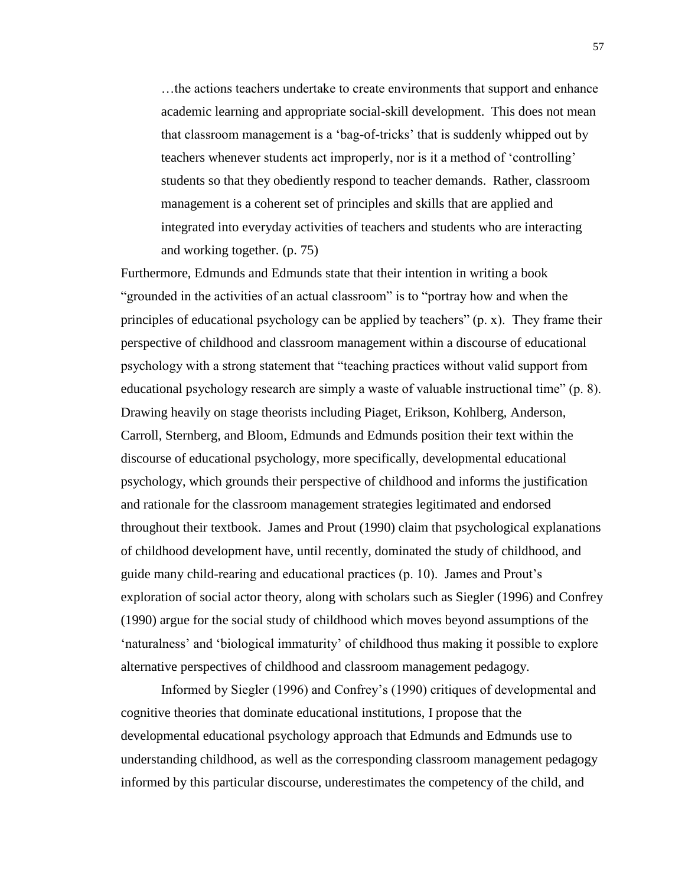> …the actions teachers undertake to create environments that support and enhance academic learning and appropriate social-skill development. This does not mean that classroom management is a 'bag-of-tricks' that is suddenly whipped out by teachers whenever students act improperly, nor is it a method of 'controlling' students so that they obediently respond to teacher demands. Rather, classroom management is a coherent set of principles and skills that are applied and integrated into everyday activities of teachers and students who are interacting and working together. (p. 75)

Furthermore, Edmunds and Edmunds state that their intention in writing a book "grounded in the activities of an actual classroom" is to "portray how and when the principles of educational psychology can be applied by teachers" (p. x). They frame their perspective of childhood and classroom management within a discourse of educational psychology with a strong statement that "teaching practices without valid support from educational psychology research are simply a waste of valuable instructional time" (p. 8). Drawing heavily on stage theorists including Piaget, Erikson, Kohlberg, Anderson, Carroll, Sternberg, and Bloom, Edmunds and Edmunds position their text within the discourse of educational psychology, more specifically, developmental educational psychology, which grounds their perspective of childhood and informs the justification and rationale for the classroom management strategies legitimated and endorsed throughout their textbook. James and Prout (1990) claim that psychological explanations of childhood development have, until recently, dominated the study of childhood, and guide many child-rearing and educational practices (p. 10). James and Prout's exploration of social actor theory, along with scholars such as Siegler (1996) and Confrey (1990) argue for the social study of childhood which moves beyond assumptions of the 'naturalness' and 'biological immaturity' of childhood thus making it possible to explore alternative perspectives of childhood and classroom management pedagogy.

Informed by Siegler (1996) and Confrey's (1990) critiques of developmental and cognitive theories that dominate educational institutions, I propose that the developmental educational psychology approach that Edmunds and Edmunds use to understanding childhood, as well as the corresponding classroom management pedagogy informed by this particular discourse, underestimates the competency of the child, and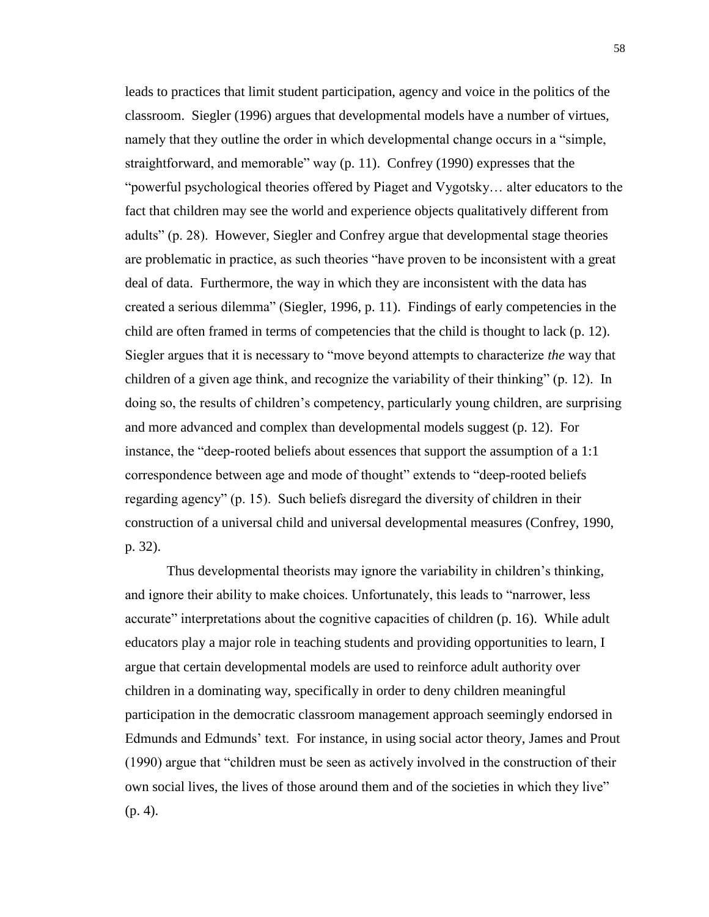leads to practices that limit student participation, agency and voice in the politics of the classroom. Siegler (1996) argues that developmental models have a number of virtues, namely that they outline the order in which developmental change occurs in a "simple, straightforward, and memorable" way (p. 11). Confrey (1990) expresses that the "powerful psychological theories offered by Piaget and Vygotsky… alter educators to the fact that children may see the world and experience objects qualitatively different from adults" (p. 28). However, Siegler and Confrey argue that developmental stage theories are problematic in practice, as such theories "have proven to be inconsistent with a great deal of data. Furthermore, the way in which they are inconsistent with the data has created a serious dilemma" (Siegler, 1996, p. 11). Findings of early competencies in the child are often framed in terms of competencies that the child is thought to lack (p. 12). Siegler argues that it is necessary to "move beyond attempts to characterize *the* way that children of a given age think, and recognize the variability of their thinking" (p. 12). In doing so, the results of children's competency, particularly young children, are surprising and more advanced and complex than developmental models suggest (p. 12). For instance, the "deep-rooted beliefs about essences that support the assumption of a 1:1 correspondence between age and mode of thought" extends to "deep-rooted beliefs regarding agency" (p. 15). Such beliefs disregard the diversity of children in their construction of a universal child and universal developmental measures (Confrey, 1990, p. 32).

Thus developmental theorists may ignore the variability in children's thinking, and ignore their ability to make choices. Unfortunately, this leads to "narrower, less accurate" interpretations about the cognitive capacities of children (p. 16). While adult educators play a major role in teaching students and providing opportunities to learn, I argue that certain developmental models are used to reinforce adult authority over children in a dominating way, specifically in order to deny children meaningful participation in the democratic classroom management approach seemingly endorsed in Edmunds and Edmunds' text. For instance, in using social actor theory, James and Prout (1990) argue that "children must be seen as actively involved in the construction of their own social lives, the lives of those around them and of the societies in which they live" (p. 4).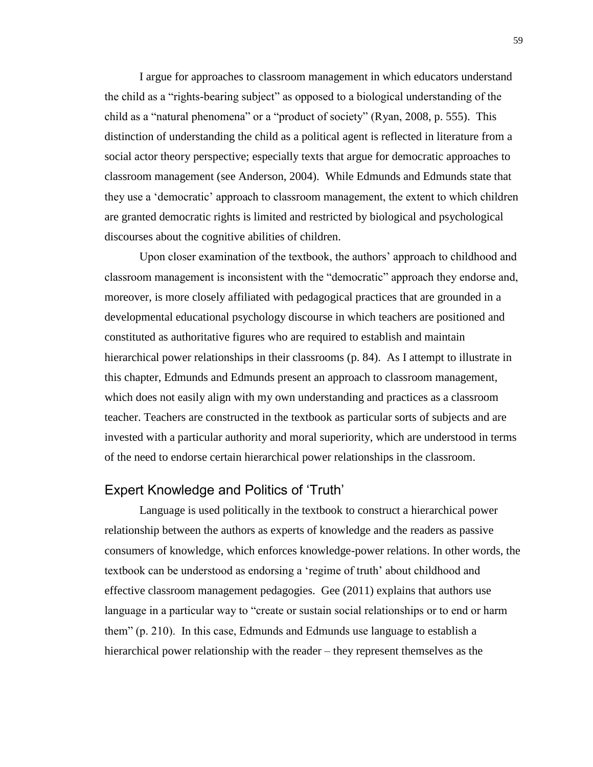I argue for approaches to classroom management in which educators understand the child as a "rights-bearing subject" as opposed to a biological understanding of the child as a "natural phenomena" or a "product of society" (Ryan, 2008, p. 555). This distinction of understanding the child as a political agent is reflected in literature from a social actor theory perspective; especially texts that argue for democratic approaches to classroom management (see Anderson, 2004). While Edmunds and Edmunds state that they use a 'democratic' approach to classroom management, the extent to which children are granted democratic rights is limited and restricted by biological and psychological discourses about the cognitive abilities of children.

Upon closer examination of the textbook, the authors' approach to childhood and classroom management is inconsistent with the "democratic" approach they endorse and, moreover, is more closely affiliated with pedagogical practices that are grounded in a developmental educational psychology discourse in which teachers are positioned and constituted as authoritative figures who are required to establish and maintain hierarchical power relationships in their classrooms (p. 84). As I attempt to illustrate in this chapter, Edmunds and Edmunds present an approach to classroom management, which does not easily align with my own understanding and practices as a classroom teacher. Teachers are constructed in the textbook as particular sorts of subjects and are invested with a particular authority and moral superiority, which are understood in terms of the need to endorse certain hierarchical power relationships in the classroom.

## Expert Knowledge and Politics of 'Truth'

Language is used politically in the textbook to construct a hierarchical power relationship between the authors as experts of knowledge and the readers as passive consumers of knowledge, which enforces knowledge-power relations. In other words, the textbook can be understood as endorsing a 'regime of truth' about childhood and effective classroom management pedagogies. Gee (2011) explains that authors use language in a particular way to "create or sustain social relationships or to end or harm them" (p. 210). In this case, Edmunds and Edmunds use language to establish a hierarchical power relationship with the reader – they represent themselves as the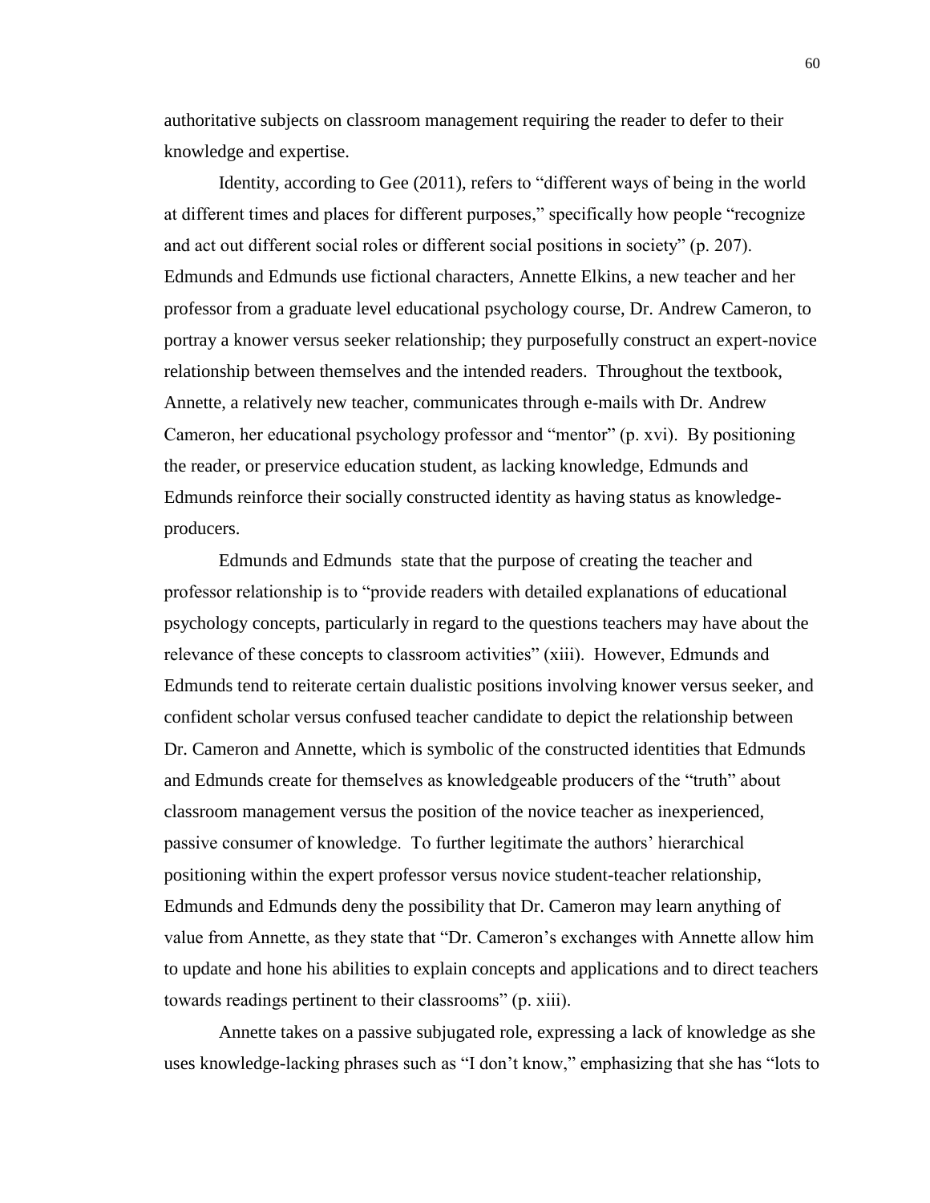authoritative subjects on classroom management requiring the reader to defer to their knowledge and expertise.

Identity, according to Gee (2011), refers to "different ways of being in the world at different times and places for different purposes," specifically how people "recognize and act out different social roles or different social positions in society" (p. 207). Edmunds and Edmunds use fictional characters, Annette Elkins, a new teacher and her professor from a graduate level educational psychology course, Dr. Andrew Cameron, to portray a knower versus seeker relationship; they purposefully construct an expert-novice relationship between themselves and the intended readers. Throughout the textbook, Annette, a relatively new teacher, communicates through e-mails with Dr. Andrew Cameron, her educational psychology professor and "mentor" (p. xvi). By positioning the reader, or preservice education student, as lacking knowledge, Edmunds and Edmunds reinforce their socially constructed identity as having status as knowledge-producers.

Edmunds and Edmunds state that the purpose of creating the teacher and professor relationship is to "provide readers with detailed explanations of educational psychology concepts, particularly in regard to the questions teachers may have about the relevance of these concepts to classroom activities" (xiii). However, Edmunds and Edmunds tend to reiterate certain dualistic positions involving knower versus seeker, and confident scholar versus confused teacher candidate to depict the relationship between Dr. Cameron and Annette, which is symbolic of the constructed identities that Edmunds and Edmunds create for themselves as knowledgeable producers of the "truth" about classroom management versus the position of the novice teacher as inexperienced, passive consumer of knowledge. To further legitimate the authors' hierarchical positioning within the expert professor versus novice student-teacher relationship, Edmunds and Edmunds deny the possibility that Dr. Cameron may learn anything of value from Annette, as they state that "Dr. Cameron's exchanges with Annette allow him to update and hone his abilities to explain concepts and applications and to direct teachers towards readings pertinent to their classrooms" (p. xiii).

Annette takes on a passive subjugated role, expressing a lack of knowledge as she uses knowledge-lacking phrases such as "I don't know," emphasizing that she has "lots to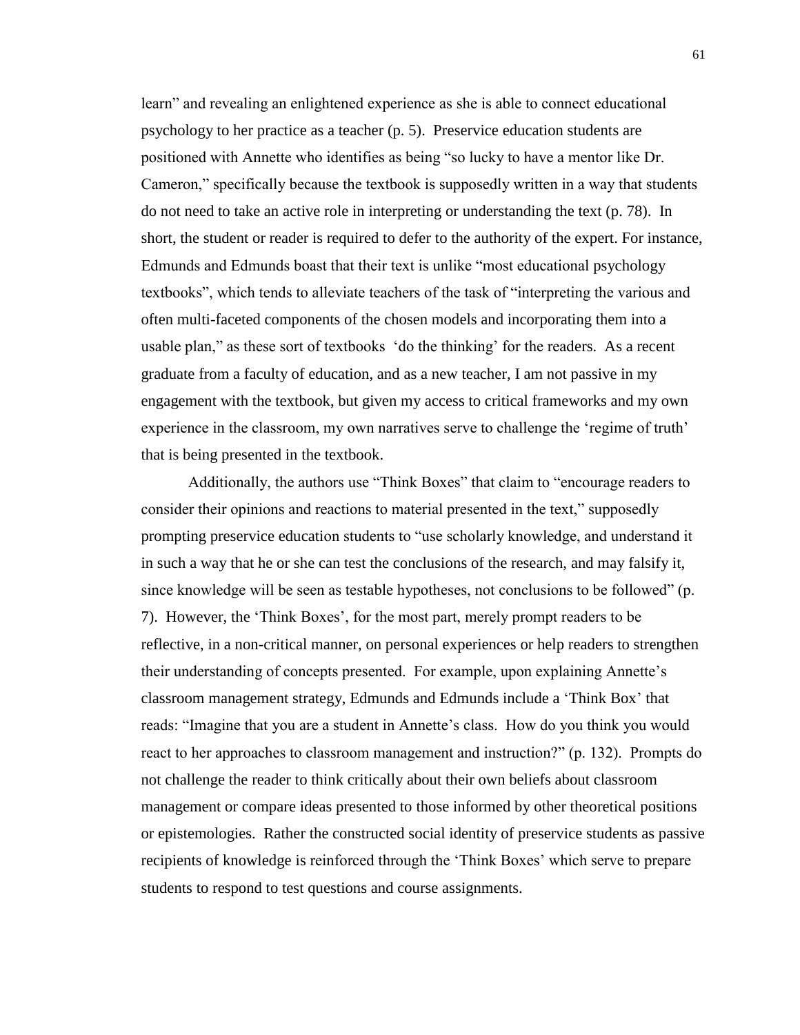learn" and revealing an enlightened experience as she is able to connect educational psychology to her practice as a teacher (p. 5). Preservice education students are positioned with Annette who identifies as being "so lucky to have a mentor like Dr. Cameron," specifically because the textbook is supposedly written in a way that students do not need to take an active role in interpreting or understanding the text (p. 78). In short, the student or reader is required to defer to the authority of the expert. For instance, Edmunds and Edmunds boast that their text is unlike "most educational psychology textbooks", which tends to alleviate teachers of the task of "interpreting the various and often multi-faceted components of the chosen models and incorporating them into a usable plan," as these sort of textbooks 'do the thinking' for the readers. As a recent graduate from a faculty of education, and as a new teacher, I am not passive in my engagement with the textbook, but given my access to critical frameworks and my own experience in the classroom, my own narratives serve to challenge the 'regime of truth' that is being presented in the textbook.

Additionally, the authors use "Think Boxes" that claim to "encourage readers to consider their opinions and reactions to material presented in the text," supposedly prompting preservice education students to "use scholarly knowledge, and understand it in such a way that he or she can test the conclusions of the research, and may falsify it, since knowledge will be seen as testable hypotheses, not conclusions to be followed" (p. 7). However, the 'Think Boxes', for the most part, merely prompt readers to be reflective, in a non-critical manner, on personal experiences or help readers to strengthen their understanding of concepts presented. For example, upon explaining Annette's classroom management strategy, Edmunds and Edmunds include a 'Think Box' that reads: "Imagine that you are a student in Annette's class. How do you think you would react to her approaches to classroom management and instruction?" (p. 132). Prompts do not challenge the reader to think critically about their own beliefs about classroom management or compare ideas presented to those informed by other theoretical positions or epistemologies. Rather the constructed social identity of preservice students as passive recipients of knowledge is reinforced through the 'Think Boxes' which serve to prepare students to respond to test questions and course assignments.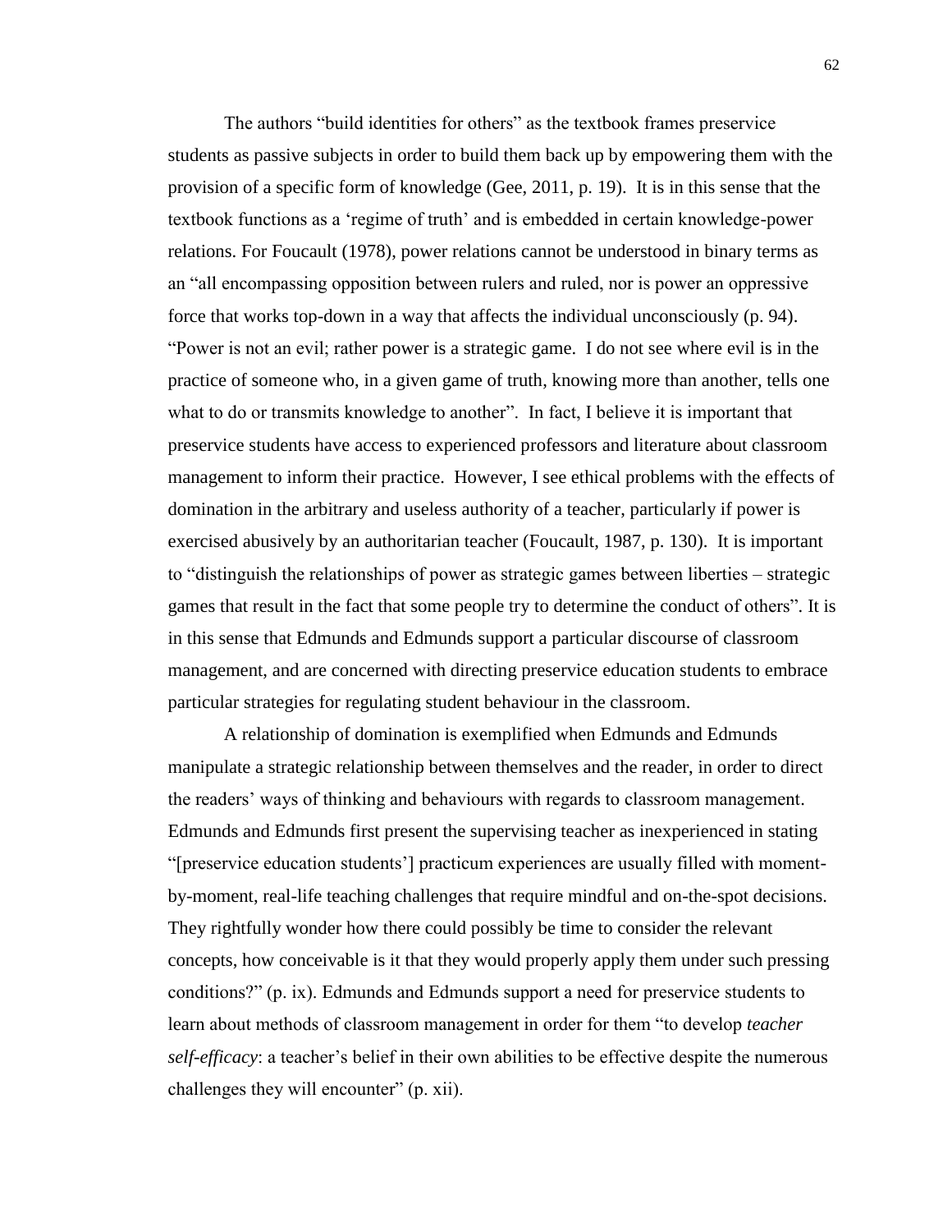The authors "build identities for others" as the textbook frames preservice students as passive subjects in order to build them back up by empowering them with the provision of a specific form of knowledge (Gee, 2011, p. 19). It is in this sense that the textbook functions as a 'regime of truth' and is embedded in certain knowledge-power relations. For Foucault (1978), power relations cannot be understood in binary terms as an "all encompassing opposition between rulers and ruled, nor is power an oppressive force that works top-down in a way that affects the individual unconsciously (p. 94). "Power is not an evil; rather power is a strategic game. I do not see where evil is in the practice of someone who, in a given game of truth, knowing more than another, tells one what to do or transmits knowledge to another". In fact, I believe it is important that preservice students have access to experienced professors and literature about classroom management to inform their practice. However, I see ethical problems with the effects of domination in the arbitrary and useless authority of a teacher, particularly if power is exercised abusively by an authoritarian teacher (Foucault, 1987, p. 130). It is important to "distinguish the relationships of power as strategic games between liberties – strategic games that result in the fact that some people try to determine the conduct of others". It is in this sense that Edmunds and Edmunds support a particular discourse of classroom management, and are concerned with directing preservice education students to embrace particular strategies for regulating student behaviour in the classroom.

A relationship of domination is exemplified when Edmunds and Edmunds manipulate a strategic relationship between themselves and the reader, in order to direct the readers' ways of thinking and behaviours with regards to classroom management. Edmunds and Edmunds first present the supervising teacher as inexperienced in stating "[preservice education students'] practicum experiences are usually filled with moment-by-moment, real-life teaching challenges that require mindful and on-the-spot decisions. They rightfully wonder how there could possibly be time to consider the relevant concepts, how conceivable is it that they would properly apply them under such pressing conditions?" (p. ix). Edmunds and Edmunds support a need for preservice students to learn about methods of classroom management in order for them "to develop *teacher self-efficacy*: a teacher's belief in their own abilities to be effective despite the numerous challenges they will encounter" (p. xii).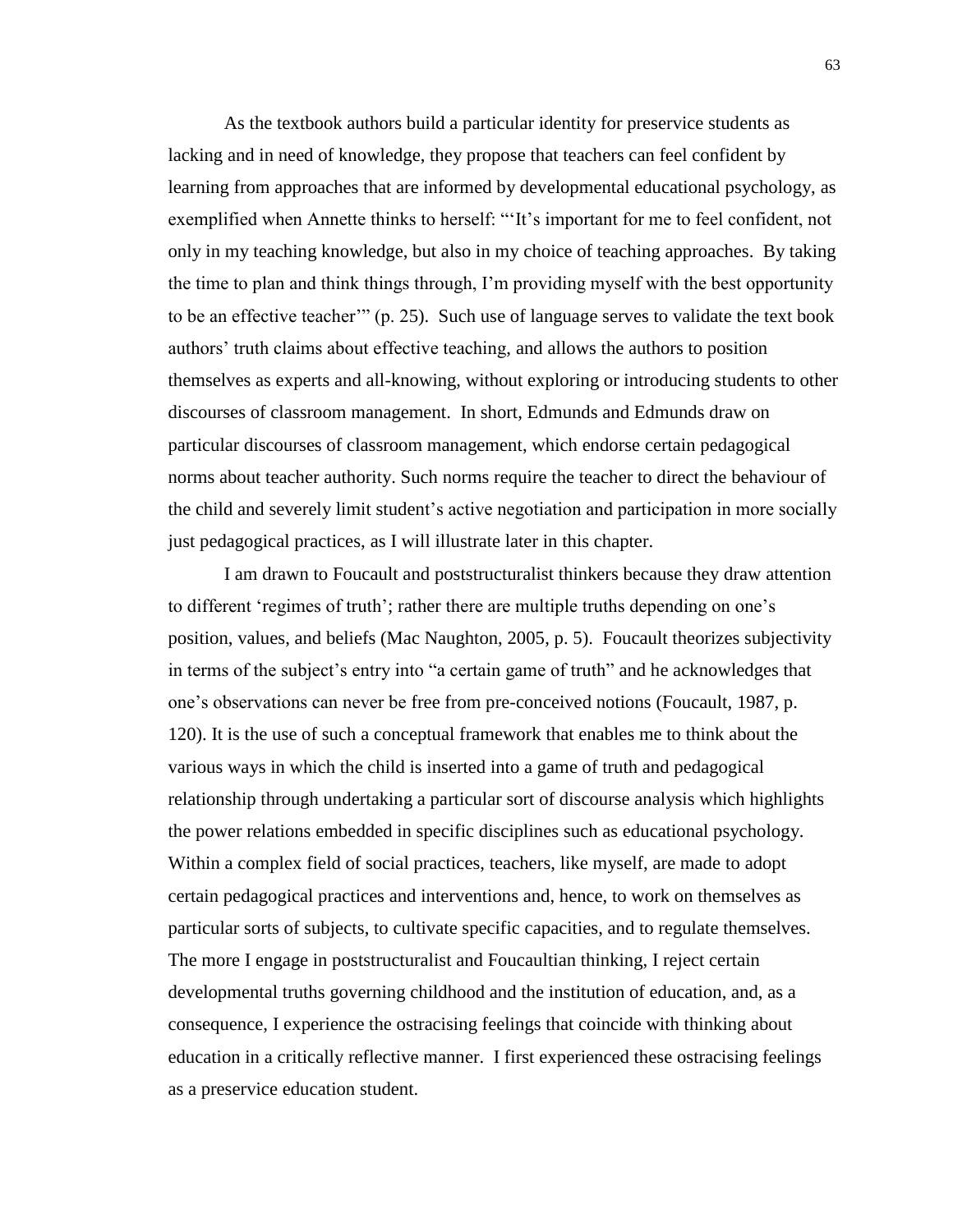As the textbook authors build a particular identity for preservice students as lacking and in need of knowledge, they propose that teachers can feel confident by learning from approaches that are informed by developmental educational psychology, as exemplified when Annette thinks to herself: "'It's important for me to feel confident, not only in my teaching knowledge, but also in my choice of teaching approaches. By taking the time to plan and think things through, I'm providing myself with the best opportunity to be an effective teacher'" (p. 25). Such use of language serves to validate the text book authors' truth claims about effective teaching, and allows the authors to position themselves as experts and all-knowing, without exploring or introducing students to other discourses of classroom management. In short, Edmunds and Edmunds draw on particular discourses of classroom management, which endorse certain pedagogical norms about teacher authority. Such norms require the teacher to direct the behaviour of the child and severely limit student's active negotiation and participation in more socially just pedagogical practices, as I will illustrate later in this chapter.

I am drawn to Foucault and poststructuralist thinkers because they draw attention to different 'regimes of truth'; rather there are multiple truths depending on one's position, values, and beliefs (Mac Naughton, 2005, p. 5). Foucault theorizes subjectivity in terms of the subject's entry into "a certain game of truth" and he acknowledges that one's observations can never be free from pre-conceived notions (Foucault, 1987, p. 120). It is the use of such a conceptual framework that enables me to think about the various ways in which the child is inserted into a game of truth and pedagogical relationship through undertaking a particular sort of discourse analysis which highlights the power relations embedded in specific disciplines such as educational psychology. Within a complex field of social practices, teachers, like myself, are made to adopt certain pedagogical practices and interventions and, hence, to work on themselves as particular sorts of subjects, to cultivate specific capacities, and to regulate themselves. The more I engage in poststructuralist and Foucaultian thinking, I reject certain developmental truths governing childhood and the institution of education, and, as a consequence, I experience the ostracising feelings that coincide with thinking about education in a critically reflective manner. I first experienced these ostracising feelings as a preservice education student.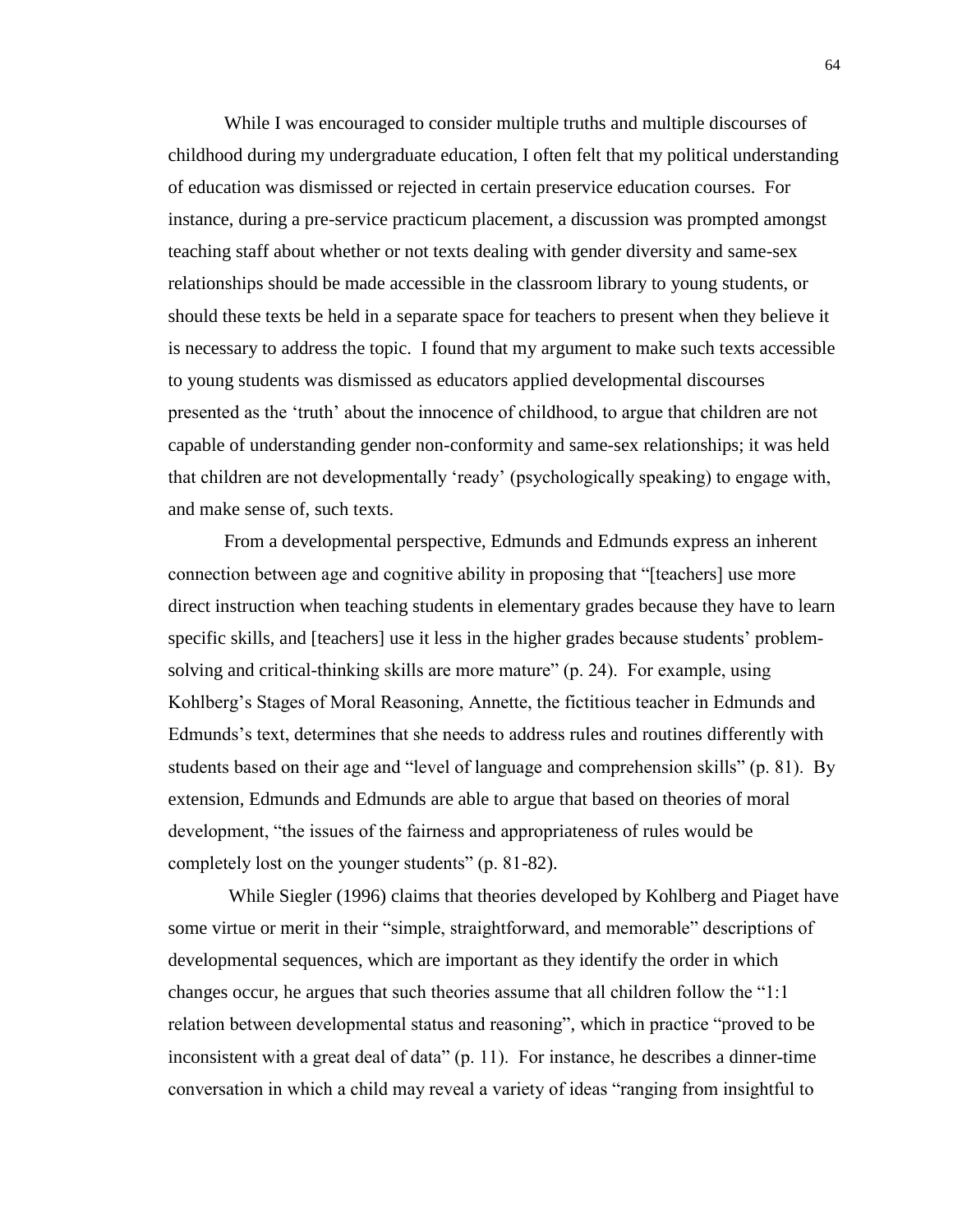While I was encouraged to consider multiple truths and multiple discourses of childhood during my undergraduate education, I often felt that my political understanding of education was dismissed or rejected in certain preservice education courses. For instance, during a pre-service practicum placement, a discussion was prompted amongst teaching staff about whether or not texts dealing with gender diversity and same-sex relationships should be made accessible in the classroom library to young students, or should these texts be held in a separate space for teachers to present when they believe it is necessary to address the topic. I found that my argument to make such texts accessible to young students was dismissed as educators applied developmental discourses presented as the 'truth' about the innocence of childhood, to argue that children are not capable of understanding gender non-conformity and same-sex relationships; it was held that children are not developmentally 'ready' (psychologically speaking) to engage with, and make sense of, such texts.

From a developmental perspective, Edmunds and Edmunds express an inherent connection between age and cognitive ability in proposing that "[teachers] use more direct instruction when teaching students in elementary grades because they have to learn specific skills, and [teachers] use it less in the higher grades because students' problem-solving and critical-thinking skills are more mature" (p. 24). For example, using Kohlberg's Stages of Moral Reasoning, Annette, the fictitious teacher in Edmunds and Edmunds's text, determines that she needs to address rules and routines differently with students based on their age and "level of language and comprehension skills" (p. 81). By extension, Edmunds and Edmunds are able to argue that based on theories of moral development, "the issues of the fairness and appropriateness of rules would be completely lost on the younger students" (p. 81-82).

While Siegler (1996) claims that theories developed by Kohlberg and Piaget have some virtue or merit in their "simple, straightforward, and memorable" descriptions of developmental sequences, which are important as they identify the order in which changes occur, he argues that such theories assume that all children follow the "1:1 relation between developmental status and reasoning", which in practice "proved to be inconsistent with a great deal of data" (p. 11). For instance, he describes a dinner-time conversation in which a child may reveal a variety of ideas "ranging from insightful to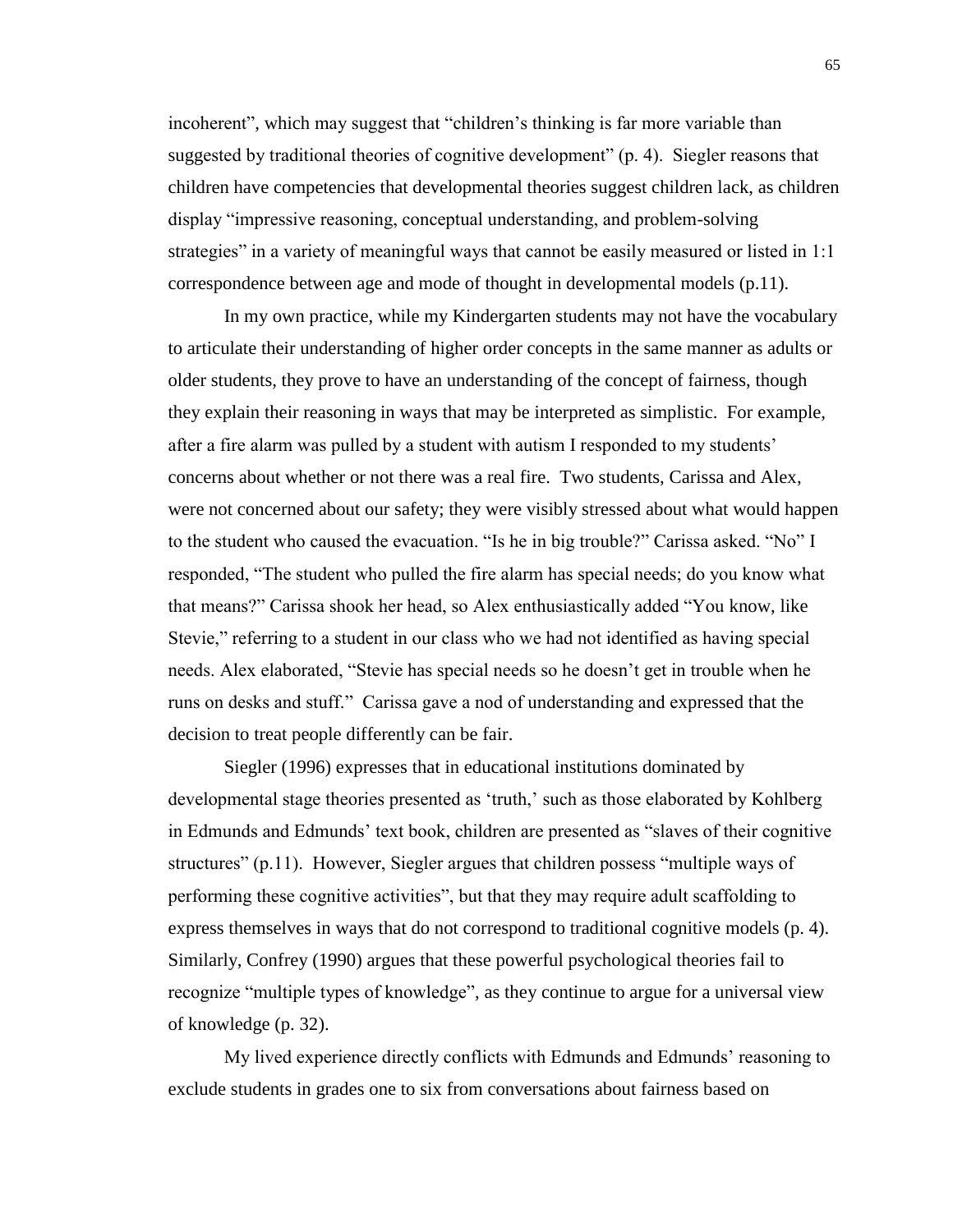incoherent", which may suggest that "children's thinking is far more variable than suggested by traditional theories of cognitive development" (p. 4). Siegler reasons that children have competencies that developmental theories suggest children lack, as children display "impressive reasoning, conceptual understanding, and problem-solving strategies" in a variety of meaningful ways that cannot be easily measured or listed in 1:1 correspondence between age and mode of thought in developmental models (p.11).

In my own practice, while my Kindergarten students may not have the vocabulary to articulate their understanding of higher order concepts in the same manner as adults or older students, they prove to have an understanding of the concept of fairness, though they explain their reasoning in ways that may be interpreted as simplistic. For example, after a fire alarm was pulled by a student with autism I responded to my students' concerns about whether or not there was a real fire. Two students, Carissa and Alex, were not concerned about our safety; they were visibly stressed about what would happen to the student who caused the evacuation. "Is he in big trouble?" Carissa asked. "No" I responded, "The student who pulled the fire alarm has special needs; do you know what that means?" Carissa shook her head, so Alex enthusiastically added "You know, like Stevie," referring to a student in our class who we had not identified as having special needs. Alex elaborated, "Stevie has special needs so he doesn't get in trouble when he runs on desks and stuff." Carissa gave a nod of understanding and expressed that the decision to treat people differently can be fair.

Siegler (1996) expresses that in educational institutions dominated by developmental stage theories presented as 'truth,' such as those elaborated by Kohlberg in Edmunds and Edmunds' text book, children are presented as "slaves of their cognitive structures" (p.11). However, Siegler argues that children possess "multiple ways of performing these cognitive activities", but that they may require adult scaffolding to express themselves in ways that do not correspond to traditional cognitive models (p. 4). Similarly, Confrey (1990) argues that these powerful psychological theories fail to recognize "multiple types of knowledge", as they continue to argue for a universal view of knowledge (p. 32).

My lived experience directly conflicts with Edmunds and Edmunds' reasoning to exclude students in grades one to six from conversations about fairness based on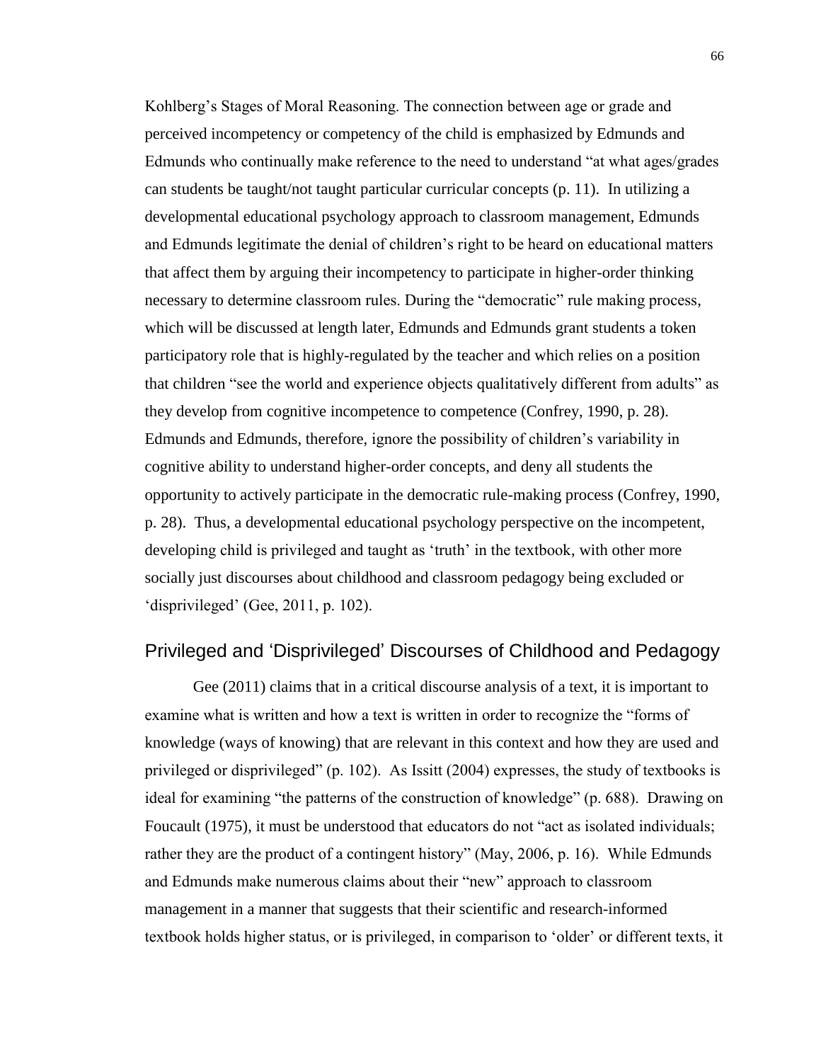Kohlberg's Stages of Moral Reasoning. The connection between age or grade and perceived incompetency or competency of the child is emphasized by Edmunds and Edmunds who continually make reference to the need to understand "at what ages/grades can students be taught/not taught particular curricular concepts (p. 11). In utilizing a developmental educational psychology approach to classroom management, Edmunds and Edmunds legitimate the denial of children's right to be heard on educational matters that affect them by arguing their incompetency to participate in higher-order thinking necessary to determine classroom rules. During the "democratic" rule making process, which will be discussed at length later, Edmunds and Edmunds grant students a token participatory role that is highly-regulated by the teacher and which relies on a position that children "see the world and experience objects qualitatively different from adults" as they develop from cognitive incompetence to competence (Confrey, 1990, p. 28). Edmunds and Edmunds, therefore, ignore the possibility of children's variability in cognitive ability to understand higher-order concepts, and deny all students the opportunity to actively participate in the democratic rule-making process (Confrey, 1990, p. 28). Thus, a developmental educational psychology perspective on the incompetent, developing child is privileged and taught as 'truth' in the textbook, with other more socially just discourses about childhood and classroom pedagogy being excluded or 'disprivileged' (Gee, 2011, p. 102).

## Privileged and 'Disprivileged' Discourses of Childhood and Pedagogy

Gee (2011) claims that in a critical discourse analysis of a text, it is important to examine what is written and how a text is written in order to recognize the "forms of knowledge (ways of knowing) that are relevant in this context and how they are used and privileged or disprivileged" (p. 102). As Issitt (2004) expresses, the study of textbooks is ideal for examining "the patterns of the construction of knowledge" (p. 688). Drawing on Foucault (1975), it must be understood that educators do not "act as isolated individuals; rather they are the product of a contingent history" (May, 2006, p. 16). While Edmunds and Edmunds make numerous claims about their "new" approach to classroom management in a manner that suggests that their scientific and research-informed textbook holds higher status, or is privileged, in comparison to 'older' or different texts, it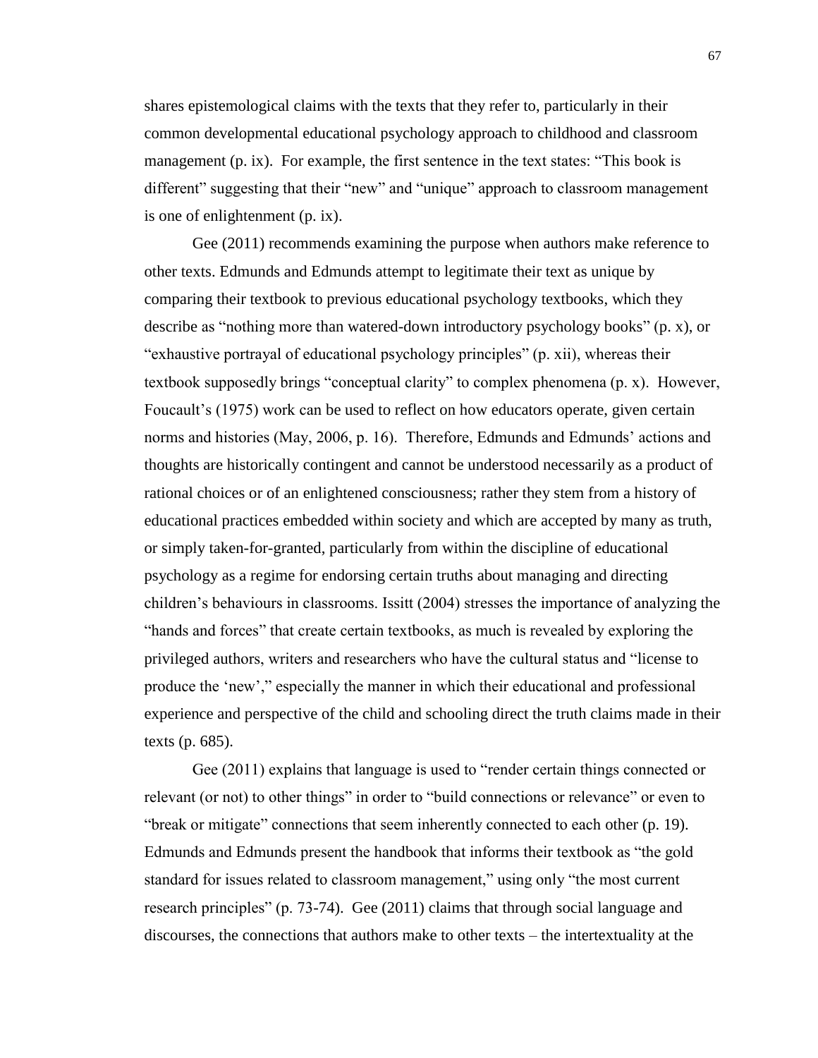shares epistemological claims with the texts that they refer to, particularly in their common developmental educational psychology approach to childhood and classroom management (p. ix). For example, the first sentence in the text states: "This book is different" suggesting that their "new" and "unique" approach to classroom management is one of enlightenment (p. ix).

Gee (2011) recommends examining the purpose when authors make reference to other texts. Edmunds and Edmunds attempt to legitimate their text as unique by comparing their textbook to previous educational psychology textbooks, which they describe as "nothing more than watered-down introductory psychology books" (p. x), or "exhaustive portrayal of educational psychology principles" (p. xii), whereas their textbook supposedly brings "conceptual clarity" to complex phenomena (p. x). However, Foucault's (1975) work can be used to reflect on how educators operate, given certain norms and histories (May, 2006, p. 16). Therefore, Edmunds and Edmunds' actions and thoughts are historically contingent and cannot be understood necessarily as a product of rational choices or of an enlightened consciousness; rather they stem from a history of educational practices embedded within society and which are accepted by many as truth, or simply taken-for-granted, particularly from within the discipline of educational psychology as a regime for endorsing certain truths about managing and directing children's behaviours in classrooms. Issitt (2004) stresses the importance of analyzing the "hands and forces" that create certain textbooks, as much is revealed by exploring the privileged authors, writers and researchers who have the cultural status and "license to produce the 'new'," especially the manner in which their educational and professional experience and perspective of the child and schooling direct the truth claims made in their texts (p. 685).

Gee (2011) explains that language is used to "render certain things connected or relevant (or not) to other things" in order to "build connections or relevance" or even to "break or mitigate" connections that seem inherently connected to each other (p. 19). Edmunds and Edmunds present the handbook that informs their textbook as "the gold standard for issues related to classroom management," using only "the most current research principles" (p. 73-74). Gee (2011) claims that through social language and discourses, the connections that authors make to other texts – the intertextuality at the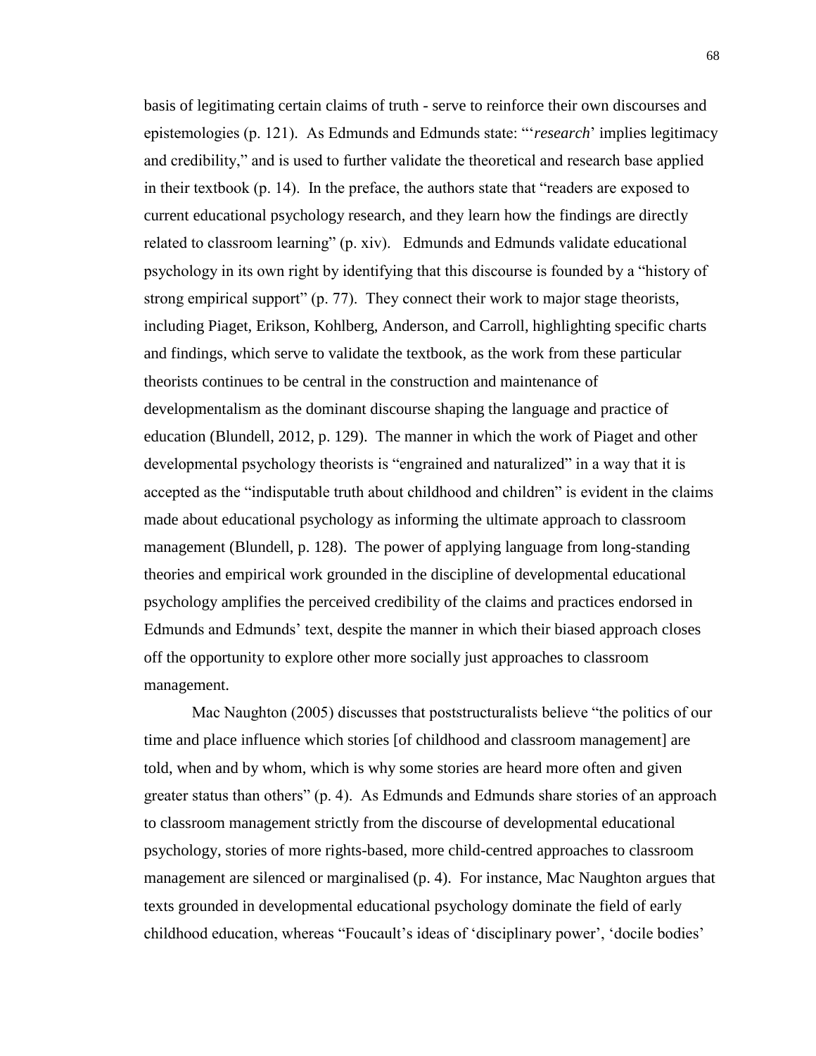basis of legitimating certain claims of truth - serve to reinforce their own discourses and epistemologies (p. 121). As Edmunds and Edmunds state: "'*research*' implies legitimacy and credibility," and is used to further validate the theoretical and research base applied in their textbook (p. 14). In the preface, the authors state that "readers are exposed to current educational psychology research, and they learn how the findings are directly related to classroom learning" (p. xiv). Edmunds and Edmunds validate educational psychology in its own right by identifying that this discourse is founded by a "history of strong empirical support" (p. 77). They connect their work to major stage theorists, including Piaget, Erikson, Kohlberg, Anderson, and Carroll, highlighting specific charts and findings, which serve to validate the textbook, as the work from these particular theorists continues to be central in the construction and maintenance of developmentalism as the dominant discourse shaping the language and practice of education (Blundell, 2012, p. 129). The manner in which the work of Piaget and other developmental psychology theorists is "engrained and naturalized" in a way that it is accepted as the "indisputable truth about childhood and children" is evident in the claims made about educational psychology as informing the ultimate approach to classroom management (Blundell, p. 128). The power of applying language from long-standing theories and empirical work grounded in the discipline of developmental educational psychology amplifies the perceived credibility of the claims and practices endorsed in Edmunds and Edmunds' text, despite the manner in which their biased approach closes off the opportunity to explore other more socially just approaches to classroom management.

Mac Naughton (2005) discusses that poststructuralists believe "the politics of our time and place influence which stories [of childhood and classroom management] are told, when and by whom, which is why some stories are heard more often and given greater status than others" (p. 4). As Edmunds and Edmunds share stories of an approach to classroom management strictly from the discourse of developmental educational psychology, stories of more rights-based, more child-centred approaches to classroom management are silenced or marginalised (p. 4). For instance, Mac Naughton argues that texts grounded in developmental educational psychology dominate the field of early childhood education, whereas "Foucault's ideas of 'disciplinary power', 'docile bodies'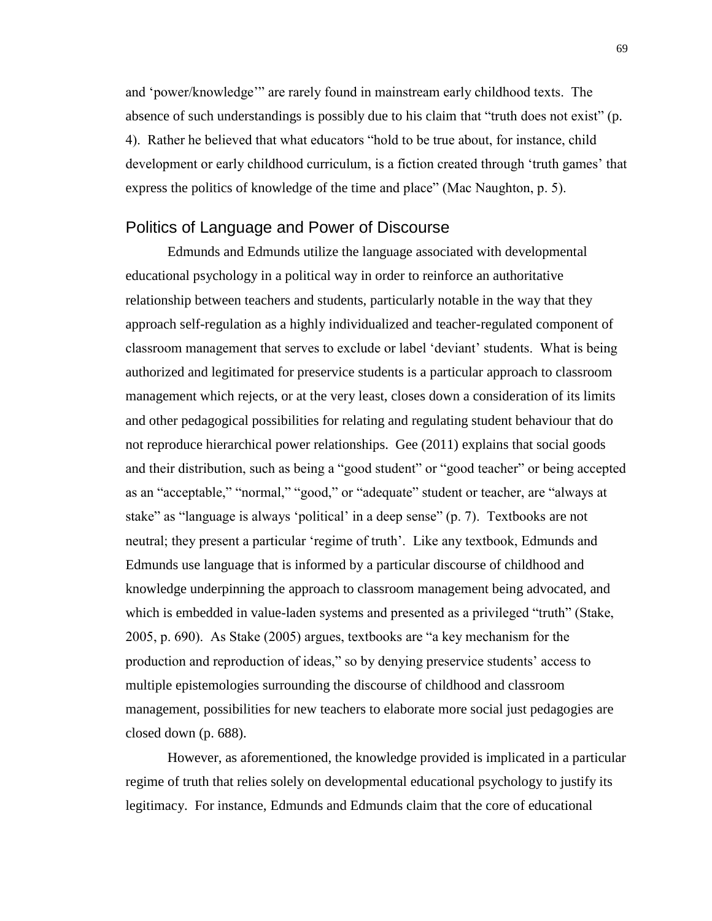and 'power/knowledge'" are rarely found in mainstream early childhood texts. The absence of such understandings is possibly due to his claim that "truth does not exist" (p. 4). Rather he believed that what educators "hold to be true about, for instance, child development or early childhood curriculum, is a fiction created through 'truth games' that express the politics of knowledge of the time and place" (Mac Naughton, p. 5).

## Politics of Language and Power of Discourse

Edmunds and Edmunds utilize the language associated with developmental educational psychology in a political way in order to reinforce an authoritative relationship between teachers and students, particularly notable in the way that they approach self-regulation as a highly individualized and teacher-regulated component of classroom management that serves to exclude or label 'deviant' students. What is being authorized and legitimated for preservice students is a particular approach to classroom management which rejects, or at the very least, closes down a consideration of its limits and other pedagogical possibilities for relating and regulating student behaviour that do not reproduce hierarchical power relationships. Gee (2011) explains that social goods and their distribution, such as being a "good student" or "good teacher" or being accepted as an "acceptable," "normal," "good," or "adequate" student or teacher, are "always at stake" as "language is always 'political' in a deep sense" (p. 7). Textbooks are not neutral; they present a particular 'regime of truth'. Like any textbook, Edmunds and Edmunds use language that is informed by a particular discourse of childhood and knowledge underpinning the approach to classroom management being advocated, and which is embedded in value-laden systems and presented as a privileged "truth" (Stake, 2005, p. 690). As Stake (2005) argues, textbooks are "a key mechanism for the production and reproduction of ideas," so by denying preservice students' access to multiple epistemologies surrounding the discourse of childhood and classroom management, possibilities for new teachers to elaborate more social just pedagogies are closed down (p. 688).

However, as aforementioned, the knowledge provided is implicated in a particular regime of truth that relies solely on developmental educational psychology to justify its legitimacy. For instance, Edmunds and Edmunds claim that the core of educational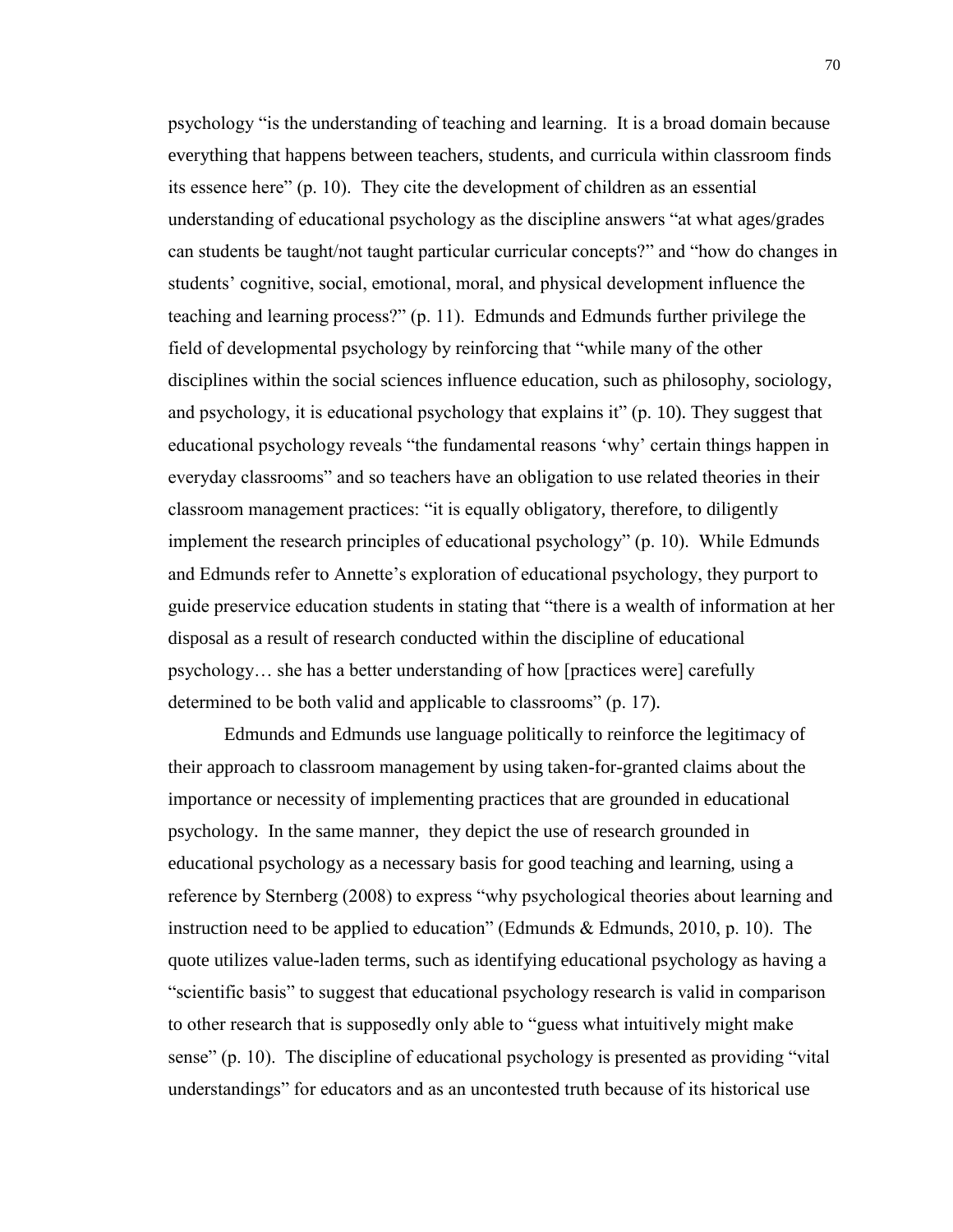psychology "is the understanding of teaching and learning. It is a broad domain because everything that happens between teachers, students, and curricula within classroom finds its essence here" (p. 10). They cite the development of children as an essential understanding of educational psychology as the discipline answers "at what ages/grades can students be taught/not taught particular curricular concepts?" and "how do changes in students' cognitive, social, emotional, moral, and physical development influence the teaching and learning process?" (p. 11). Edmunds and Edmunds further privilege the field of developmental psychology by reinforcing that "while many of the other disciplines within the social sciences influence education, such as philosophy, sociology, and psychology, it is educational psychology that explains it" (p. 10). They suggest that educational psychology reveals "the fundamental reasons 'why' certain things happen in everyday classrooms" and so teachers have an obligation to use related theories in their classroom management practices: "it is equally obligatory, therefore, to diligently implement the research principles of educational psychology" (p. 10). While Edmunds and Edmunds refer to Annette's exploration of educational psychology, they purport to guide preservice education students in stating that "there is a wealth of information at her disposal as a result of research conducted within the discipline of educational psychology… she has a better understanding of how [practices were] carefully determined to be both valid and applicable to classrooms" (p. 17).

Edmunds and Edmunds use language politically to reinforce the legitimacy of their approach to classroom management by using taken-for-granted claims about the importance or necessity of implementing practices that are grounded in educational psychology. In the same manner, they depict the use of research grounded in educational psychology as a necessary basis for good teaching and learning, using a reference by Sternberg (2008) to express "why psychological theories about learning and instruction need to be applied to education" (Edmunds & Edmunds, 2010, p. 10). The quote utilizes value-laden terms, such as identifying educational psychology as having a "scientific basis" to suggest that educational psychology research is valid in comparison to other research that is supposedly only able to "guess what intuitively might make sense" (p. 10). The discipline of educational psychology is presented as providing "vital understandings" for educators and as an uncontested truth because of its historical use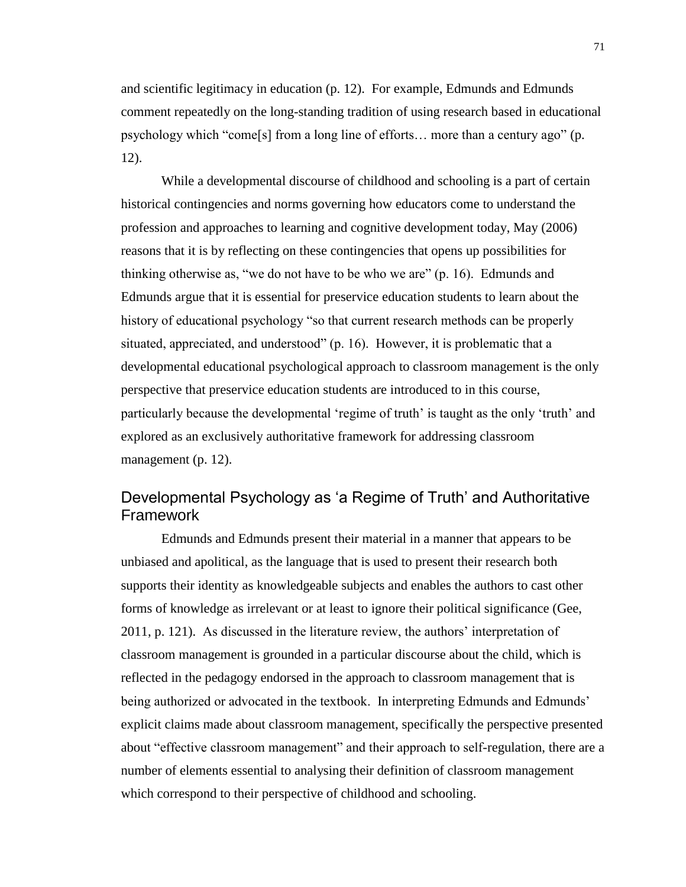and scientific legitimacy in education (p. 12). For example, Edmunds and Edmunds comment repeatedly on the long-standing tradition of using research based in educational psychology which "come[s] from a long line of efforts… more than a century ago" (p. 12).

While a developmental discourse of childhood and schooling is a part of certain historical contingencies and norms governing how educators come to understand the profession and approaches to learning and cognitive development today, May (2006) reasons that it is by reflecting on these contingencies that opens up possibilities for thinking otherwise as, "we do not have to be who we are" (p. 16). Edmunds and Edmunds argue that it is essential for preservice education students to learn about the history of educational psychology "so that current research methods can be properly situated, appreciated, and understood" (p. 16). However, it is problematic that a developmental educational psychological approach to classroom management is the only perspective that preservice education students are introduced to in this course, particularly because the developmental 'regime of truth' is taught as the only 'truth' and explored as an exclusively authoritative framework for addressing classroom management (p. 12).

## Developmental Psychology as 'a Regime of Truth' and Authoritative Framework

Edmunds and Edmunds present their material in a manner that appears to be unbiased and apolitical, as the language that is used to present their research both supports their identity as knowledgeable subjects and enables the authors to cast other forms of knowledge as irrelevant or at least to ignore their political significance (Gee, 2011, p. 121). As discussed in the literature review, the authors' interpretation of classroom management is grounded in a particular discourse about the child, which is reflected in the pedagogy endorsed in the approach to classroom management that is being authorized or advocated in the textbook. In interpreting Edmunds and Edmunds' explicit claims made about classroom management, specifically the perspective presented about "effective classroom management" and their approach to self-regulation, there are a number of elements essential to analysing their definition of classroom management which correspond to their perspective of childhood and schooling.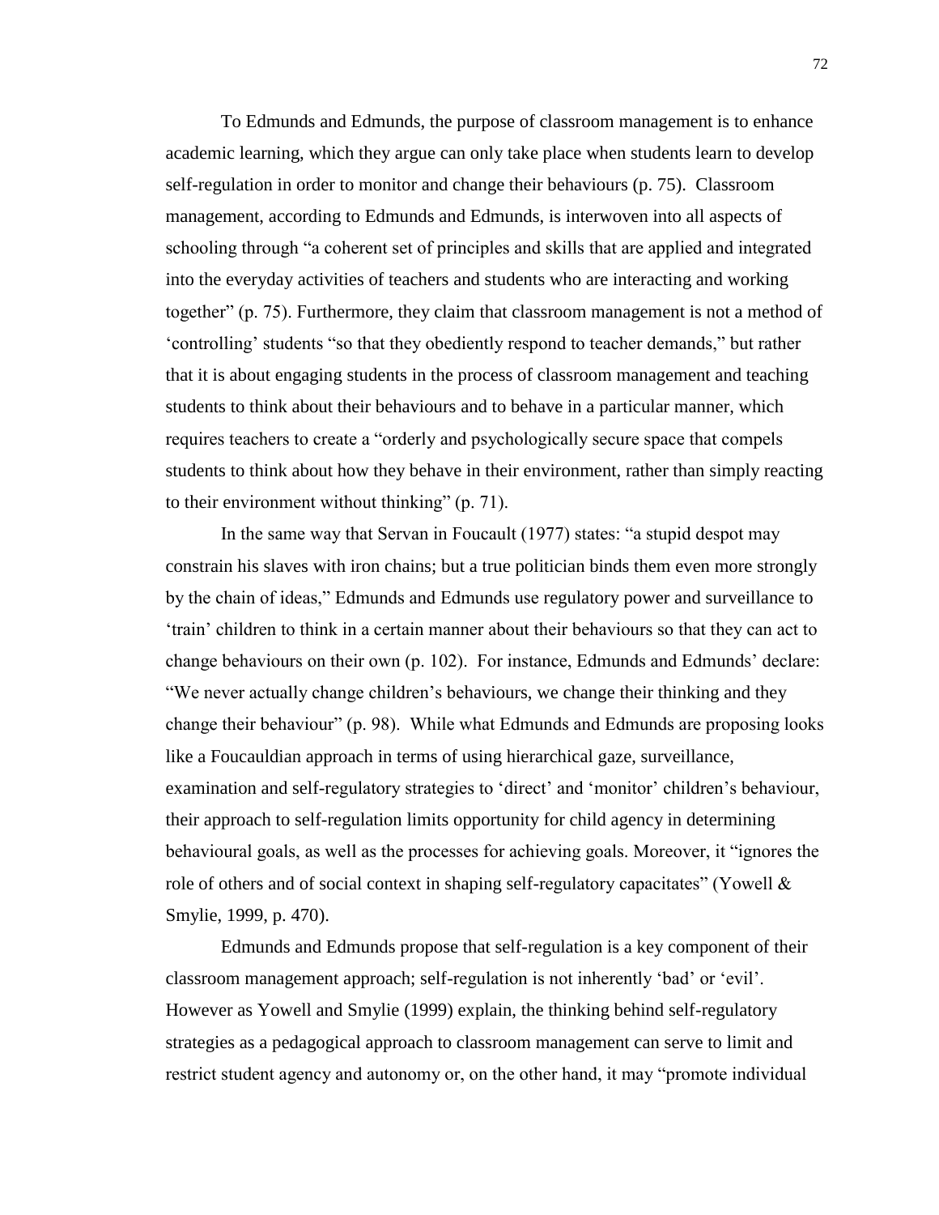To Edmunds and Edmunds, the purpose of classroom management is to enhance academic learning, which they argue can only take place when students learn to develop self-regulation in order to monitor and change their behaviours (p. 75). Classroom management, according to Edmunds and Edmunds, is interwoven into all aspects of schooling through "a coherent set of principles and skills that are applied and integrated into the everyday activities of teachers and students who are interacting and working together" (p. 75). Furthermore, they claim that classroom management is not a method of 'controlling' students "so that they obediently respond to teacher demands," but rather that it is about engaging students in the process of classroom management and teaching students to think about their behaviours and to behave in a particular manner, which requires teachers to create a "orderly and psychologically secure space that compels students to think about how they behave in their environment, rather than simply reacting to their environment without thinking" (p. 71).

In the same way that Servan in Foucault (1977) states: "a stupid despot may constrain his slaves with iron chains; but a true politician binds them even more strongly by the chain of ideas," Edmunds and Edmunds use regulatory power and surveillance to 'train' children to think in a certain manner about their behaviours so that they can act to change behaviours on their own (p. 102). For instance, Edmunds and Edmunds' declare: "We never actually change children's behaviours, we change their thinking and they change their behaviour" (p. 98). While what Edmunds and Edmunds are proposing looks like a Foucauldian approach in terms of using hierarchical gaze, surveillance, examination and self-regulatory strategies to 'direct' and 'monitor' children's behaviour, their approach to self-regulation limits opportunity for child agency in determining behavioural goals, as well as the processes for achieving goals. Moreover, it "ignores the role of others and of social context in shaping self-regulatory capacitates" (Yowell & Smylie, 1999, p. 470).

Edmunds and Edmunds propose that self-regulation is a key component of their classroom management approach; self-regulation is not inherently 'bad' or 'evil'. However as Yowell and Smylie (1999) explain, the thinking behind self-regulatory strategies as a pedagogical approach to classroom management can serve to limit and restrict student agency and autonomy or, on the other hand, it may "promote individual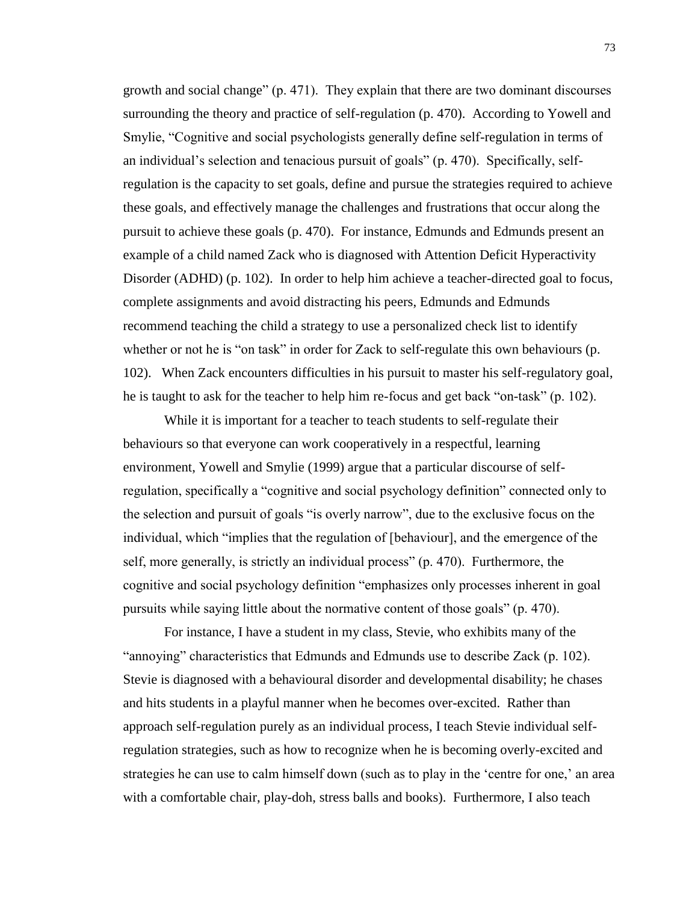growth and social change" (p. 471). They explain that there are two dominant discourses surrounding the theory and practice of self-regulation (p. 470). According to Yowell and Smylie, "Cognitive and social psychologists generally define self-regulation in terms of an individual's selection and tenacious pursuit of goals" (p. 470). Specifically, self-regulation is the capacity to set goals, define and pursue the strategies required to achieve these goals, and effectively manage the challenges and frustrations that occur along the pursuit to achieve these goals (p. 470). For instance, Edmunds and Edmunds present an example of a child named Zack who is diagnosed with Attention Deficit Hyperactivity Disorder (ADHD) (p. 102). In order to help him achieve a teacher-directed goal to focus, complete assignments and avoid distracting his peers, Edmunds and Edmunds recommend teaching the child a strategy to use a personalized check list to identify whether or not he is "on task" in order for Zack to self-regulate this own behaviours (p. 102). When Zack encounters difficulties in his pursuit to master his self-regulatory goal, he is taught to ask for the teacher to help him re-focus and get back "on-task" (p. 102).

While it is important for a teacher to teach students to self-regulate their behaviours so that everyone can work cooperatively in a respectful, learning environment, Yowell and Smylie (1999) argue that a particular discourse of self-regulation, specifically a "cognitive and social psychology definition" connected only to the selection and pursuit of goals "is overly narrow", due to the exclusive focus on the individual, which "implies that the regulation of [behaviour], and the emergence of the self, more generally, is strictly an individual process" (p. 470). Furthermore, the cognitive and social psychology definition "emphasizes only processes inherent in goal pursuits while saying little about the normative content of those goals" (p. 470).

For instance, I have a student in my class, Stevie, who exhibits many of the "annoying" characteristics that Edmunds and Edmunds use to describe Zack (p. 102). Stevie is diagnosed with a behavioural disorder and developmental disability; he chases and hits students in a playful manner when he becomes over-excited. Rather than approach self-regulation purely as an individual process, I teach Stevie individual self-regulation strategies, such as how to recognize when he is becoming overly-excited and strategies he can use to calm himself down (such as to play in the 'centre for one,' an area with a comfortable chair, play-doh, stress balls and books). Furthermore, I also teach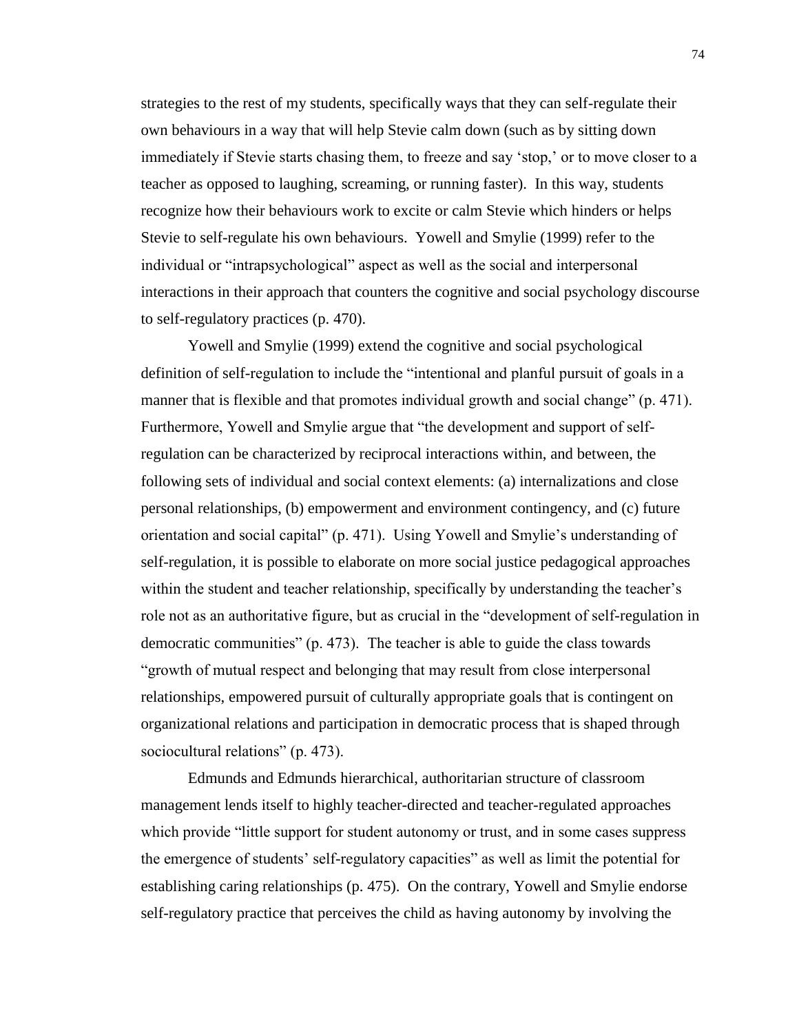strategies to the rest of my students, specifically ways that they can self-regulate their own behaviours in a way that will help Stevie calm down (such as by sitting down immediately if Stevie starts chasing them, to freeze and say 'stop,' or to move closer to a teacher as opposed to laughing, screaming, or running faster). In this way, students recognize how their behaviours work to excite or calm Stevie which hinders or helps Stevie to self-regulate his own behaviours. Yowell and Smylie (1999) refer to the individual or "intrapsychological" aspect as well as the social and interpersonal interactions in their approach that counters the cognitive and social psychology discourse to self-regulatory practices (p. 470).

Yowell and Smylie (1999) extend the cognitive and social psychological definition of self-regulation to include the "intentional and planful pursuit of goals in a manner that is flexible and that promotes individual growth and social change" (p. 471). Furthermore, Yowell and Smylie argue that "the development and support of self-regulation can be characterized by reciprocal interactions within, and between, the following sets of individual and social context elements: (a) internalizations and close personal relationships, (b) empowerment and environment contingency, and (c) future orientation and social capital" (p. 471). Using Yowell and Smylie's understanding of self-regulation, it is possible to elaborate on more social justice pedagogical approaches within the student and teacher relationship, specifically by understanding the teacher's role not as an authoritative figure, but as crucial in the "development of self-regulation in democratic communities" (p. 473). The teacher is able to guide the class towards "growth of mutual respect and belonging that may result from close interpersonal relationships, empowered pursuit of culturally appropriate goals that is contingent on organizational relations and participation in democratic process that is shaped through sociocultural relations" (p. 473).

Edmunds and Edmunds hierarchical, authoritarian structure of classroom management lends itself to highly teacher-directed and teacher-regulated approaches which provide "little support for student autonomy or trust, and in some cases suppress the emergence of students' self-regulatory capacities" as well as limit the potential for establishing caring relationships (p. 475). On the contrary, Yowell and Smylie endorse self-regulatory practice that perceives the child as having autonomy by involving the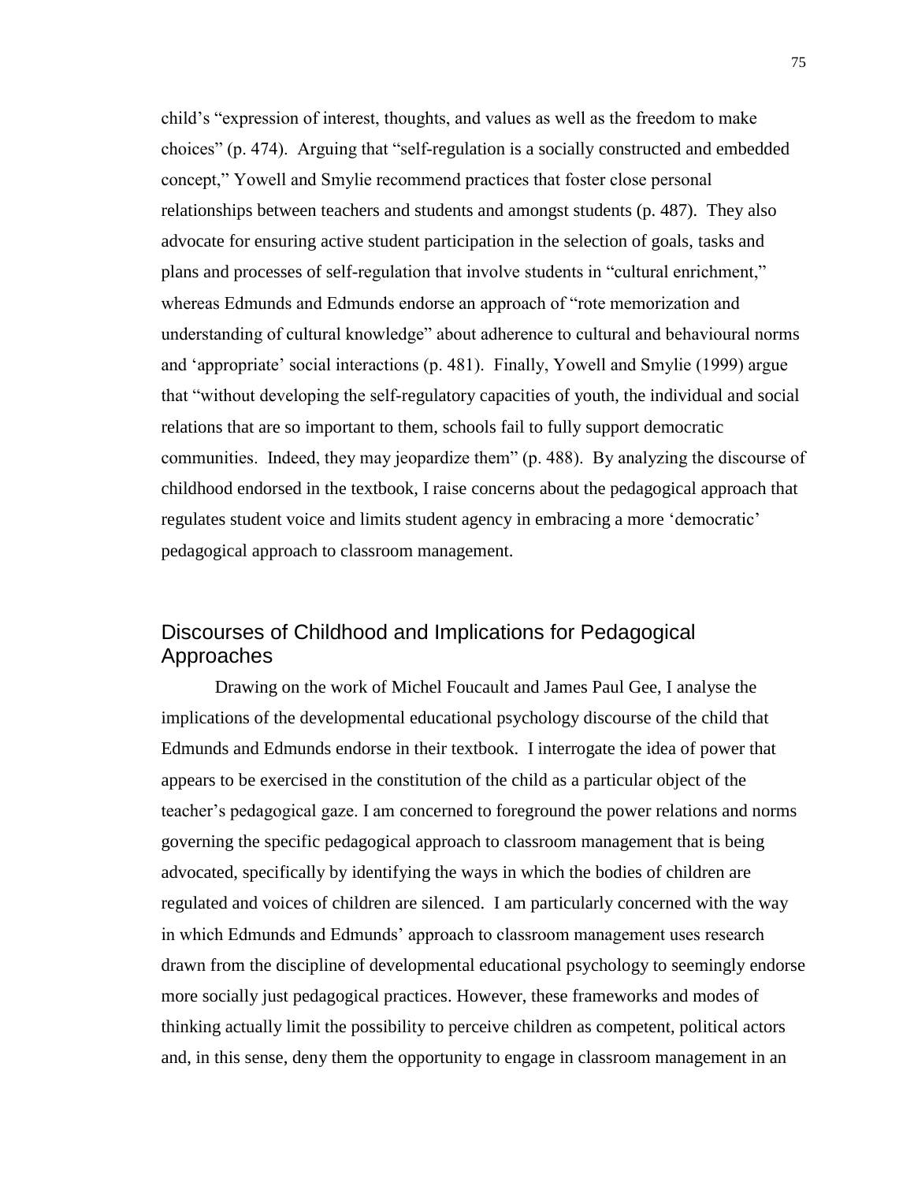child's "expression of interest, thoughts, and values as well as the freedom to make choices" (p. 474). Arguing that "self-regulation is a socially constructed and embedded concept," Yowell and Smylie recommend practices that foster close personal relationships between teachers and students and amongst students (p. 487). They also advocate for ensuring active student participation in the selection of goals, tasks and plans and processes of self-regulation that involve students in "cultural enrichment," whereas Edmunds and Edmunds endorse an approach of "rote memorization and understanding of cultural knowledge" about adherence to cultural and behavioural norms and 'appropriate' social interactions (p. 481). Finally, Yowell and Smylie (1999) argue that "without developing the self-regulatory capacities of youth, the individual and social relations that are so important to them, schools fail to fully support democratic communities. Indeed, they may jeopardize them" (p. 488). By analyzing the discourse of childhood endorsed in the textbook, I raise concerns about the pedagogical approach that regulates student voice and limits student agency in embracing a more 'democratic' pedagogical approach to classroom management.

## Discourses of Childhood and Implications for Pedagogical Approaches

Drawing on the work of Michel Foucault and James Paul Gee, I analyse the implications of the developmental educational psychology discourse of the child that Edmunds and Edmunds endorse in their textbook. I interrogate the idea of power that appears to be exercised in the constitution of the child as a particular object of the teacher's pedagogical gaze. I am concerned to foreground the power relations and norms governing the specific pedagogical approach to classroom management that is being advocated, specifically by identifying the ways in which the bodies of children are regulated and voices of children are silenced. I am particularly concerned with the way in which Edmunds and Edmunds' approach to classroom management uses research drawn from the discipline of developmental educational psychology to seemingly endorse more socially just pedagogical practices. However, these frameworks and modes of thinking actually limit the possibility to perceive children as competent, political actors and, in this sense, deny them the opportunity to engage in classroom management in an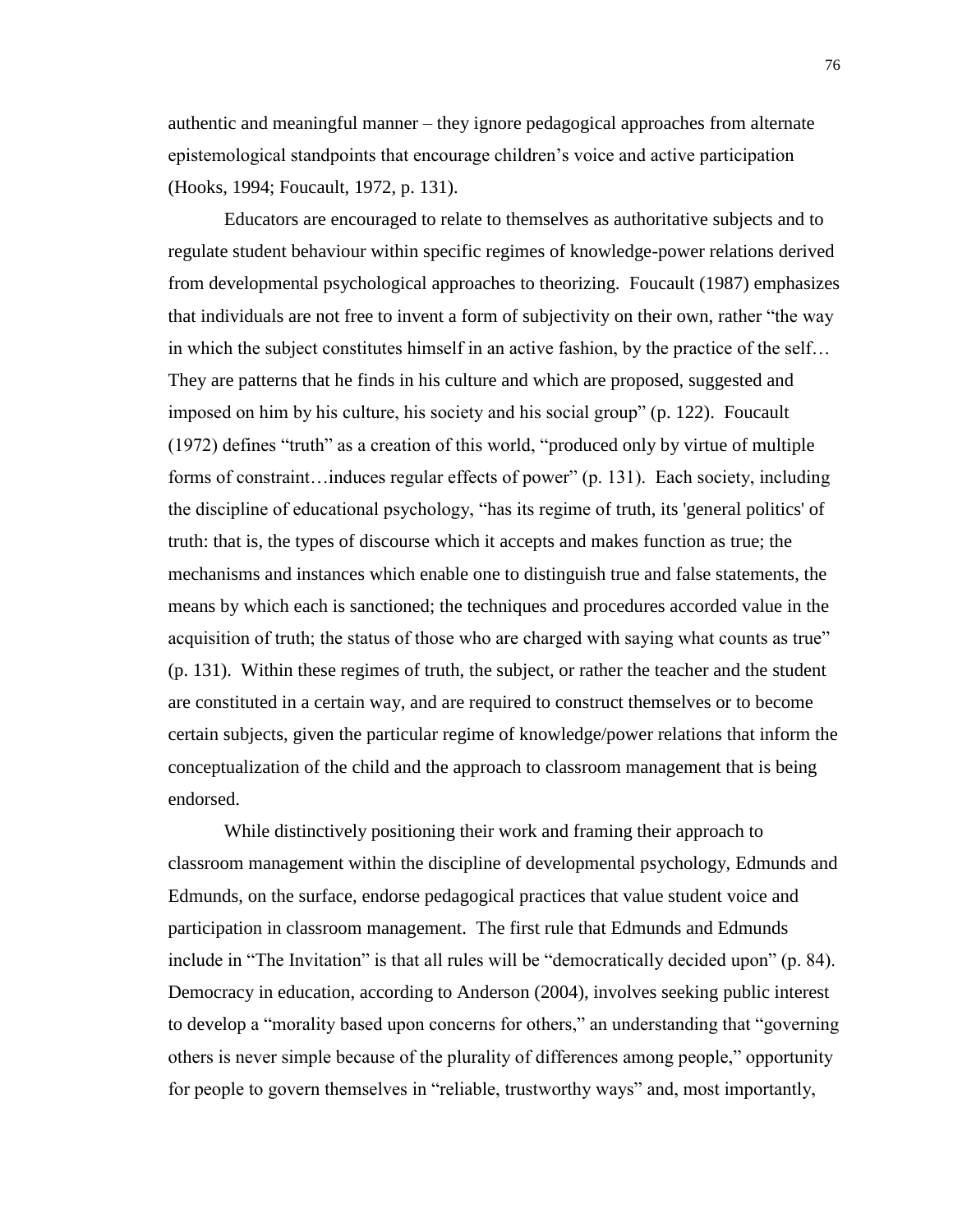authentic and meaningful manner – they ignore pedagogical approaches from alternate epistemological standpoints that encourage children's voice and active participation (Hooks, 1994; Foucault, 1972, p. 131).

Educators are encouraged to relate to themselves as authoritative subjects and to regulate student behaviour within specific regimes of knowledge-power relations derived from developmental psychological approaches to theorizing. Foucault (1987) emphasizes that individuals are not free to invent a form of subjectivity on their own, rather "the way in which the subject constitutes himself in an active fashion, by the practice of the self… They are patterns that he finds in his culture and which are proposed, suggested and imposed on him by his culture, his society and his social group" (p. 122). Foucault (1972) defines "truth" as a creation of this world, "produced only by virtue of multiple forms of constraint…induces regular effects of power" (p. 131). Each society, including the discipline of educational psychology, "has its regime of truth, its 'general politics' of truth: that is, the types of discourse which it accepts and makes function as true; the mechanisms and instances which enable one to distinguish true and false statements, the means by which each is sanctioned; the techniques and procedures accorded value in the acquisition of truth; the status of those who are charged with saying what counts as true" (p. 131). Within these regimes of truth, the subject, or rather the teacher and the student are constituted in a certain way, and are required to construct themselves or to become certain subjects, given the particular regime of knowledge/power relations that inform the conceptualization of the child and the approach to classroom management that is being endorsed.

While distinctively positioning their work and framing their approach to classroom management within the discipline of developmental psychology, Edmunds and Edmunds, on the surface, endorse pedagogical practices that value student voice and participation in classroom management. The first rule that Edmunds and Edmunds include in "The Invitation" is that all rules will be "democratically decided upon" (p. 84). Democracy in education, according to Anderson (2004), involves seeking public interest to develop a "morality based upon concerns for others," an understanding that "governing others is never simple because of the plurality of differences among people," opportunity for people to govern themselves in "reliable, trustworthy ways" and, most importantly,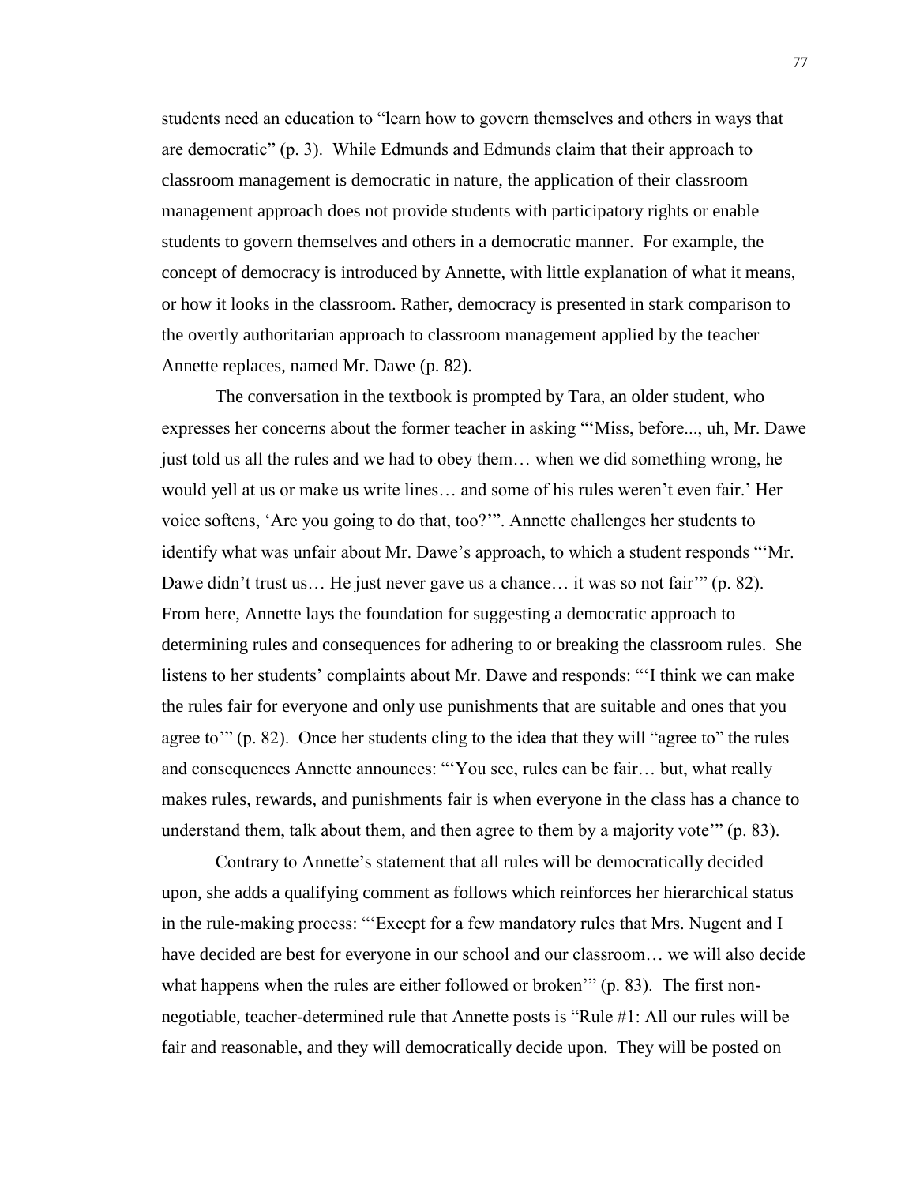students need an education to "learn how to govern themselves and others in ways that are democratic" (p. 3). While Edmunds and Edmunds claim that their approach to classroom management is democratic in nature, the application of their classroom management approach does not provide students with participatory rights or enable students to govern themselves and others in a democratic manner. For example, the concept of democracy is introduced by Annette, with little explanation of what it means, or how it looks in the classroom. Rather, democracy is presented in stark comparison to the overtly authoritarian approach to classroom management applied by the teacher Annette replaces, named Mr. Dawe (p. 82).

The conversation in the textbook is prompted by Tara, an older student, who expresses her concerns about the former teacher in asking "'Miss, before..., uh, Mr. Dawe just told us all the rules and we had to obey them… when we did something wrong, he would yell at us or make us write lines… and some of his rules weren't even fair.' Her voice softens, 'Are you going to do that, too?'". Annette challenges her students to identify what was unfair about Mr. Dawe's approach, to which a student responds "'Mr. Dawe didn't trust us… He just never gave us a chance… it was so not fair'" (p. 82). From here, Annette lays the foundation for suggesting a democratic approach to determining rules and consequences for adhering to or breaking the classroom rules. She listens to her students' complaints about Mr. Dawe and responds: "'I think we can make the rules fair for everyone and only use punishments that are suitable and ones that you agree to'" (p. 82). Once her students cling to the idea that they will "agree to" the rules and consequences Annette announces: "'You see, rules can be fair… but, what really makes rules, rewards, and punishments fair is when everyone in the class has a chance to understand them, talk about them, and then agree to them by a majority vote'" (p. 83).

Contrary to Annette's statement that all rules will be democratically decided upon, she adds a qualifying comment as follows which reinforces her hierarchical status in the rule-making process: "'Except for a few mandatory rules that Mrs. Nugent and I have decided are best for everyone in our school and our classroom… we will also decide what happens when the rules are either followed or broken'" (p. 83). The first non-negotiable, teacher-determined rule that Annette posts is "Rule #1: All our rules will be fair and reasonable, and they will democratically decide upon. They will be posted on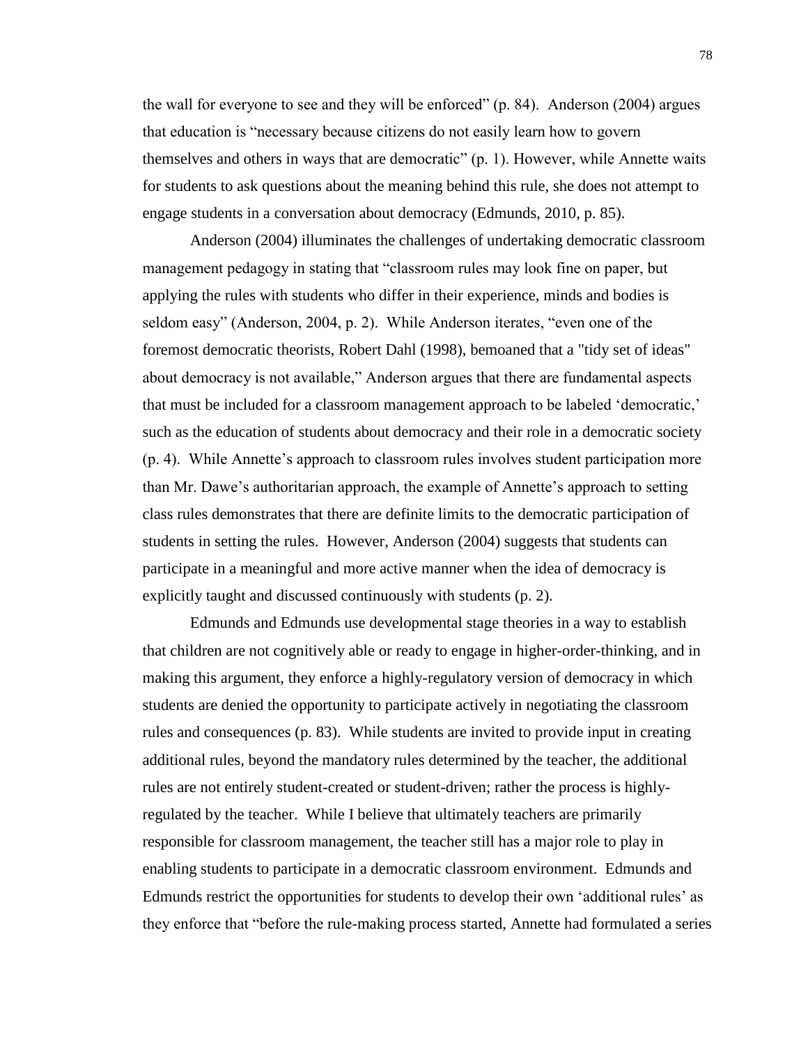the wall for everyone to see and they will be enforced" (p. 84). Anderson (2004) argues that education is "necessary because citizens do not easily learn how to govern themselves and others in ways that are democratic" (p. 1). However, while Annette waits for students to ask questions about the meaning behind this rule, she does not attempt to engage students in a conversation about democracy (Edmunds, 2010, p. 85).

Anderson (2004) illuminates the challenges of undertaking democratic classroom management pedagogy in stating that "classroom rules may look fine on paper, but applying the rules with students who differ in their experience, minds and bodies is seldom easy" (Anderson, 2004, p. 2). While Anderson iterates, "even one of the foremost democratic theorists, Robert Dahl (1998), bemoaned that a "tidy set of ideas" about democracy is not available," Anderson argues that there are fundamental aspects that must be included for a classroom management approach to be labeled 'democratic,' such as the education of students about democracy and their role in a democratic society (p. 4). While Annette's approach to classroom rules involves student participation more than Mr. Dawe's authoritarian approach, the example of Annette's approach to setting class rules demonstrates that there are definite limits to the democratic participation of students in setting the rules. However, Anderson (2004) suggests that students can participate in a meaningful and more active manner when the idea of democracy is explicitly taught and discussed continuously with students (p. 2).

Edmunds and Edmunds use developmental stage theories in a way to establish that children are not cognitively able or ready to engage in higher-order-thinking, and in making this argument, they enforce a highly-regulatory version of democracy in which students are denied the opportunity to participate actively in negotiating the classroom rules and consequences (p. 83). While students are invited to provide input in creating additional rules, beyond the mandatory rules determined by the teacher, the additional rules are not entirely student-created or student-driven; rather the process is highly-regulated by the teacher. While I believe that ultimately teachers are primarily responsible for classroom management, the teacher still has a major role to play in enabling students to participate in a democratic classroom environment. Edmunds and Edmunds restrict the opportunities for students to develop their own 'additional rules' as they enforce that "before the rule-making process started, Annette had formulated a series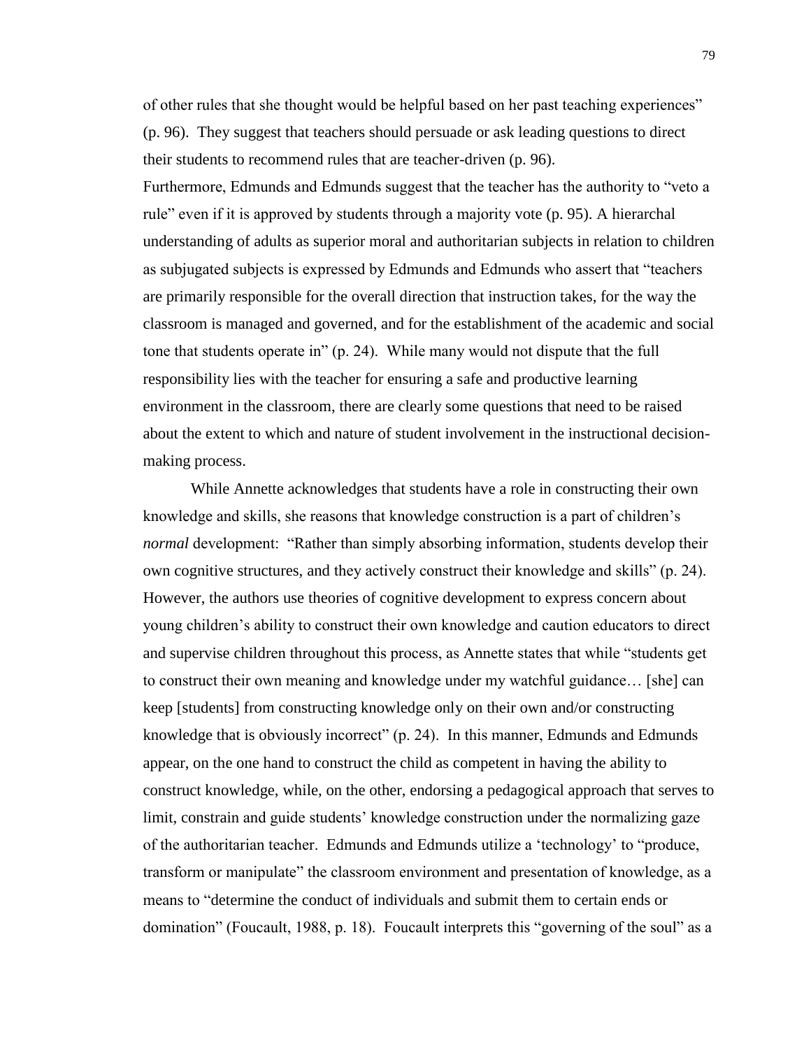of other rules that she thought would be helpful based on her past teaching experiences" (p. 96). They suggest that teachers should persuade or ask leading questions to direct their students to recommend rules that are teacher-driven (p. 96).

Furthermore, Edmunds and Edmunds suggest that the teacher has the authority to "veto a rule" even if it is approved by students through a majority vote (p. 95). A hierarchal understanding of adults as superior moral and authoritarian subjects in relation to children as subjugated subjects is expressed by Edmunds and Edmunds who assert that "teachers are primarily responsible for the overall direction that instruction takes, for the way the classroom is managed and governed, and for the establishment of the academic and social tone that students operate in" (p. 24). While many would not dispute that the full responsibility lies with the teacher for ensuring a safe and productive learning environment in the classroom, there are clearly some questions that need to be raised about the extent to which and nature of student involvement in the instructional decision-making process.

While Annette acknowledges that students have a role in constructing their own knowledge and skills, she reasons that knowledge construction is a part of children's *normal* development: "Rather than simply absorbing information, students develop their own cognitive structures, and they actively construct their knowledge and skills" (p. 24). However, the authors use theories of cognitive development to express concern about young children's ability to construct their own knowledge and caution educators to direct and supervise children throughout this process, as Annette states that while "students get to construct their own meaning and knowledge under my watchful guidance… [she] can keep [students] from constructing knowledge only on their own and/or constructing knowledge that is obviously incorrect" (p. 24). In this manner, Edmunds and Edmunds appear, on the one hand to construct the child as competent in having the ability to construct knowledge, while, on the other, endorsing a pedagogical approach that serves to limit, constrain and guide students' knowledge construction under the normalizing gaze of the authoritarian teacher. Edmunds and Edmunds utilize a 'technology' to "produce, transform or manipulate" the classroom environment and presentation of knowledge, as a means to "determine the conduct of individuals and submit them to certain ends or domination" (Foucault, 1988, p. 18). Foucault interprets this "governing of the soul" as a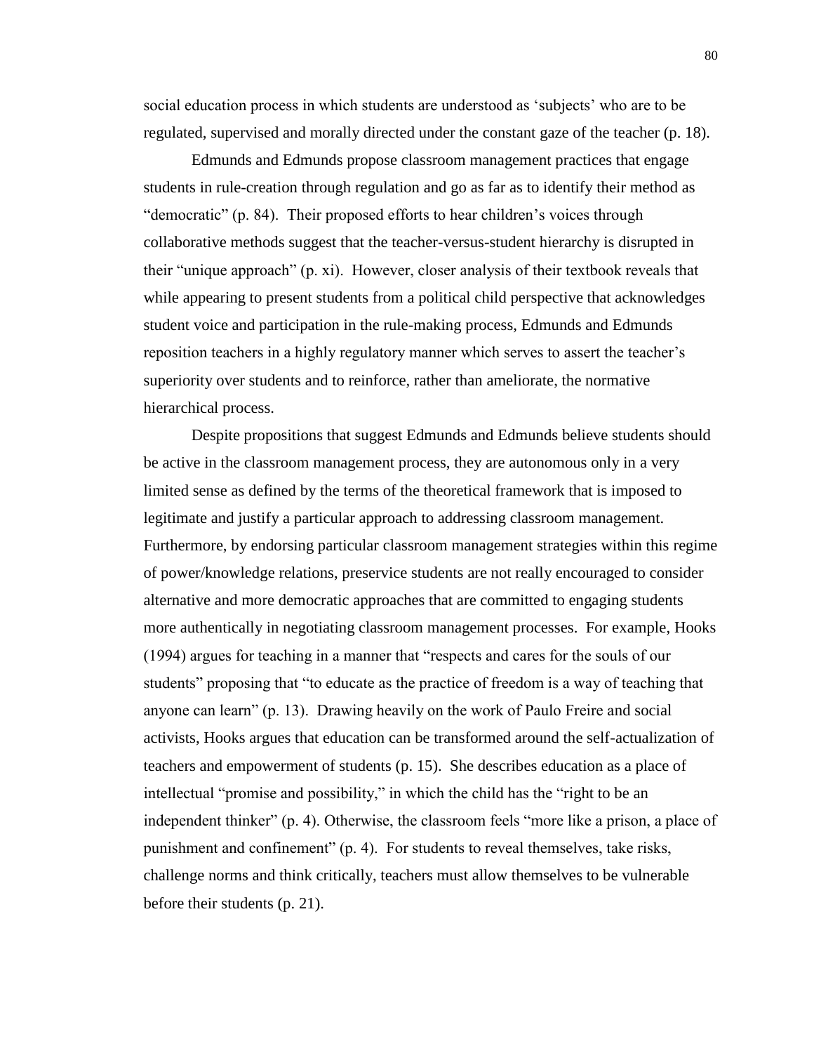social education process in which students are understood as 'subjects' who are to be regulated, supervised and morally directed under the constant gaze of the teacher (p. 18).

Edmunds and Edmunds propose classroom management practices that engage students in rule-creation through regulation and go as far as to identify their method as "democratic" (p. 84). Their proposed efforts to hear children's voices through collaborative methods suggest that the teacher-versus-student hierarchy is disrupted in their "unique approach" (p. xi). However, closer analysis of their textbook reveals that while appearing to present students from a political child perspective that acknowledges student voice and participation in the rule-making process, Edmunds and Edmunds reposition teachers in a highly regulatory manner which serves to assert the teacher's superiority over students and to reinforce, rather than ameliorate, the normative hierarchical process.

Despite propositions that suggest Edmunds and Edmunds believe students should be active in the classroom management process, they are autonomous only in a very limited sense as defined by the terms of the theoretical framework that is imposed to legitimate and justify a particular approach to addressing classroom management. Furthermore, by endorsing particular classroom management strategies within this regime of power/knowledge relations, preservice students are not really encouraged to consider alternative and more democratic approaches that are committed to engaging students more authentically in negotiating classroom management processes. For example, Hooks (1994) argues for teaching in a manner that "respects and cares for the souls of our students" proposing that "to educate as the practice of freedom is a way of teaching that anyone can learn" (p. 13). Drawing heavily on the work of Paulo Freire and social activists, Hooks argues that education can be transformed around the self-actualization of teachers and empowerment of students (p. 15). She describes education as a place of intellectual "promise and possibility," in which the child has the "right to be an independent thinker" (p. 4). Otherwise, the classroom feels "more like a prison, a place of punishment and confinement" (p. 4). For students to reveal themselves, take risks, challenge norms and think critically, teachers must allow themselves to be vulnerable before their students (p. 21).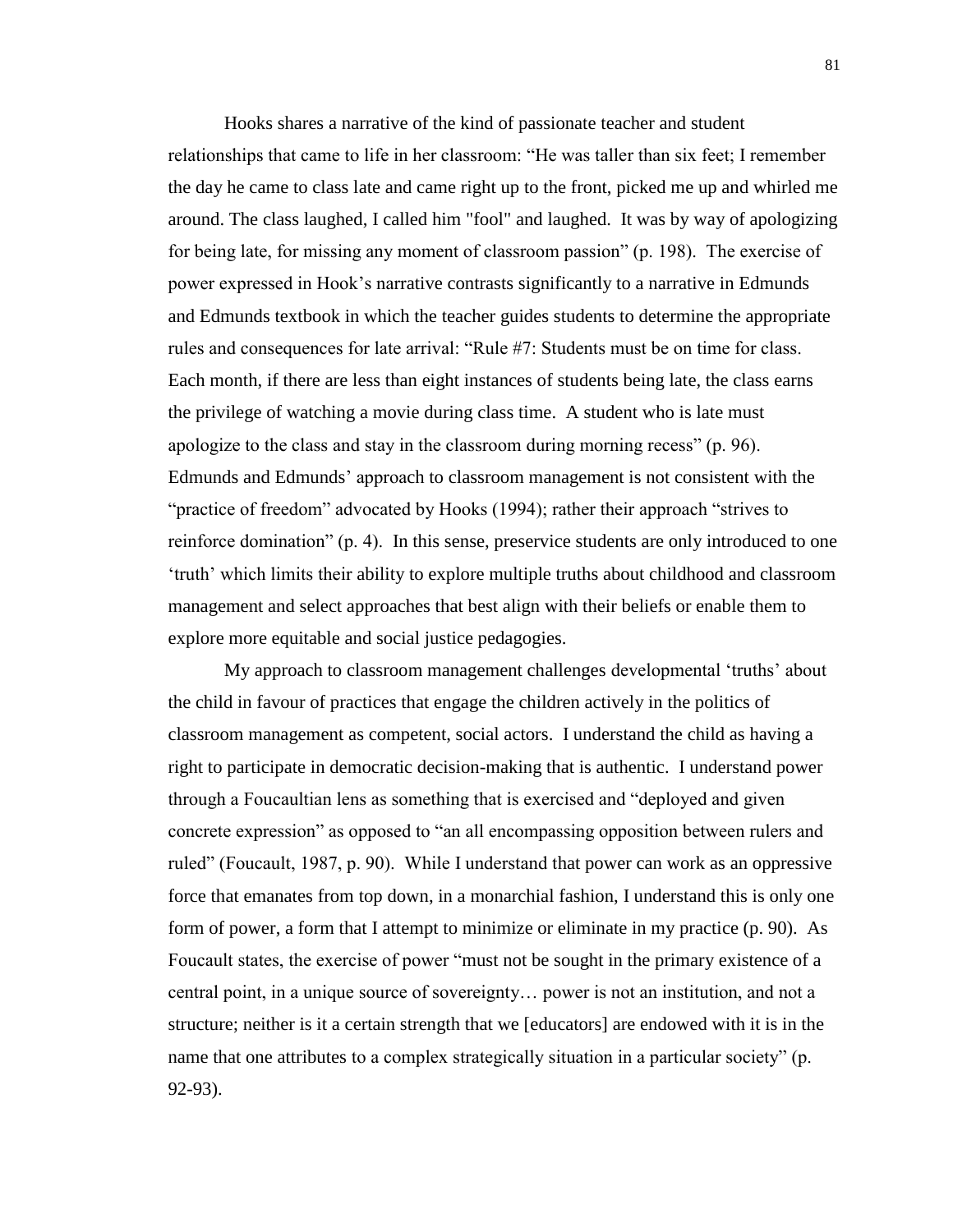Hooks shares a narrative of the kind of passionate teacher and student relationships that came to life in her classroom: “He was taller than six feet; I remember the day he came to class late and came right up to the front, picked me up and whirled me around. The class laughed, I called him "fool" and laughed. It was by way of apologizing for being late, for missing any moment of classroom passion” (p. 198). The exercise of power expressed in Hook’s narrative contrasts significantly to a narrative in Edmunds and Edmunds textbook in which the teacher guides students to determine the appropriate rules and consequences for late arrival: “Rule #7: Students must be on time for class. Each month, if there are less than eight instances of students being late, the class earns the privilege of watching a movie during class time. A student who is late must apologize to the class and stay in the classroom during morning recess” (p. 96). Edmunds and Edmunds’ approach to classroom management is not consistent with the “practice of freedom” advocated by Hooks (1994); rather their approach “strives to reinforce domination” (p. 4). In this sense, preservice students are only introduced to one ‘truth’ which limits their ability to explore multiple truths about childhood and classroom management and select approaches that best align with their beliefs or enable them to explore more equitable and social justice pedagogies.

My approach to classroom management challenges developmental ‘truths’ about the child in favour of practices that engage the children actively in the politics of classroom management as competent, social actors. I understand the child as having a right to participate in democratic decision-making that is authentic. I understand power through a Foucaultian lens as something that is exercised and “deployed and given concrete expression” as opposed to “an all encompassing opposition between rulers and ruled” (Foucault, 1987, p. 90). While I understand that power can work as an oppressive force that emanates from top down, in a monarchial fashion, I understand this is only one form of power, a form that I attempt to minimize or eliminate in my practice (p. 90). As Foucault states, the exercise of power “must not be sought in the primary existence of a central point, in a unique source of sovereignty… power is not an institution, and not a structure; neither is it a certain strength that we [educators] are endowed with it is in the name that one attributes to a complex strategically situation in a particular society” (p. 92-93).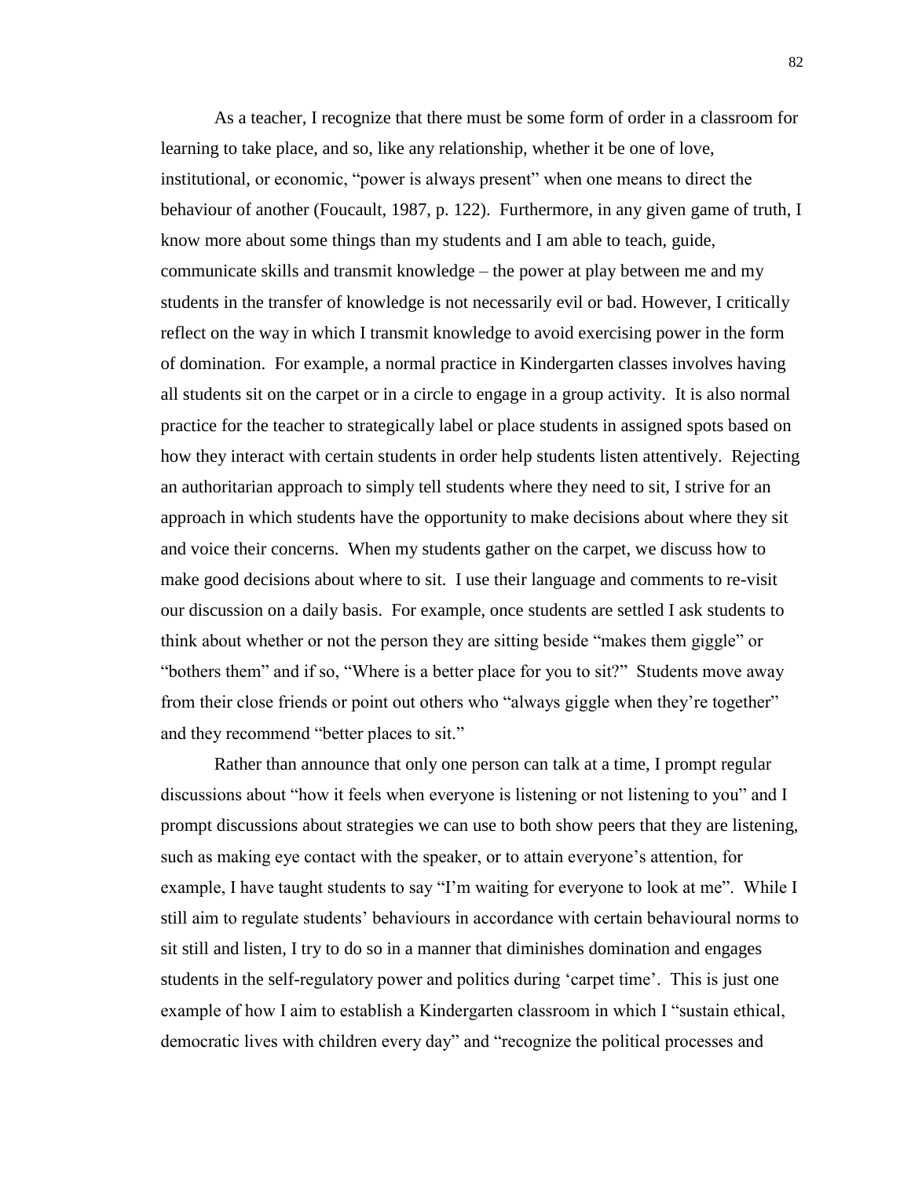As a teacher, I recognize that there must be some form of order in a classroom for learning to take place, and so, like any relationship, whether it be one of love, institutional, or economic, "power is always present" when one means to direct the behaviour of another (Foucault, 1987, p. 122). Furthermore, in any given game of truth, I know more about some things than my students and I am able to teach, guide, communicate skills and transmit knowledge – the power at play between me and my students in the transfer of knowledge is not necessarily evil or bad. However, I critically reflect on the way in which I transmit knowledge to avoid exercising power in the form of domination. For example, a normal practice in Kindergarten classes involves having all students sit on the carpet or in a circle to engage in a group activity. It is also normal practice for the teacher to strategically label or place students in assigned spots based on how they interact with certain students in order help students listen attentively. Rejecting an authoritarian approach to simply tell students where they need to sit, I strive for an approach in which students have the opportunity to make decisions about where they sit and voice their concerns. When my students gather on the carpet, we discuss how to make good decisions about where to sit. I use their language and comments to re-visit our discussion on a daily basis. For example, once students are settled I ask students to think about whether or not the person they are sitting beside "makes them giggle" or "bothers them" and if so, "Where is a better place for you to sit?" Students move away from their close friends or point out others who "always giggle when they're together" and they recommend "better places to sit."

Rather than announce that only one person can talk at a time, I prompt regular discussions about "how it feels when everyone is listening or not listening to you" and I prompt discussions about strategies we can use to both show peers that they are listening, such as making eye contact with the speaker, or to attain everyone's attention, for example, I have taught students to say "I'm waiting for everyone to look at me". While I still aim to regulate students' behaviours in accordance with certain behavioural norms to sit still and listen, I try to do so in a manner that diminishes domination and engages students in the self-regulatory power and politics during 'carpet time'. This is just one example of how I aim to establish a Kindergarten classroom in which I "sustain ethical, democratic lives with children every day" and "recognize the political processes and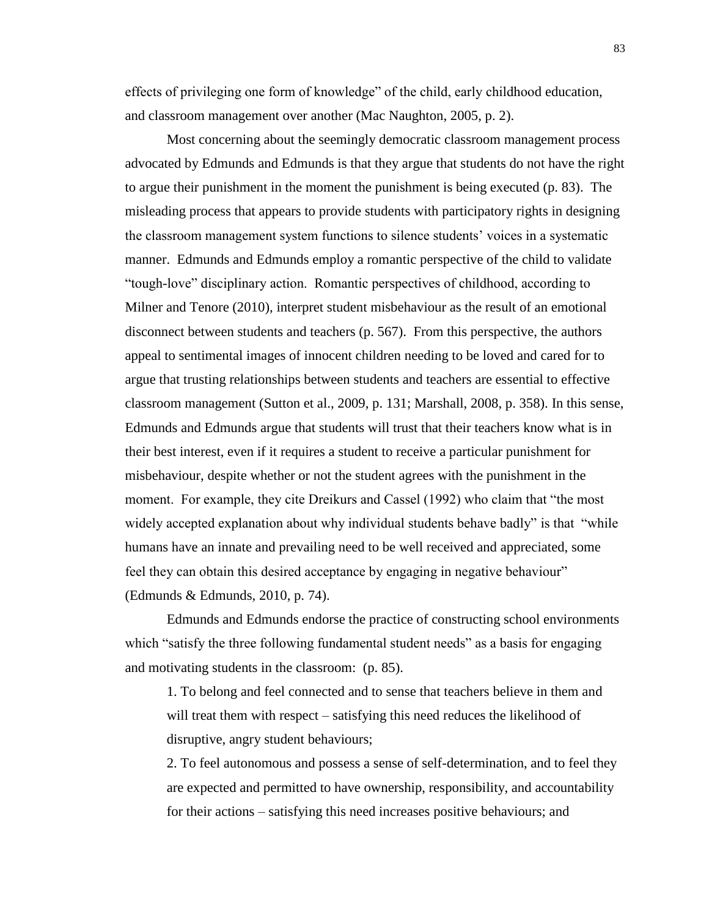effects of privileging one form of knowledge" of the child, early childhood education, and classroom management over another (Mac Naughton, 2005, p. 2).

Most concerning about the seemingly democratic classroom management process advocated by Edmunds and Edmunds is that they argue that students do not have the right to argue their punishment in the moment the punishment is being executed (p. 83). The misleading process that appears to provide students with participatory rights in designing the classroom management system functions to silence students' voices in a systematic manner. Edmunds and Edmunds employ a romantic perspective of the child to validate "tough-love" disciplinary action. Romantic perspectives of childhood, according to Milner and Tenore (2010), interpret student misbehaviour as the result of an emotional disconnect between students and teachers (p. 567). From this perspective, the authors appeal to sentimental images of innocent children needing to be loved and cared for to argue that trusting relationships between students and teachers are essential to effective classroom management (Sutton et al., 2009, p. 131; Marshall, 2008, p. 358). In this sense, Edmunds and Edmunds argue that students will trust that their teachers know what is in their best interest, even if it requires a student to receive a particular punishment for misbehaviour, despite whether or not the student agrees with the punishment in the moment. For example, they cite Dreikurs and Cassel (1992) who claim that "the most widely accepted explanation about why individual students behave badly" is that "while humans have an innate and prevailing need to be well received and appreciated, some feel they can obtain this desired acceptance by engaging in negative behaviour" (Edmunds & Edmunds, 2010, p. 74).

Edmunds and Edmunds endorse the practice of constructing school environments which "satisfy the three following fundamental student needs" as a basis for engaging and motivating students in the classroom: (p. 85).

1. To belong and feel connected and to sense that teachers believe in them and will treat them with respect – satisfying this need reduces the likelihood of disruptive, angry student behaviours;
2. To feel autonomous and possess a sense of self-determination, and to feel they are expected and permitted to have ownership, responsibility, and accountability for their actions – satisfying this need increases positive behaviours; and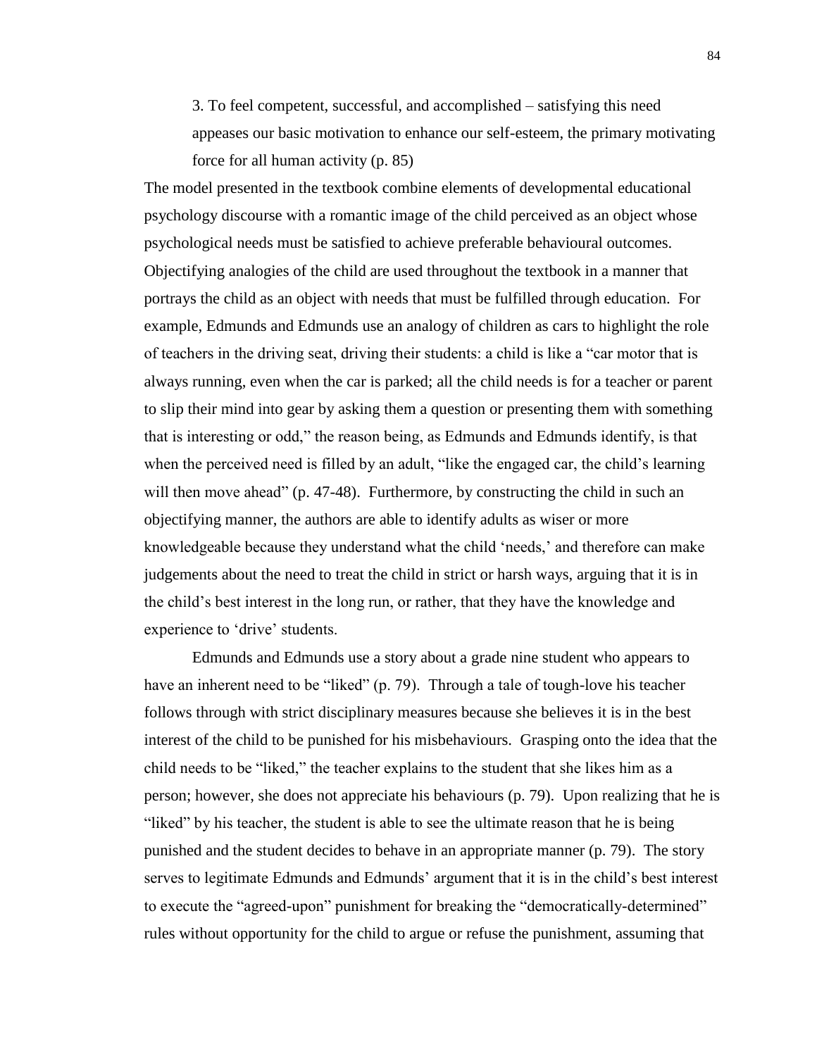3. To feel competent, successful, and accomplished – satisfying this need appeases our basic motivation to enhance our self-esteem, the primary motivating force for all human activity (p. 85)

The model presented in the textbook combine elements of developmental educational psychology discourse with a romantic image of the child perceived as an object whose psychological needs must be satisfied to achieve preferable behavioural outcomes. Objectifying analogies of the child are used throughout the textbook in a manner that portrays the child as an object with needs that must be fulfilled through education. For example, Edmunds and Edmunds use an analogy of children as cars to highlight the role of teachers in the driving seat, driving their students: a child is like a "car motor that is always running, even when the car is parked; all the child needs is for a teacher or parent to slip their mind into gear by asking them a question or presenting them with something that is interesting or odd," the reason being, as Edmunds and Edmunds identify, is that when the perceived need is filled by an adult, "like the engaged car, the child's learning will then move ahead" (p. 47-48). Furthermore, by constructing the child in such an objectifying manner, the authors are able to identify adults as wiser or more knowledgeable because they understand what the child 'needs,' and therefore can make judgements about the need to treat the child in strict or harsh ways, arguing that it is in the child's best interest in the long run, or rather, that they have the knowledge and experience to 'drive' students.

Edmunds and Edmunds use a story about a grade nine student who appears to have an inherent need to be "liked" (p. 79). Through a tale of tough-love his teacher follows through with strict disciplinary measures because she believes it is in the best interest of the child to be punished for his misbehaviours. Grasping onto the idea that the child needs to be "liked," the teacher explains to the student that she likes him as a person; however, she does not appreciate his behaviours (p. 79). Upon realizing that he is "liked" by his teacher, the student is able to see the ultimate reason that he is being punished and the student decides to behave in an appropriate manner (p. 79). The story serves to legitimate Edmunds and Edmunds' argument that it is in the child's best interest to execute the "agreed-upon" punishment for breaking the "democratically-determined" rules without opportunity for the child to argue or refuse the punishment, assuming that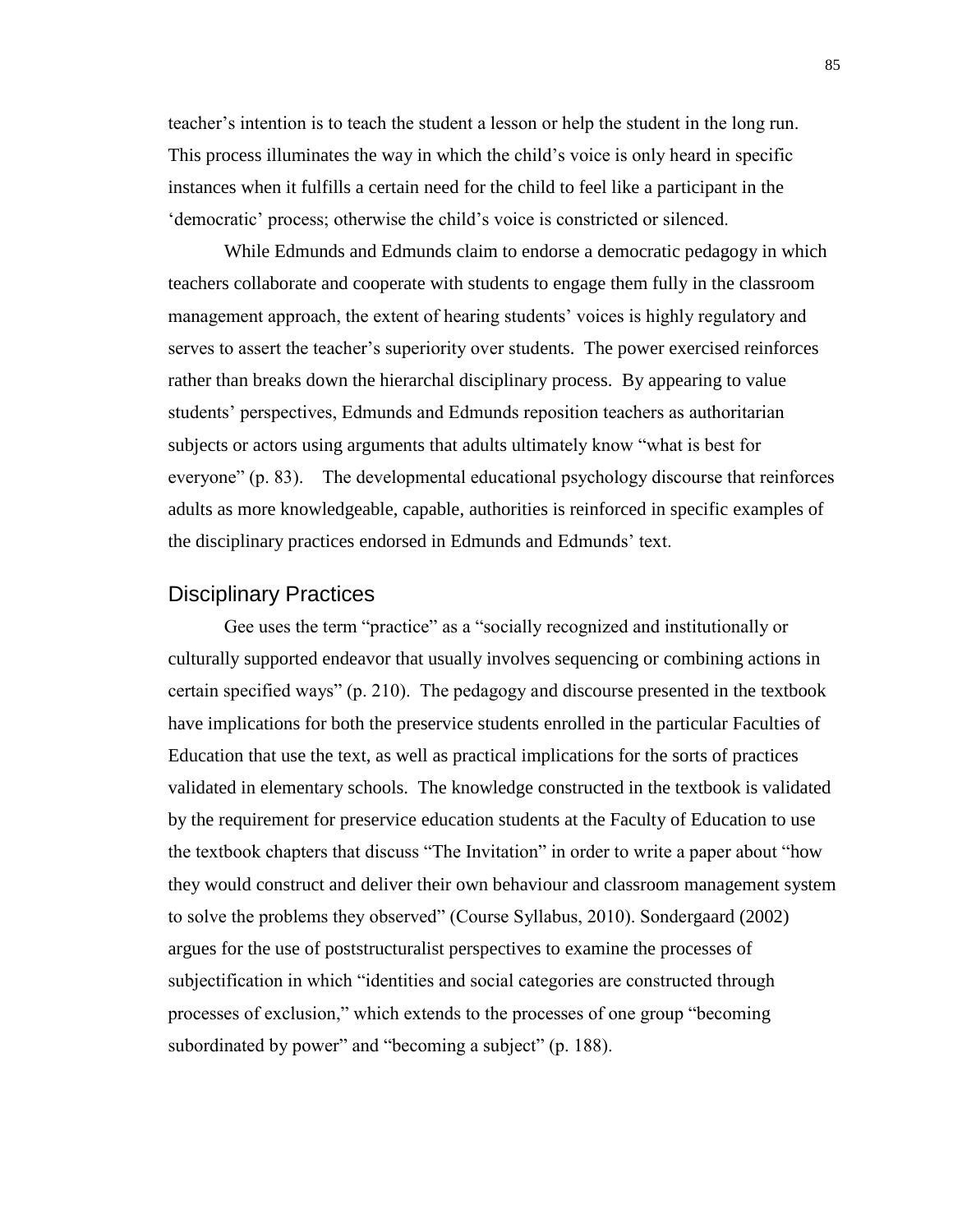teacher's intention is to teach the student a lesson or help the student in the long run. This process illuminates the way in which the child's voice is only heard in specific instances when it fulfills a certain need for the child to feel like a participant in the 'democratic' process; otherwise the child's voice is constricted or silenced.

While Edmunds and Edmunds claim to endorse a democratic pedagogy in which teachers collaborate and cooperate with students to engage them fully in the classroom management approach, the extent of hearing students' voices is highly regulatory and serves to assert the teacher's superiority over students. The power exercised reinforces rather than breaks down the hierarchal disciplinary process. By appearing to value students' perspectives, Edmunds and Edmunds reposition teachers as authoritarian subjects or actors using arguments that adults ultimately know "what is best for everyone" (p. 83). The developmental educational psychology discourse that reinforces adults as more knowledgeable, capable, authorities is reinforced in specific examples of the disciplinary practices endorsed in Edmunds and Edmunds' text.

## Disciplinary Practices

Gee uses the term "practice" as a "socially recognized and institutionally or culturally supported endeavor that usually involves sequencing or combining actions in certain specified ways" (p. 210). The pedagogy and discourse presented in the textbook have implications for both the preservice students enrolled in the particular Faculties of Education that use the text, as well as practical implications for the sorts of practices validated in elementary schools. The knowledge constructed in the textbook is validated by the requirement for preservice education students at the Faculty of Education to use the textbook chapters that discuss "The Invitation" in order to write a paper about "how they would construct and deliver their own behaviour and classroom management system to solve the problems they observed" (Course Syllabus, 2010). Sondergaard (2002) argues for the use of poststructuralist perspectives to examine the processes of subjectification in which "identities and social categories are constructed through processes of exclusion," which extends to the processes of one group "becoming subordinated by power" and "becoming a subject" (p. 188).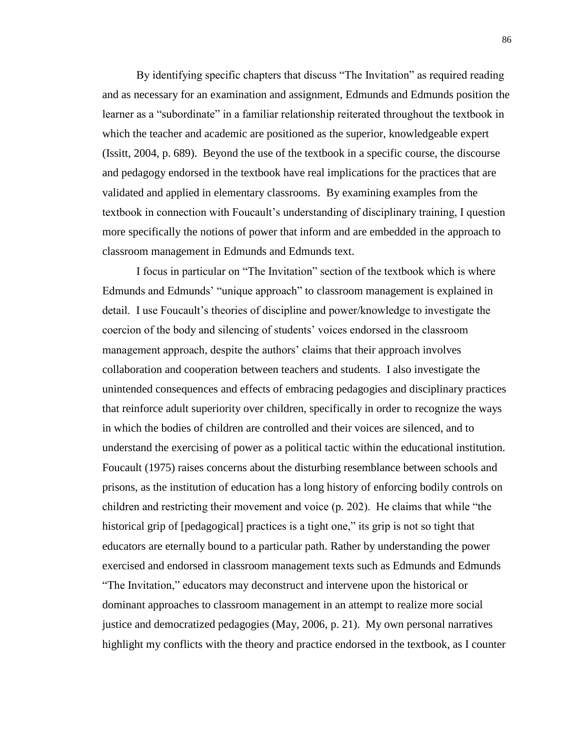By identifying specific chapters that discuss "The Invitation" as required reading and as necessary for an examination and assignment, Edmunds and Edmunds position the learner as a "subordinate" in a familiar relationship reiterated throughout the textbook in which the teacher and academic are positioned as the superior, knowledgeable expert (Issitt, 2004, p. 689). Beyond the use of the textbook in a specific course, the discourse and pedagogy endorsed in the textbook have real implications for the practices that are validated and applied in elementary classrooms. By examining examples from the textbook in connection with Foucault's understanding of disciplinary training, I question more specifically the notions of power that inform and are embedded in the approach to classroom management in Edmunds and Edmunds text.

I focus in particular on "The Invitation" section of the textbook which is where Edmunds and Edmunds' "unique approach" to classroom management is explained in detail. I use Foucault's theories of discipline and power/knowledge to investigate the coercion of the body and silencing of students' voices endorsed in the classroom management approach, despite the authors' claims that their approach involves collaboration and cooperation between teachers and students. I also investigate the unintended consequences and effects of embracing pedagogies and disciplinary practices that reinforce adult superiority over children, specifically in order to recognize the ways in which the bodies of children are controlled and their voices are silenced, and to understand the exercising of power as a political tactic within the educational institution. Foucault (1975) raises concerns about the disturbing resemblance between schools and prisons, as the institution of education has a long history of enforcing bodily controls on children and restricting their movement and voice (p. 202). He claims that while "the historical grip of [pedagogical] practices is a tight one," its grip is not so tight that educators are eternally bound to a particular path. Rather by understanding the power exercised and endorsed in classroom management texts such as Edmunds and Edmunds "The Invitation," educators may deconstruct and intervene upon the historical or dominant approaches to classroom management in an attempt to realize more social justice and democratized pedagogies (May, 2006, p. 21). My own personal narratives highlight my conflicts with the theory and practice endorsed in the textbook, as I counter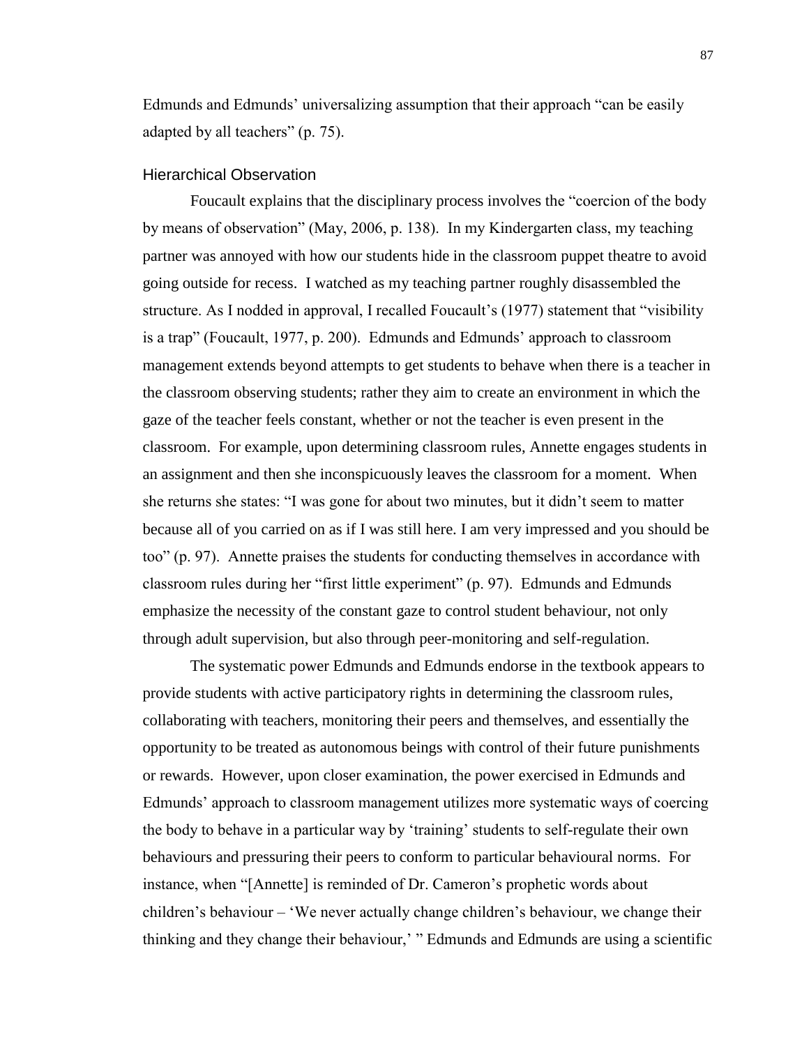Edmunds and Edmunds' universalizing assumption that their approach "can be easily adapted by all teachers" (p. 75).

### Hierarchical Observation

Foucault explains that the disciplinary process involves the "coercion of the body by means of observation" (May, 2006, p. 138). In my Kindergarten class, my teaching partner was annoyed with how our students hide in the classroom puppet theatre to avoid going outside for recess. I watched as my teaching partner roughly disassembled the structure. As I nodded in approval, I recalled Foucault's (1977) statement that "visibility is a trap" (Foucault, 1977, p. 200). Edmunds and Edmunds' approach to classroom management extends beyond attempts to get students to behave when there is a teacher in the classroom observing students; rather they aim to create an environment in which the gaze of the teacher feels constant, whether or not the teacher is even present in the classroom. For example, upon determining classroom rules, Annette engages students in an assignment and then she inconspicuously leaves the classroom for a moment. When she returns she states: "I was gone for about two minutes, but it didn't seem to matter because all of you carried on as if I was still here. I am very impressed and you should be too" (p. 97). Annette praises the students for conducting themselves in accordance with classroom rules during her "first little experiment" (p. 97). Edmunds and Edmunds emphasize the necessity of the constant gaze to control student behaviour, not only through adult supervision, but also through peer-monitoring and self-regulation.

The systematic power Edmunds and Edmunds endorse in the textbook appears to provide students with active participatory rights in determining the classroom rules, collaborating with teachers, monitoring their peers and themselves, and essentially the opportunity to be treated as autonomous beings with control of their future punishments or rewards. However, upon closer examination, the power exercised in Edmunds and Edmunds' approach to classroom management utilizes more systematic ways of coercing the body to behave in a particular way by 'training' students to self-regulate their own behaviours and pressuring their peers to conform to particular behavioural norms. For instance, when "[Annette] is reminded of Dr. Cameron's prophetic words about children's behaviour – 'We never actually change children's behaviour, we change their thinking and they change their behaviour,' " Edmunds and Edmunds are using a scientific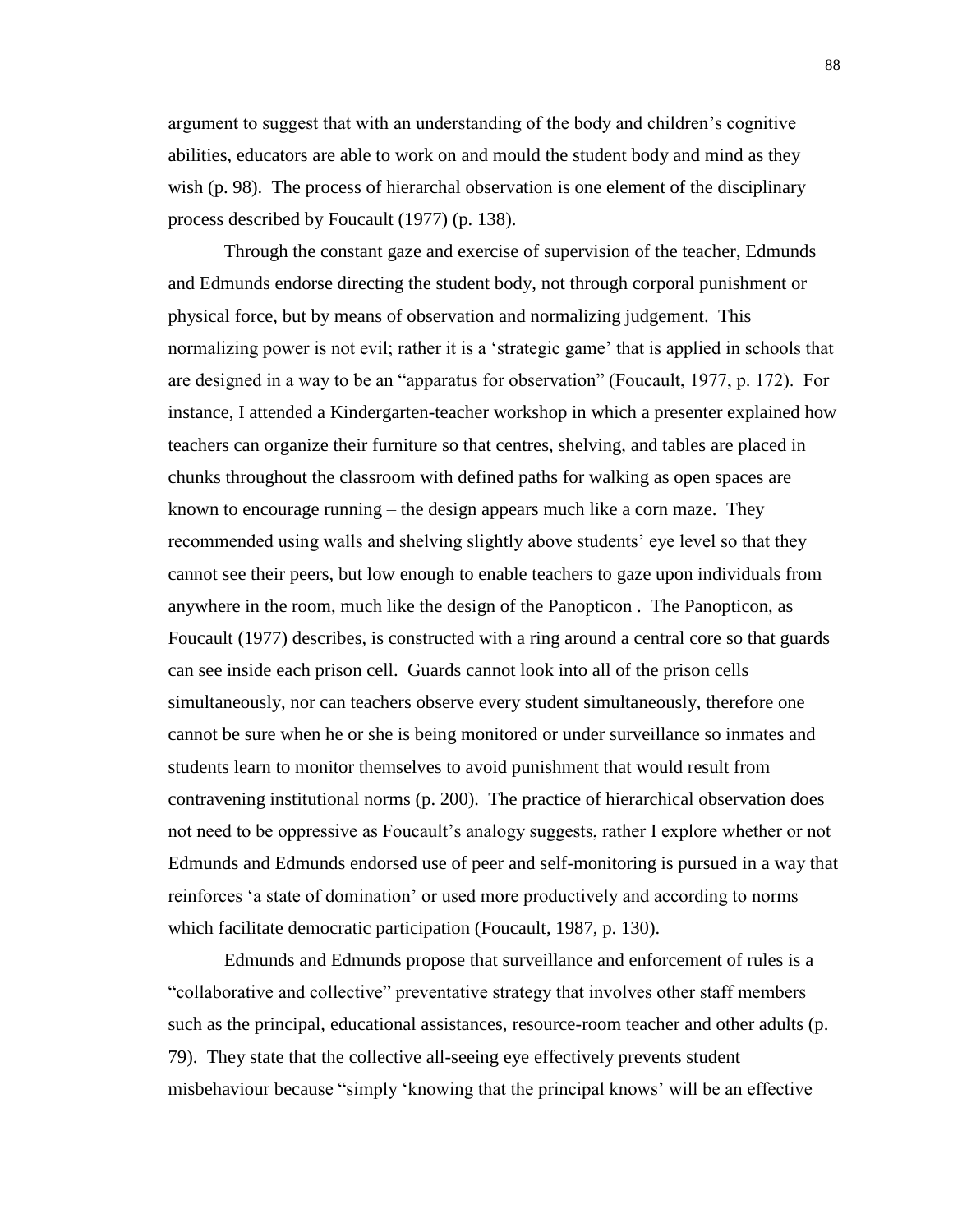argument to suggest that with an understanding of the body and children's cognitive abilities, educators are able to work on and mould the student body and mind as they wish (p. 98). The process of hierarchal observation is one element of the disciplinary process described by Foucault (1977) (p. 138).

Through the constant gaze and exercise of supervision of the teacher, Edmunds and Edmunds endorse directing the student body, not through corporal punishment or physical force, but by means of observation and normalizing judgement. This normalizing power is not evil; rather it is a 'strategic game' that is applied in schools that are designed in a way to be an "apparatus for observation" (Foucault, 1977, p. 172). For instance, I attended a Kindergarten-teacher workshop in which a presenter explained how teachers can organize their furniture so that centres, shelving, and tables are placed in chunks throughout the classroom with defined paths for walking as open spaces are known to encourage running – the design appears much like a corn maze. They recommended using walls and shelving slightly above students' eye level so that they cannot see their peers, but low enough to enable teachers to gaze upon individuals from anywhere in the room, much like the design of the Panopticon . The Panopticon, as Foucault (1977) describes, is constructed with a ring around a central core so that guards can see inside each prison cell. Guards cannot look into all of the prison cells simultaneously, nor can teachers observe every student simultaneously, therefore one cannot be sure when he or she is being monitored or under surveillance so inmates and students learn to monitor themselves to avoid punishment that would result from contravening institutional norms (p. 200). The practice of hierarchical observation does not need to be oppressive as Foucault's analogy suggests, rather I explore whether or not Edmunds and Edmunds endorsed use of peer and self-monitoring is pursued in a way that reinforces 'a state of domination' or used more productively and according to norms which facilitate democratic participation (Foucault, 1987, p. 130).

Edmunds and Edmunds propose that surveillance and enforcement of rules is a "collaborative and collective" preventative strategy that involves other staff members such as the principal, educational assistances, resource-room teacher and other adults (p. 79). They state that the collective all-seeing eye effectively prevents student misbehaviour because "simply 'knowing that the principal knows' will be an effective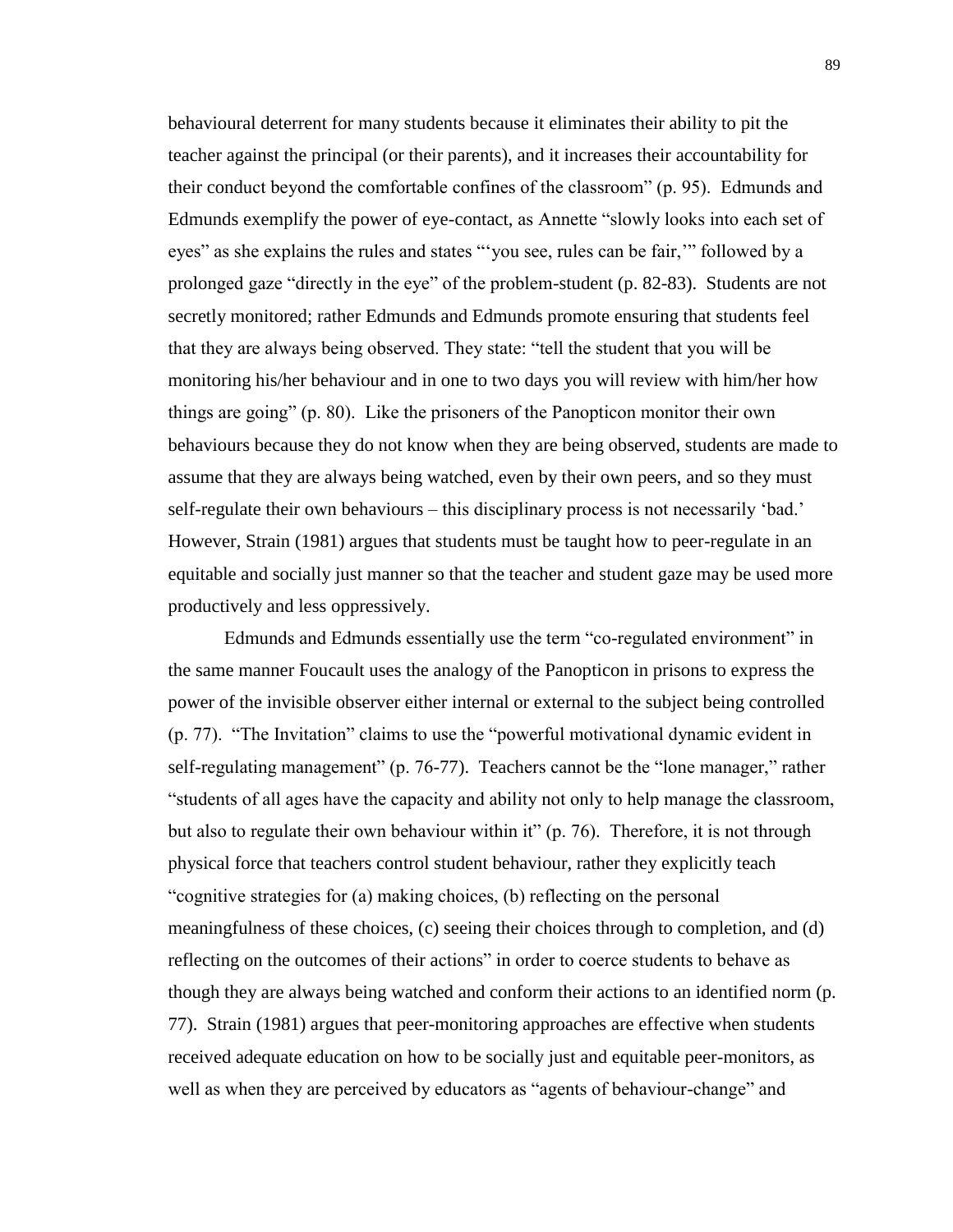behavioural deterrent for many students because it eliminates their ability to pit the teacher against the principal (or their parents), and it increases their accountability for their conduct beyond the comfortable confines of the classroom" (p. 95). Edmunds and Edmunds exemplify the power of eye-contact, as Annette "slowly looks into each set of eyes" as she explains the rules and states "'you see, rules can be fair,'" followed by a prolonged gaze "directly in the eye" of the problem-student (p. 82-83). Students are not secretly monitored; rather Edmunds and Edmunds promote ensuring that students feel that they are always being observed. They state: "tell the student that you will be monitoring his/her behaviour and in one to two days you will review with him/her how things are going" (p. 80). Like the prisoners of the Panopticon monitor their own behaviours because they do not know when they are being observed, students are made to assume that they are always being watched, even by their own peers, and so they must self-regulate their own behaviours – this disciplinary process is not necessarily 'bad.' However, Strain (1981) argues that students must be taught how to peer-regulate in an equitable and socially just manner so that the teacher and student gaze may be used more productively and less oppressively.

Edmunds and Edmunds essentially use the term "co-regulated environment" in the same manner Foucault uses the analogy of the Panopticon in prisons to express the power of the invisible observer either internal or external to the subject being controlled (p. 77). "The Invitation" claims to use the "powerful motivational dynamic evident in self-regulating management" (p. 76-77). Teachers cannot be the "lone manager," rather "students of all ages have the capacity and ability not only to help manage the classroom, but also to regulate their own behaviour within it" (p. 76). Therefore, it is not through physical force that teachers control student behaviour, rather they explicitly teach "cognitive strategies for (a) making choices, (b) reflecting on the personal meaningfulness of these choices, (c) seeing their choices through to completion, and (d) reflecting on the outcomes of their actions" in order to coerce students to behave as though they are always being watched and conform their actions to an identified norm (p. 77). Strain (1981) argues that peer-monitoring approaches are effective when students received adequate education on how to be socially just and equitable peer-monitors, as well as when they are perceived by educators as "agents of behaviour-change" and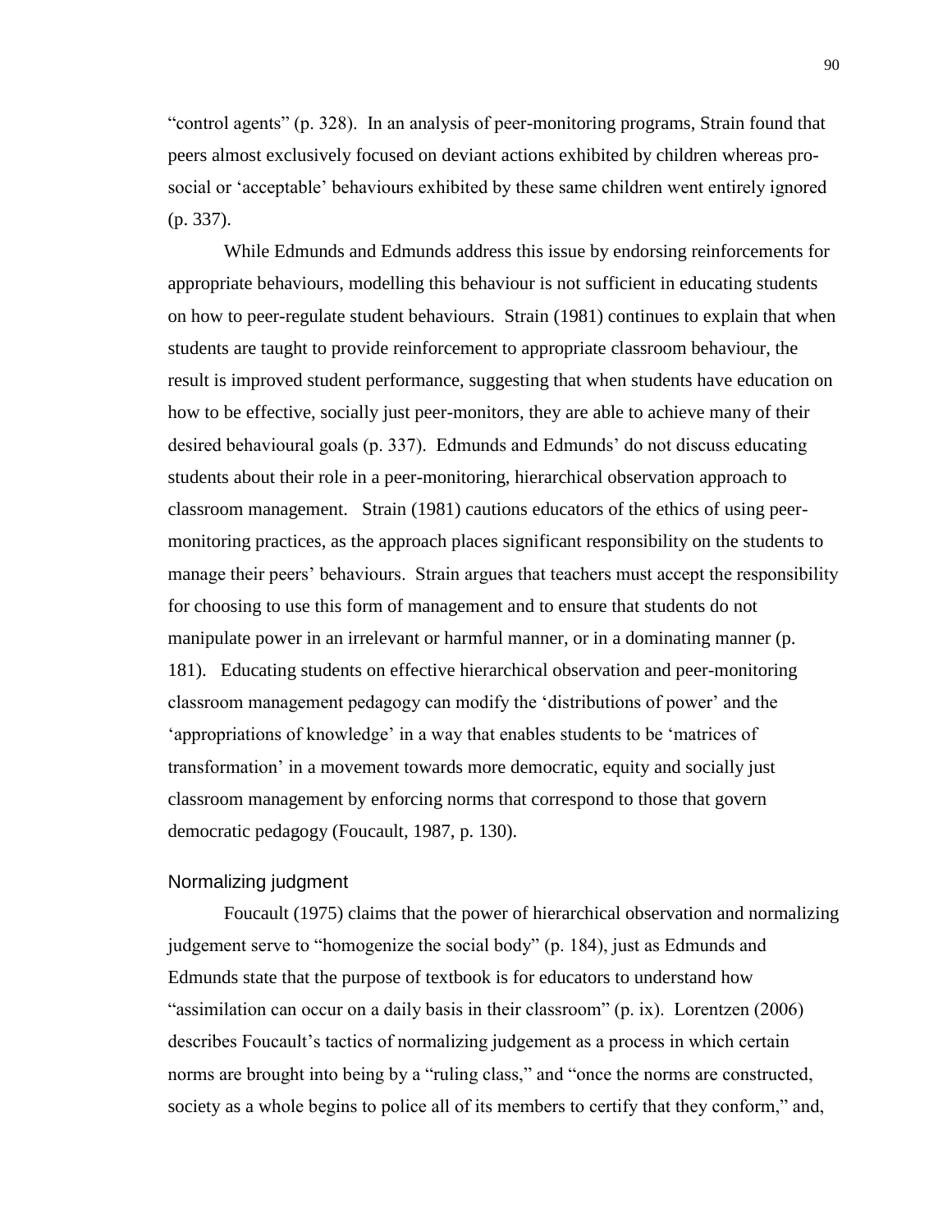"control agents" (p. 328). In an analysis of peer-monitoring programs, Strain found that peers almost exclusively focused on deviant actions exhibited by children whereas pro-social or 'acceptable' behaviours exhibited by these same children went entirely ignored (p. 337).

While Edmunds and Edmunds address this issue by endorsing reinforcements for appropriate behaviours, modelling this behaviour is not sufficient in educating students on how to peer-regulate student behaviours. Strain (1981) continues to explain that when students are taught to provide reinforcement to appropriate classroom behaviour, the result is improved student performance, suggesting that when students have education on how to be effective, socially just peer-monitors, they are able to achieve many of their desired behavioural goals (p. 337). Edmunds and Edmunds' do not discuss educating students about their role in a peer-monitoring, hierarchical observation approach to classroom management. Strain (1981) cautions educators of the ethics of using peer-monitoring practices, as the approach places significant responsibility on the students to manage their peers' behaviours. Strain argues that teachers must accept the responsibility for choosing to use this form of management and to ensure that students do not manipulate power in an irrelevant or harmful manner, or in a dominating manner (p. 181). Educating students on effective hierarchical observation and peer-monitoring classroom management pedagogy can modify the 'distributions of power' and the 'appropriations of knowledge' in a way that enables students to be 'matrices of transformation' in a movement towards more democratic, equity and socially just classroom management by enforcing norms that correspond to those that govern democratic pedagogy (Foucault, 1987, p. 130).

### Normalizing judgment

Foucault (1975) claims that the power of hierarchical observation and normalizing judgement serve to "homogenize the social body" (p. 184), just as Edmunds and Edmunds state that the purpose of textbook is for educators to understand how "assimilation can occur on a daily basis in their classroom" (p. ix). Lorentzen (2006) describes Foucault's tactics of normalizing judgement as a process in which certain norms are brought into being by a "ruling class," and "once the norms are constructed, society as a whole begins to police all of its members to certify that they conform," and,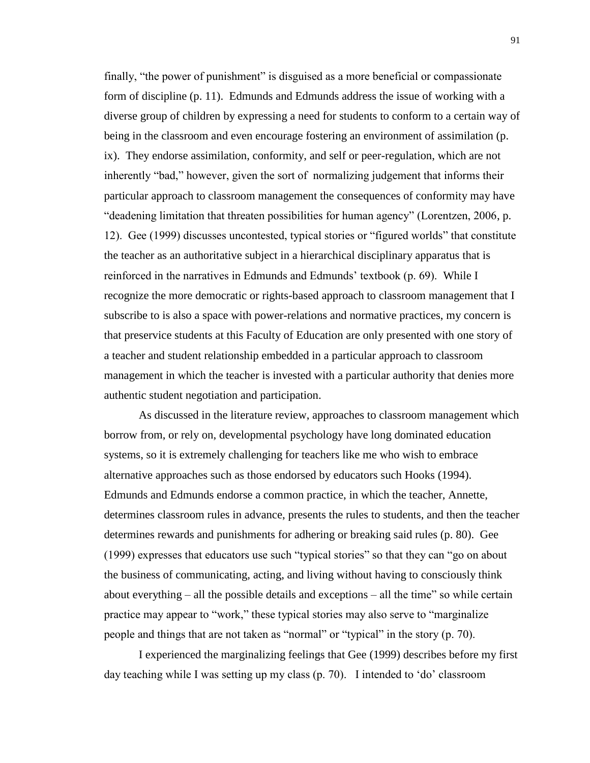finally, "the power of punishment" is disguised as a more beneficial or compassionate form of discipline (p. 11). Edmunds and Edmunds address the issue of working with a diverse group of children by expressing a need for students to conform to a certain way of being in the classroom and even encourage fostering an environment of assimilation (p. ix). They endorse assimilation, conformity, and self or peer-regulation, which are not inherently "bad," however, given the sort of normalizing judgement that informs their particular approach to classroom management the consequences of conformity may have "deadening limitation that threaten possibilities for human agency" (Lorentzen, 2006, p. 12). Gee (1999) discusses uncontested, typical stories or "figured worlds" that constitute the teacher as an authoritative subject in a hierarchical disciplinary apparatus that is reinforced in the narratives in Edmunds and Edmunds' textbook (p. 69). While I recognize the more democratic or rights-based approach to classroom management that I subscribe to is also a space with power-relations and normative practices, my concern is that preservice students at this Faculty of Education are only presented with one story of a teacher and student relationship embedded in a particular approach to classroom management in which the teacher is invested with a particular authority that denies more authentic student negotiation and participation.

As discussed in the literature review, approaches to classroom management which borrow from, or rely on, developmental psychology have long dominated education systems, so it is extremely challenging for teachers like me who wish to embrace alternative approaches such as those endorsed by educators such Hooks (1994). Edmunds and Edmunds endorse a common practice, in which the teacher, Annette, determines classroom rules in advance, presents the rules to students, and then the teacher determines rewards and punishments for adhering or breaking said rules (p. 80). Gee (1999) expresses that educators use such "typical stories" so that they can "go on about the business of communicating, acting, and living without having to consciously think about everything – all the possible details and exceptions – all the time" so while certain practice may appear to "work," these typical stories may also serve to "marginalize people and things that are not taken as "normal" or "typical" in the story (p. 70).

I experienced the marginalizing feelings that Gee (1999) describes before my first day teaching while I was setting up my class (p. 70). I intended to 'do' classroom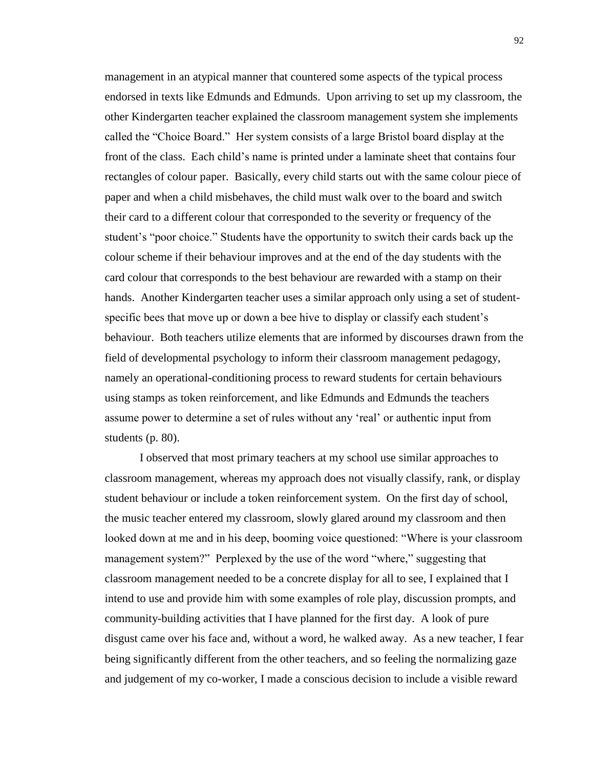management in an atypical manner that countered some aspects of the typical process endorsed in texts like Edmunds and Edmunds. Upon arriving to set up my classroom, the other Kindergarten teacher explained the classroom management system she implements called the "Choice Board." Her system consists of a large Bristol board display at the front of the class. Each child's name is printed under a laminate sheet that contains four rectangles of colour paper. Basically, every child starts out with the same colour piece of paper and when a child misbehaves, the child must walk over to the board and switch their card to a different colour that corresponded to the severity or frequency of the student's "poor choice." Students have the opportunity to switch their cards back up the colour scheme if their behaviour improves and at the end of the day students with the card colour that corresponds to the best behaviour are rewarded with a stamp on their hands. Another Kindergarten teacher uses a similar approach only using a set of student-specific bees that move up or down a bee hive to display or classify each student's behaviour. Both teachers utilize elements that are informed by discourses drawn from the field of developmental psychology to inform their classroom management pedagogy, namely an operational-conditioning process to reward students for certain behaviours using stamps as token reinforcement, and like Edmunds and Edmunds the teachers assume power to determine a set of rules without any 'real' or authentic input from students (p. 80).

I observed that most primary teachers at my school use similar approaches to classroom management, whereas my approach does not visually classify, rank, or display student behaviour or include a token reinforcement system. On the first day of school, the music teacher entered my classroom, slowly glared around my classroom and then looked down at me and in his deep, booming voice questioned: "Where is your classroom management system?" Perplexed by the use of the word "where," suggesting that classroom management needed to be a concrete display for all to see, I explained that I intend to use and provide him with some examples of role play, discussion prompts, and community-building activities that I have planned for the first day. A look of pure disgust came over his face and, without a word, he walked away. As a new teacher, I fear being significantly different from the other teachers, and so feeling the normalizing gaze and judgement of my co-worker, I made a conscious decision to include a visible reward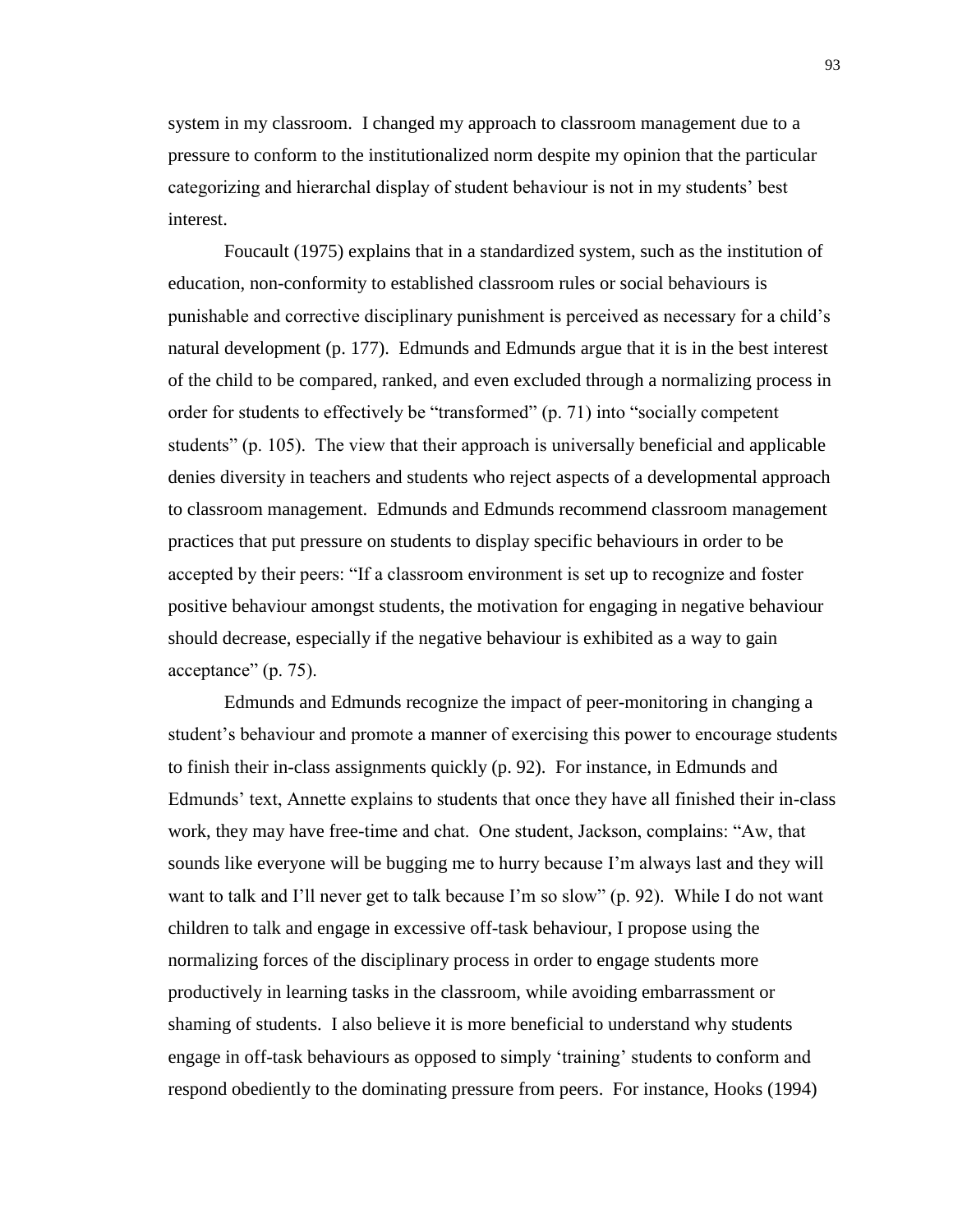system in my classroom. I changed my approach to classroom management due to a pressure to conform to the institutionalized norm despite my opinion that the particular categorizing and hierarchal display of student behaviour is not in my students' best interest.

Foucault (1975) explains that in a standardized system, such as the institution of education, non-conformity to established classroom rules or social behaviours is punishable and corrective disciplinary punishment is perceived as necessary for a child's natural development (p. 177). Edmunds and Edmunds argue that it is in the best interest of the child to be compared, ranked, and even excluded through a normalizing process in order for students to effectively be "transformed" (p. 71) into "socially competent students" (p. 105). The view that their approach is universally beneficial and applicable denies diversity in teachers and students who reject aspects of a developmental approach to classroom management. Edmunds and Edmunds recommend classroom management practices that put pressure on students to display specific behaviours in order to be accepted by their peers: "If a classroom environment is set up to recognize and foster positive behaviour amongst students, the motivation for engaging in negative behaviour should decrease, especially if the negative behaviour is exhibited as a way to gain acceptance" (p. 75).

Edmunds and Edmunds recognize the impact of peer-monitoring in changing a student's behaviour and promote a manner of exercising this power to encourage students to finish their in-class assignments quickly (p. 92). For instance, in Edmunds and Edmunds' text, Annette explains to students that once they have all finished their in-class work, they may have free-time and chat. One student, Jackson, complains: "Aw, that sounds like everyone will be bugging me to hurry because I'm always last and they will want to talk and I'll never get to talk because I'm so slow" (p. 92). While I do not want children to talk and engage in excessive off-task behaviour, I propose using the normalizing forces of the disciplinary process in order to engage students more productively in learning tasks in the classroom, while avoiding embarrassment or shaming of students. I also believe it is more beneficial to understand why students engage in off-task behaviours as opposed to simply 'training' students to conform and respond obediently to the dominating pressure from peers. For instance, Hooks (1994)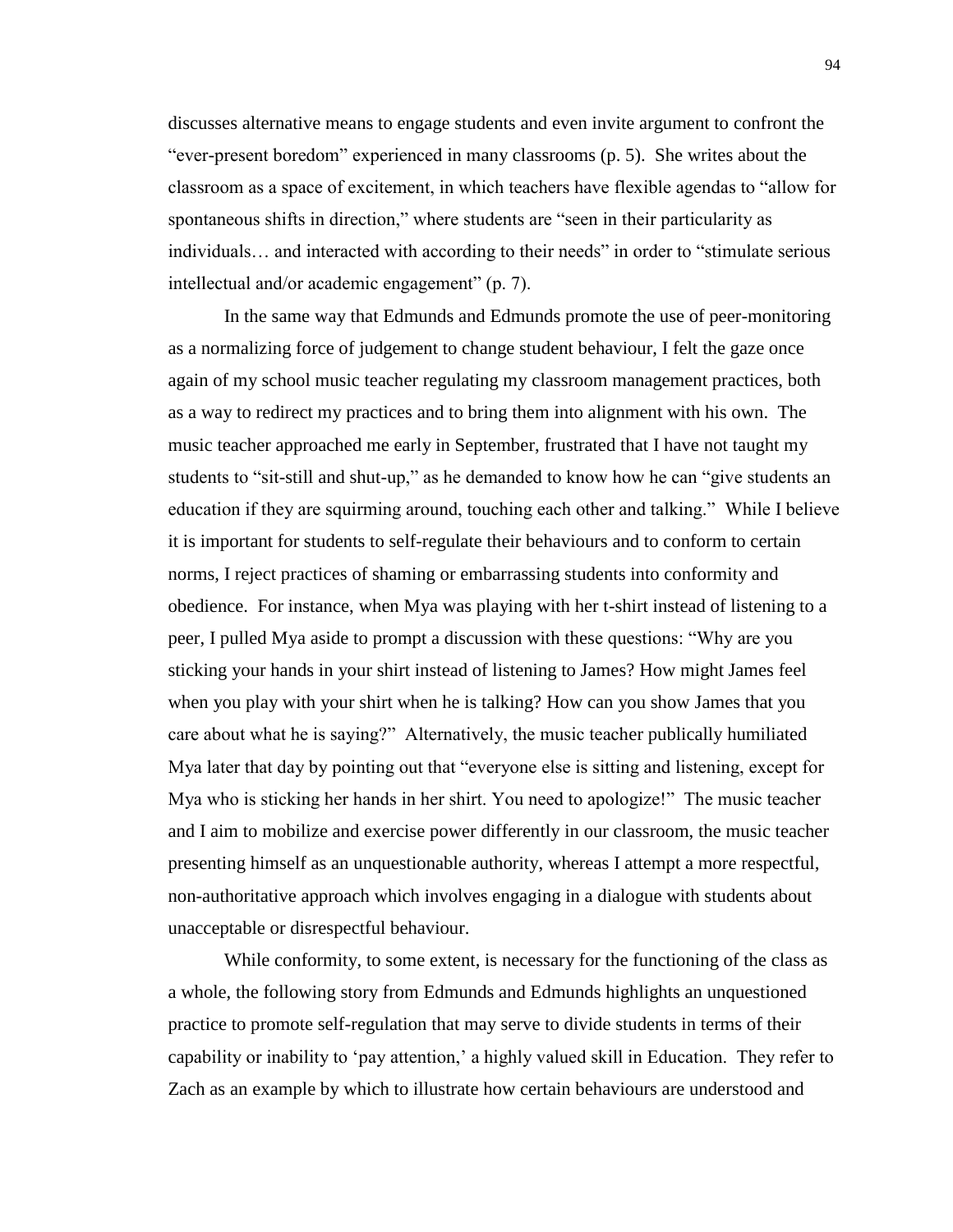discusses alternative means to engage students and even invite argument to confront the "ever-present boredom" experienced in many classrooms (p. 5). She writes about the classroom as a space of excitement, in which teachers have flexible agendas to "allow for spontaneous shifts in direction," where students are "seen in their particularity as individuals… and interacted with according to their needs" in order to "stimulate serious intellectual and/or academic engagement" (p. 7).

In the same way that Edmunds and Edmunds promote the use of peer-monitoring as a normalizing force of judgement to change student behaviour, I felt the gaze once again of my school music teacher regulating my classroom management practices, both as a way to redirect my practices and to bring them into alignment with his own. The music teacher approached me early in September, frustrated that I have not taught my students to "sit-still and shut-up," as he demanded to know how he can "give students an education if they are squirming around, touching each other and talking." While I believe it is important for students to self-regulate their behaviours and to conform to certain norms, I reject practices of shaming or embarrassing students into conformity and obedience. For instance, when Mya was playing with her t-shirt instead of listening to a peer, I pulled Mya aside to prompt a discussion with these questions: "Why are you sticking your hands in your shirt instead of listening to James? How might James feel when you play with your shirt when he is talking? How can you show James that you care about what he is saying?" Alternatively, the music teacher publically humiliated Mya later that day by pointing out that "everyone else is sitting and listening, except for Mya who is sticking her hands in her shirt. You need to apologize!" The music teacher and I aim to mobilize and exercise power differently in our classroom, the music teacher presenting himself as an unquestionable authority, whereas I attempt a more respectful, non-authoritative approach which involves engaging in a dialogue with students about unacceptable or disrespectful behaviour.

While conformity, to some extent, is necessary for the functioning of the class as a whole, the following story from Edmunds and Edmunds highlights an unquestioned practice to promote self-regulation that may serve to divide students in terms of their capability or inability to 'pay attention,' a highly valued skill in Education. They refer to Zach as an example by which to illustrate how certain behaviours are understood and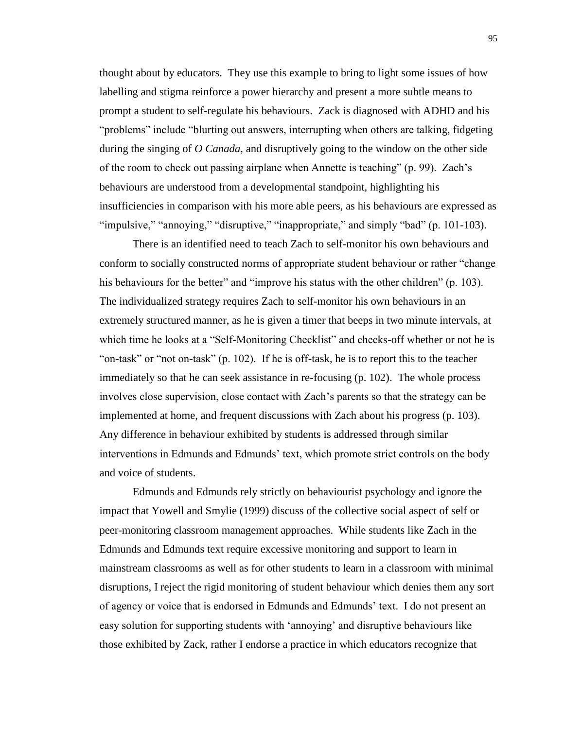thought about by educators. They use this example to bring to light some issues of how labelling and stigma reinforce a power hierarchy and present a more subtle means to prompt a student to self-regulate his behaviours. Zack is diagnosed with ADHD and his "problems" include "blurting out answers, interrupting when others are talking, fidgeting during the singing of *O Canada*, and disruptively going to the window on the other side of the room to check out passing airplane when Annette is teaching" (p. 99). Zach's behaviours are understood from a developmental standpoint, highlighting his insufficiencies in comparison with his more able peers, as his behaviours are expressed as "impulsive," "annoying," "disruptive," "inappropriate," and simply "bad" (p. 101-103).

There is an identified need to teach Zach to self-monitor his own behaviours and conform to socially constructed norms of appropriate student behaviour or rather "change his behaviours for the better" and "improve his status with the other children" (p. 103). The individualized strategy requires Zach to self-monitor his own behaviours in an extremely structured manner, as he is given a timer that beeps in two minute intervals, at which time he looks at a "Self-Monitoring Checklist" and checks-off whether or not he is "on-task" or "not on-task" (p. 102). If he is off-task, he is to report this to the teacher immediately so that he can seek assistance in re-focusing (p. 102). The whole process involves close supervision, close contact with Zach's parents so that the strategy can be implemented at home, and frequent discussions with Zach about his progress (p. 103). Any difference in behaviour exhibited by students is addressed through similar interventions in Edmunds and Edmunds' text, which promote strict controls on the body and voice of students.

Edmunds and Edmunds rely strictly on behaviourist psychology and ignore the impact that Yowell and Smylie (1999) discuss of the collective social aspect of self or peer-monitoring classroom management approaches. While students like Zach in the Edmunds and Edmunds text require excessive monitoring and support to learn in mainstream classrooms as well as for other students to learn in a classroom with minimal disruptions, I reject the rigid monitoring of student behaviour which denies them any sort of agency or voice that is endorsed in Edmunds and Edmunds' text. I do not present an easy solution for supporting students with 'annoying' and disruptive behaviours like those exhibited by Zack, rather I endorse a practice in which educators recognize that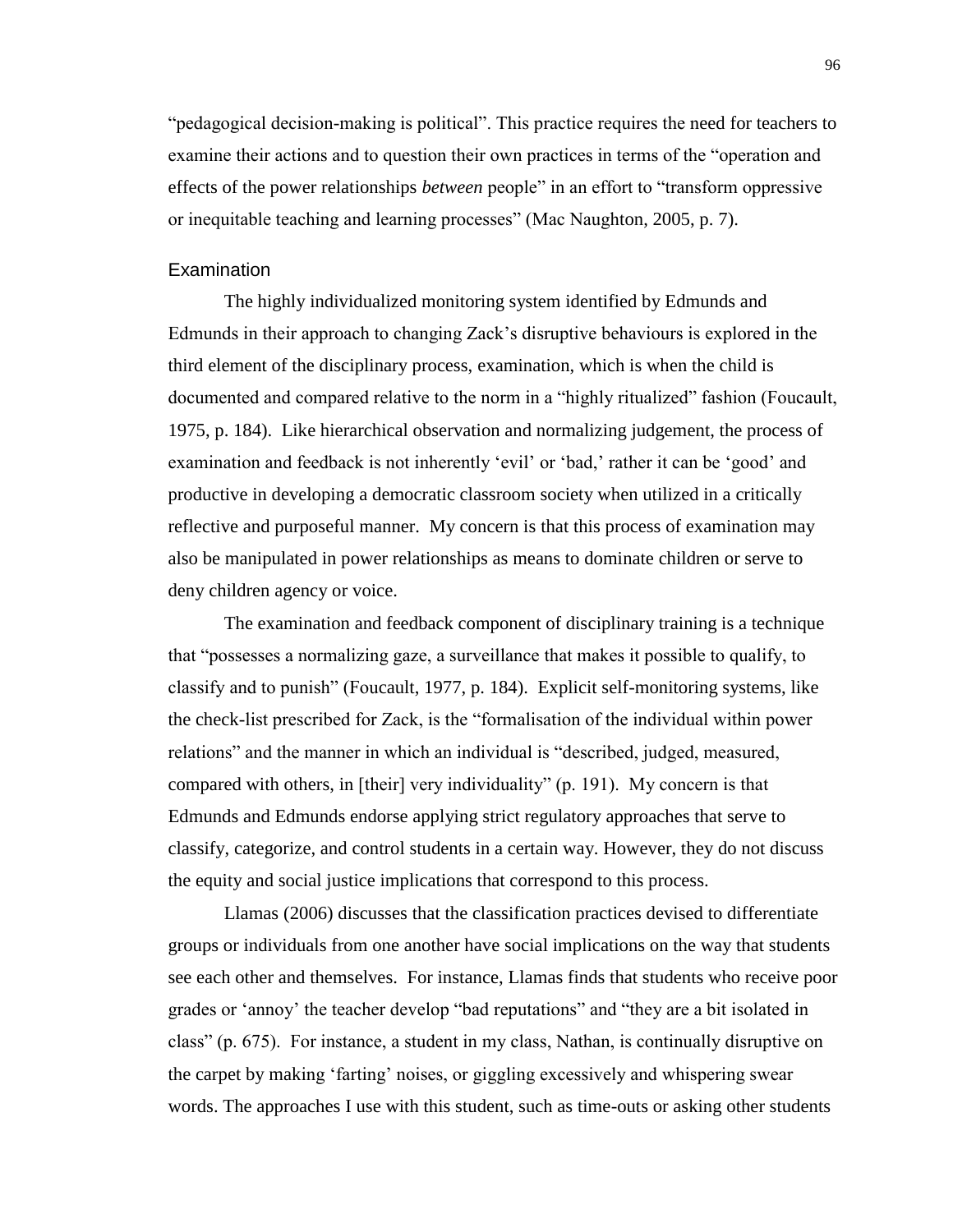"pedagogical decision-making is political". This practice requires the need for teachers to examine their actions and to question their own practices in terms of the "operation and effects of the power relationships *between* people" in an effort to "transform oppressive or inequitable teaching and learning processes" (Mac Naughton, 2005, p. 7).

### Examination

The highly individualized monitoring system identified by Edmunds and Edmunds in their approach to changing Zack's disruptive behaviours is explored in the third element of the disciplinary process, examination, which is when the child is documented and compared relative to the norm in a "highly ritualized" fashion (Foucault, 1975, p. 184). Like hierarchical observation and normalizing judgement, the process of examination and feedback is not inherently 'evil' or 'bad,' rather it can be 'good' and productive in developing a democratic classroom society when utilized in a critically reflective and purposeful manner. My concern is that this process of examination may also be manipulated in power relationships as means to dominate children or serve to deny children agency or voice.

The examination and feedback component of disciplinary training is a technique that "possesses a normalizing gaze, a surveillance that makes it possible to qualify, to classify and to punish" (Foucault, 1977, p. 184). Explicit self-monitoring systems, like the check-list prescribed for Zack, is the "formalisation of the individual within power relations" and the manner in which an individual is "described, judged, measured, compared with others, in [their] very individuality" (p. 191). My concern is that Edmunds and Edmunds endorse applying strict regulatory approaches that serve to classify, categorize, and control students in a certain way. However, they do not discuss the equity and social justice implications that correspond to this process.

Llamas (2006) discusses that the classification practices devised to differentiate groups or individuals from one another have social implications on the way that students see each other and themselves. For instance, Llamas finds that students who receive poor grades or 'annoy' the teacher develop "bad reputations" and "they are a bit isolated in class" (p. 675). For instance, a student in my class, Nathan, is continually disruptive on the carpet by making 'farting' noises, or giggling excessively and whispering swear words. The approaches I use with this student, such as time-outs or asking other students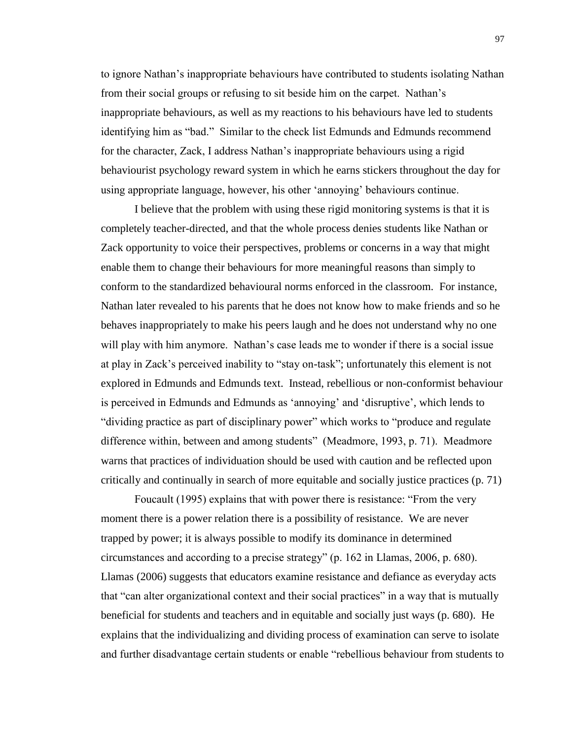to ignore Nathan's inappropriate behaviours have contributed to students isolating Nathan from their social groups or refusing to sit beside him on the carpet. Nathan's inappropriate behaviours, as well as my reactions to his behaviours have led to students identifying him as "bad." Similar to the check list Edmunds and Edmunds recommend for the character, Zack, I address Nathan's inappropriate behaviours using a rigid behaviourist psychology reward system in which he earns stickers throughout the day for using appropriate language, however, his other 'annoying' behaviours continue.

I believe that the problem with using these rigid monitoring systems is that it is completely teacher-directed, and that the whole process denies students like Nathan or Zack opportunity to voice their perspectives, problems or concerns in a way that might enable them to change their behaviours for more meaningful reasons than simply to conform to the standardized behavioural norms enforced in the classroom. For instance, Nathan later revealed to his parents that he does not know how to make friends and so he behaves inappropriately to make his peers laugh and he does not understand why no one will play with him anymore. Nathan's case leads me to wonder if there is a social issue at play in Zack's perceived inability to "stay on-task"; unfortunately this element is not explored in Edmunds and Edmunds text. Instead, rebellious or non-conformist behaviour is perceived in Edmunds and Edmunds as 'annoying' and 'disruptive', which lends to "dividing practice as part of disciplinary power" which works to "produce and regulate difference within, between and among students" (Meadmore, 1993, p. 71). Meadmore warns that practices of individuation should be used with caution and be reflected upon critically and continually in search of more equitable and socially justice practices (p. 71)

Foucault (1995) explains that with power there is resistance: "From the very moment there is a power relation there is a possibility of resistance. We are never trapped by power; it is always possible to modify its dominance in determined circumstances and according to a precise strategy" (p. 162 in Llamas, 2006, p. 680). Llamas (2006) suggests that educators examine resistance and defiance as everyday acts that "can alter organizational context and their social practices" in a way that is mutually beneficial for students and teachers and in equitable and socially just ways (p. 680). He explains that the individualizing and dividing process of examination can serve to isolate and further disadvantage certain students or enable "rebellious behaviour from students to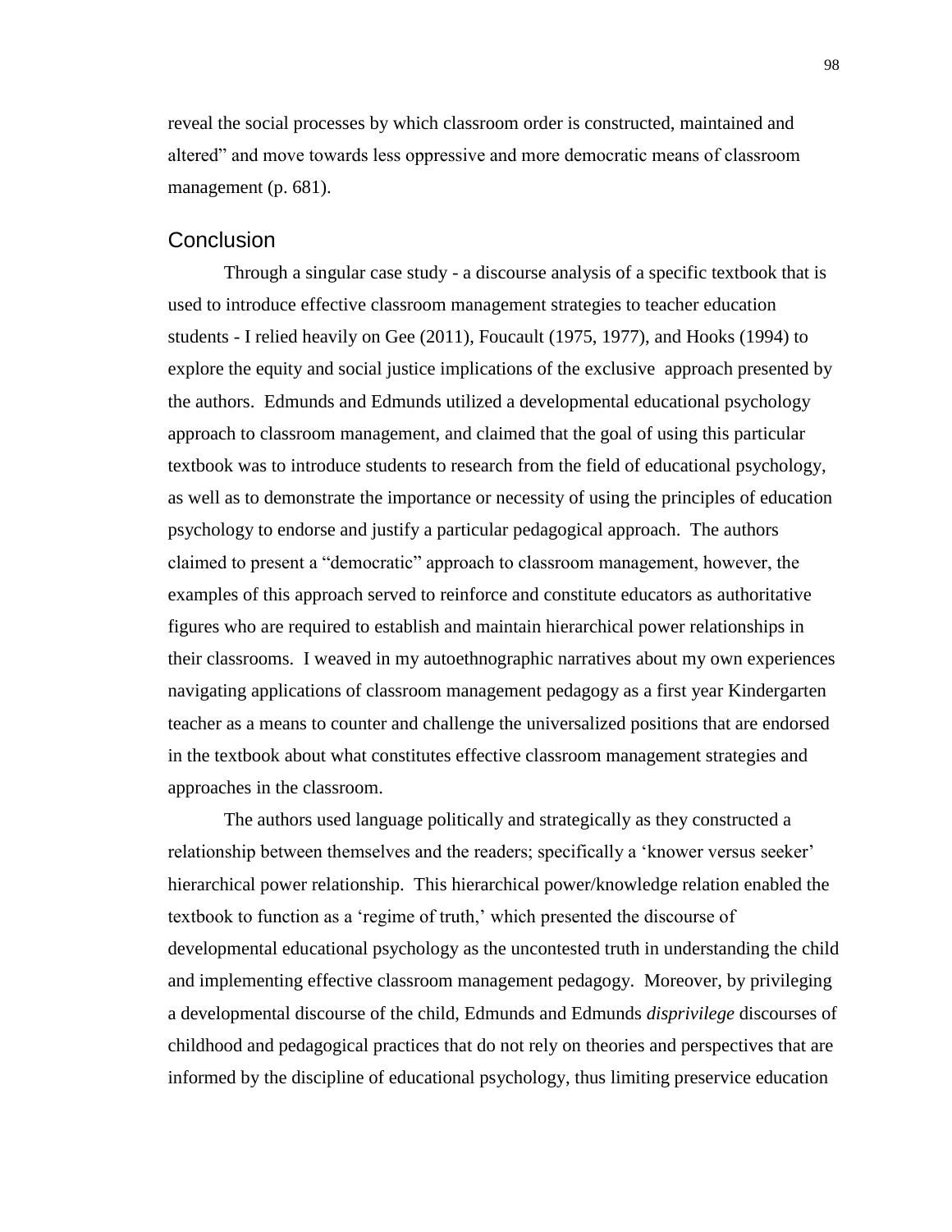reveal the social processes by which classroom order is constructed, maintained and altered" and move towards less oppressive and more democratic means of classroom management (p. 681).

## Conclusion

Through a singular case study - a discourse analysis of a specific textbook that is used to introduce effective classroom management strategies to teacher education students - I relied heavily on Gee (2011), Foucault (1975, 1977), and Hooks (1994) to explore the equity and social justice implications of the exclusive approach presented by the authors. Edmunds and Edmunds utilized a developmental educational psychology approach to classroom management, and claimed that the goal of using this particular textbook was to introduce students to research from the field of educational psychology, as well as to demonstrate the importance or necessity of using the principles of education psychology to endorse and justify a particular pedagogical approach. The authors claimed to present a "democratic" approach to classroom management, however, the examples of this approach served to reinforce and constitute educators as authoritative figures who are required to establish and maintain hierarchical power relationships in their classrooms. I weaved in my autoethnographic narratives about my own experiences navigating applications of classroom management pedagogy as a first year Kindergarten teacher as a means to counter and challenge the universalized positions that are endorsed in the textbook about what constitutes effective classroom management strategies and approaches in the classroom.

The authors used language politically and strategically as they constructed a relationship between themselves and the readers; specifically a 'knower versus seeker' hierarchical power relationship. This hierarchical power/knowledge relation enabled the textbook to function as a 'regime of truth,' which presented the discourse of developmental educational psychology as the uncontested truth in understanding the child and implementing effective classroom management pedagogy. Moreover, by privileging a developmental discourse of the child, Edmunds and Edmunds *disprivilege* discourses of childhood and pedagogical practices that do not rely on theories and perspectives that are informed by the discipline of educational psychology, thus limiting preservice education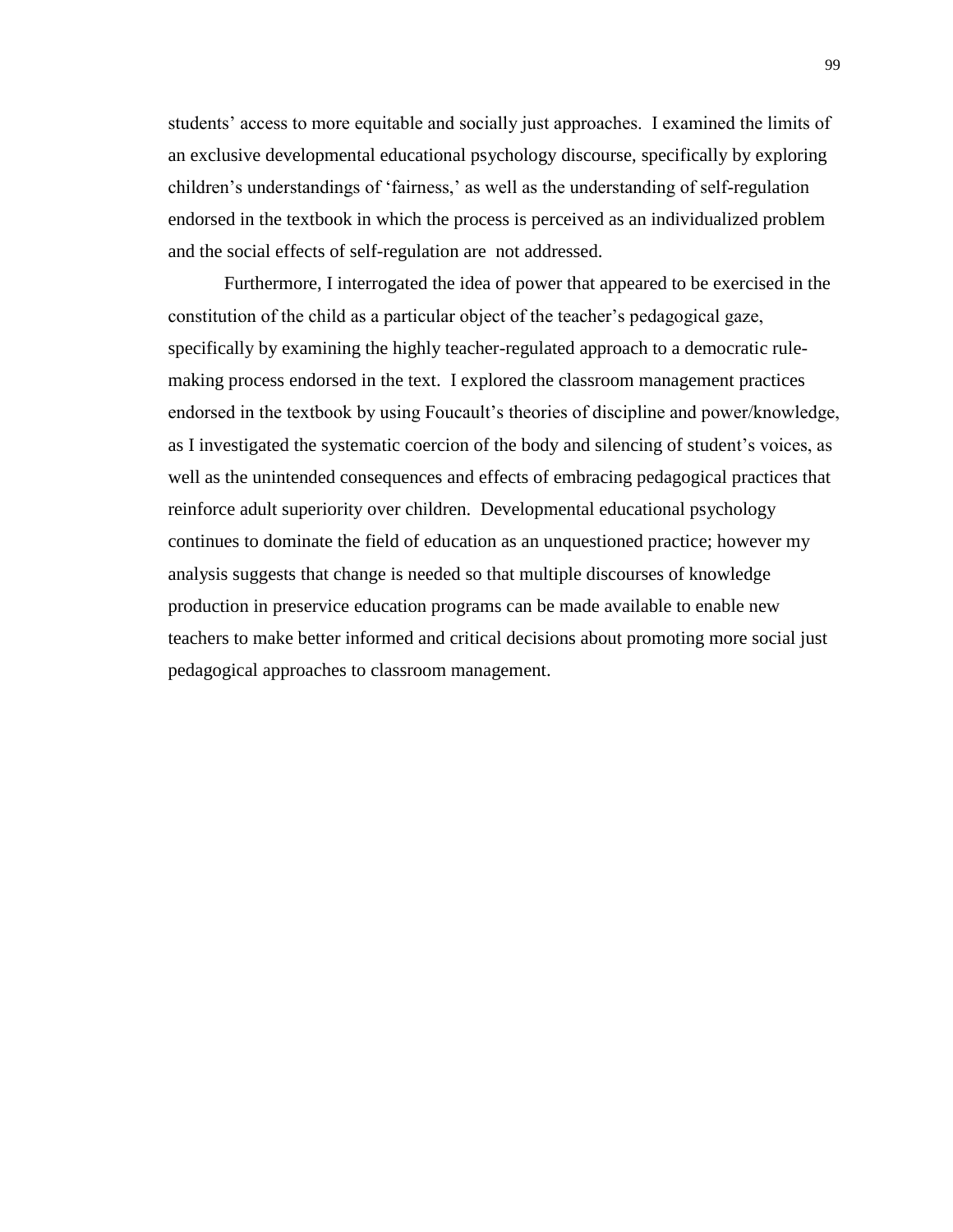students' access to more equitable and socially just approaches. I examined the limits of an exclusive developmental educational psychology discourse, specifically by exploring children's understandings of 'fairness,' as well as the understanding of self-regulation endorsed in the textbook in which the process is perceived as an individualized problem and the social effects of self-regulation are not addressed.

Furthermore, I interrogated the idea of power that appeared to be exercised in the constitution of the child as a particular object of the teacher's pedagogical gaze, specifically by examining the highly teacher-regulated approach to a democratic rule-making process endorsed in the text. I explored the classroom management practices endorsed in the textbook by using Foucault's theories of discipline and power/knowledge, as I investigated the systematic coercion of the body and silencing of student's voices, as well as the unintended consequences and effects of embracing pedagogical practices that reinforce adult superiority over children. Developmental educational psychology continues to dominate the field of education as an unquestioned practice; however my analysis suggests that change is needed so that multiple discourses of knowledge production in preservice education programs can be made available to enable new teachers to make better informed and critical decisions about promoting more social just pedagogical approaches to classroom management.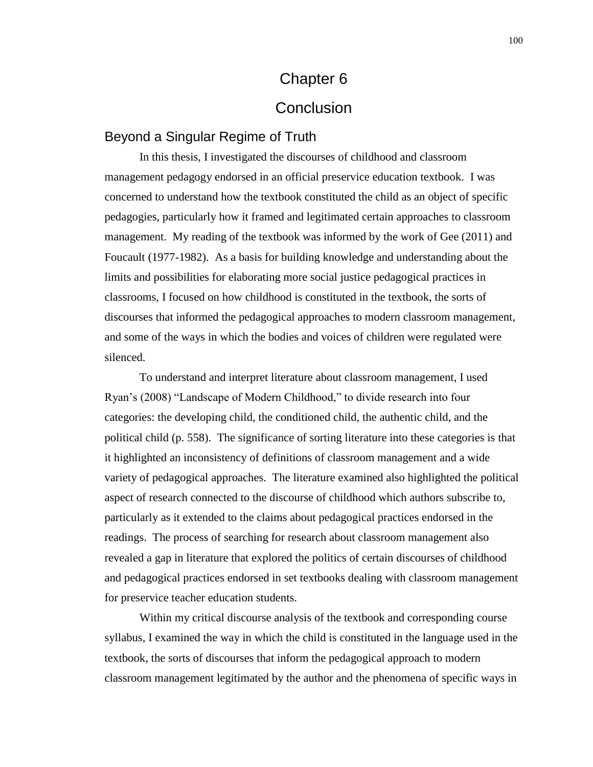# Chapter 6

# Conclusion

## Beyond a Singular Regime of Truth

In this thesis, I investigated the discourses of childhood and classroom management pedagogy endorsed in an official preservice education textbook. I was concerned to understand how the textbook constituted the child as an object of specific pedagogies, particularly how it framed and legitimated certain approaches to classroom management. My reading of the textbook was informed by the work of Gee (2011) and Foucault (1977-1982). As a basis for building knowledge and understanding about the limits and possibilities for elaborating more social justice pedagogical practices in classrooms, I focused on how childhood is constituted in the textbook, the sorts of discourses that informed the pedagogical approaches to modern classroom management, and some of the ways in which the bodies and voices of children were regulated were silenced.

To understand and interpret literature about classroom management, I used Ryan's (2008) "Landscape of Modern Childhood," to divide research into four categories: the developing child, the conditioned child, the authentic child, and the political child (p. 558). The significance of sorting literature into these categories is that it highlighted an inconsistency of definitions of classroom management and a wide variety of pedagogical approaches. The literature examined also highlighted the political aspect of research connected to the discourse of childhood which authors subscribe to, particularly as it extended to the claims about pedagogical practices endorsed in the readings. The process of searching for research about classroom management also revealed a gap in literature that explored the politics of certain discourses of childhood and pedagogical practices endorsed in set textbooks dealing with classroom management for preservice teacher education students.

Within my critical discourse analysis of the textbook and corresponding course syllabus, I examined the way in which the child is constituted in the language used in the textbook, the sorts of discourses that inform the pedagogical approach to modern classroom management legitimated by the author and the phenomena of specific ways in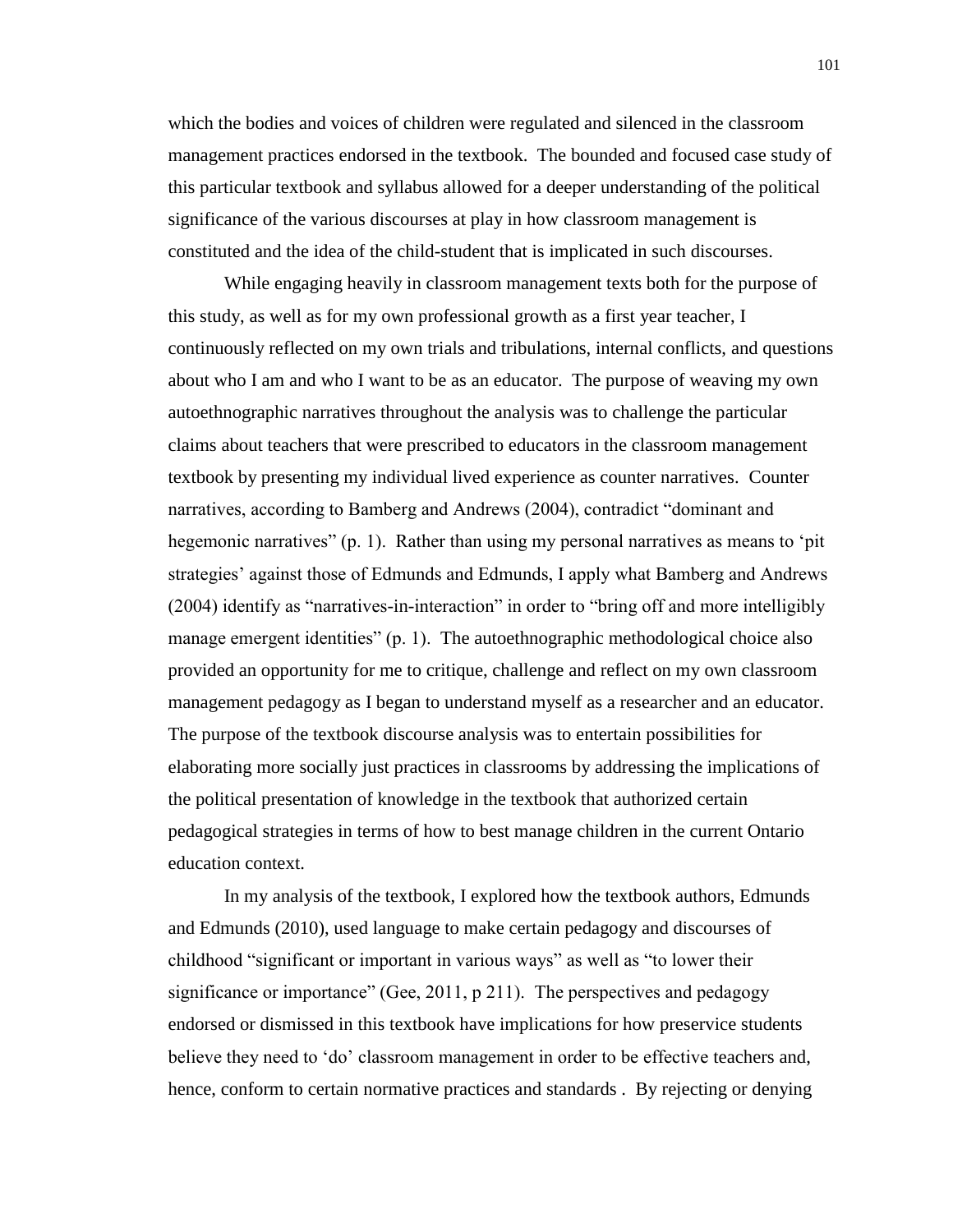which the bodies and voices of children were regulated and silenced in the classroom management practices endorsed in the textbook. The bounded and focused case study of this particular textbook and syllabus allowed for a deeper understanding of the political significance of the various discourses at play in how classroom management is constituted and the idea of the child-student that is implicated in such discourses.

While engaging heavily in classroom management texts both for the purpose of this study, as well as for my own professional growth as a first year teacher, I continuously reflected on my own trials and tribulations, internal conflicts, and questions about who I am and who I want to be as an educator. The purpose of weaving my own autoethnographic narratives throughout the analysis was to challenge the particular claims about teachers that were prescribed to educators in the classroom management textbook by presenting my individual lived experience as counter narratives. Counter narratives, according to Bamberg and Andrews (2004), contradict "dominant and hegemonic narratives" (p. 1). Rather than using my personal narratives as means to 'pit strategies' against those of Edmunds and Edmunds, I apply what Bamberg and Andrews (2004) identify as "narratives-in-interaction" in order to "bring off and more intelligibly manage emergent identities" (p. 1). The autoethnographic methodological choice also provided an opportunity for me to critique, challenge and reflect on my own classroom management pedagogy as I began to understand myself as a researcher and an educator. The purpose of the textbook discourse analysis was to entertain possibilities for elaborating more socially just practices in classrooms by addressing the implications of the political presentation of knowledge in the textbook that authorized certain pedagogical strategies in terms of how to best manage children in the current Ontario education context.

In my analysis of the textbook, I explored how the textbook authors, Edmunds and Edmunds (2010), used language to make certain pedagogy and discourses of childhood "significant or important in various ways" as well as "to lower their significance or importance" (Gee, 2011, p 211). The perspectives and pedagogy endorsed or dismissed in this textbook have implications for how preservice students believe they need to 'do' classroom management in order to be effective teachers and, hence, conform to certain normative practices and standards . By rejecting or denying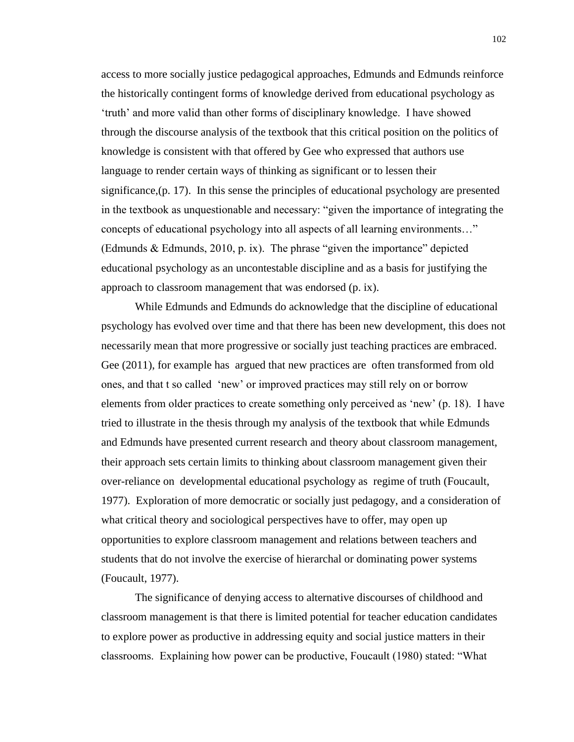access to more socially justice pedagogical approaches, Edmunds and Edmunds reinforce the historically contingent forms of knowledge derived from educational psychology as 'truth' and more valid than other forms of disciplinary knowledge. I have showed through the discourse analysis of the textbook that this critical position on the politics of knowledge is consistent with that offered by Gee who expressed that authors use language to render certain ways of thinking as significant or to lessen their significance,(p. 17). In this sense the principles of educational psychology are presented in the textbook as unquestionable and necessary: "given the importance of integrating the concepts of educational psychology into all aspects of all learning environments…" (Edmunds & Edmunds, 2010, p. ix). The phrase "given the importance" depicted educational psychology as an uncontestable discipline and as a basis for justifying the approach to classroom management that was endorsed (p. ix).

While Edmunds and Edmunds do acknowledge that the discipline of educational psychology has evolved over time and that there has been new development, this does not necessarily mean that more progressive or socially just teaching practices are embraced. Gee (2011), for example has argued that new practices are often transformed from old ones, and that t so called 'new' or improved practices may still rely on or borrow elements from older practices to create something only perceived as 'new' (p. 18). I have tried to illustrate in the thesis through my analysis of the textbook that while Edmunds and Edmunds have presented current research and theory about classroom management, their approach sets certain limits to thinking about classroom management given their over-reliance on developmental educational psychology as regime of truth (Foucault, 1977). Exploration of more democratic or socially just pedagogy, and a consideration of what critical theory and sociological perspectives have to offer, may open up opportunities to explore classroom management and relations between teachers and students that do not involve the exercise of hierarchal or dominating power systems (Foucault, 1977).

The significance of denying access to alternative discourses of childhood and classroom management is that there is limited potential for teacher education candidates to explore power as productive in addressing equity and social justice matters in their classrooms. Explaining how power can be productive, Foucault (1980) stated: "What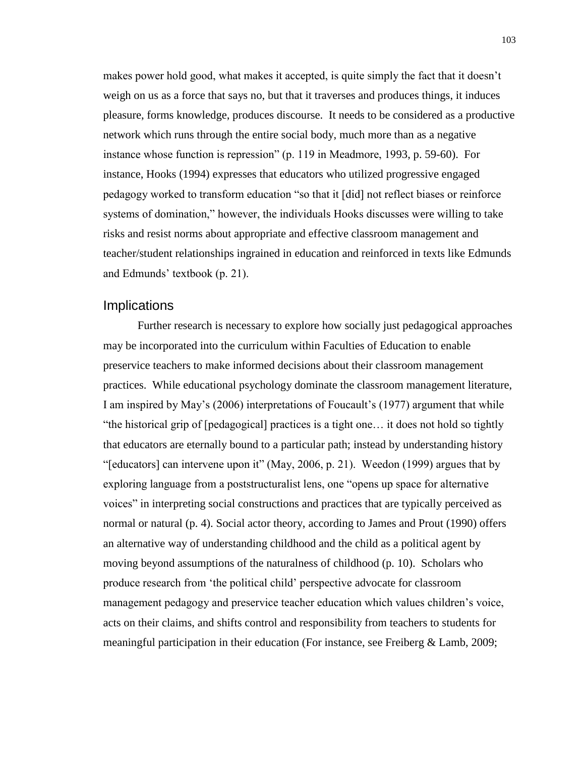makes power hold good, what makes it accepted, is quite simply the fact that it doesn't weigh on us as a force that says no, but that it traverses and produces things, it induces pleasure, forms knowledge, produces discourse. It needs to be considered as a productive network which runs through the entire social body, much more than as a negative instance whose function is repression" (p. 119 in Meadmore, 1993, p. 59-60). For instance, Hooks (1994) expresses that educators who utilized progressive engaged pedagogy worked to transform education "so that it [did] not reflect biases or reinforce systems of domination," however, the individuals Hooks discusses were willing to take risks and resist norms about appropriate and effective classroom management and teacher/student relationships ingrained in education and reinforced in texts like Edmunds and Edmunds' textbook (p. 21).

## Implications

Further research is necessary to explore how socially just pedagogical approaches may be incorporated into the curriculum within Faculties of Education to enable preservice teachers to make informed decisions about their classroom management practices. While educational psychology dominate the classroom management literature, I am inspired by May's (2006) interpretations of Foucault's (1977) argument that while "the historical grip of [pedagogical] practices is a tight one… it does not hold so tightly that educators are eternally bound to a particular path; instead by understanding history "[educators] can intervene upon it" (May, 2006, p. 21). Weedon (1999) argues that by exploring language from a poststructuralist lens, one "opens up space for alternative voices" in interpreting social constructions and practices that are typically perceived as normal or natural (p. 4). Social actor theory, according to James and Prout (1990) offers an alternative way of understanding childhood and the child as a political agent by moving beyond assumptions of the naturalness of childhood (p. 10). Scholars who produce research from 'the political child' perspective advocate for classroom management pedagogy and preservice teacher education which values children's voice, acts on their claims, and shifts control and responsibility from teachers to students for meaningful participation in their education (For instance, see Freiberg & Lamb, 2009;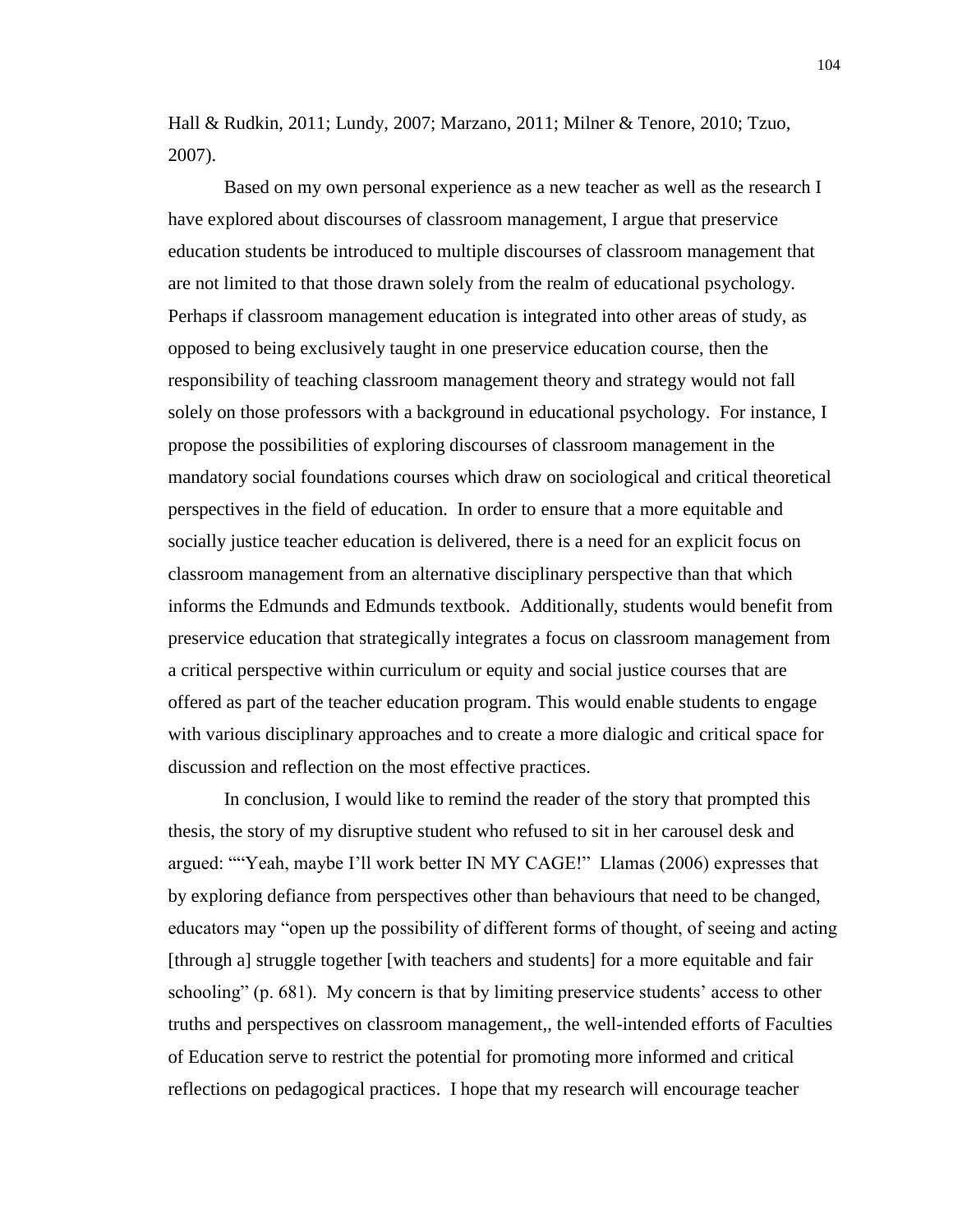Hall & Rudkin, 2011; Lundy, 2007; Marzano, 2011; Milner & Tenore, 2010; Tzuo, 2007).

Based on my own personal experience as a new teacher as well as the research I have explored about discourses of classroom management, I argue that preservice education students be introduced to multiple discourses of classroom management that are not limited to that those drawn solely from the realm of educational psychology. Perhaps if classroom management education is integrated into other areas of study, as opposed to being exclusively taught in one preservice education course, then the responsibility of teaching classroom management theory and strategy would not fall solely on those professors with a background in educational psychology. For instance, I propose the possibilities of exploring discourses of classroom management in the mandatory social foundations courses which draw on sociological and critical theoretical perspectives in the field of education. In order to ensure that a more equitable and socially justice teacher education is delivered, there is a need for an explicit focus on classroom management from an alternative disciplinary perspective than that which informs the Edmunds and Edmunds textbook. Additionally, students would benefit from preservice education that strategically integrates a focus on classroom management from a critical perspective within curriculum or equity and social justice courses that are offered as part of the teacher education program. This would enable students to engage with various disciplinary approaches and to create a more dialogic and critical space for discussion and reflection on the most effective practices.

In conclusion, I would like to remind the reader of the story that prompted this thesis, the story of my disruptive student who refused to sit in her carousel desk and argued: ""Yeah, maybe I'll work better IN MY CAGE!" Llamas (2006) expresses that by exploring defiance from perspectives other than behaviours that need to be changed, educators may "open up the possibility of different forms of thought, of seeing and acting [through a] struggle together [with teachers and students] for a more equitable and fair schooling" (p. 681). My concern is that by limiting preservice students' access to other truths and perspectives on classroom management,, the well-intended efforts of Faculties of Education serve to restrict the potential for promoting more informed and critical reflections on pedagogical practices. I hope that my research will encourage teacher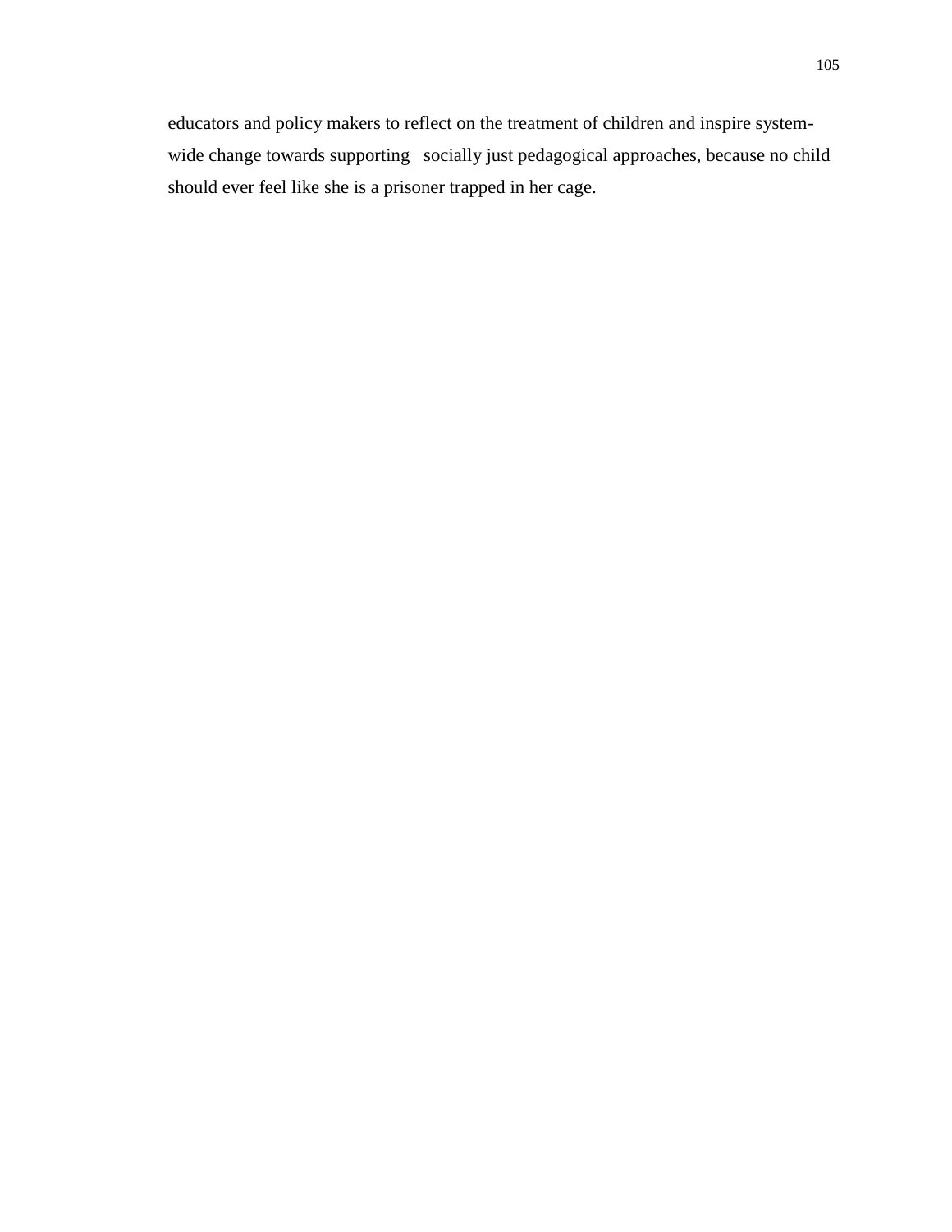educators and policy makers to reflect on the treatment of children and inspire system-wide change towards supporting socially just pedagogical approaches, because no child should ever feel like she is a prisoner trapped in her cage.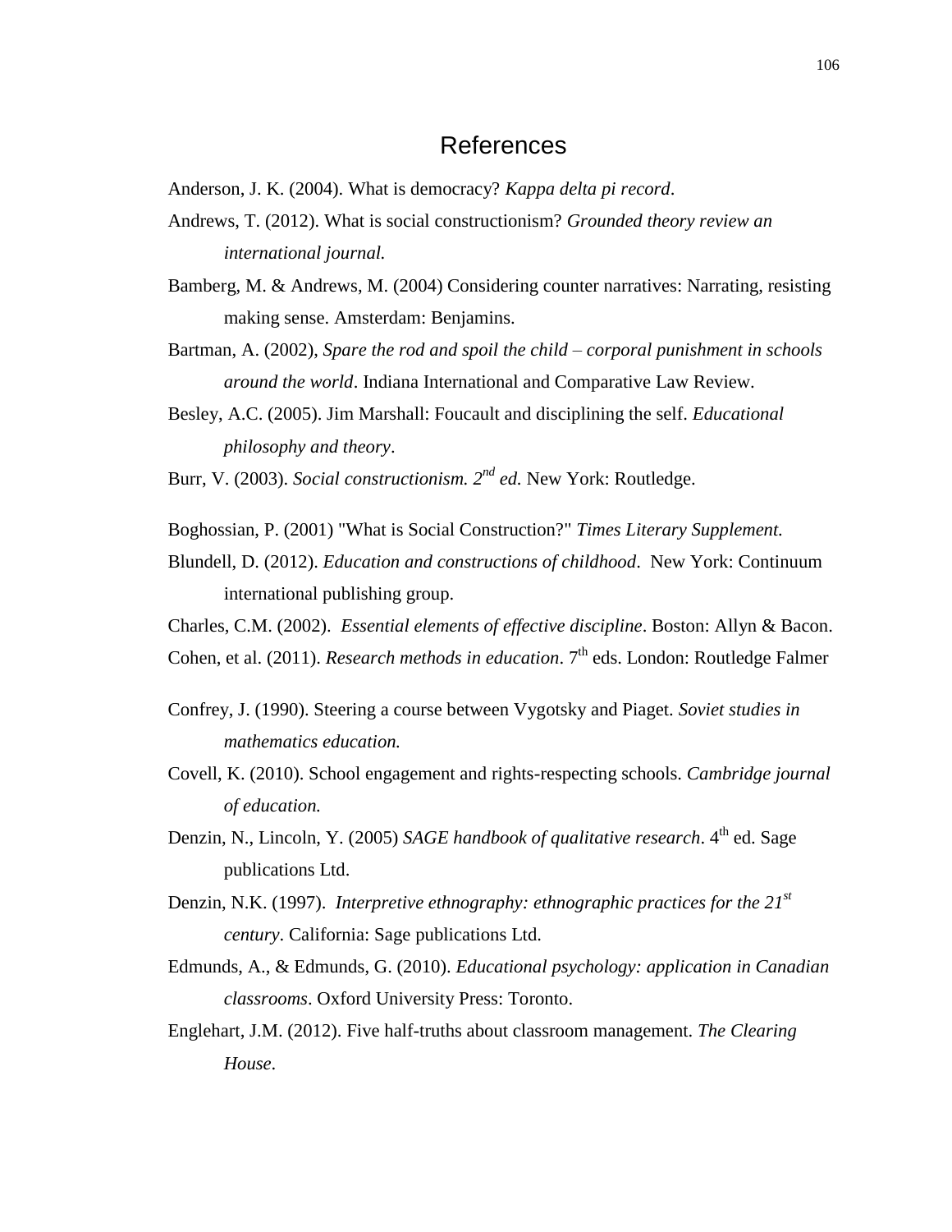# References

Anderson, J. K. (2004). What is democracy? *Kappa delta pi record*.

Andrews, T. (2012). What is social constructionism? *Grounded theory review an international journal.*

Bamberg, M. & Andrews, M. (2004) Considering counter narratives: Narrating, resisting making sense. Amsterdam: Benjamins.

Bartman, A. (2002), *Spare the rod and spoil the child – corporal punishment in schools around the world*. Indiana International and Comparative Law Review.

Besley, A.C. (2005). Jim Marshall: Foucault and disciplining the self. *Educational philosophy and theory*.

Burr, V. (2003). *Social constructionism. 2nd ed.* New York: Routledge.

Boghossian, P. (2001) "What is Social Construction?" *Times Literary Supplement.*

Blundell, D. (2012). *Education and constructions of childhood*. New York: Continuum international publishing group.

Charles, C.M. (2002). *Essential elements of effective discipline*. Boston: Allyn & Bacon.

Cohen, et al. (2011). *Research methods in education*. 7th eds. London: Routledge Falmer

Confrey, J. (1990). Steering a course between Vygotsky and Piaget. *Soviet studies in mathematics education.*

Covell, K. (2010). School engagement and rights-respecting schools. *Cambridge journal of education.*

Denzin, N., Lincoln, Y. (2005) *SAGE handbook of qualitative research*. 4th ed. Sage publications Ltd.

Denzin, N.K. (1997). *Interpretive ethnography: ethnographic practices for the 21st century*. California: Sage publications Ltd.

Edmunds, A., & Edmunds, G. (2010). *Educational psychology: application in Canadian classrooms*. Oxford University Press: Toronto.

Englehart, J.M. (2012). Five half-truths about classroom management. *The Clearing House*.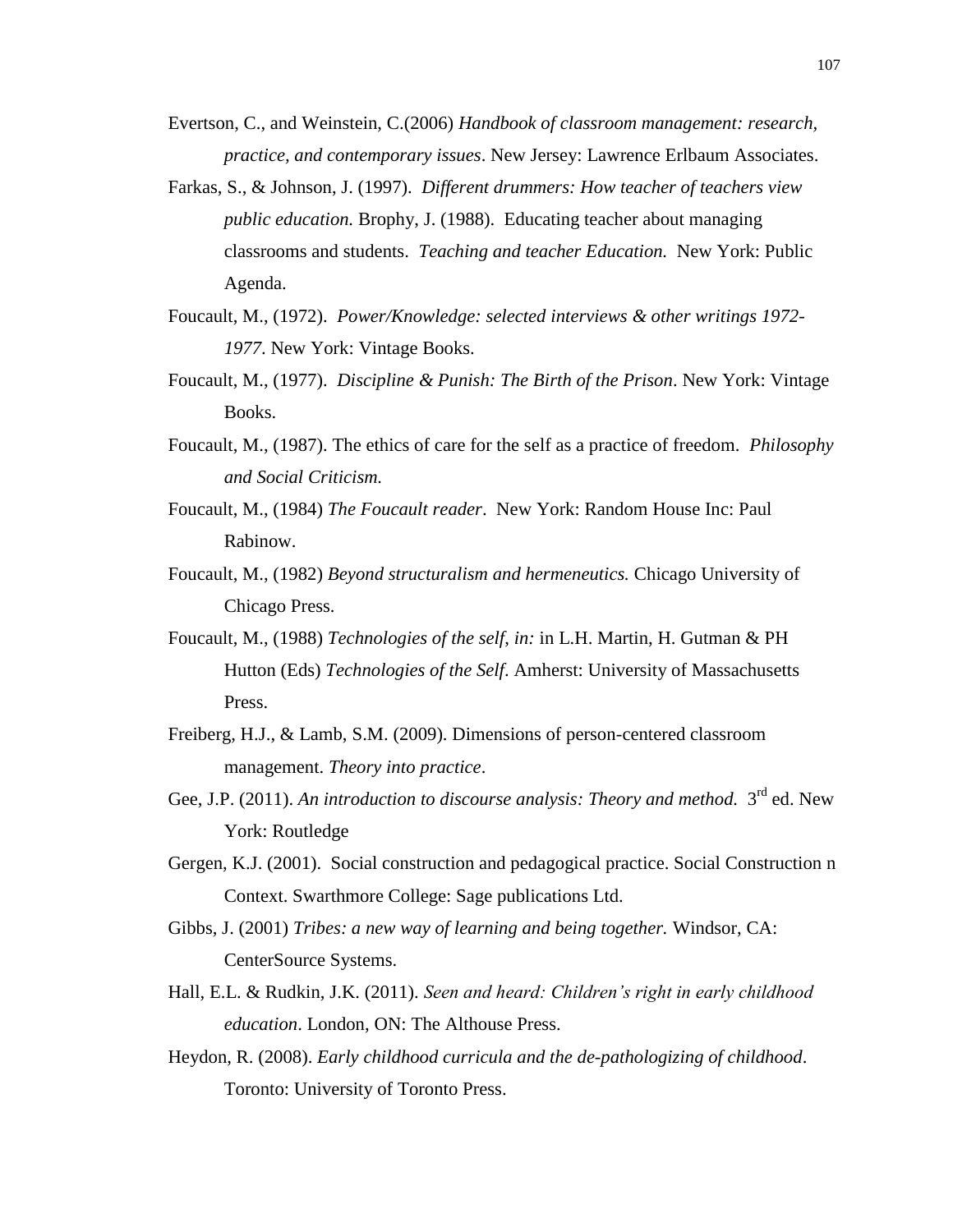Evertson, C., and Weinstein, C.(2006) *Handbook of classroom management: research, practice, and contemporary issues*. New Jersey: Lawrence Erlbaum Associates.

Farkas, S., & Johnson, J. (1997). *Different drummers: How teacher of teachers view public education.* Brophy, J. (1988). Educating teacher about managing classrooms and students. *Teaching and teacher Education.* New York: Public Agenda.

Foucault, M., (1972). *Power/Knowledge: selected interviews & other writings 1972-1977*. New York: Vintage Books.

Foucault, M., (1977). *Discipline & Punish: The Birth of the Prison*. New York: Vintage Books.

Foucault, M., (1987). The ethics of care for the self as a practice of freedom. *Philosophy and Social Criticism.*

Foucault, M., (1984) *The Foucault reader*. New York: Random House Inc: Paul Rabinow.

Foucault, M., (1982) *Beyond structuralism and hermeneutics.* Chicago University of Chicago Press.

Foucault, M., (1988) *Technologies of the self, in:* in L.H. Martin, H. Gutman & PH Hutton (Eds) *Technologies of the Self.* Amherst: University of Massachusetts Press.

Freiberg, H.J., & Lamb, S.M. (2009). Dimensions of person-centered classroom management. *Theory into practice*.

Gee, J.P. (2011). *An introduction to discourse analysis: Theory and method.* 3rd ed. New York: Routledge

Gergen, K.J. (2001). Social construction and pedagogical practice. Social Construction n Context. Swarthmore College: Sage publications Ltd.

Gibbs, J. (2001) *Tribes: a new way of learning and being together.* Windsor, CA: CenterSource Systems.

Hall, E.L. & Rudkin, J.K. (2011). *Seen and heard: Children's right in early childhood education*. London, ON: The Althouse Press.

Heydon, R. (2008). *Early childhood curricula and the de-pathologizing of childhood*. Toronto: University of Toronto Press.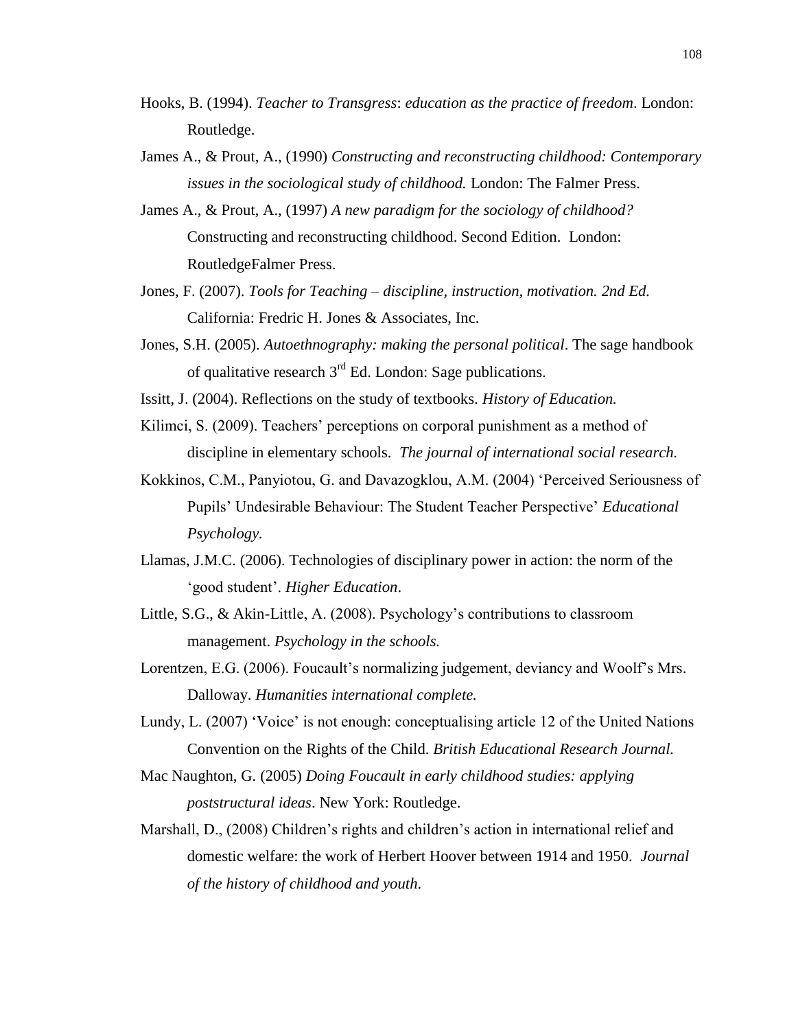Hooks, B. (1994). *Teacher to Transgress*: *education as the practice of freedom*. London: Routledge.

James A., & Prout, A., (1990) *Constructing and reconstructing childhood: Contemporary issues in the sociological study of childhood.* London: The Falmer Press.

James A., & Prout, A., (1997) *A new paradigm for the sociology of childhood?* Constructing and reconstructing childhood. Second Edition. London: RoutledgeFalmer Press.

Jones, F. (2007). *Tools for Teaching – discipline, instruction, motivation. 2nd Ed.* California: Fredric H. Jones & Associates, Inc.

Jones, S.H. (2005). *Autoethnography: making the personal political*. The sage handbook of qualitative research 3rd Ed. London: Sage publications.

Issitt, J. (2004). Reflections on the study of textbooks. *History of Education.*

Kilimci, S. (2009). Teachers' perceptions on corporal punishment as a method of discipline in elementary schools. *The journal of international social research.*

Kokkinos, C.M., Panyiotou, G. and Davazogklou, A.M. (2004) 'Perceived Seriousness of Pupils' Undesirable Behaviour: The Student Teacher Perspective' *Educational Psychology.*

Llamas, J.M.C. (2006). Technologies of disciplinary power in action: the norm of the 'good student'. *Higher Education*.

Little, S.G., & Akin-Little, A. (2008). Psychology's contributions to classroom management. *Psychology in the schools.*

Lorentzen, E.G. (2006). Foucault's normalizing judgement, deviancy and Woolf's Mrs. Dalloway. *Humanities international complete.*

Lundy, L. (2007) 'Voice' is not enough: conceptualising article 12 of the United Nations Convention on the Rights of the Child. *British Educational Research Journal.*

Mac Naughton, G. (2005) *Doing Foucault in early childhood studies: applying poststructural ideas*. New York: Routledge.

Marshall, D., (2008) Children's rights and children's action in international relief and domestic welfare: the work of Herbert Hoover between 1914 and 1950. *Journal of the history of childhood and youth*.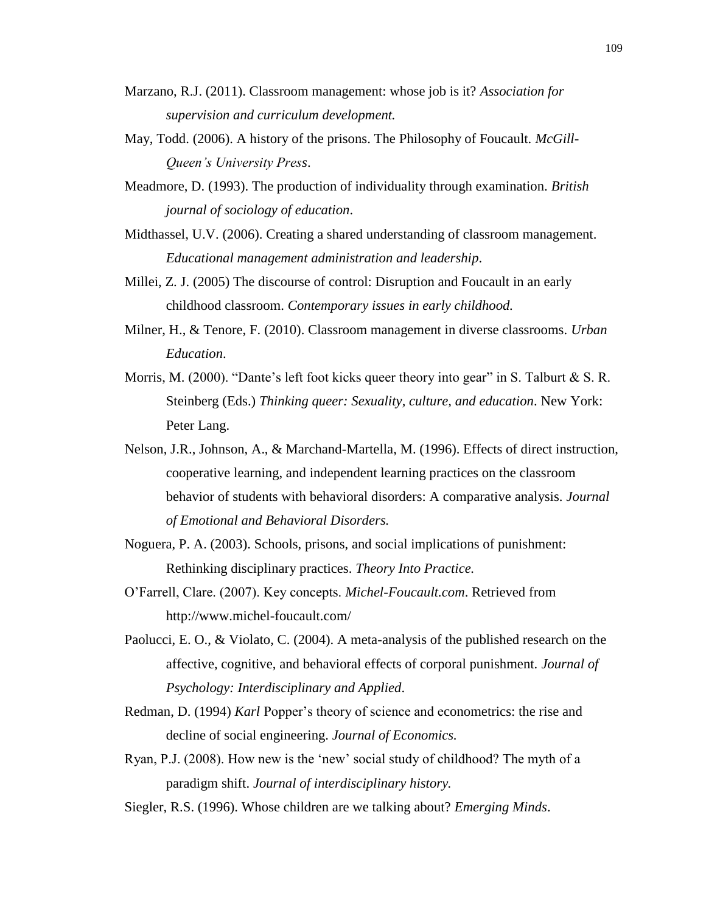Marzano, R.J. (2011). Classroom management: whose job is it? *Association for supervision and curriculum development.*

May, Todd. (2006). A history of the prisons. The Philosophy of Foucault. *McGill-Queen's University Press*.

Meadmore, D. (1993). The production of individuality through examination. *British journal of sociology of education*.

Midthassel, U.V. (2006). Creating a shared understanding of classroom management. *Educational management administration and leadership*.

Millei, Z. J. (2005) The discourse of control: Disruption and Foucault in an early childhood classroom. *Contemporary issues in early childhood.*

Milner, H., & Tenore, F. (2010). Classroom management in diverse classrooms. *Urban Education*.

Morris, M. (2000). "Dante's left foot kicks queer theory into gear" in S. Talburt & S. R. Steinberg (Eds.) *Thinking queer: Sexuality, culture, and education*. New York: Peter Lang.

Nelson, J.R., Johnson, A., & Marchand-Martella, M. (1996). Effects of direct instruction, cooperative learning, and independent learning practices on the classroom behavior of students with behavioral disorders: A comparative analysis. *Journal of Emotional and Behavioral Disorders.*

Noguera, P. A. (2003). Schools, prisons, and social implications of punishment: Rethinking disciplinary practices. *Theory Into Practice.*

O'Farrell, Clare. (2007). Key concepts. *Michel-Foucault.com*. Retrieved from http://www.michel-foucault.com/

Paolucci, E. O., & Violato, C. (2004). A meta-analysis of the published research on the affective, cognitive, and behavioral effects of corporal punishment. *Journal of Psychology: Interdisciplinary and Applied*.

Redman, D. (1994) *Karl* Popper's theory of science and econometrics: the rise and decline of social engineering. *Journal of Economics.*

Ryan, P.J. (2008). How new is the 'new' social study of childhood? The myth of a paradigm shift. *Journal of interdisciplinary history.*

Siegler, R.S. (1996). Whose children are we talking about? *Emerging Minds*.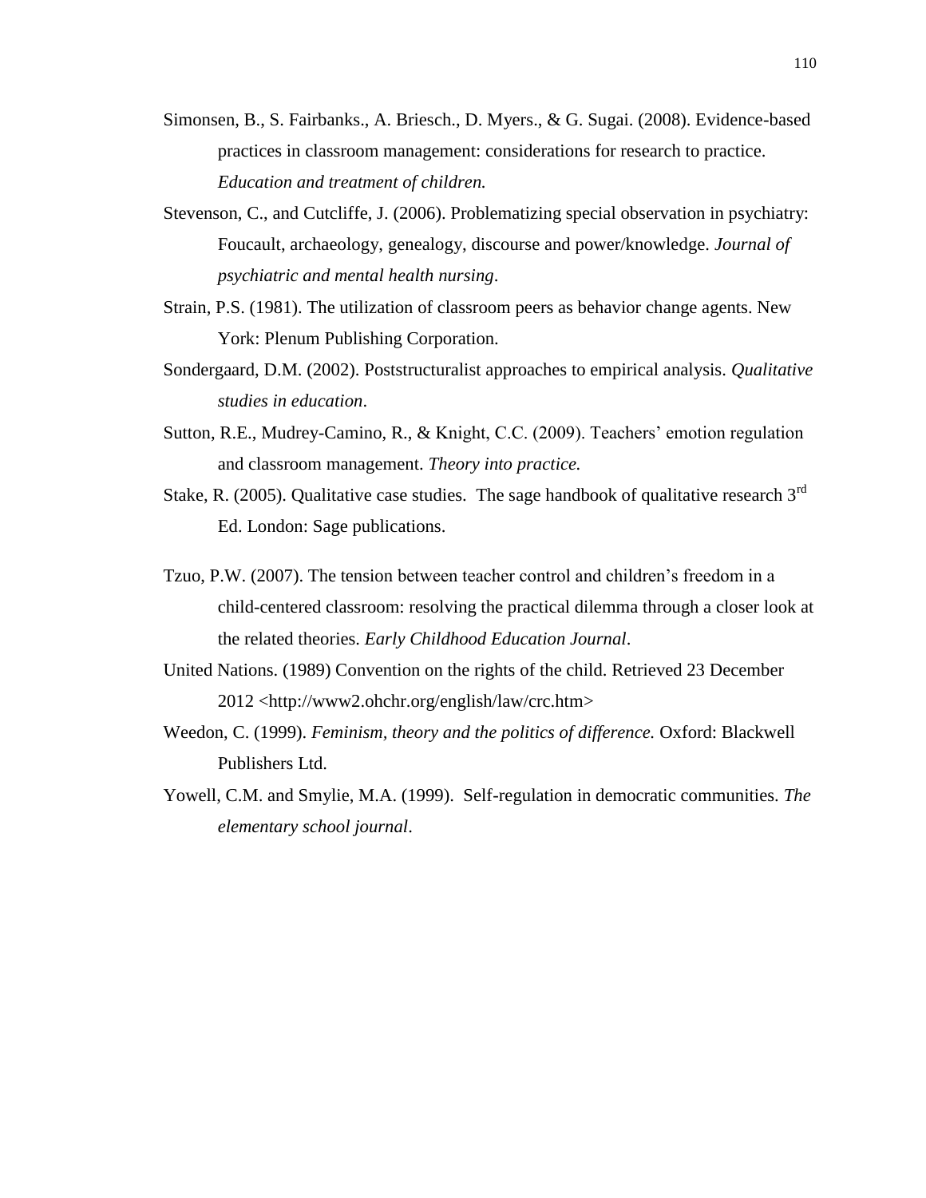Simonsen, B., S. Fairbanks., A. Briesch., D. Myers., & G. Sugai. (2008). Evidence-based practices in classroom management: considerations for research to practice. *Education and treatment of children.*

Stevenson, C., and Cutcliffe, J. (2006). Problematizing special observation in psychiatry: Foucault, archaeology, genealogy, discourse and power/knowledge. *Journal of psychiatric and mental health nursing*.

Strain, P.S. (1981). The utilization of classroom peers as behavior change agents. New York: Plenum Publishing Corporation.

Sondergaard, D.M. (2002). Poststructuralist approaches to empirical analysis. *Qualitative studies in education*.

Sutton, R.E., Mudrey-Camino, R., & Knight, C.C. (2009). Teachers' emotion regulation and classroom management. *Theory into practice.*

Stake, R. (2005). Qualitative case studies. The sage handbook of qualitative research 3rd Ed. London: Sage publications.

Tzuo, P.W. (2007). The tension between teacher control and children's freedom in a child-centered classroom: resolving the practical dilemma through a closer look at the related theories. *Early Childhood Education Journal*.

United Nations. (1989) Convention on the rights of the child. Retrieved 23 December 2012 <http://www2.ohchr.org/english/law/crc.htm>

Weedon, C. (1999). *Feminism, theory and the politics of difference.* Oxford: Blackwell Publishers Ltd.

Yowell, C.M. and Smylie, M.A. (1999). Self-regulation in democratic communities. *The elementary school journal*.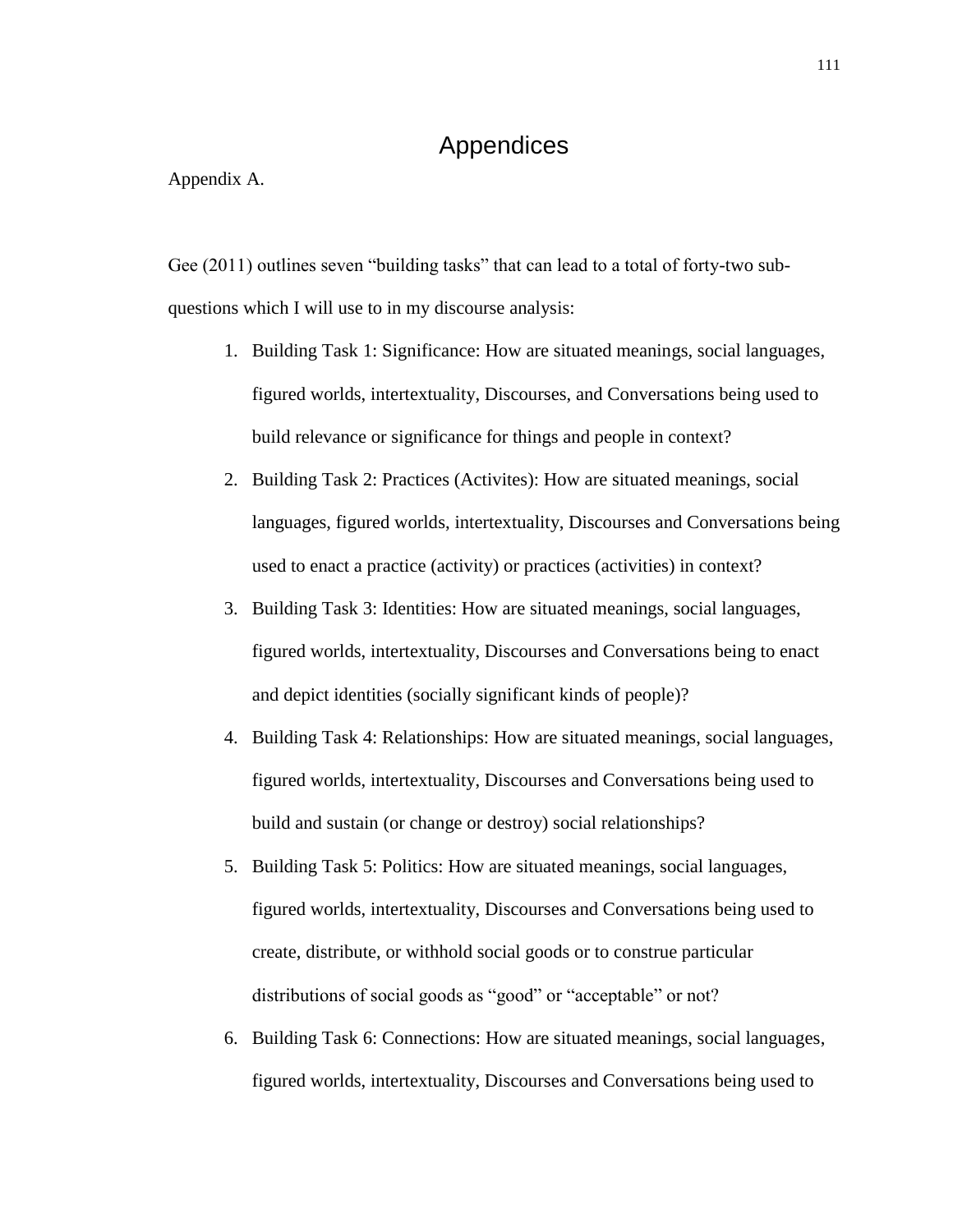# Appendices

Appendix A.

Gee (2011) outlines seven "building tasks" that can lead to a total of forty-two sub-questions which I will use to in my discourse analysis:

1. Building Task 1: Significance: How are situated meanings, social languages, figured worlds, intertextuality, Discourses, and Conversations being used to build relevance or significance for things and people in context?
2. Building Task 2: Practices (Activites): How are situated meanings, social languages, figured worlds, intertextuality, Discourses and Conversations being used to enact a practice (activity) or practices (activities) in context?
3. Building Task 3: Identities: How are situated meanings, social languages, figured worlds, intertextuality, Discourses and Conversations being to enact and depict identities (socially significant kinds of people)?
4. Building Task 4: Relationships: How are situated meanings, social languages, figured worlds, intertextuality, Discourses and Conversations being used to build and sustain (or change or destroy) social relationships?
5. Building Task 5: Politics: How are situated meanings, social languages, figured worlds, intertextuality, Discourses and Conversations being used to create, distribute, or withhold social goods or to construe particular distributions of social goods as "good" or "acceptable" or not?
6. Building Task 6: Connections: How are situated meanings, social languages, figured worlds, intertextuality, Discourses and Conversations being used to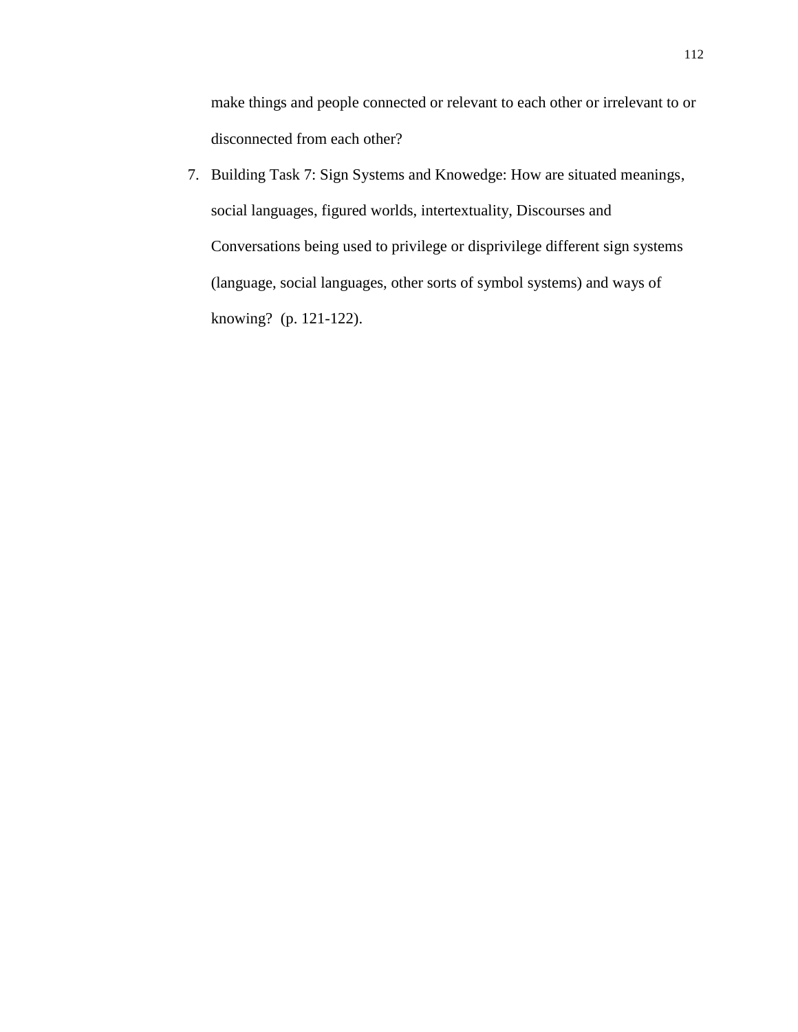make things and people connected or relevant to each other or irrelevant to or disconnected from each other?

7. Building Task 7: Sign Systems and Knowedge: How are situated meanings, social languages, figured worlds, intertextuality, Discourses and Conversations being used to privilege or disprivilege different sign systems (language, social languages, other sorts of symbol systems) and ways of knowing? (p. 121-122).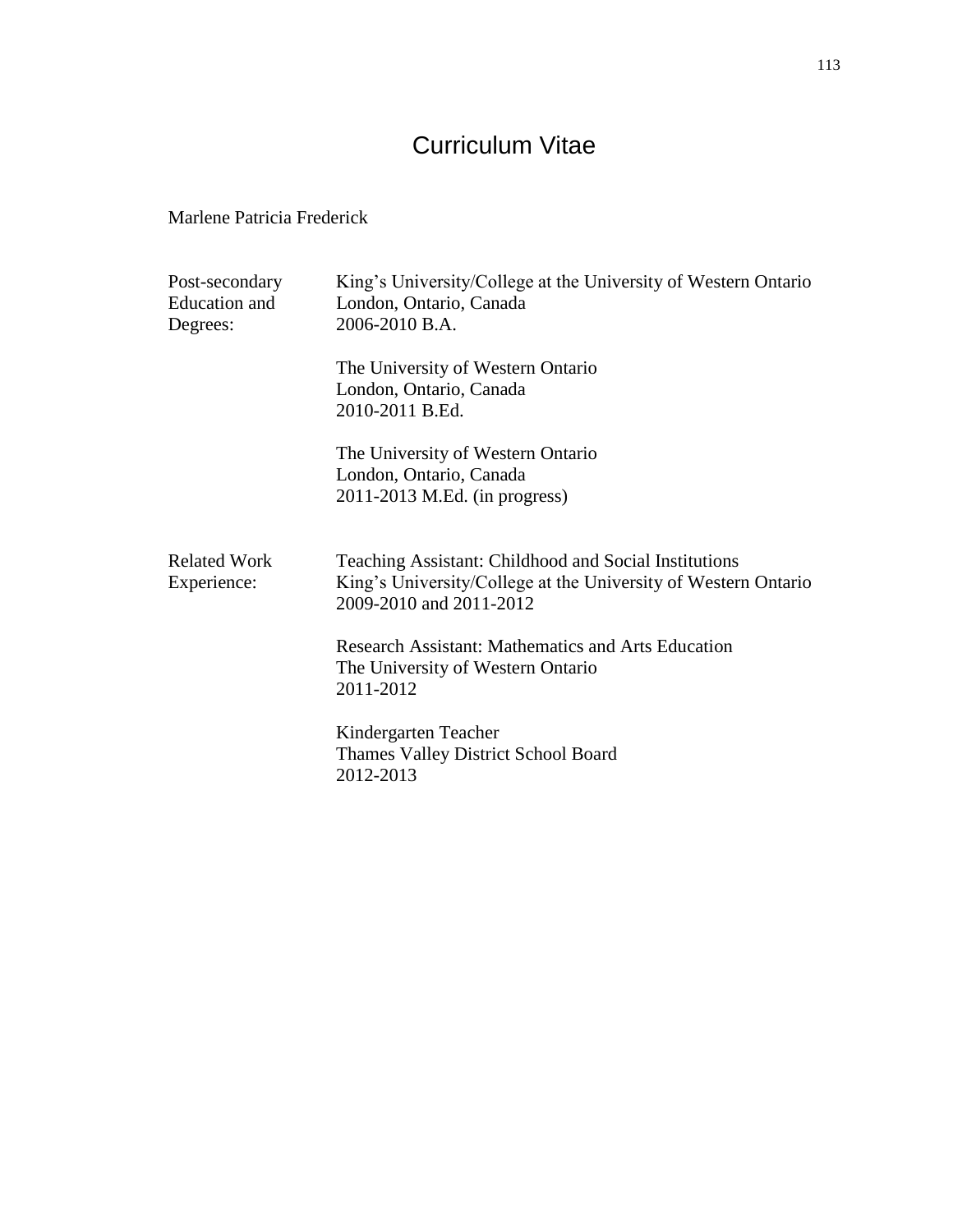# Curriculum Vitae

Marlene Patricia Frederick

| | |
|---|---|
| Post-secondary Education and Degrees: | King's University/College at the University of Western Ontario<br>London, Ontario, Canada<br>2006-2010 B.A. |
| | The University of Western Ontario<br>London, Ontario, Canada<br>2010-2011 B.Ed. |
| | The University of Western Ontario<br>London, Ontario, Canada<br>2011-2013 M.Ed. (in progress) |
| Related Work Experience: | Teaching Assistant: Childhood and Social Institutions<br>King's University/College at the University of Western Ontario<br>2009-2010 and 2011-2012 |
| | Research Assistant: Mathematics and Arts Education<br>The University of Western Ontario<br>2011-2012 |
| | Kindergarten Teacher<br>Thames Valley District School Board<br>2012-2013 |